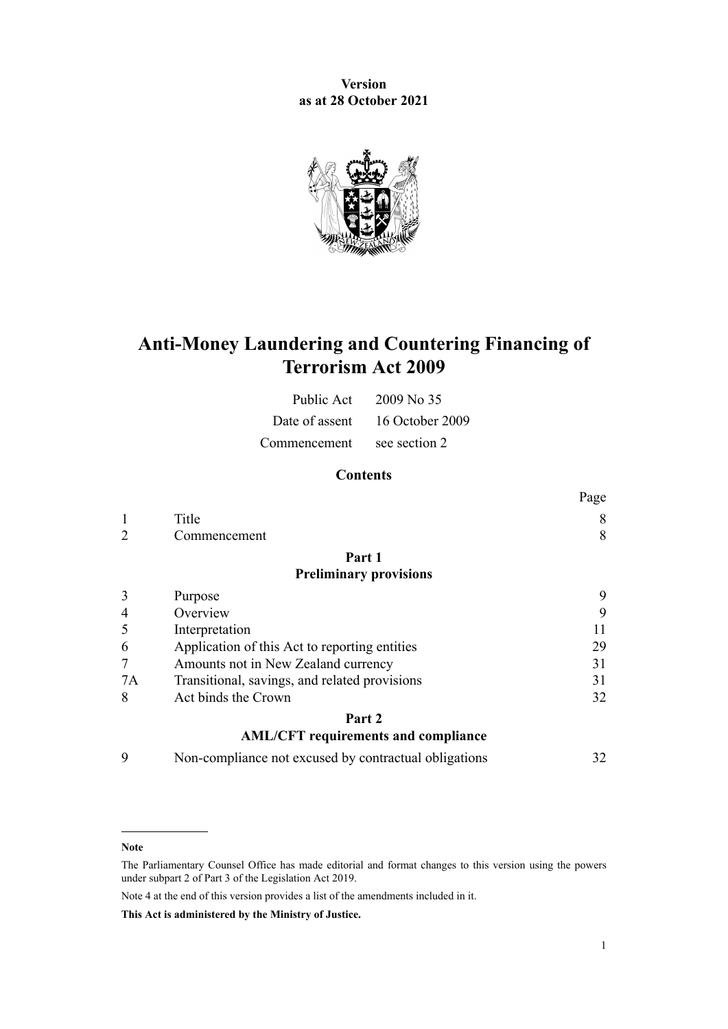**Version as at 28 October 2021**

# Anti-Money Laundering and Countering Financing of Terrorism Act 2009

| | |
|---|---|
| Public Act | 2009 No 35 |
| Date of assent | 16 October 2009 |
| Commencement | see section 2 |

## Contents

| | | Page |
|---|---|---|
| 1 | Title | 8 |
| 2 | Commencement | 8 |
| | **Part 1** **Preliminary provisions** | |
| 3 | Purpose | 9 |
| 4 | Overview | 9 |
| 5 | Interpretation | 11 |
| 6 | Application of this Act to reporting entities | 29 |
| 7 | Amounts not in New Zealand currency | 31 |
| 7A | Transitional, savings, and related provisions | 31 |
| 8 | Act binds the Crown | 32 |
| | **Part 2** **AML/CFT requirements and compliance** | |
| 9 | Non-compliance not excused by contractual obligations | 32 |

**Note**

The Parliamentary Counsel Office has made editorial and format changes to this version using the powers under subpart 2 of Part 3 of the Legislation Act 2019.

Note 4 at the end of this version provides a list of the amendments included in it.

**This Act is administered by the Ministry of Justice.**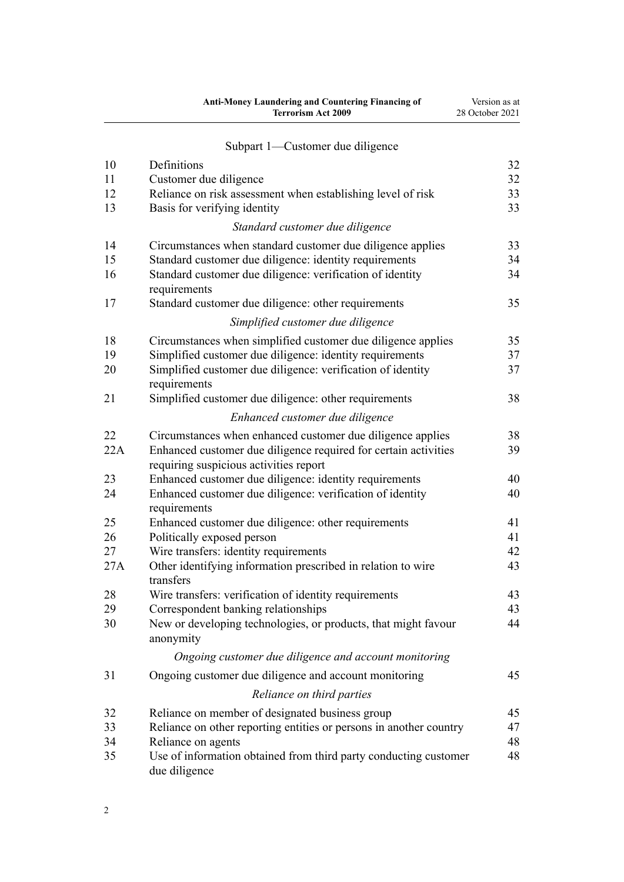Subpart 1—Customer due diligence

| | | |
|---|---|---|
| 10 | Definitions | 32 |
| 11 | Customer due diligence | 32 |
| 12 | Reliance on risk assessment when establishing level of risk | 33 |
| 13 | Basis for verifying identity | 33 |
| | *Standard customer due diligence* | |
| 14 | Circumstances when standard customer due diligence applies | 33 |
| 15 | Standard customer due diligence: identity requirements | 34 |
| 16 | Standard customer due diligence: verification of identity requirements | 34 |
| 17 | Standard customer due diligence: other requirements | 35 |
| | *Simplified customer due diligence* | |
| 18 | Circumstances when simplified customer due diligence applies | 35 |
| 19 | Simplified customer due diligence: identity requirements | 37 |
| 20 | Simplified customer due diligence: verification of identity requirements | 37 |
| 21 | Simplified customer due diligence: other requirements | 38 |
| | *Enhanced customer due diligence* | |
| 22 | Circumstances when enhanced customer due diligence applies | 38 |
| 22A | Enhanced customer due diligence required for certain activities requiring suspicious activities report | 39 |
| 23 | Enhanced customer due diligence: identity requirements | 40 |
| 24 | Enhanced customer due diligence: verification of identity requirements | 40 |
| 25 | Enhanced customer due diligence: other requirements | 41 |
| 26 | Politically exposed person | 41 |
| 27 | Wire transfers: identity requirements | 42 |
| 27A | Other identifying information prescribed in relation to wire transfers | 43 |
| 28 | Wire transfers: verification of identity requirements | 43 |
| 29 | Correspondent banking relationships | 43 |
| 30 | New or developing technologies, or products, that might favour anonymity | 44 |
| | *Ongoing customer due diligence and account monitoring* | |
| 31 | Ongoing customer due diligence and account monitoring | 45 |
| | *Reliance on third parties* | |
| 32 | Reliance on member of designated business group | 45 |
| 33 | Reliance on other reporting entities or persons in another country | 47 |
| 34 | Reliance on agents | 48 |
| 35 | Use of information obtained from third party conducting customer due diligence | 48 |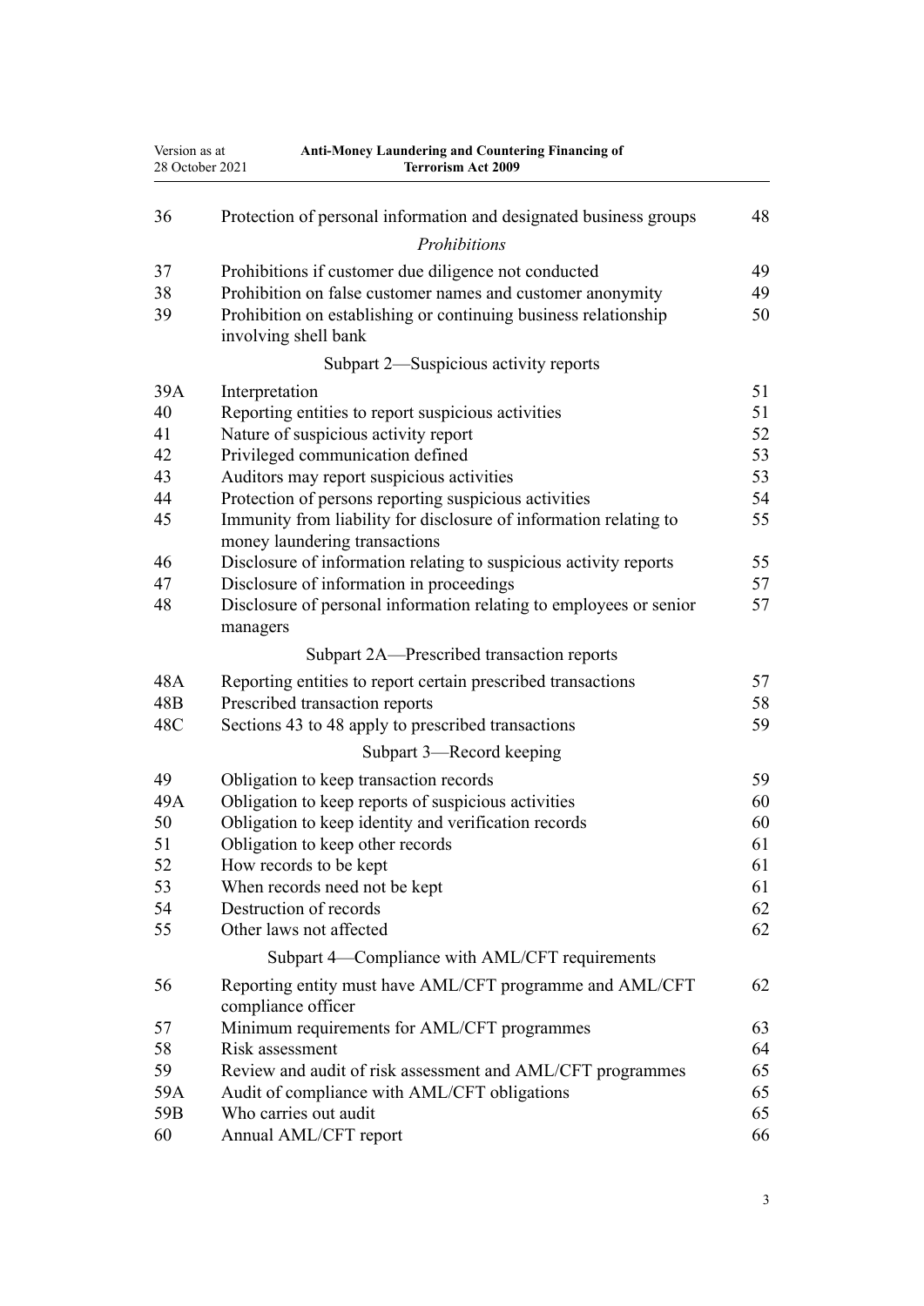| | | |
|---|---|---|
| 36 | Protection of personal information and designated business groups | 48 |
| | *Prohibitions* | |
| 37 | Prohibitions if customer due diligence not conducted | 49 |
| 38 | Prohibition on false customer names and customer anonymity | 49 |
| 39 | Prohibition on establishing or continuing business relationship involving shell bank | 50 |
| | Subpart 2—Suspicious activity reports | |
| 39A | Interpretation | 51 |
| 40 | Reporting entities to report suspicious activities | 51 |
| 41 | Nature of suspicious activity report | 52 |
| 42 | Privileged communication defined | 53 |
| 43 | Auditors may report suspicious activities | 53 |
| 44 | Protection of persons reporting suspicious activities | 54 |
| 45 | Immunity from liability for disclosure of information relating to money laundering transactions | 55 |
| 46 | Disclosure of information relating to suspicious activity reports | 55 |
| 47 | Disclosure of information in proceedings | 57 |
| 48 | Disclosure of personal information relating to employees or senior managers | 57 |
| | Subpart 2A—Prescribed transaction reports | |
| 48A | Reporting entities to report certain prescribed transactions | 57 |
| 48B | Prescribed transaction reports | 58 |
| 48C | Sections 43 to 48 apply to prescribed transactions | 59 |
| | Subpart 3—Record keeping | |
| 49 | Obligation to keep transaction records | 59 |
| 49A | Obligation to keep reports of suspicious activities | 60 |
| 50 | Obligation to keep identity and verification records | 60 |
| 51 | Obligation to keep other records | 61 |
| 52 | How records to be kept | 61 |
| 53 | When records need not be kept | 61 |
| 54 | Destruction of records | 62 |
| 55 | Other laws not affected | 62 |
| | Subpart 4—Compliance with AML/CFT requirements | |
| 56 | Reporting entity must have AML/CFT programme and AML/CFT compliance officer | 62 |
| 57 | Minimum requirements for AML/CFT programmes | 63 |
| 58 | Risk assessment | 64 |
| 59 | Review and audit of risk assessment and AML/CFT programmes | 65 |
| 59A | Audit of compliance with AML/CFT obligations | 65 |
| 59B | Who carries out audit | 65 |
| 60 | Annual AML/CFT report | 66 |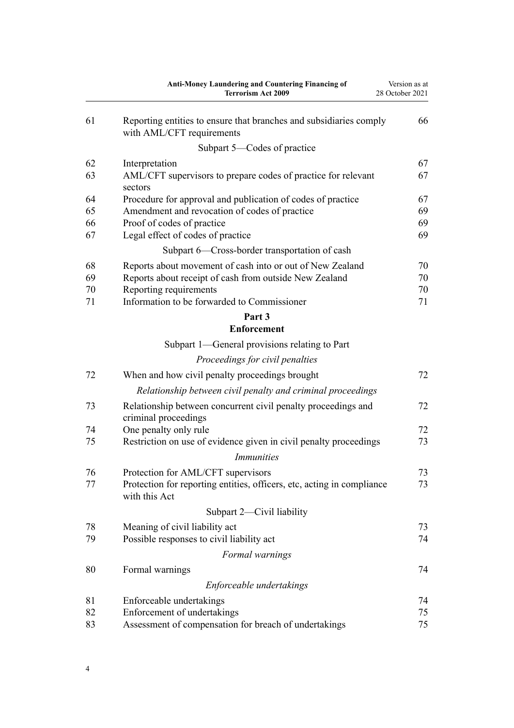| | | |
|---|---|---|
| 61 | Reporting entities to ensure that branches and subsidiaries comply with AML/CFT requirements | 66 |
| | Subpart 5—Codes of practice | |
| 62 | Interpretation | 67 |
| 63 | AML/CFT supervisors to prepare codes of practice for relevant sectors | 67 |
| 64 | Procedure for approval and publication of codes of practice | 67 |
| 65 | Amendment and revocation of codes of practice | 69 |
| 66 | Proof of codes of practice | 69 |
| 67 | Legal effect of codes of practice | 69 |
| | Subpart 6—Cross-border transportation of cash | |
| 68 | Reports about movement of cash into or out of New Zealand | 70 |
| 69 | Reports about receipt of cash from outside New Zealand | 70 |
| 70 | Reporting requirements | 70 |
| 71 | Information to be forwarded to Commissioner | 71 |

## Part 3
## Enforcement

| | | |
|---|---|---|
| | Subpart 1—General provisions relating to Part | |
| | *Proceedings for civil penalties* | |
| 72 | When and how civil penalty proceedings brought | 72 |
| | *Relationship between civil penalty and criminal proceedings* | |
| 73 | Relationship between concurrent civil penalty proceedings and criminal proceedings | 72 |
| 74 | One penalty only rule | 72 |
| 75 | Restriction on use of evidence given in civil penalty proceedings | 73 |
| | *Immunities* | |
| 76 | Protection for AML/CFT supervisors | 73 |
| 77 | Protection for reporting entities, officers, etc, acting in compliance with this Act | 73 |
| | Subpart 2—Civil liability | |
| 78 | Meaning of civil liability act | 73 |
| 79 | Possible responses to civil liability act | 74 |
| | *Formal warnings* | |
| 80 | Formal warnings | 74 |
| | *Enforceable undertakings* | |
| 81 | Enforceable undertakings | 74 |
| 82 | Enforcement of undertakings | 75 |
| 83 | Assessment of compensation for breach of undertakings | 75 |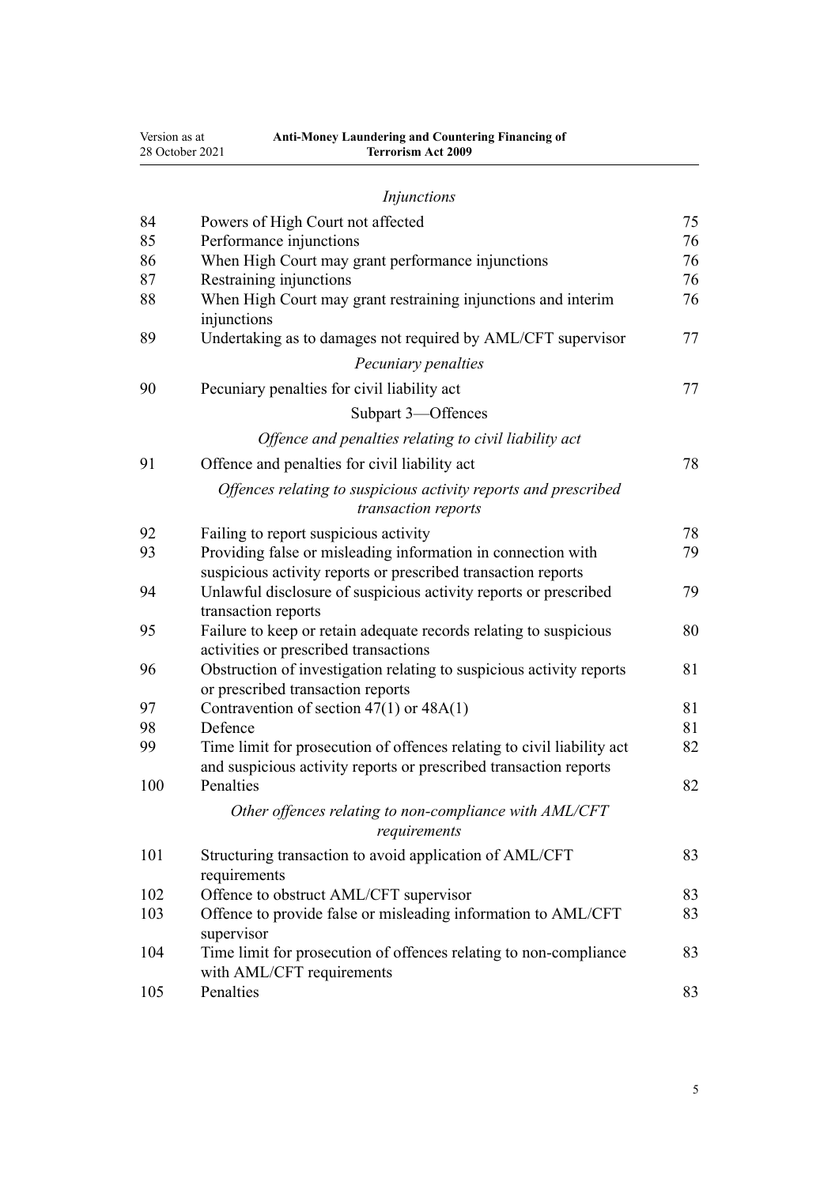*Injunctions*

| | | |
|---|---|---|
| 84 | Powers of High Court not affected | 75 |
| 85 | Performance injunctions | 76 |
| 86 | When High Court may grant performance injunctions | 76 |
| 87 | Restraining injunctions | 76 |
| 88 | When High Court may grant restraining injunctions and interim injunctions | 76 |
| 89 | Undertaking as to damages not required by AML/CFT supervisor | 77 |

*Pecuniary penalties*

| | | |
|---|---|---|
| 90 | Pecuniary penalties for civil liability act | 77 |

Subpart 3—Offences

*Offence and penalties relating to civil liability act*

| | | |
|---|---|---|
| 91 | Offence and penalties for civil liability act | 78 |

*Offences relating to suspicious activity reports and prescribed transaction reports*

| | | |
|---|---|---|
| 92 | Failing to report suspicious activity | 78 |
| 93 | Providing false or misleading information in connection with suspicious activity reports or prescribed transaction reports | 79 |
| 94 | Unlawful disclosure of suspicious activity reports or prescribed transaction reports | 79 |
| 95 | Failure to keep or retain adequate records relating to suspicious activities or prescribed transactions | 80 |
| 96 | Obstruction of investigation relating to suspicious activity reports or prescribed transaction reports | 81 |
| 97 | Contravention of section 47(1) or 48A(1) | 81 |
| 98 | Defence | 81 |
| 99 | Time limit for prosecution of offences relating to civil liability act and suspicious activity reports or prescribed transaction reports | 82 |
| 100 | Penalties | 82 |

*Other offences relating to non-compliance with AML/CFT requirements*

| | | |
|---|---|---|
| 101 | Structuring transaction to avoid application of AML/CFT requirements | 83 |
| 102 | Offence to obstruct AML/CFT supervisor | 83 |
| 103 | Offence to provide false or misleading information to AML/CFT supervisor | 83 |
| 104 | Time limit for prosecution of offences relating to non-compliance with AML/CFT requirements | 83 |
| 105 | Penalties | 83 |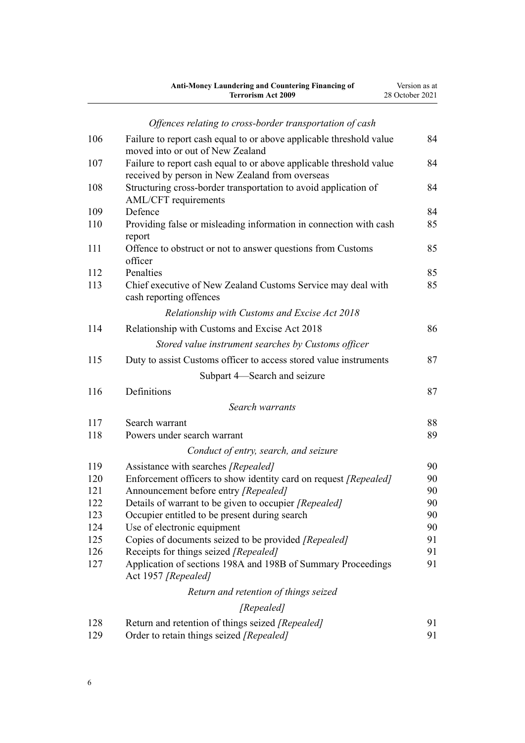*Offences relating to cross-border transportation of cash*

| | | |
|---|---|---|
| 106 | Failure to report cash equal to or above applicable threshold value moved into or out of New Zealand | 84 |
| 107 | Failure to report cash equal to or above applicable threshold value received by person in New Zealand from overseas | 84 |
| 108 | Structuring cross-border transportation to avoid application of AML/CFT requirements | 84 |
| 109 | Defence | 84 |
| 110 | Providing false or misleading information in connection with cash report | 85 |
| 111 | Offence to obstruct or not to answer questions from Customs officer | 85 |
| 112 | Penalties | 85 |
| 113 | Chief executive of New Zealand Customs Service may deal with cash reporting offences | 85 |

*Relationship with Customs and Excise Act 2018*

| | | |
|---|---|---|
| 114 | Relationship with Customs and Excise Act 2018 | 86 |

*Stored value instrument searches by Customs officer*

| | | |
|---|---|---|
| 115 | Duty to assist Customs officer to access stored value instruments | 87 |

Subpart 4—Search and seizure

| | | |
|---|---|---|
| 116 | Definitions | 87 |

*Search warrants*

| | | |
|---|---|---|
| 117 | Search warrant | 88 |
| 118 | Powers under search warrant | 89 |

*Conduct of entry, search, and seizure*

| | | |
|---|---|---|
| 119 | Assistance with searches *[Repealed]* | 90 |
| 120 | Enforcement officers to show identity card on request *[Repealed]* | 90 |
| 121 | Announcement before entry *[Repealed]* | 90 |
| 122 | Details of warrant to be given to occupier *[Repealed]* | 90 |
| 123 | Occupier entitled to be present during search | 90 |
| 124 | Use of electronic equipment | 90 |
| 125 | Copies of documents seized to be provided *[Repealed]* | 91 |
| 126 | Receipts for things seized *[Repealed]* | 91 |
| 127 | Application of sections 198A and 198B of Summary Proceedings Act 1957 *[Repealed]* | 91 |

*Return and retention of things seized*

*[Repealed]*

| | | |
|---|---|---|
| 128 | Return and retention of things seized *[Repealed]* | 91 |
| 129 | Order to retain things seized *[Repealed]* | 91 |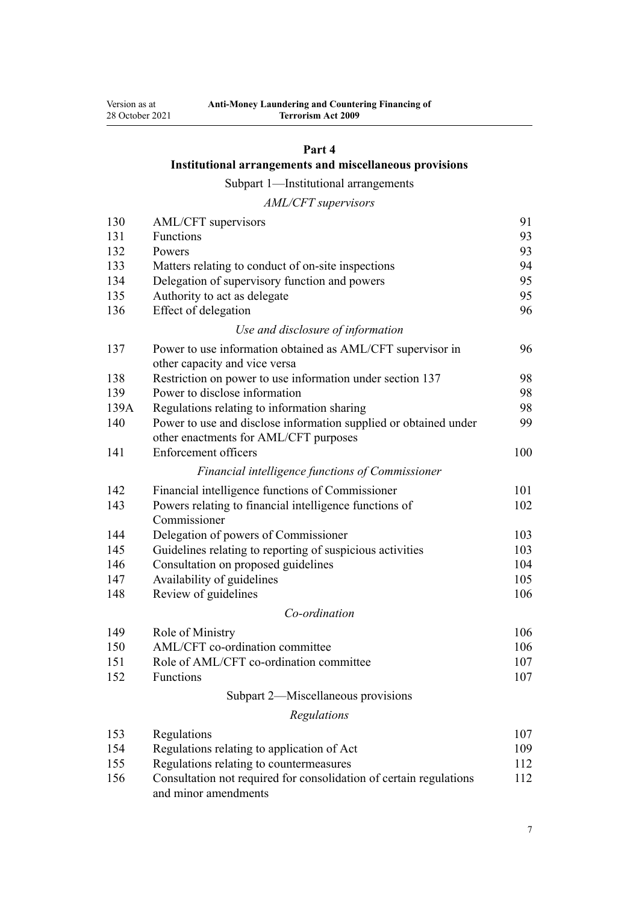## Part 4
## Institutional arrangements and miscellaneous provisions

### Subpart 1—Institutional arrangements

*AML/CFT supervisors*

| | | |
|---|---|---|
| 130 | AML/CFT supervisors | 91 |
| 131 | Functions | 93 |
| 132 | Powers | 93 |
| 133 | Matters relating to conduct of on-site inspections | 94 |
| 134 | Delegation of supervisory function and powers | 95 |
| 135 | Authority to act as delegate | 95 |
| 136 | Effect of delegation | 96 |

*Use and disclosure of information*

| | | |
|---|---|---|
| 137 | Power to use information obtained as AML/CFT supervisor in other capacity and vice versa | 96 |
| 138 | Restriction on power to use information under section 137 | 98 |
| 139 | Power to disclose information | 98 |
| 139A | Regulations relating to information sharing | 98 |
| 140 | Power to use and disclose information supplied or obtained under other enactments for AML/CFT purposes | 99 |
| 141 | Enforcement officers | 100 |

*Financial intelligence functions of Commissioner*

| | | |
|---|---|---|
| 142 | Financial intelligence functions of Commissioner | 101 |
| 143 | Powers relating to financial intelligence functions of Commissioner | 102 |
| 144 | Delegation of powers of Commissioner | 103 |
| 145 | Guidelines relating to reporting of suspicious activities | 103 |
| 146 | Consultation on proposed guidelines | 104 |
| 147 | Availability of guidelines | 105 |
| 148 | Review of guidelines | 106 |

*Co-ordination*

| | | |
|---|---|---|
| 149 | Role of Ministry | 106 |
| 150 | AML/CFT co-ordination committee | 106 |
| 151 | Role of AML/CFT co-ordination committee | 107 |
| 152 | Functions | 107 |

### Subpart 2—Miscellaneous provisions

*Regulations*

| | | |
|---|---|---|
| 153 | Regulations | 107 |
| 154 | Regulations relating to application of Act | 109 |
| 155 | Regulations relating to countermeasures | 112 |
| 156 | Consultation not required for consolidation of certain regulations and minor amendments | 112 |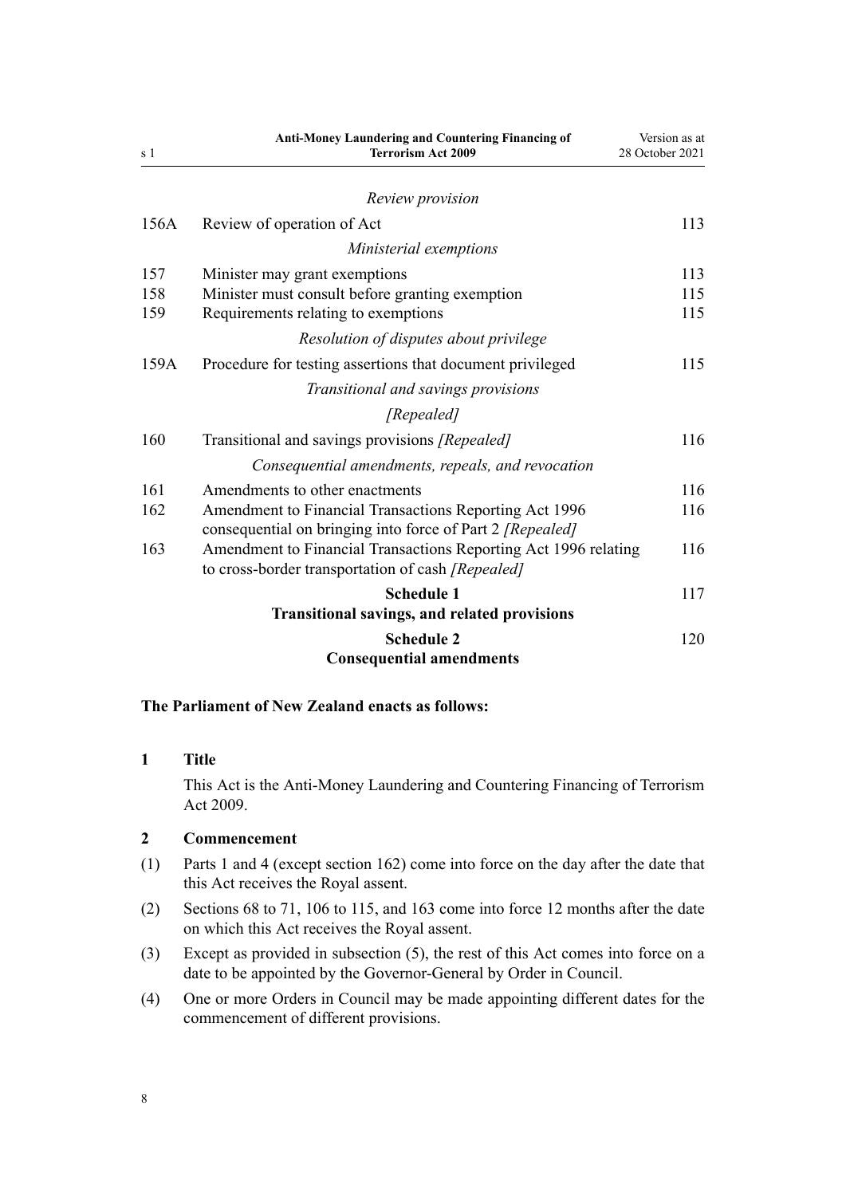*Review provision*

| | | |
|---|---|---|
| 156A | Review of operation of Act | 113 |

*Ministerial exemptions*

| | | |
|---|---|---|
| 157 | Minister may grant exemptions | 113 |
| 158 | Minister must consult before granting exemption | 115 |
| 159 | Requirements relating to exemptions | 115 |

*Resolution of disputes about privilege*

| | | |
|---|---|---|
| 159A | Procedure for testing assertions that document privileged | 115 |

*Transitional and savings provisions*

*[Repealed]*

| | | |
|---|---|---|
| 160 | Transitional and savings provisions *[Repealed]* | 116 |

*Consequential amendments, repeals, and revocation*

| | | |
|---|---|---|
| 161 | Amendments to other enactments | 116 |
| 162 | Amendment to Financial Transactions Reporting Act 1996 consequential on bringing into force of Part 2 *[Repealed]* | 116 |
| 163 | Amendment to Financial Transactions Reporting Act 1996 relating to cross-border transportation of cash *[Repealed]* | 116 |

**Schedule 1** — 117
**Transitional savings, and related provisions**

**Schedule 2** — 120
**Consequential amendments**

**The Parliament of New Zealand enacts as follows:**

### 1 Title

This Act is the Anti-Money Laundering and Countering Financing of Terrorism Act 2009.

### 2 Commencement

(1) Parts 1 and 4 (except section 162) come into force on the day after the date that this Act receives the Royal assent.

(2) Sections 68 to 71, 106 to 115, and 163 come into force 12 months after the date on which this Act receives the Royal assent.

(3) Except as provided in subsection (5), the rest of this Act comes into force on a date to be appointed by the Governor-General by Order in Council.

(4) One or more Orders in Council may be made appointing different dates for the commencement of different provisions.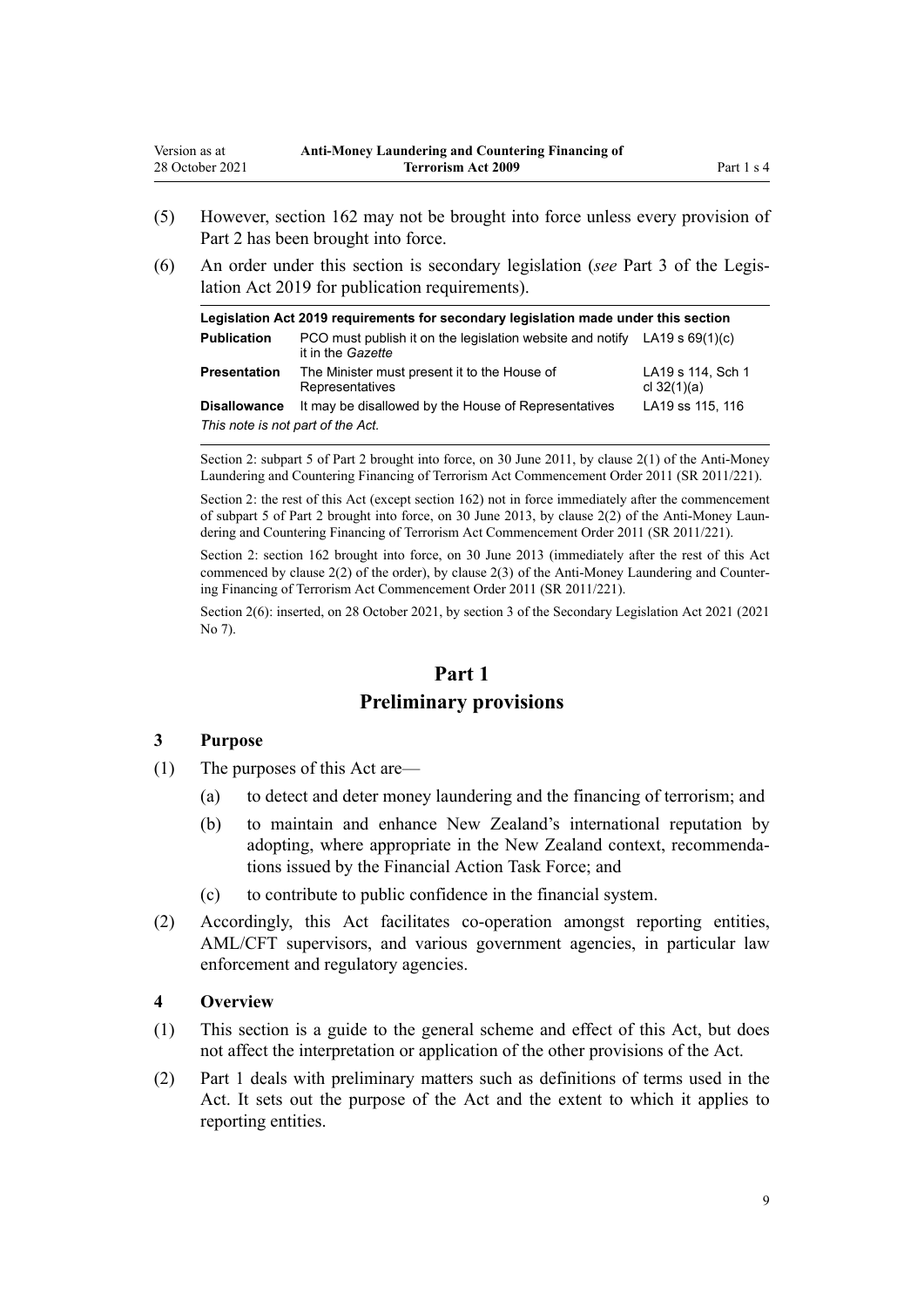(5) However, section 162 may not be brought into force unless every provision of Part 2 has been brought into force.

(6) An order under this section is secondary legislation (*see* Part 3 of the Legislation Act 2019 for publication requirements).

| Legislation Act 2019 requirements for secondary legislation made under this section | | |
|---|---|---|
| **Publication** | PCO must publish it on the legislation website and notify it in the *Gazette* | LA19 s 69(1)(c) |
| **Presentation** | The Minister must present it to the House of Representatives | LA19 s 114, Sch 1 cl 32(1)(a) |
| **Disallowance** | It may be disallowed by the House of Representatives | LA19 ss 115, 116 |
| *This note is not part of the Act.* | | |

Section 2: subpart 5 of Part 2 brought into force, on 30 June 2011, by clause 2(1) of the Anti-Money Laundering and Countering Financing of Terrorism Act Commencement Order 2011 (SR 2011/221).

Section 2: the rest of this Act (except section 162) not in force immediately after the commencement of subpart 5 of Part 2 brought into force, on 30 June 2013, by clause 2(2) of the Anti-Money Laundering and Countering Financing of Terrorism Act Commencement Order 2011 (SR 2011/221).

Section 2: section 162 brought into force, on 30 June 2013 (immediately after the rest of this Act commenced by clause 2(2) of the order), by clause 2(3) of the Anti-Money Laundering and Countering Financing of Terrorism Act Commencement Order 2011 (SR 2011/221).

Section 2(6): inserted, on 28 October 2021, by section 3 of the Secondary Legislation Act 2021 (2021 No 7).

# Part 1
# Preliminary provisions

### 3 Purpose

(1) The purposes of this Act are—

(a) to detect and deter money laundering and the financing of terrorism; and

(b) to maintain and enhance New Zealand's international reputation by adopting, where appropriate in the New Zealand context, recommendations issued by the Financial Action Task Force; and

(c) to contribute to public confidence in the financial system.

(2) Accordingly, this Act facilitates co-operation amongst reporting entities, AML/CFT supervisors, and various government agencies, in particular law enforcement and regulatory agencies.

### 4 Overview

(1) This section is a guide to the general scheme and effect of this Act, but does not affect the interpretation or application of the other provisions of the Act.

(2) Part 1 deals with preliminary matters such as definitions of terms used in the Act. It sets out the purpose of the Act and the extent to which it applies to reporting entities.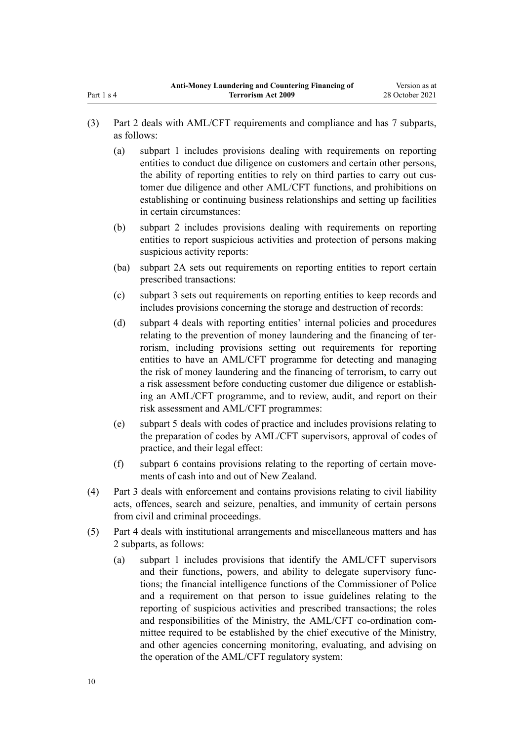(3) Part 2 deals with AML/CFT requirements and compliance and has 7 subparts, as follows:

(a) subpart 1 includes provisions dealing with requirements on reporting entities to conduct due diligence on customers and certain other persons, the ability of reporting entities to rely on third parties to carry out customer due diligence and other AML/CFT functions, and prohibitions on establishing or continuing business relationships and setting up facilities in certain circumstances:

(b) subpart 2 includes provisions dealing with requirements on reporting entities to report suspicious activities and protection of persons making suspicious activity reports:

(ba) subpart 2A sets out requirements on reporting entities to report certain prescribed transactions:

(c) subpart 3 sets out requirements on reporting entities to keep records and includes provisions concerning the storage and destruction of records:

(d) subpart 4 deals with reporting entities' internal policies and procedures relating to the prevention of money laundering and the financing of terrorism, including provisions setting out requirements for reporting entities to have an AML/CFT programme for detecting and managing the risk of money laundering and the financing of terrorism, to carry out a risk assessment before conducting customer due diligence or establishing an AML/CFT programme, and to review, audit, and report on their risk assessment and AML/CFT programmes:

(e) subpart 5 deals with codes of practice and includes provisions relating to the preparation of codes by AML/CFT supervisors, approval of codes of practice, and their legal effect:

(f) subpart 6 contains provisions relating to the reporting of certain movements of cash into and out of New Zealand.

(4) Part 3 deals with enforcement and contains provisions relating to civil liability acts, offences, search and seizure, penalties, and immunity of certain persons from civil and criminal proceedings.

(5) Part 4 deals with institutional arrangements and miscellaneous matters and has 2 subparts, as follows:

(a) subpart 1 includes provisions that identify the AML/CFT supervisors and their functions, powers, and ability to delegate supervisory functions; the financial intelligence functions of the Commissioner of Police and a requirement on that person to issue guidelines relating to the reporting of suspicious activities and prescribed transactions; the roles and responsibilities of the Ministry, the AML/CFT co-ordination committee required to be established by the chief executive of the Ministry, and other agencies concerning monitoring, evaluating, and advising on the operation of the AML/CFT regulatory system: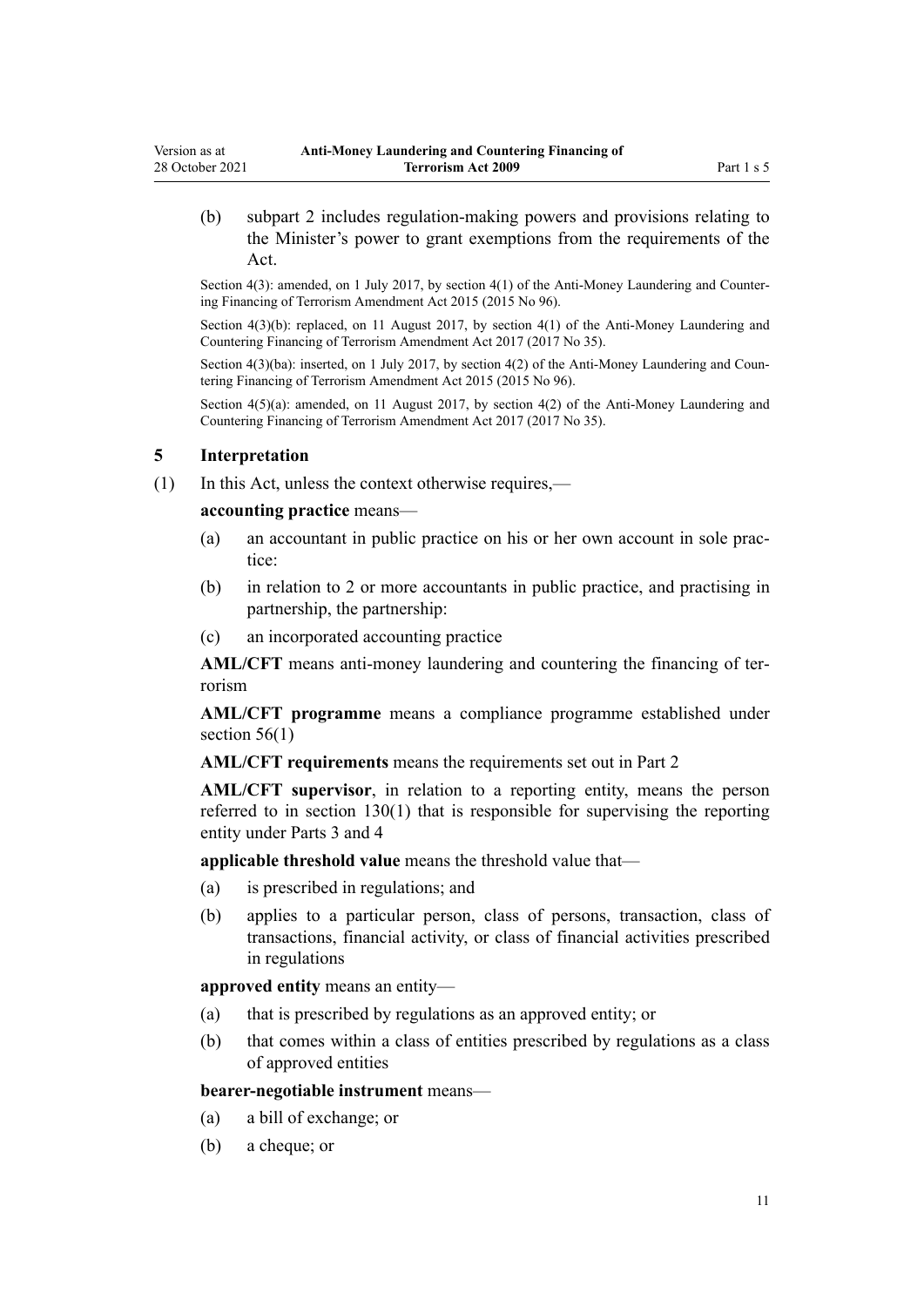(b) subpart 2 includes regulation-making powers and provisions relating to the Minister's power to grant exemptions from the requirements of the Act.

Section 4(3): amended, on 1 July 2017, by section 4(1) of the Anti-Money Laundering and Countering Financing of Terrorism Amendment Act 2015 (2015 No 96).

Section 4(3)(b): replaced, on 11 August 2017, by section 4(1) of the Anti-Money Laundering and Countering Financing of Terrorism Amendment Act 2017 (2017 No 35).

Section 4(3)(ba): inserted, on 1 July 2017, by section 4(2) of the Anti-Money Laundering and Countering Financing of Terrorism Amendment Act 2015 (2015 No 96).

Section 4(5)(a): amended, on 11 August 2017, by section 4(2) of the Anti-Money Laundering and Countering Financing of Terrorism Amendment Act 2017 (2017 No 35).

### 5 Interpretation

(1) In this Act, unless the context otherwise requires,—

**accounting practice** means—

(a) an accountant in public practice on his or her own account in sole practice:

(b) in relation to 2 or more accountants in public practice, and practising in partnership, the partnership:

(c) an incorporated accounting practice

**AML/CFT** means anti-money laundering and countering the financing of terrorism

**AML/CFT programme** means a compliance programme established under section 56(1)

**AML/CFT requirements** means the requirements set out in Part 2

**AML/CFT supervisor**, in relation to a reporting entity, means the person referred to in section 130(1) that is responsible for supervising the reporting entity under Parts 3 and 4

**applicable threshold value** means the threshold value that—

(a) is prescribed in regulations; and

(b) applies to a particular person, class of persons, transaction, class of transactions, financial activity, or class of financial activities prescribed in regulations

**approved entity** means an entity—

(a) that is prescribed by regulations as an approved entity; or

(b) that comes within a class of entities prescribed by regulations as a class of approved entities

**bearer-negotiable instrument** means—

(a) a bill of exchange; or

(b) a cheque; or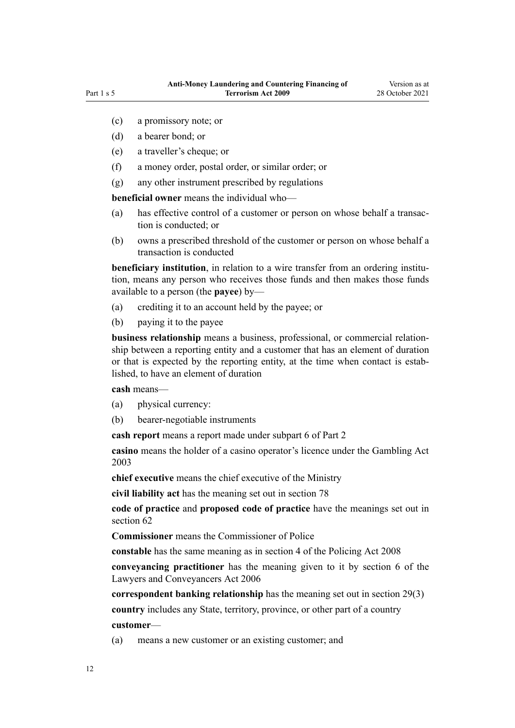(c) a promissory note; or

(d) a bearer bond; or

(e) a traveller's cheque; or

(f) a money order, postal order, or similar order; or

(g) any other instrument prescribed by regulations

**beneficial owner** means the individual who—

(a) has effective control of a customer or person on whose behalf a transaction is conducted; or

(b) owns a prescribed threshold of the customer or person on whose behalf a transaction is conducted

**beneficiary institution**, in relation to a wire transfer from an ordering institution, means any person who receives those funds and then makes those funds available to a person (the **payee**) by—

(a) crediting it to an account held by the payee; or

(b) paying it to the payee

**business relationship** means a business, professional, or commercial relationship between a reporting entity and a customer that has an element of duration or that is expected by the reporting entity, at the time when contact is established, to have an element of duration

**cash** means—

(a) physical currency:

(b) bearer-negotiable instruments

**cash report** means a report made under subpart 6 of Part 2

**casino** means the holder of a casino operator's licence under the Gambling Act 2003

**chief executive** means the chief executive of the Ministry

**civil liability act** has the meaning set out in section 78

**code of practice** and **proposed code of practice** have the meanings set out in section 62

**Commissioner** means the Commissioner of Police

**constable** has the same meaning as in section 4 of the Policing Act 2008

**conveyancing practitioner** has the meaning given to it by section 6 of the Lawyers and Conveyancers Act 2006

**correspondent banking relationship** has the meaning set out in section 29(3)

**country** includes any State, territory, province, or other part of a country

**customer**—

(a) means a new customer or an existing customer; and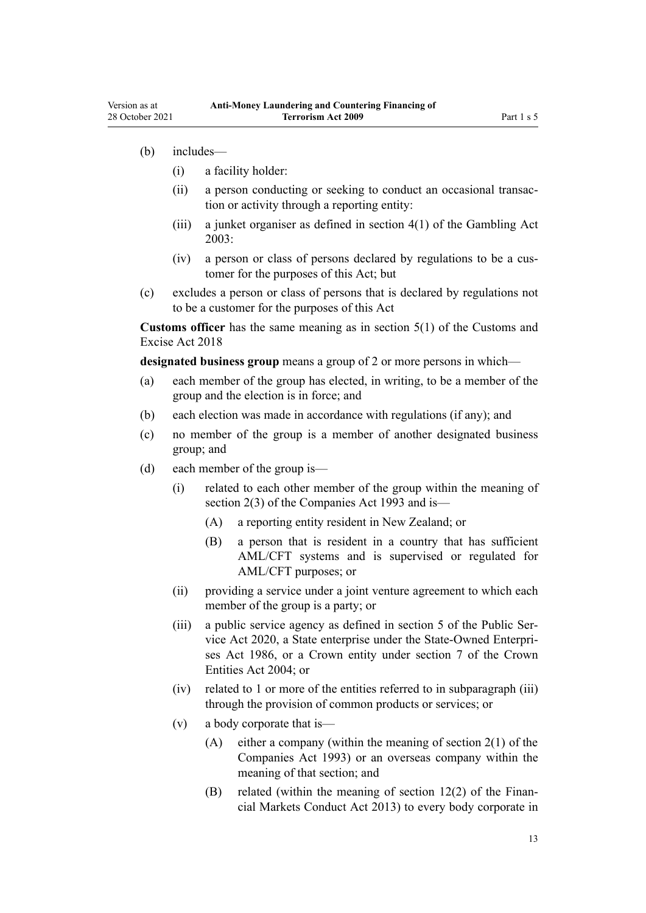(b) includes—

  (i) a facility holder:

  (ii) a person conducting or seeking to conduct an occasional transaction or activity through a reporting entity:

  (iii) a junket organiser as defined in section 4(1) of the Gambling Act 2003:

  (iv) a person or class of persons declared by regulations to be a customer for the purposes of this Act; but

(c) excludes a person or class of persons that is declared by regulations not to be a customer for the purposes of this Act

**Customs officer** has the same meaning as in section 5(1) of the Customs and Excise Act 2018

**designated business group** means a group of 2 or more persons in which—

(a) each member of the group has elected, in writing, to be a member of the group and the election is in force; and

(b) each election was made in accordance with regulations (if any); and

(c) no member of the group is a member of another designated business group; and

(d) each member of the group is—

  (i) related to each other member of the group within the meaning of section 2(3) of the Companies Act 1993 and is—

    (A) a reporting entity resident in New Zealand; or

    (B) a person that is resident in a country that has sufficient AML/CFT systems and is supervised or regulated for AML/CFT purposes; or

  (ii) providing a service under a joint venture agreement to which each member of the group is a party; or

  (iii) a public service agency as defined in section 5 of the Public Service Act 2020, a State enterprise under the State-Owned Enterprises Act 1986, or a Crown entity under section 7 of the Crown Entities Act 2004; or

  (iv) related to 1 or more of the entities referred to in subparagraph (iii) through the provision of common products or services; or

  (v) a body corporate that is—

    (A) either a company (within the meaning of section 2(1) of the Companies Act 1993) or an overseas company within the meaning of that section; and

    (B) related (within the meaning of section 12(2) of the Financial Markets Conduct Act 2013) to every body corporate in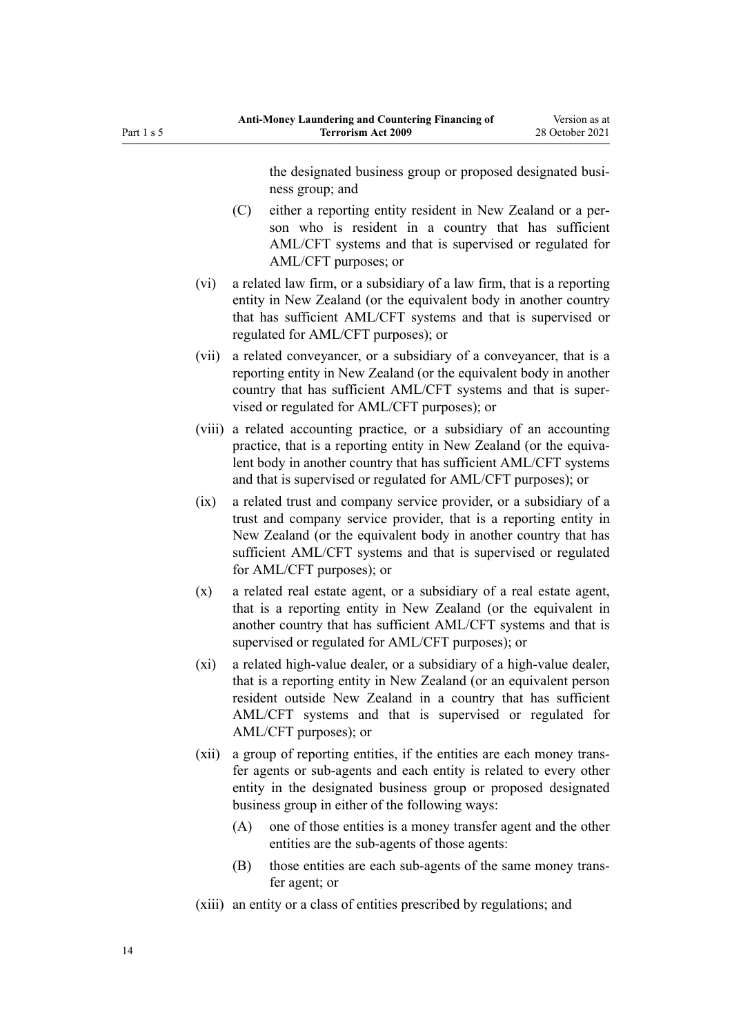the designated business group or proposed designated business group; and

(C) either a reporting entity resident in New Zealand or a person who is resident in a country that has sufficient AML/CFT systems and that is supervised or regulated for AML/CFT purposes; or

(vi) a related law firm, or a subsidiary of a law firm, that is a reporting entity in New Zealand (or the equivalent body in another country that has sufficient AML/CFT systems and that is supervised or regulated for AML/CFT purposes); or

(vii) a related conveyancer, or a subsidiary of a conveyancer, that is a reporting entity in New Zealand (or the equivalent body in another country that has sufficient AML/CFT systems and that is supervised or regulated for AML/CFT purposes); or

(viii) a related accounting practice, or a subsidiary of an accounting practice, that is a reporting entity in New Zealand (or the equivalent body in another country that has sufficient AML/CFT systems and that is supervised or regulated for AML/CFT purposes); or

(ix) a related trust and company service provider, or a subsidiary of a trust and company service provider, that is a reporting entity in New Zealand (or the equivalent body in another country that has sufficient AML/CFT systems and that is supervised or regulated for AML/CFT purposes); or

(x) a related real estate agent, or a subsidiary of a real estate agent, that is a reporting entity in New Zealand (or the equivalent in another country that has sufficient AML/CFT systems and that is supervised or regulated for AML/CFT purposes); or

(xi) a related high-value dealer, or a subsidiary of a high-value dealer, that is a reporting entity in New Zealand (or an equivalent person resident outside New Zealand in a country that has sufficient AML/CFT systems and that is supervised or regulated for AML/CFT purposes); or

(xii) a group of reporting entities, if the entities are each money transfer agents or sub-agents and each entity is related to every other entity in the designated business group or proposed designated business group in either of the following ways:

(A) one of those entities is a money transfer agent and the other entities are the sub-agents of those agents:

(B) those entities are each sub-agents of the same money transfer agent; or

(xiii) an entity or a class of entities prescribed by regulations; and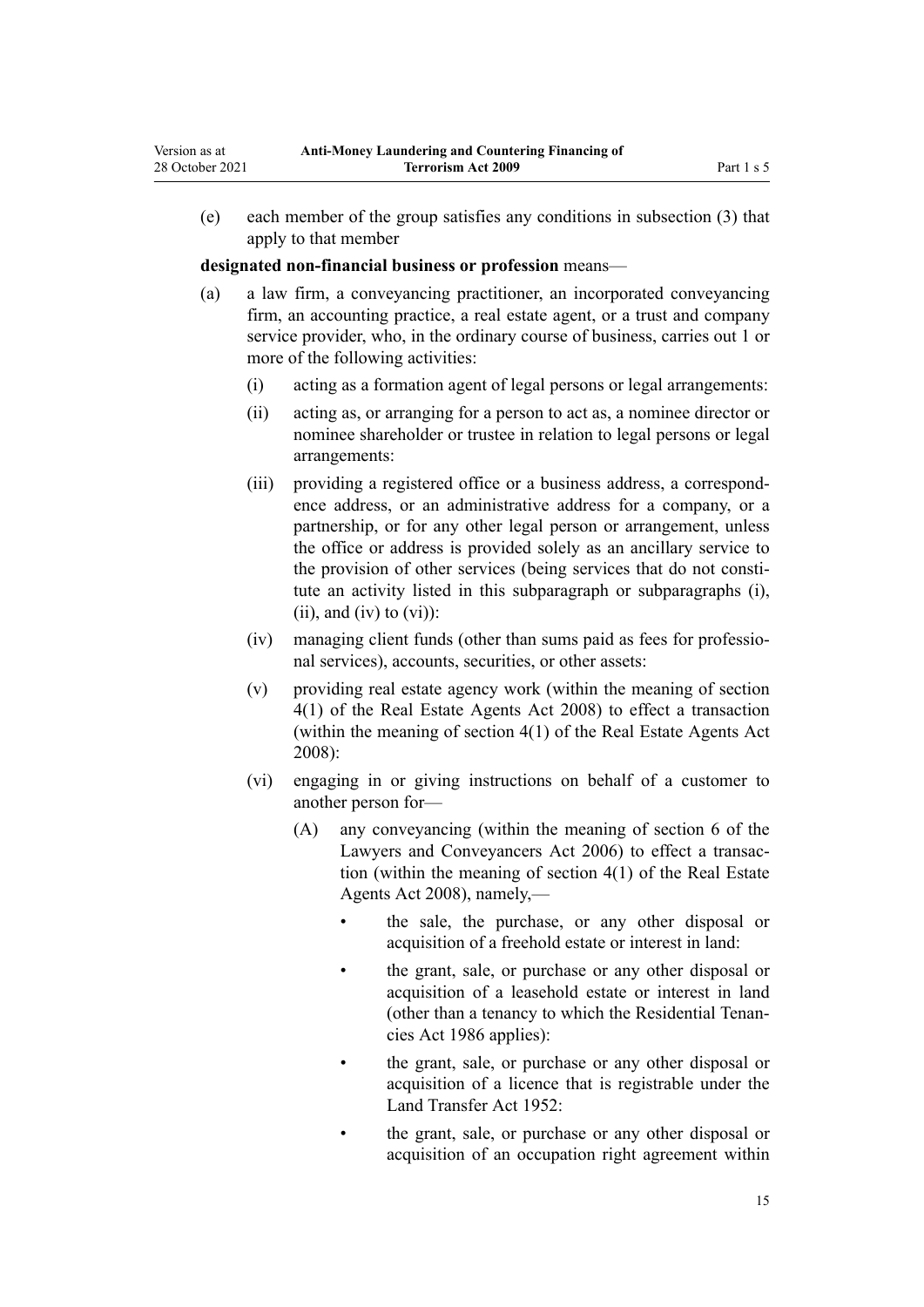(e) each member of the group satisfies any conditions in subsection (3) that apply to that member

**designated non-financial business or profession** means—

(a) a law firm, a conveyancing practitioner, an incorporated conveyancing firm, an accounting practice, a real estate agent, or a trust and company service provider, who, in the ordinary course of business, carries out 1 or more of the following activities:

  (i) acting as a formation agent of legal persons or legal arrangements:

  (ii) acting as, or arranging for a person to act as, a nominee director or nominee shareholder or trustee in relation to legal persons or legal arrangements:

  (iii) providing a registered office or a business address, a correspondence address, or an administrative address for a company, or a partnership, or for any other legal person or arrangement, unless the office or address is provided solely as an ancillary service to the provision of other services (being services that do not constitute an activity listed in this subparagraph or subparagraphs (i), (ii), and (iv) to (vi)):

  (iv) managing client funds (other than sums paid as fees for professional services), accounts, securities, or other assets:

  (v) providing real estate agency work (within the meaning of section 4(1) of the Real Estate Agents Act 2008) to effect a transaction (within the meaning of section 4(1) of the Real Estate Agents Act 2008):

  (vi) engaging in or giving instructions on behalf of a customer to another person for—

    (A) any conveyancing (within the meaning of section 6 of the Lawyers and Conveyancers Act 2006) to effect a transaction (within the meaning of section 4(1) of the Real Estate Agents Act 2008), namely,—

    - the sale, the purchase, or any other disposal or acquisition of a freehold estate or interest in land:
    - the grant, sale, or purchase or any other disposal or acquisition of a leasehold estate or interest in land (other than a tenancy to which the Residential Tenancies Act 1986 applies):
    - the grant, sale, or purchase or any other disposal or acquisition of a licence that is registrable under the Land Transfer Act 1952:
    - the grant, sale, or purchase or any other disposal or acquisition of an occupation right agreement within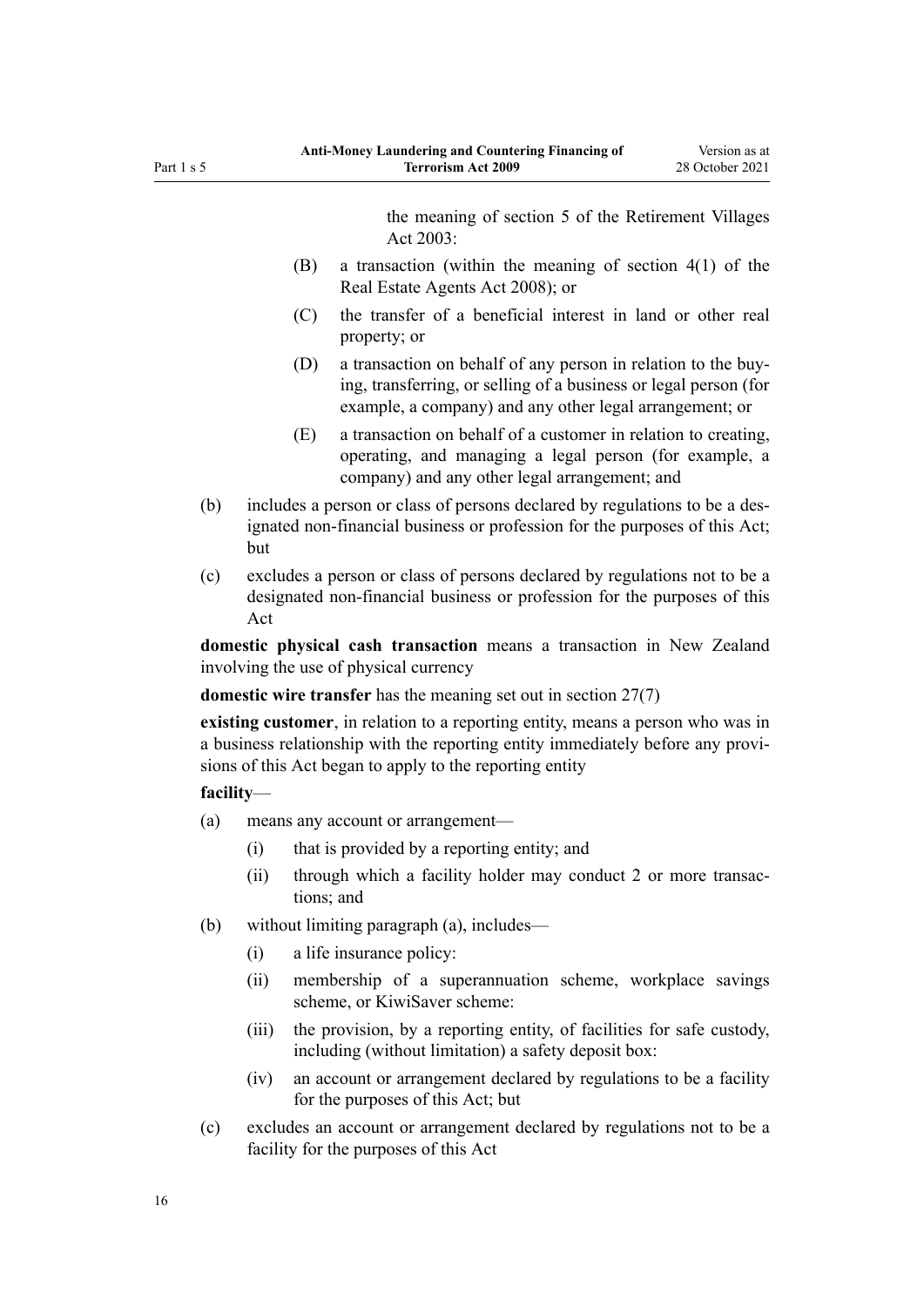the meaning of section 5 of the Retirement Villages Act 2003:

(B) a transaction (within the meaning of section 4(1) of the Real Estate Agents Act 2008); or

(C) the transfer of a beneficial interest in land or other real property; or

(D) a transaction on behalf of any person in relation to the buying, transferring, or selling of a business or legal person (for example, a company) and any other legal arrangement; or

(E) a transaction on behalf of a customer in relation to creating, operating, and managing a legal person (for example, a company) and any other legal arrangement; and

(b) includes a person or class of persons declared by regulations to be a designated non-financial business or profession for the purposes of this Act; but

(c) excludes a person or class of persons declared by regulations not to be a designated non-financial business or profession for the purposes of this Act

**domestic physical cash transaction** means a transaction in New Zealand involving the use of physical currency

**domestic wire transfer** has the meaning set out in section 27(7)

**existing customer**, in relation to a reporting entity, means a person who was in a business relationship with the reporting entity immediately before any provisions of this Act began to apply to the reporting entity

**facility**—

(a) means any account or arrangement—

(i) that is provided by a reporting entity; and

(ii) through which a facility holder may conduct 2 or more transactions; and

(b) without limiting paragraph (a), includes—

(i) a life insurance policy:

(ii) membership of a superannuation scheme, workplace savings scheme, or KiwiSaver scheme:

(iii) the provision, by a reporting entity, of facilities for safe custody, including (without limitation) a safety deposit box:

(iv) an account or arrangement declared by regulations to be a facility for the purposes of this Act; but

(c) excludes an account or arrangement declared by regulations not to be a facility for the purposes of this Act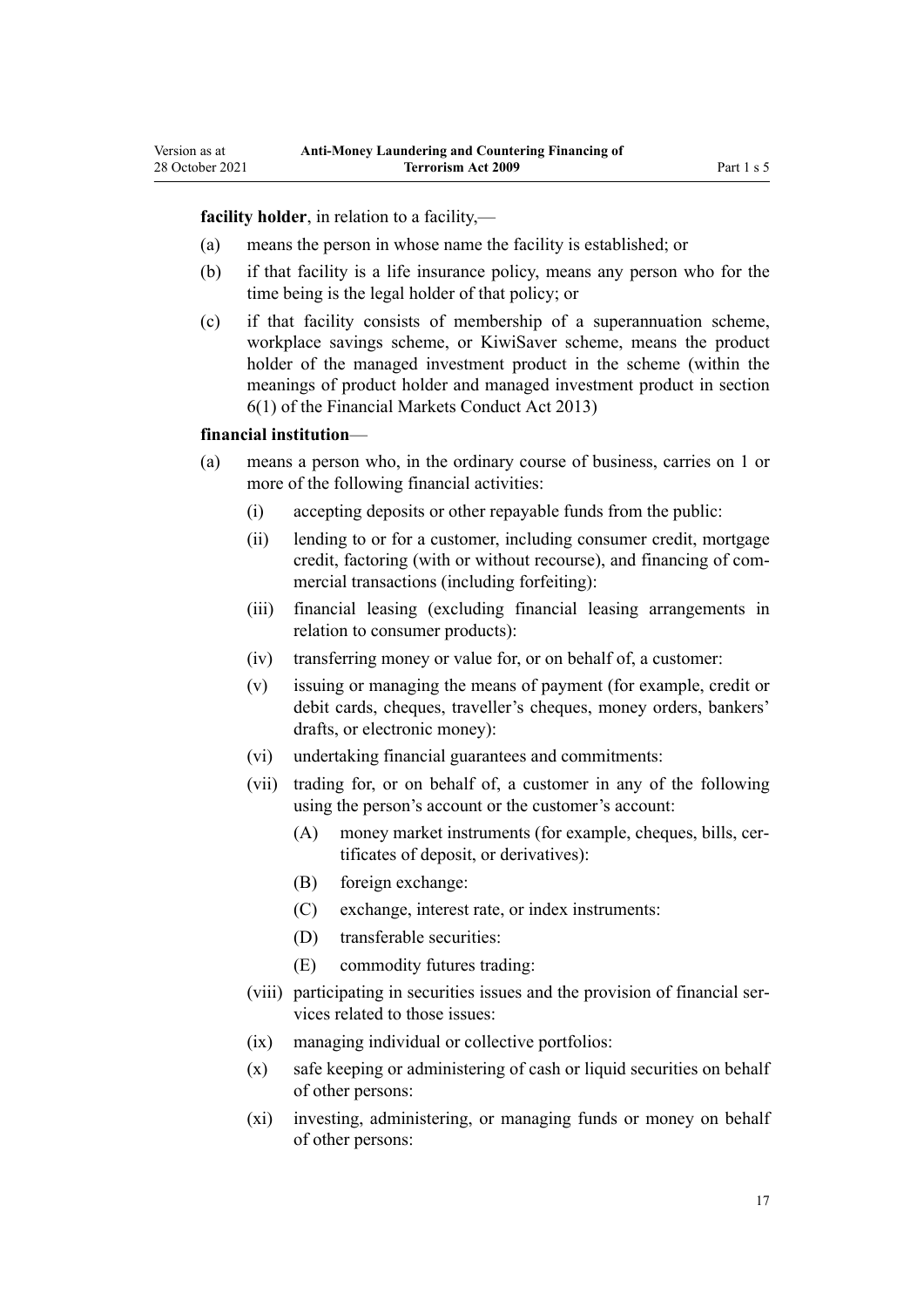**facility holder**, in relation to a facility,—

(a) means the person in whose name the facility is established; or

(b) if that facility is a life insurance policy, means any person who for the time being is the legal holder of that policy; or

(c) if that facility consists of membership of a superannuation scheme, workplace savings scheme, or KiwiSaver scheme, means the product holder of the managed investment product in the scheme (within the meanings of product holder and managed investment product in section 6(1) of the Financial Markets Conduct Act 2013)

**financial institution**—

(a) means a person who, in the ordinary course of business, carries on 1 or more of the following financial activities:

  (i) accepting deposits or other repayable funds from the public:

  (ii) lending to or for a customer, including consumer credit, mortgage credit, factoring (with or without recourse), and financing of commercial transactions (including forfeiting):

  (iii) financial leasing (excluding financial leasing arrangements in relation to consumer products):

  (iv) transferring money or value for, or on behalf of, a customer:

  (v) issuing or managing the means of payment (for example, credit or debit cards, cheques, traveller's cheques, money orders, bankers' drafts, or electronic money):

  (vi) undertaking financial guarantees and commitments:

  (vii) trading for, or on behalf of, a customer in any of the following using the person's account or the customer's account:

    (A) money market instruments (for example, cheques, bills, certificates of deposit, or derivatives):

    (B) foreign exchange:

    (C) exchange, interest rate, or index instruments:

    (D) transferable securities:

    (E) commodity futures trading:

  (viii) participating in securities issues and the provision of financial services related to those issues:

  (ix) managing individual or collective portfolios:

  (x) safe keeping or administering of cash or liquid securities on behalf of other persons:

  (xi) investing, administering, or managing funds or money on behalf of other persons: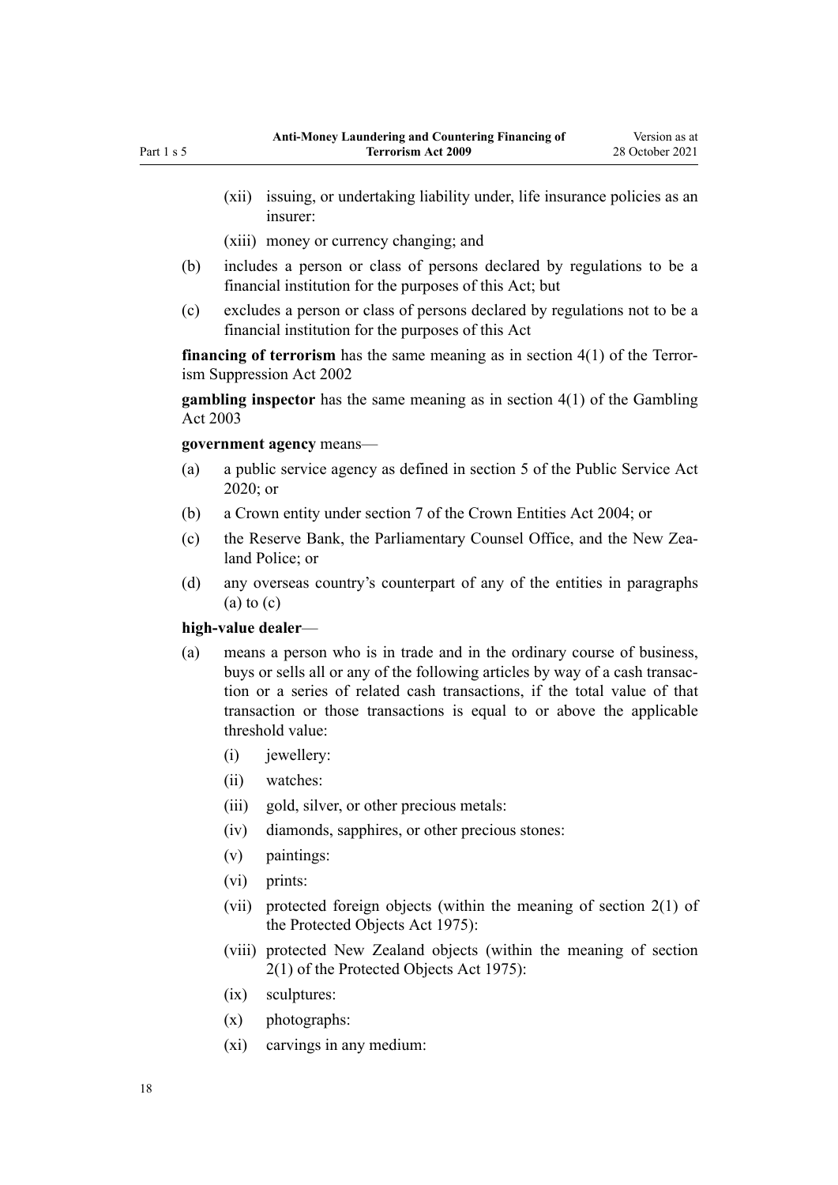(xii) issuing, or undertaking liability under, life insurance policies as an insurer:

(xiii) money or currency changing; and

(b) includes a person or class of persons declared by regulations to be a financial institution for the purposes of this Act; but

(c) excludes a person or class of persons declared by regulations not to be a financial institution for the purposes of this Act

**financing of terrorism** has the same meaning as in section 4(1) of the Terrorism Suppression Act 2002

**gambling inspector** has the same meaning as in section 4(1) of the Gambling Act 2003

**government agency** means—

(a) a public service agency as defined in section 5 of the Public Service Act 2020; or

(b) a Crown entity under section 7 of the Crown Entities Act 2004; or

(c) the Reserve Bank, the Parliamentary Counsel Office, and the New Zealand Police; or

(d) any overseas country's counterpart of any of the entities in paragraphs (a) to (c)

**high-value dealer**—

(a) means a person who is in trade and in the ordinary course of business, buys or sells all or any of the following articles by way of a cash transaction or a series of related cash transactions, if the total value of that transaction or those transactions is equal to or above the applicable threshold value:

(i) jewellery:

(ii) watches:

(iii) gold, silver, or other precious metals:

(iv) diamonds, sapphires, or other precious stones:

(v) paintings:

(vi) prints:

(vii) protected foreign objects (within the meaning of section 2(1) of the Protected Objects Act 1975):

(viii) protected New Zealand objects (within the meaning of section 2(1) of the Protected Objects Act 1975):

(ix) sculptures:

(x) photographs:

(xi) carvings in any medium: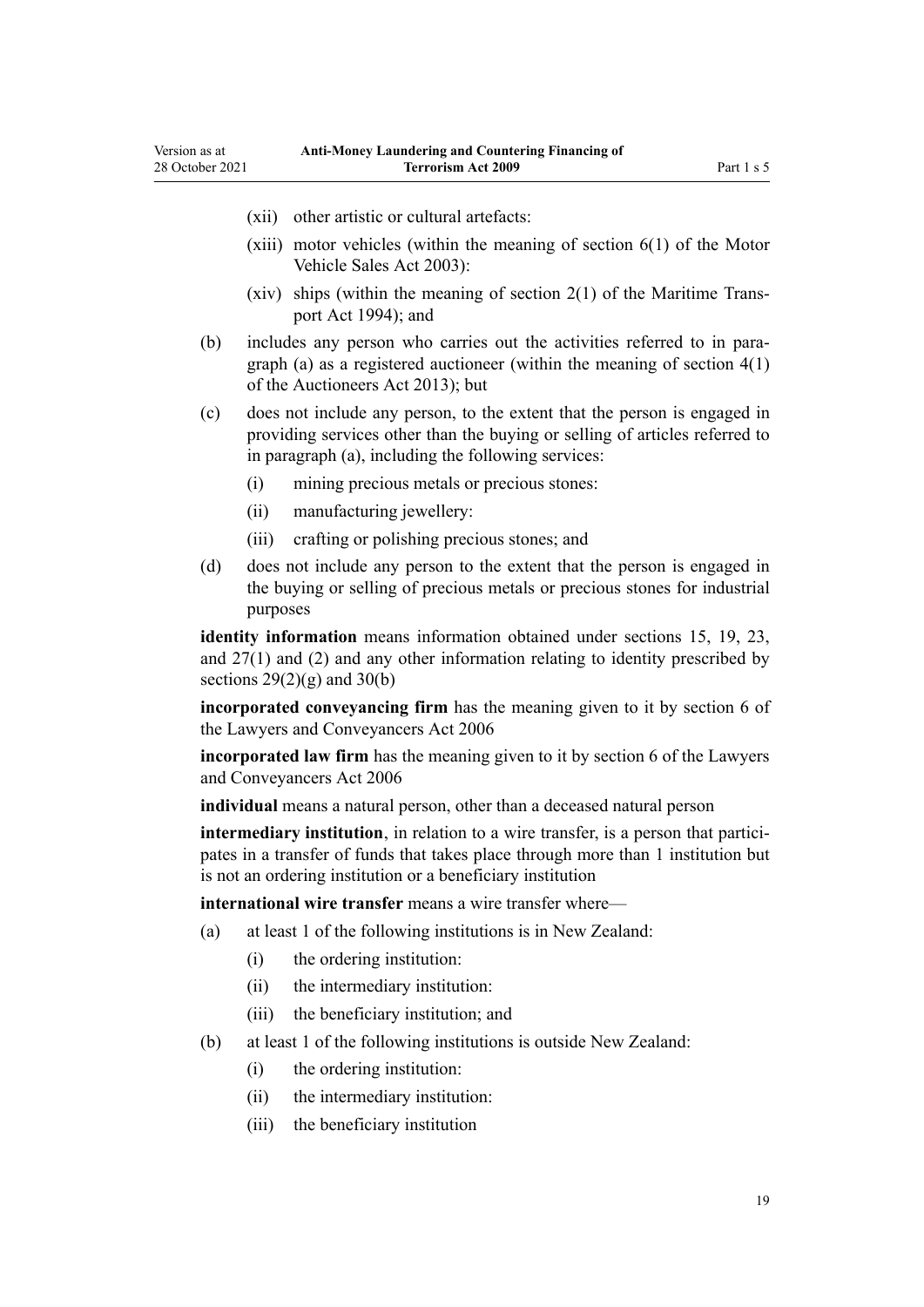- (xii) other artistic or cultural artefacts:
- (xiii) motor vehicles (within the meaning of section 6(1) of the Motor Vehicle Sales Act 2003):
- (xiv) ships (within the meaning of section 2(1) of the Maritime Transport Act 1994); and

(b) includes any person who carries out the activities referred to in paragraph (a) as a registered auctioneer (within the meaning of section 4(1) of the Auctioneers Act 2013); but

(c) does not include any person, to the extent that the person is engaged in providing services other than the buying or selling of articles referred to in paragraph (a), including the following services:

- (i) mining precious metals or precious stones:
- (ii) manufacturing jewellery:
- (iii) crafting or polishing precious stones; and

(d) does not include any person to the extent that the person is engaged in the buying or selling of precious metals or precious stones for industrial purposes

**identity information** means information obtained under sections 15, 19, 23, and 27(1) and (2) and any other information relating to identity prescribed by sections 29(2)(g) and 30(b)

**incorporated conveyancing firm** has the meaning given to it by section 6 of the Lawyers and Conveyancers Act 2006

**incorporated law firm** has the meaning given to it by section 6 of the Lawyers and Conveyancers Act 2006

**individual** means a natural person, other than a deceased natural person

**intermediary institution**, in relation to a wire transfer, is a person that participates in a transfer of funds that takes place through more than 1 institution but is not an ordering institution or a beneficiary institution

**international wire transfer** means a wire transfer where—

(a) at least 1 of the following institutions is in New Zealand:

- (i) the ordering institution:
- (ii) the intermediary institution:
- (iii) the beneficiary institution; and

(b) at least 1 of the following institutions is outside New Zealand:

- (i) the ordering institution:
- (ii) the intermediary institution:
- (iii) the beneficiary institution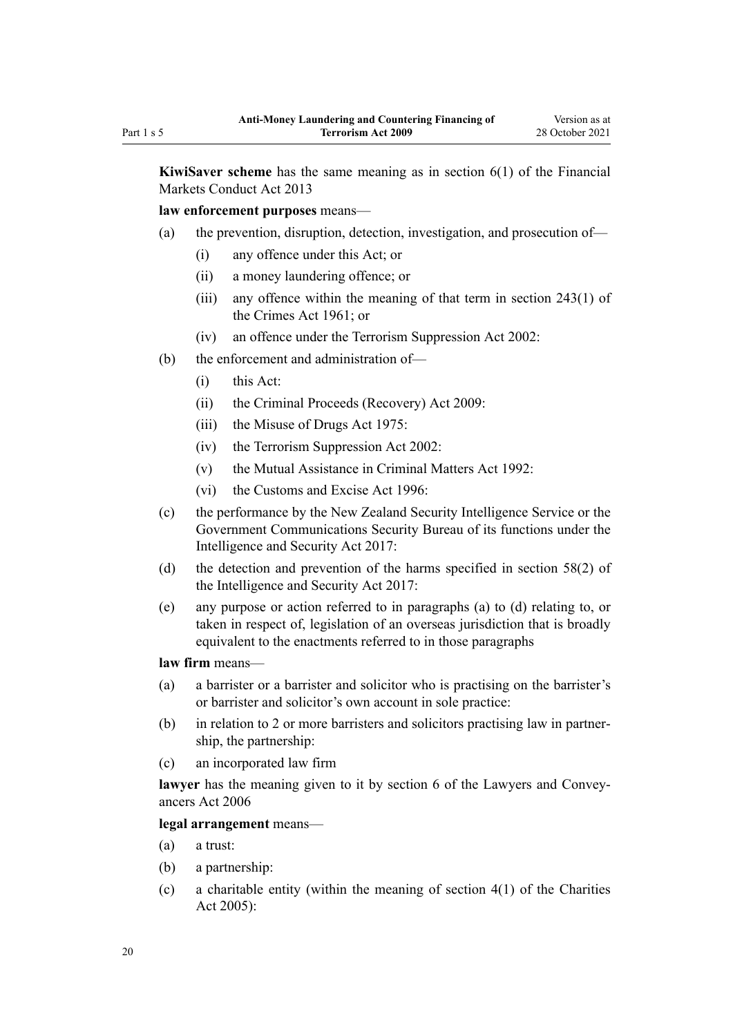**KiwiSaver scheme** has the same meaning as in section 6(1) of the Financial Markets Conduct Act 2013

**law enforcement purposes** means—

- (a) the prevention, disruption, detection, investigation, and prosecution of—
  - (i) any offence under this Act; or
  - (ii) a money laundering offence; or
  - (iii) any offence within the meaning of that term in section 243(1) of the Crimes Act 1961; or
  - (iv) an offence under the Terrorism Suppression Act 2002:
- (b) the enforcement and administration of—
  - (i) this Act:
  - (ii) the Criminal Proceeds (Recovery) Act 2009:
  - (iii) the Misuse of Drugs Act 1975:
  - (iv) the Terrorism Suppression Act 2002:
  - (v) the Mutual Assistance in Criminal Matters Act 1992:
  - (vi) the Customs and Excise Act 1996:
- (c) the performance by the New Zealand Security Intelligence Service or the Government Communications Security Bureau of its functions under the Intelligence and Security Act 2017:
- (d) the detection and prevention of the harms specified in section 58(2) of the Intelligence and Security Act 2017:
- (e) any purpose or action referred to in paragraphs (a) to (d) relating to, or taken in respect of, legislation of an overseas jurisdiction that is broadly equivalent to the enactments referred to in those paragraphs

**law firm** means—

- (a) a barrister or a barrister and solicitor who is practising on the barrister's or barrister and solicitor's own account in sole practice:
- (b) in relation to 2 or more barristers and solicitors practising law in partnership, the partnership:
- (c) an incorporated law firm

**lawyer** has the meaning given to it by section 6 of the Lawyers and Conveyancers Act 2006

**legal arrangement** means—

- (a) a trust:
- (b) a partnership:
- (c) a charitable entity (within the meaning of section 4(1) of the Charities Act 2005):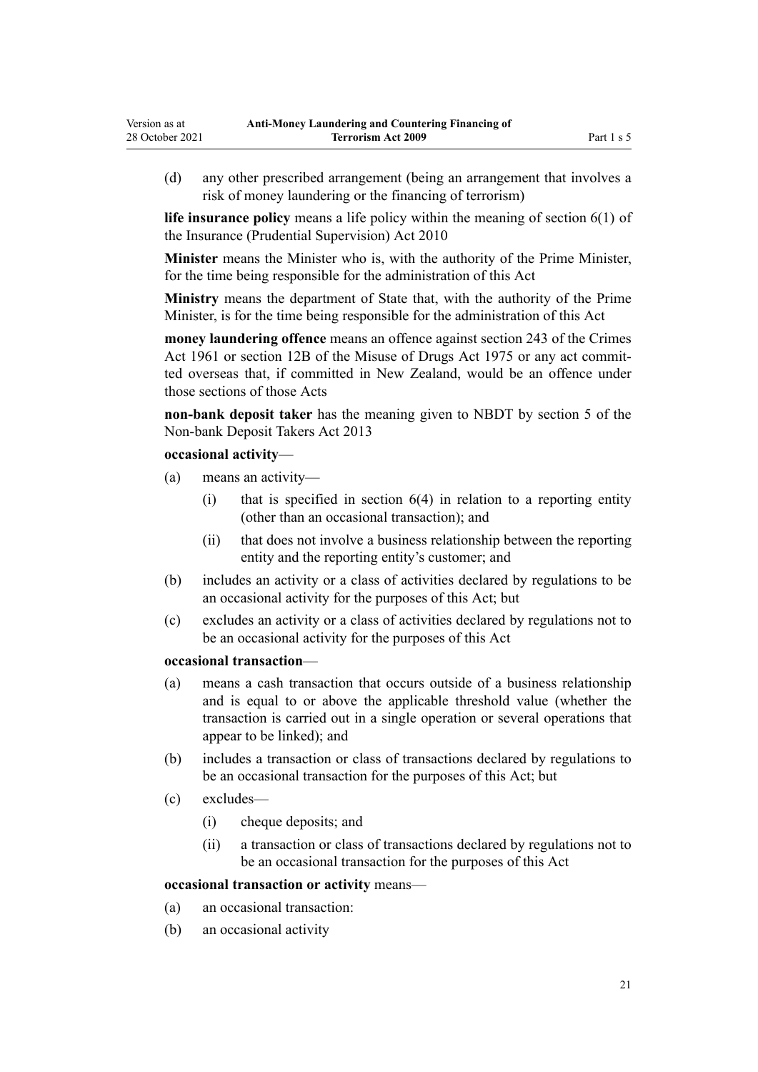(d) any other prescribed arrangement (being an arrangement that involves a risk of money laundering or the financing of terrorism)

**life insurance policy** means a life policy within the meaning of section 6(1) of the Insurance (Prudential Supervision) Act 2010

**Minister** means the Minister who is, with the authority of the Prime Minister, for the time being responsible for the administration of this Act

**Ministry** means the department of State that, with the authority of the Prime Minister, is for the time being responsible for the administration of this Act

**money laundering offence** means an offence against section 243 of the Crimes Act 1961 or section 12B of the Misuse of Drugs Act 1975 or any act committed overseas that, if committed in New Zealand, would be an offence under those sections of those Acts

**non-bank deposit taker** has the meaning given to NBDT by section 5 of the Non-bank Deposit Takers Act 2013

**occasional activity**—

(a) means an activity—

  (i) that is specified in section 6(4) in relation to a reporting entity (other than an occasional transaction); and

  (ii) that does not involve a business relationship between the reporting entity and the reporting entity's customer; and

(b) includes an activity or a class of activities declared by regulations to be an occasional activity for the purposes of this Act; but

(c) excludes an activity or a class of activities declared by regulations not to be an occasional activity for the purposes of this Act

**occasional transaction**—

(a) means a cash transaction that occurs outside of a business relationship and is equal to or above the applicable threshold value (whether the transaction is carried out in a single operation or several operations that appear to be linked); and

(b) includes a transaction or class of transactions declared by regulations to be an occasional transaction for the purposes of this Act; but

(c) excludes—

  (i) cheque deposits; and

  (ii) a transaction or class of transactions declared by regulations not to be an occasional transaction for the purposes of this Act

**occasional transaction or activity** means—

(a) an occasional transaction:

(b) an occasional activity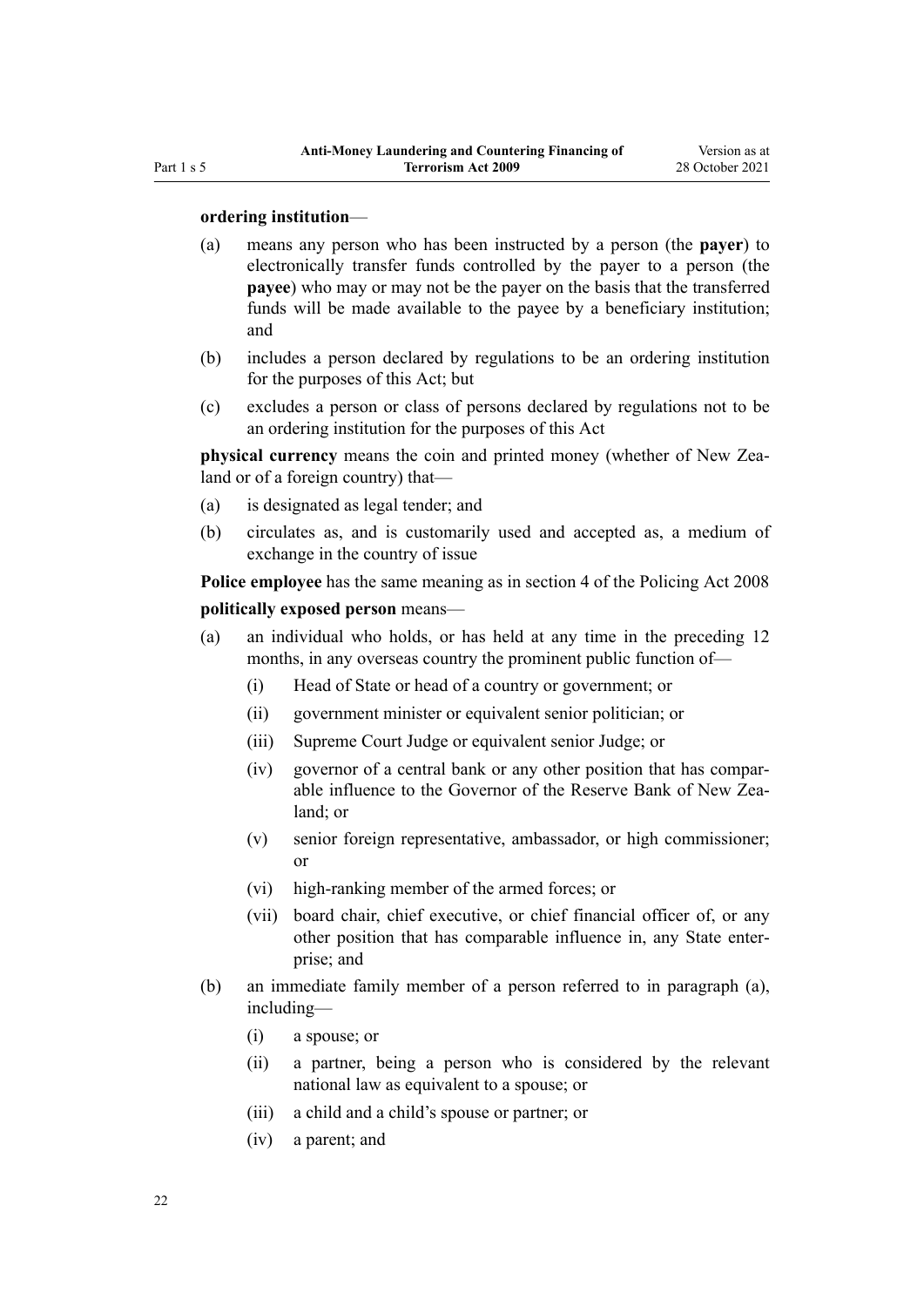**ordering institution**—

(a) means any person who has been instructed by a person (the **payer**) to electronically transfer funds controlled by the payer to a person (the **payee**) who may or may not be the payer on the basis that the transferred funds will be made available to the payee by a beneficiary institution; and

(b) includes a person declared by regulations to be an ordering institution for the purposes of this Act; but

(c) excludes a person or class of persons declared by regulations not to be an ordering institution for the purposes of this Act

**physical currency** means the coin and printed money (whether of New Zealand or of a foreign country) that—

(a) is designated as legal tender; and

(b) circulates as, and is customarily used and accepted as, a medium of exchange in the country of issue

**Police employee** has the same meaning as in section 4 of the Policing Act 2008

**politically exposed person** means—

(a) an individual who holds, or has held at any time in the preceding 12 months, in any overseas country the prominent public function of—

  (i) Head of State or head of a country or government; or

  (ii) government minister or equivalent senior politician; or

  (iii) Supreme Court Judge or equivalent senior Judge; or

  (iv) governor of a central bank or any other position that has comparable influence to the Governor of the Reserve Bank of New Zealand; or

  (v) senior foreign representative, ambassador, or high commissioner; or

  (vi) high-ranking member of the armed forces; or

  (vii) board chair, chief executive, or chief financial officer of, or any other position that has comparable influence in, any State enterprise; and

(b) an immediate family member of a person referred to in paragraph (a), including—

  (i) a spouse; or

  (ii) a partner, being a person who is considered by the relevant national law as equivalent to a spouse; or

  (iii) a child and a child's spouse or partner; or

  (iv) a parent; and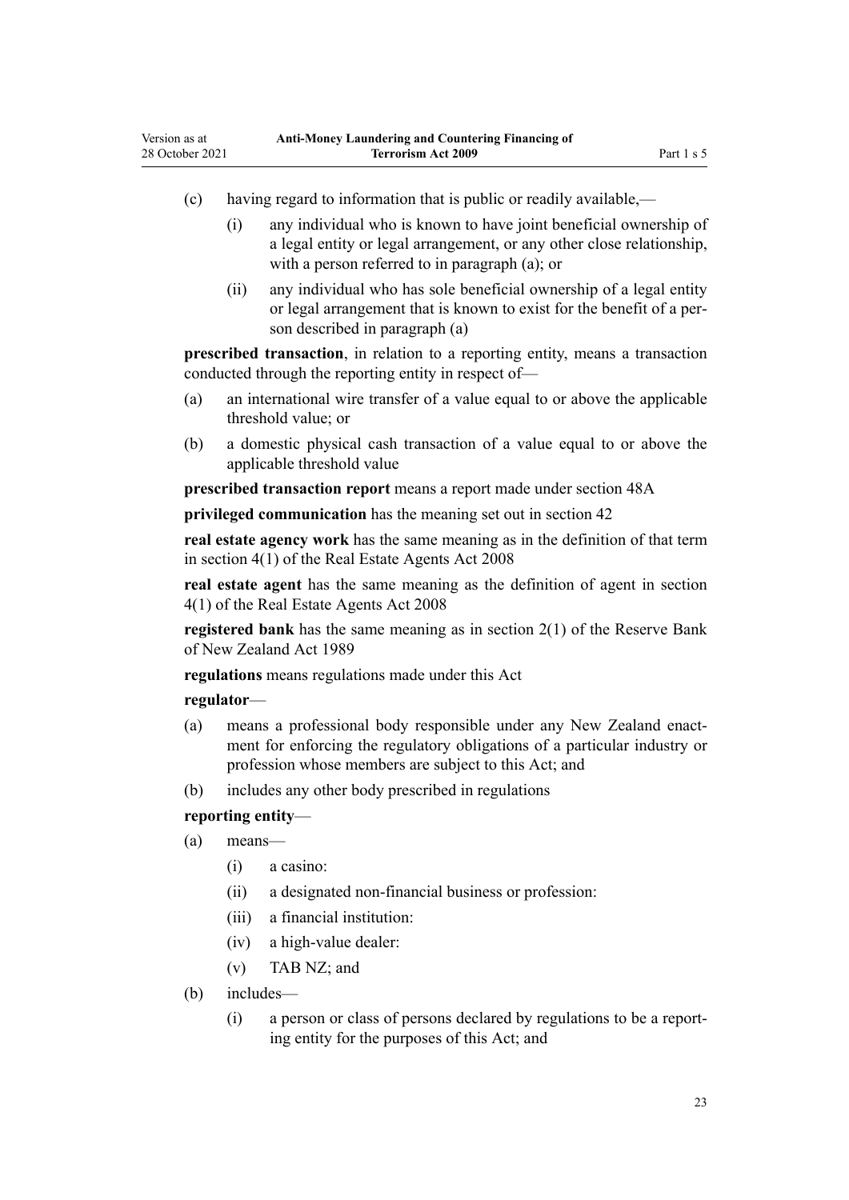(c) having regard to information that is public or readily available,—

  (i) any individual who is known to have joint beneficial ownership of a legal entity or legal arrangement, or any other close relationship, with a person referred to in paragraph (a); or

  (ii) any individual who has sole beneficial ownership of a legal entity or legal arrangement that is known to exist for the benefit of a person described in paragraph (a)

**prescribed transaction**, in relation to a reporting entity, means a transaction conducted through the reporting entity in respect of—

(a) an international wire transfer of a value equal to or above the applicable threshold value; or

(b) a domestic physical cash transaction of a value equal to or above the applicable threshold value

**prescribed transaction report** means a report made under section 48A

**privileged communication** has the meaning set out in section 42

**real estate agency work** has the same meaning as in the definition of that term in section 4(1) of the Real Estate Agents Act 2008

**real estate agent** has the same meaning as the definition of agent in section 4(1) of the Real Estate Agents Act 2008

**registered bank** has the same meaning as in section 2(1) of the Reserve Bank of New Zealand Act 1989

**regulations** means regulations made under this Act

**regulator**—

(a) means a professional body responsible under any New Zealand enactment for enforcing the regulatory obligations of a particular industry or profession whose members are subject to this Act; and

(b) includes any other body prescribed in regulations

**reporting entity**—

(a) means—

  (i) a casino:

  (ii) a designated non-financial business or profession:

  (iii) a financial institution:

  (iv) a high-value dealer:

  (v) TAB NZ; and

(b) includes—

  (i) a person or class of persons declared by regulations to be a reporting entity for the purposes of this Act; and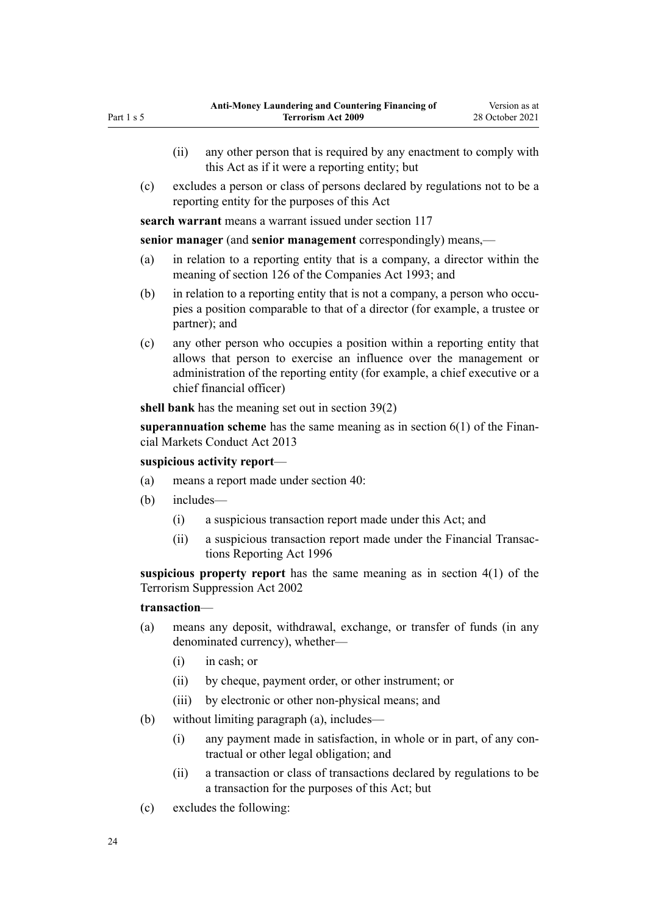- (ii) any other person that is required by any enactment to comply with this Act as if it were a reporting entity; but
- (c) excludes a person or class of persons declared by regulations not to be a reporting entity for the purposes of this Act

**search warrant** means a warrant issued under section 117

**senior manager** (and **senior management** correspondingly) means,—

- (a) in relation to a reporting entity that is a company, a director within the meaning of section 126 of the Companies Act 1993; and
- (b) in relation to a reporting entity that is not a company, a person who occupies a position comparable to that of a director (for example, a trustee or partner); and
- (c) any other person who occupies a position within a reporting entity that allows that person to exercise an influence over the management or administration of the reporting entity (for example, a chief executive or a chief financial officer)

**shell bank** has the meaning set out in section 39(2)

**superannuation scheme** has the same meaning as in section 6(1) of the Financial Markets Conduct Act 2013

**suspicious activity report**—

- (a) means a report made under section 40:
- (b) includes—
  - (i) a suspicious transaction report made under this Act; and
  - (ii) a suspicious transaction report made under the Financial Transactions Reporting Act 1996

**suspicious property report** has the same meaning as in section 4(1) of the Terrorism Suppression Act 2002

**transaction**—

- (a) means any deposit, withdrawal, exchange, or transfer of funds (in any denominated currency), whether—
  - (i) in cash; or
  - (ii) by cheque, payment order, or other instrument; or
  - (iii) by electronic or other non-physical means; and
- (b) without limiting paragraph (a), includes—
  - (i) any payment made in satisfaction, in whole or in part, of any contractual or other legal obligation; and
  - (ii) a transaction or class of transactions declared by regulations to be a transaction for the purposes of this Act; but
- (c) excludes the following: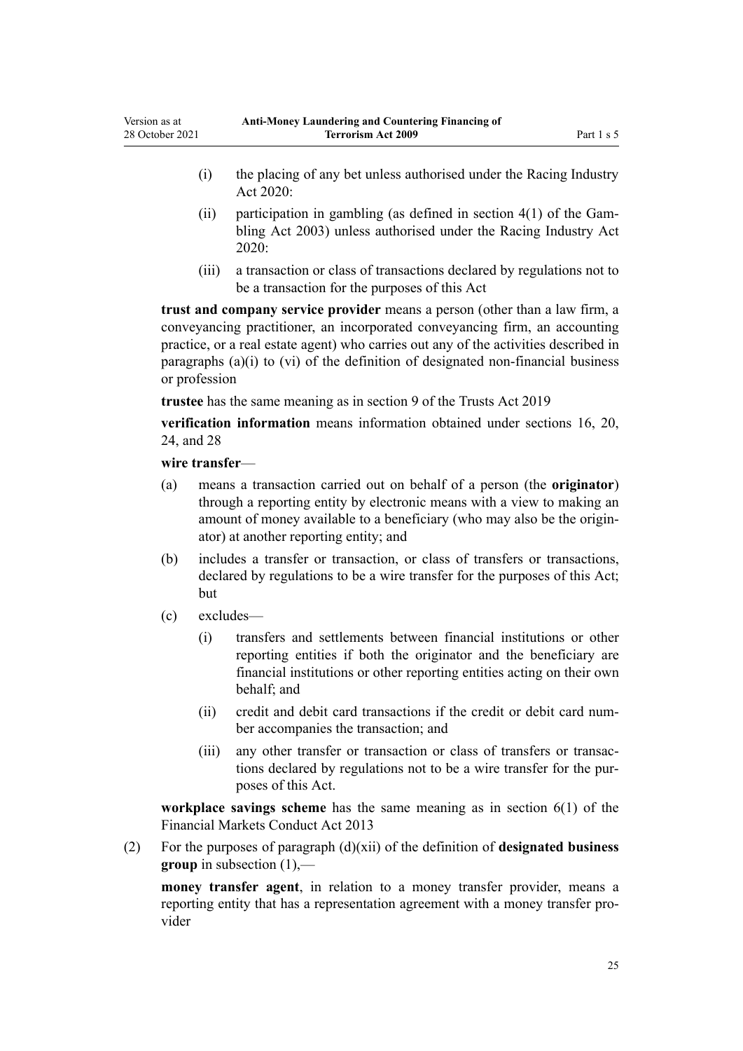(i) the placing of any bet unless authorised under the Racing Industry Act 2020:

(ii) participation in gambling (as defined in section 4(1) of the Gambling Act 2003) unless authorised under the Racing Industry Act 2020:

(iii) a transaction or class of transactions declared by regulations not to be a transaction for the purposes of this Act

**trust and company service provider** means a person (other than a law firm, a conveyancing practitioner, an incorporated conveyancing firm, an accounting practice, or a real estate agent) who carries out any of the activities described in paragraphs (a)(i) to (vi) of the definition of designated non-financial business or profession

**trustee** has the same meaning as in section 9 of the Trusts Act 2019

**verification information** means information obtained under sections 16, 20, 24, and 28

**wire transfer**—

(a) means a transaction carried out on behalf of a person (the **originator**) through a reporting entity by electronic means with a view to making an amount of money available to a beneficiary (who may also be the originator) at another reporting entity; and

(b) includes a transfer or transaction, or class of transfers or transactions, declared by regulations to be a wire transfer for the purposes of this Act; but

(c) excludes—

(i) transfers and settlements between financial institutions or other reporting entities if both the originator and the beneficiary are financial institutions or other reporting entities acting on their own behalf; and

(ii) credit and debit card transactions if the credit or debit card number accompanies the transaction; and

(iii) any other transfer or transaction or class of transfers or transactions declared by regulations not to be a wire transfer for the purposes of this Act.

**workplace savings scheme** has the same meaning as in section 6(1) of the Financial Markets Conduct Act 2013

(2) For the purposes of paragraph (d)(xii) of the definition of **designated business group** in subsection (1),—

**money transfer agent**, in relation to a money transfer provider, means a reporting entity that has a representation agreement with a money transfer provider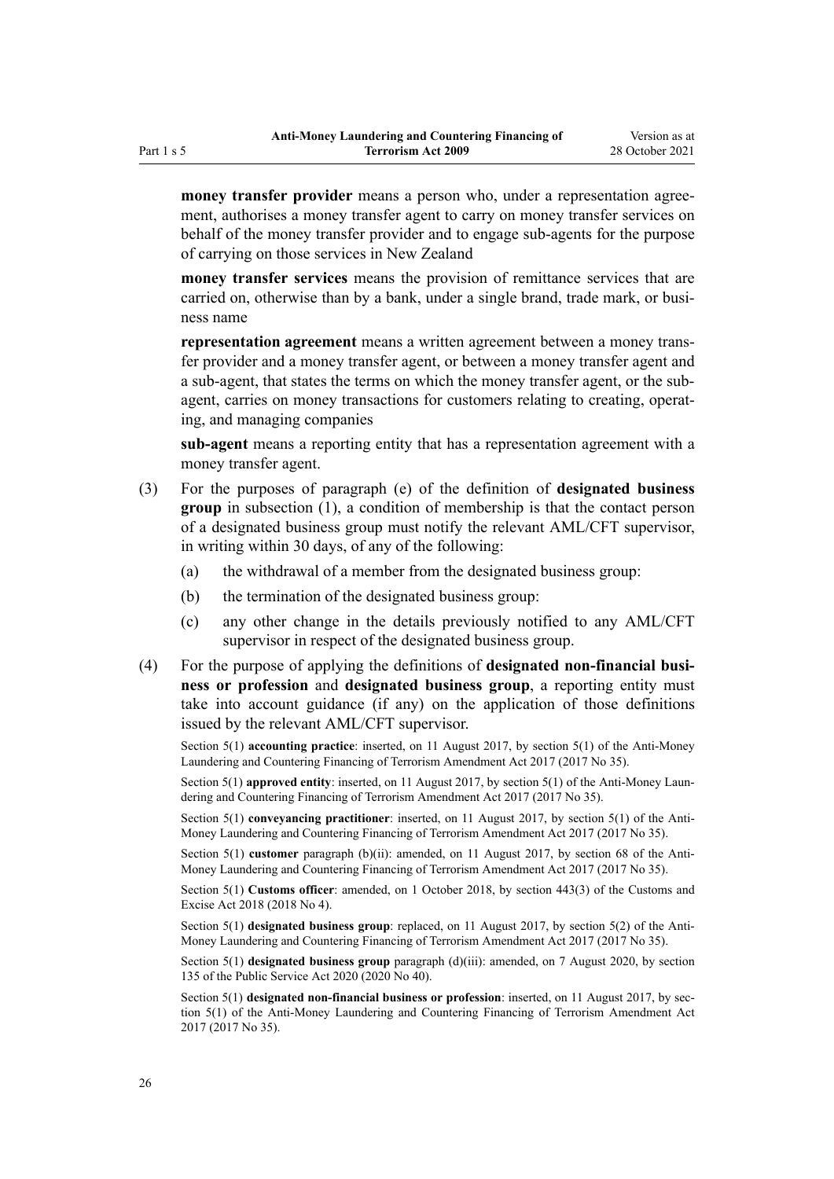**money transfer provider** means a person who, under a representation agreement, authorises a money transfer agent to carry on money transfer services on behalf of the money transfer provider and to engage sub-agents for the purpose of carrying on those services in New Zealand

**money transfer services** means the provision of remittance services that are carried on, otherwise than by a bank, under a single brand, trade mark, or business name

**representation agreement** means a written agreement between a money transfer provider and a money transfer agent, or between a money transfer agent and a sub-agent, that states the terms on which the money transfer agent, or the sub-agent, carries on money transactions for customers relating to creating, operating, and managing companies

**sub-agent** means a reporting entity that has a representation agreement with a money transfer agent.

(3) For the purposes of paragraph (e) of the definition of **designated business group** in subsection (1), a condition of membership is that the contact person of a designated business group must notify the relevant AML/CFT supervisor, in writing within 30 days, of any of the following:

(a) the withdrawal of a member from the designated business group:

(b) the termination of the designated business group:

(c) any other change in the details previously notified to any AML/CFT supervisor in respect of the designated business group.

(4) For the purpose of applying the definitions of **designated non-financial business or profession** and **designated business group**, a reporting entity must take into account guidance (if any) on the application of those definitions issued by the relevant AML/CFT supervisor.

Section 5(1) **accounting practice**: inserted, on 11 August 2017, by section 5(1) of the Anti-Money Laundering and Countering Financing of Terrorism Amendment Act 2017 (2017 No 35).

Section 5(1) **approved entity**: inserted, on 11 August 2017, by section 5(1) of the Anti-Money Laundering and Countering Financing of Terrorism Amendment Act 2017 (2017 No 35).

Section 5(1) **conveyancing practitioner**: inserted, on 11 August 2017, by section 5(1) of the Anti-Money Laundering and Countering Financing of Terrorism Amendment Act 2017 (2017 No 35).

Section 5(1) **customer** paragraph (b)(ii): amended, on 11 August 2017, by section 68 of the Anti-Money Laundering and Countering Financing of Terrorism Amendment Act 2017 (2017 No 35).

Section 5(1) **Customs officer**: amended, on 1 October 2018, by section 443(3) of the Customs and Excise Act 2018 (2018 No 4).

Section 5(1) **designated business group**: replaced, on 11 August 2017, by section 5(2) of the Anti-Money Laundering and Countering Financing of Terrorism Amendment Act 2017 (2017 No 35).

Section 5(1) **designated business group** paragraph (d)(iii): amended, on 7 August 2020, by section 135 of the Public Service Act 2020 (2020 No 40).

Section 5(1) **designated non-financial business or profession**: inserted, on 11 August 2017, by section 5(1) of the Anti-Money Laundering and Countering Financing of Terrorism Amendment Act 2017 (2017 No 35).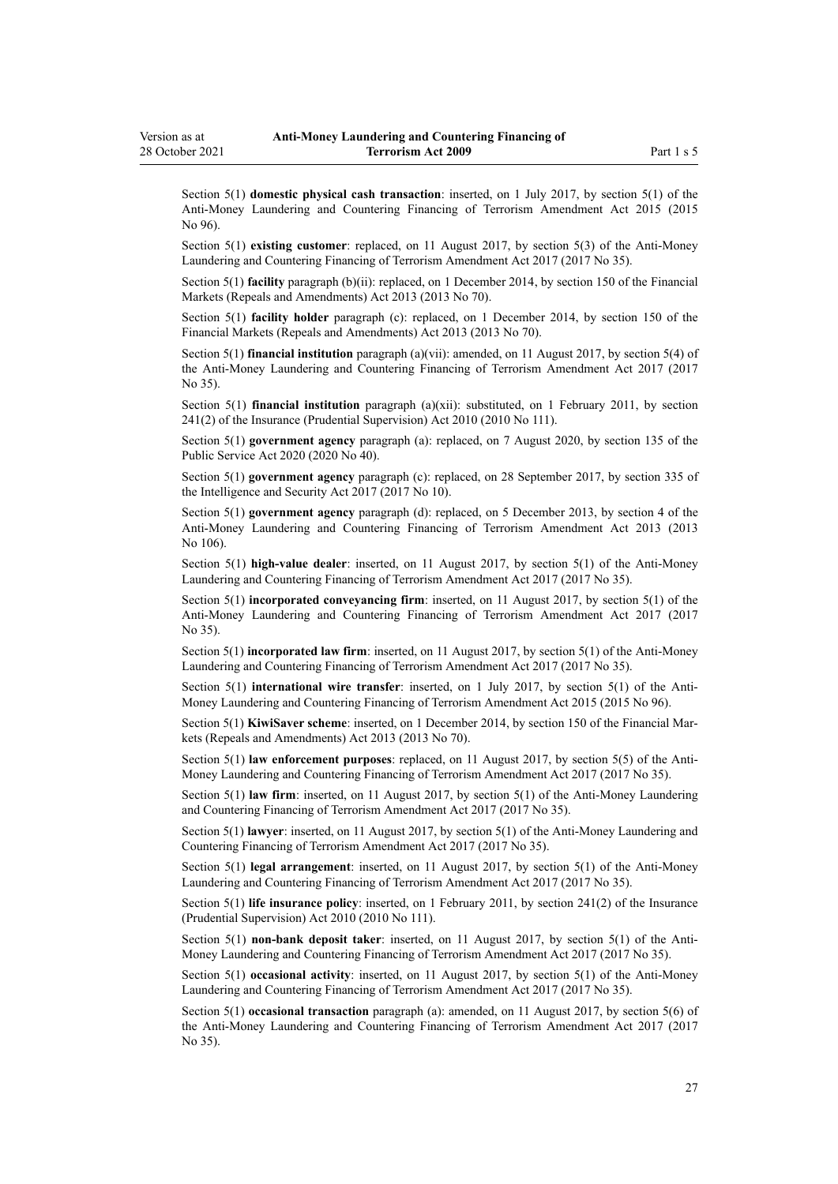Section 5(1) **domestic physical cash transaction**: inserted, on 1 July 2017, by section 5(1) of the Anti-Money Laundering and Countering Financing of Terrorism Amendment Act 2015 (2015 No 96).

Section 5(1) **existing customer**: replaced, on 11 August 2017, by section 5(3) of the Anti-Money Laundering and Countering Financing of Terrorism Amendment Act 2017 (2017 No 35).

Section 5(1) **facility** paragraph (b)(ii): replaced, on 1 December 2014, by section 150 of the Financial Markets (Repeals and Amendments) Act 2013 (2013 No 70).

Section 5(1) **facility holder** paragraph (c): replaced, on 1 December 2014, by section 150 of the Financial Markets (Repeals and Amendments) Act 2013 (2013 No 70).

Section 5(1) **financial institution** paragraph (a)(vii): amended, on 11 August 2017, by section 5(4) of the Anti-Money Laundering and Countering Financing of Terrorism Amendment Act 2017 (2017 No 35).

Section 5(1) **financial institution** paragraph (a)(xii): substituted, on 1 February 2011, by section 241(2) of the Insurance (Prudential Supervision) Act 2010 (2010 No 111).

Section 5(1) **government agency** paragraph (a): replaced, on 7 August 2020, by section 135 of the Public Service Act 2020 (2020 No 40).

Section 5(1) **government agency** paragraph (c): replaced, on 28 September 2017, by section 335 of the Intelligence and Security Act 2017 (2017 No 10).

Section 5(1) **government agency** paragraph (d): replaced, on 5 December 2013, by section 4 of the Anti-Money Laundering and Countering Financing of Terrorism Amendment Act 2013 (2013 No 106).

Section 5(1) **high-value dealer**: inserted, on 11 August 2017, by section 5(1) of the Anti-Money Laundering and Countering Financing of Terrorism Amendment Act 2017 (2017 No 35).

Section 5(1) **incorporated conveyancing firm**: inserted, on 11 August 2017, by section 5(1) of the Anti-Money Laundering and Countering Financing of Terrorism Amendment Act 2017 (2017 No 35).

Section 5(1) **incorporated law firm**: inserted, on 11 August 2017, by section 5(1) of the Anti-Money Laundering and Countering Financing of Terrorism Amendment Act 2017 (2017 No 35).

Section 5(1) **international wire transfer**: inserted, on 1 July 2017, by section 5(1) of the Anti-Money Laundering and Countering Financing of Terrorism Amendment Act 2015 (2015 No 96).

Section 5(1) **KiwiSaver scheme**: inserted, on 1 December 2014, by section 150 of the Financial Markets (Repeals and Amendments) Act 2013 (2013 No 70).

Section 5(1) **law enforcement purposes**: replaced, on 11 August 2017, by section 5(5) of the Anti-Money Laundering and Countering Financing of Terrorism Amendment Act 2017 (2017 No 35).

Section 5(1) **law firm**: inserted, on 11 August 2017, by section 5(1) of the Anti-Money Laundering and Countering Financing of Terrorism Amendment Act 2017 (2017 No 35).

Section 5(1) **lawyer**: inserted, on 11 August 2017, by section 5(1) of the Anti-Money Laundering and Countering Financing of Terrorism Amendment Act 2017 (2017 No 35).

Section 5(1) **legal arrangement**: inserted, on 11 August 2017, by section 5(1) of the Anti-Money Laundering and Countering Financing of Terrorism Amendment Act 2017 (2017 No 35).

Section 5(1) **life insurance policy**: inserted, on 1 February 2011, by section 241(2) of the Insurance (Prudential Supervision) Act 2010 (2010 No 111).

Section 5(1) **non-bank deposit taker**: inserted, on 11 August 2017, by section 5(1) of the Anti-Money Laundering and Countering Financing of Terrorism Amendment Act 2017 (2017 No 35).

Section 5(1) **occasional activity**: inserted, on 11 August 2017, by section 5(1) of the Anti-Money Laundering and Countering Financing of Terrorism Amendment Act 2017 (2017 No 35).

Section 5(1) **occasional transaction** paragraph (a): amended, on 11 August 2017, by section 5(6) of the Anti-Money Laundering and Countering Financing of Terrorism Amendment Act 2017 (2017 No 35).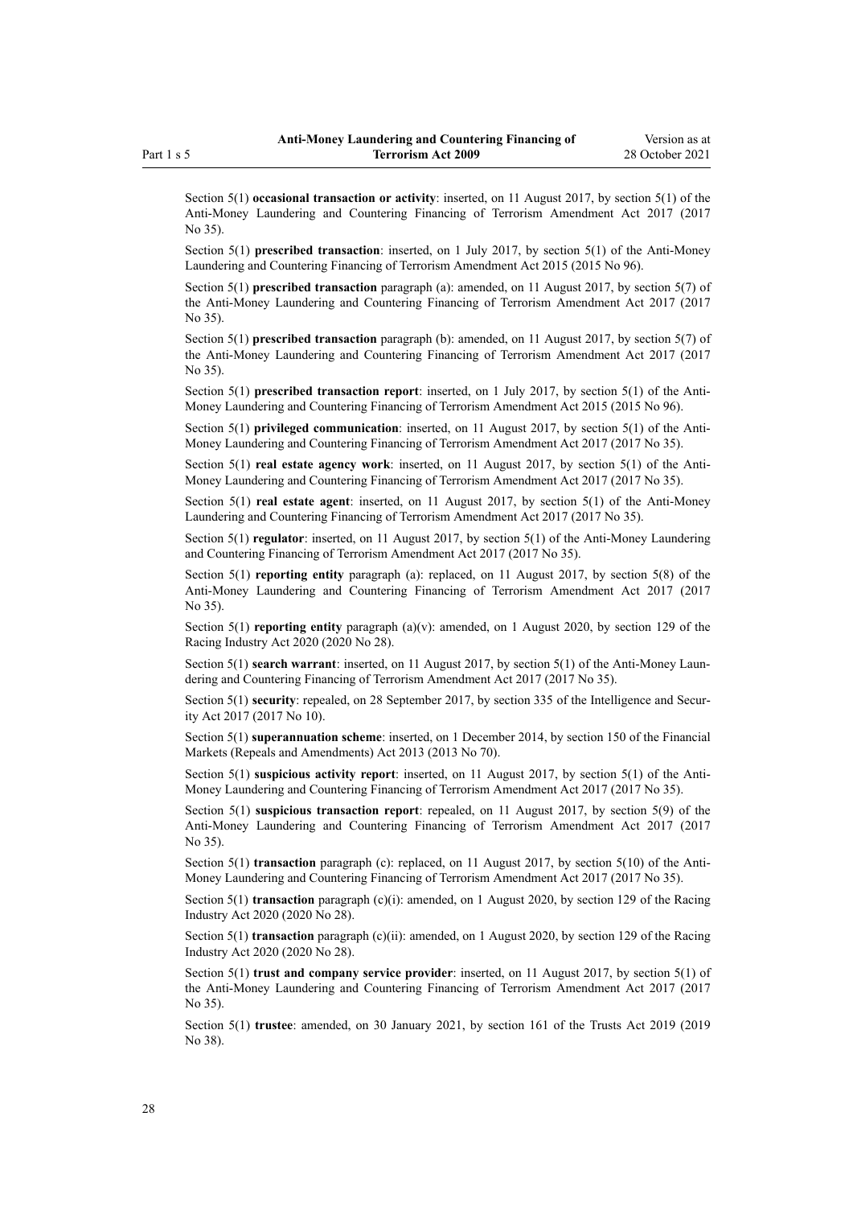Section 5(1) **occasional transaction or activity**: inserted, on 11 August 2017, by section 5(1) of the Anti-Money Laundering and Countering Financing of Terrorism Amendment Act 2017 (2017 No 35).

Section 5(1) **prescribed transaction**: inserted, on 1 July 2017, by section 5(1) of the Anti-Money Laundering and Countering Financing of Terrorism Amendment Act 2015 (2015 No 96).

Section 5(1) **prescribed transaction** paragraph (a): amended, on 11 August 2017, by section 5(7) of the Anti-Money Laundering and Countering Financing of Terrorism Amendment Act 2017 (2017 No 35).

Section 5(1) **prescribed transaction** paragraph (b): amended, on 11 August 2017, by section 5(7) of the Anti-Money Laundering and Countering Financing of Terrorism Amendment Act 2017 (2017 No 35).

Section 5(1) **prescribed transaction report**: inserted, on 1 July 2017, by section 5(1) of the Anti-Money Laundering and Countering Financing of Terrorism Amendment Act 2015 (2015 No 96).

Section 5(1) **privileged communication**: inserted, on 11 August 2017, by section 5(1) of the Anti-Money Laundering and Countering Financing of Terrorism Amendment Act 2017 (2017 No 35).

Section 5(1) **real estate agency work**: inserted, on 11 August 2017, by section 5(1) of the Anti-Money Laundering and Countering Financing of Terrorism Amendment Act 2017 (2017 No 35).

Section 5(1) **real estate agent**: inserted, on 11 August 2017, by section 5(1) of the Anti-Money Laundering and Countering Financing of Terrorism Amendment Act 2017 (2017 No 35).

Section 5(1) **regulator**: inserted, on 11 August 2017, by section 5(1) of the Anti-Money Laundering and Countering Financing of Terrorism Amendment Act 2017 (2017 No 35).

Section 5(1) **reporting entity** paragraph (a): replaced, on 11 August 2017, by section 5(8) of the Anti-Money Laundering and Countering Financing of Terrorism Amendment Act 2017 (2017 No 35).

Section 5(1) **reporting entity** paragraph (a)(v): amended, on 1 August 2020, by section 129 of the Racing Industry Act 2020 (2020 No 28).

Section 5(1) **search warrant**: inserted, on 11 August 2017, by section 5(1) of the Anti-Money Laundering and Countering Financing of Terrorism Amendment Act 2017 (2017 No 35).

Section 5(1) **security**: repealed, on 28 September 2017, by section 335 of the Intelligence and Security Act 2017 (2017 No 10).

Section 5(1) **superannuation scheme**: inserted, on 1 December 2014, by section 150 of the Financial Markets (Repeals and Amendments) Act 2013 (2013 No 70).

Section 5(1) **suspicious activity report**: inserted, on 11 August 2017, by section 5(1) of the Anti-Money Laundering and Countering Financing of Terrorism Amendment Act 2017 (2017 No 35).

Section 5(1) **suspicious transaction report**: repealed, on 11 August 2017, by section 5(9) of the Anti-Money Laundering and Countering Financing of Terrorism Amendment Act 2017 (2017 No 35).

Section 5(1) **transaction** paragraph (c): replaced, on 11 August 2017, by section 5(10) of the Anti-Money Laundering and Countering Financing of Terrorism Amendment Act 2017 (2017 No 35).

Section 5(1) **transaction** paragraph (c)(i): amended, on 1 August 2020, by section 129 of the Racing Industry Act 2020 (2020 No 28).

Section 5(1) **transaction** paragraph (c)(ii): amended, on 1 August 2020, by section 129 of the Racing Industry Act 2020 (2020 No 28).

Section 5(1) **trust and company service provider**: inserted, on 11 August 2017, by section 5(1) of the Anti-Money Laundering and Countering Financing of Terrorism Amendment Act 2017 (2017 No 35).

Section 5(1) **trustee**: amended, on 30 January 2021, by section 161 of the Trusts Act 2019 (2019 No 38).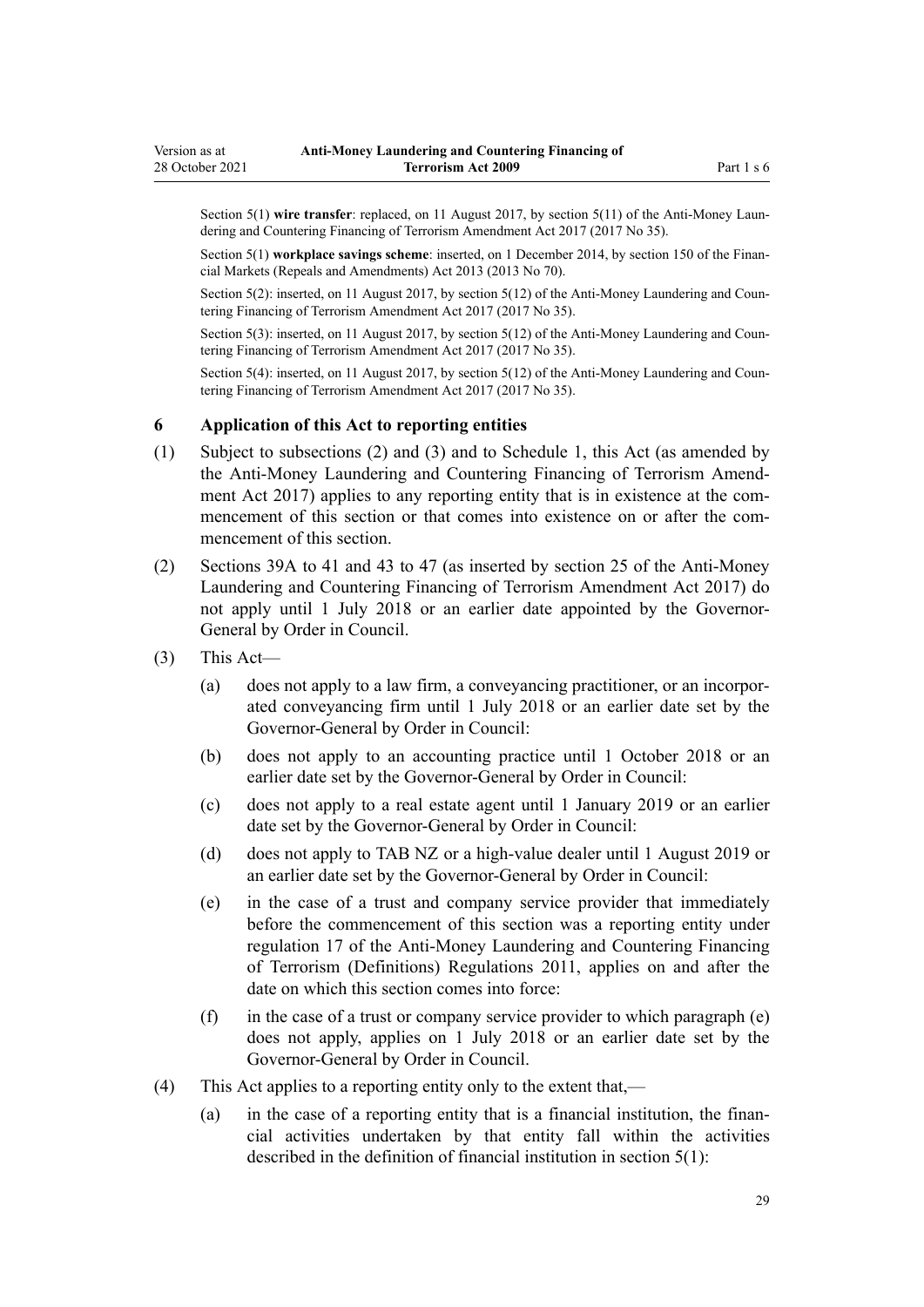Section 5(1) **wire transfer**: replaced, on 11 August 2017, by section 5(11) of the Anti-Money Laundering and Countering Financing of Terrorism Amendment Act 2017 (2017 No 35).

Section 5(1) **workplace savings scheme**: inserted, on 1 December 2014, by section 150 of the Financial Markets (Repeals and Amendments) Act 2013 (2013 No 70).

Section 5(2): inserted, on 11 August 2017, by section 5(12) of the Anti-Money Laundering and Countering Financing of Terrorism Amendment Act 2017 (2017 No 35).

Section 5(3): inserted, on 11 August 2017, by section 5(12) of the Anti-Money Laundering and Countering Financing of Terrorism Amendment Act 2017 (2017 No 35).

Section 5(4): inserted, on 11 August 2017, by section 5(12) of the Anti-Money Laundering and Countering Financing of Terrorism Amendment Act 2017 (2017 No 35).

### 6 Application of this Act to reporting entities

(1) Subject to subsections (2) and (3) and to Schedule 1, this Act (as amended by the Anti-Money Laundering and Countering Financing of Terrorism Amendment Act 2017) applies to any reporting entity that is in existence at the commencement of this section or that comes into existence on or after the commencement of this section.

(2) Sections 39A to 41 and 43 to 47 (as inserted by section 25 of the Anti-Money Laundering and Countering Financing of Terrorism Amendment Act 2017) do not apply until 1 July 2018 or an earlier date appointed by the Governor-General by Order in Council.

(3) This Act—

- (a) does not apply to a law firm, a conveyancing practitioner, or an incorporated conveyancing firm until 1 July 2018 or an earlier date set by the Governor-General by Order in Council:
- (b) does not apply to an accounting practice until 1 October 2018 or an earlier date set by the Governor-General by Order in Council:
- (c) does not apply to a real estate agent until 1 January 2019 or an earlier date set by the Governor-General by Order in Council:
- (d) does not apply to TAB NZ or a high-value dealer until 1 August 2019 or an earlier date set by the Governor-General by Order in Council:
- (e) in the case of a trust and company service provider that immediately before the commencement of this section was a reporting entity under regulation 17 of the Anti-Money Laundering and Countering Financing of Terrorism (Definitions) Regulations 2011, applies on and after the date on which this section comes into force:
- (f) in the case of a trust or company service provider to which paragraph (e) does not apply, applies on 1 July 2018 or an earlier date set by the Governor-General by Order in Council.

(4) This Act applies to a reporting entity only to the extent that,—

- (a) in the case of a reporting entity that is a financial institution, the financial activities undertaken by that entity fall within the activities described in the definition of financial institution in section 5(1):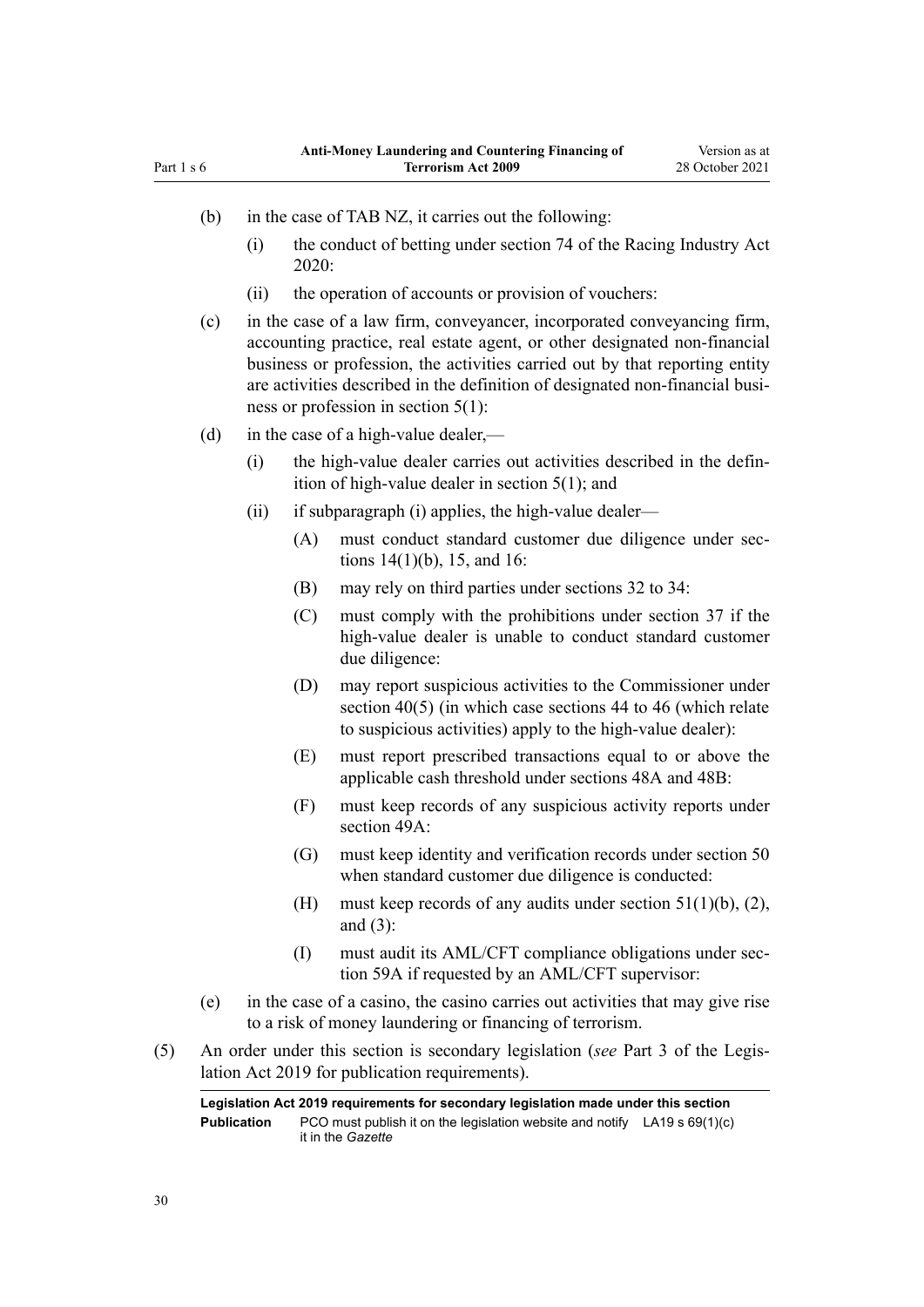(b) in the case of TAB NZ, it carries out the following:

  (i) the conduct of betting under section 74 of the Racing Industry Act 2020:

  (ii) the operation of accounts or provision of vouchers:

(c) in the case of a law firm, conveyancer, incorporated conveyancing firm, accounting practice, real estate agent, or other designated non-financial business or profession, the activities carried out by that reporting entity are activities described in the definition of designated non-financial business or profession in section 5(1):

(d) in the case of a high-value dealer,—

  (i) the high-value dealer carries out activities described in the definition of high-value dealer in section 5(1); and

  (ii) if subparagraph (i) applies, the high-value dealer—

    (A) must conduct standard customer due diligence under sections 14(1)(b), 15, and 16:

    (B) may rely on third parties under sections 32 to 34:

    (C) must comply with the prohibitions under section 37 if the high-value dealer is unable to conduct standard customer due diligence:

    (D) may report suspicious activities to the Commissioner under section 40(5) (in which case sections 44 to 46 (which relate to suspicious activities) apply to the high-value dealer):

    (E) must report prescribed transactions equal to or above the applicable cash threshold under sections 48A and 48B:

    (F) must keep records of any suspicious activity reports under section 49A:

    (G) must keep identity and verification records under section 50 when standard customer due diligence is conducted:

    (H) must keep records of any audits under section 51(1)(b), (2), and (3):

    (I) must audit its AML/CFT compliance obligations under section 59A if requested by an AML/CFT supervisor:

(e) in the case of a casino, the casino carries out activities that may give rise to a risk of money laundering or financing of terrorism.

(5) An order under this section is secondary legislation (*see* Part 3 of the Legislation Act 2019 for publication requirements).

**Legislation Act 2019 requirements for secondary legislation made under this section**

| | | |
|---|---|---|
| **Publication** | PCO must publish it on the legislation website and notify it in the *Gazette* | LA19 s 69(1)(c) |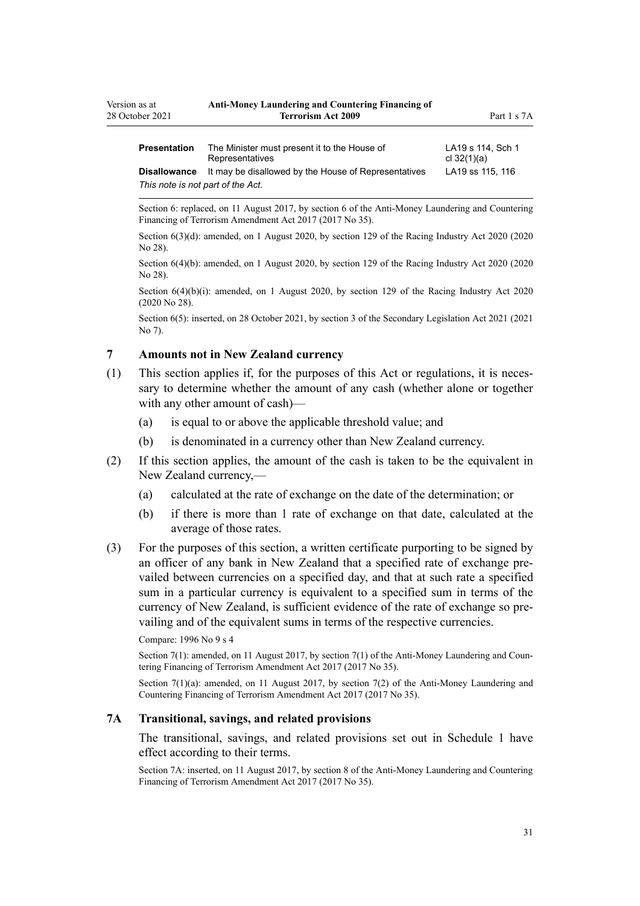| | | |
|---|---|---|
| **Presentation** | The Minister must present it to the House of Representatives | LA19 s 114, Sch 1 cl 32(1)(a) |
| **Disallowance** | It may be disallowed by the House of Representatives | LA19 ss 115, 116 |

*This note is not part of the Act.*

Section 6: replaced, on 11 August 2017, by section 6 of the Anti-Money Laundering and Countering Financing of Terrorism Amendment Act 2017 (2017 No 35).

Section 6(3)(d): amended, on 1 August 2020, by section 129 of the Racing Industry Act 2020 (2020 No 28).

Section 6(4)(b): amended, on 1 August 2020, by section 129 of the Racing Industry Act 2020 (2020 No 28).

Section 6(4)(b)(i): amended, on 1 August 2020, by section 129 of the Racing Industry Act 2020 (2020 No 28).

Section 6(5): inserted, on 28 October 2021, by section 3 of the Secondary Legislation Act 2021 (2021 No 7).

### 7 Amounts not in New Zealand currency

(1) This section applies if, for the purposes of this Act or regulations, it is necessary to determine whether the amount of any cash (whether alone or together with any other amount of cash)—

(a) is equal to or above the applicable threshold value; and

(b) is denominated in a currency other than New Zealand currency.

(2) If this section applies, the amount of the cash is taken to be the equivalent in New Zealand currency,—

(a) calculated at the rate of exchange on the date of the determination; or

(b) if there is more than 1 rate of exchange on that date, calculated at the average of those rates.

(3) For the purposes of this section, a written certificate purporting to be signed by an officer of any bank in New Zealand that a specified rate of exchange prevailed between currencies on a specified day, and that at such rate a specified sum in a particular currency is equivalent to a specified sum in terms of the currency of New Zealand, is sufficient evidence of the rate of exchange so prevailing and of the equivalent sums in terms of the respective currencies.

Compare: 1996 No 9 s 4

Section 7(1): amended, on 11 August 2017, by section 7(1) of the Anti-Money Laundering and Countering Financing of Terrorism Amendment Act 2017 (2017 No 35).

Section 7(1)(a): amended, on 11 August 2017, by section 7(2) of the Anti-Money Laundering and Countering Financing of Terrorism Amendment Act 2017 (2017 No 35).

### 7A Transitional, savings, and related provisions

The transitional, savings, and related provisions set out in Schedule 1 have effect according to their terms.

Section 7A: inserted, on 11 August 2017, by section 8 of the Anti-Money Laundering and Countering Financing of Terrorism Amendment Act 2017 (2017 No 35).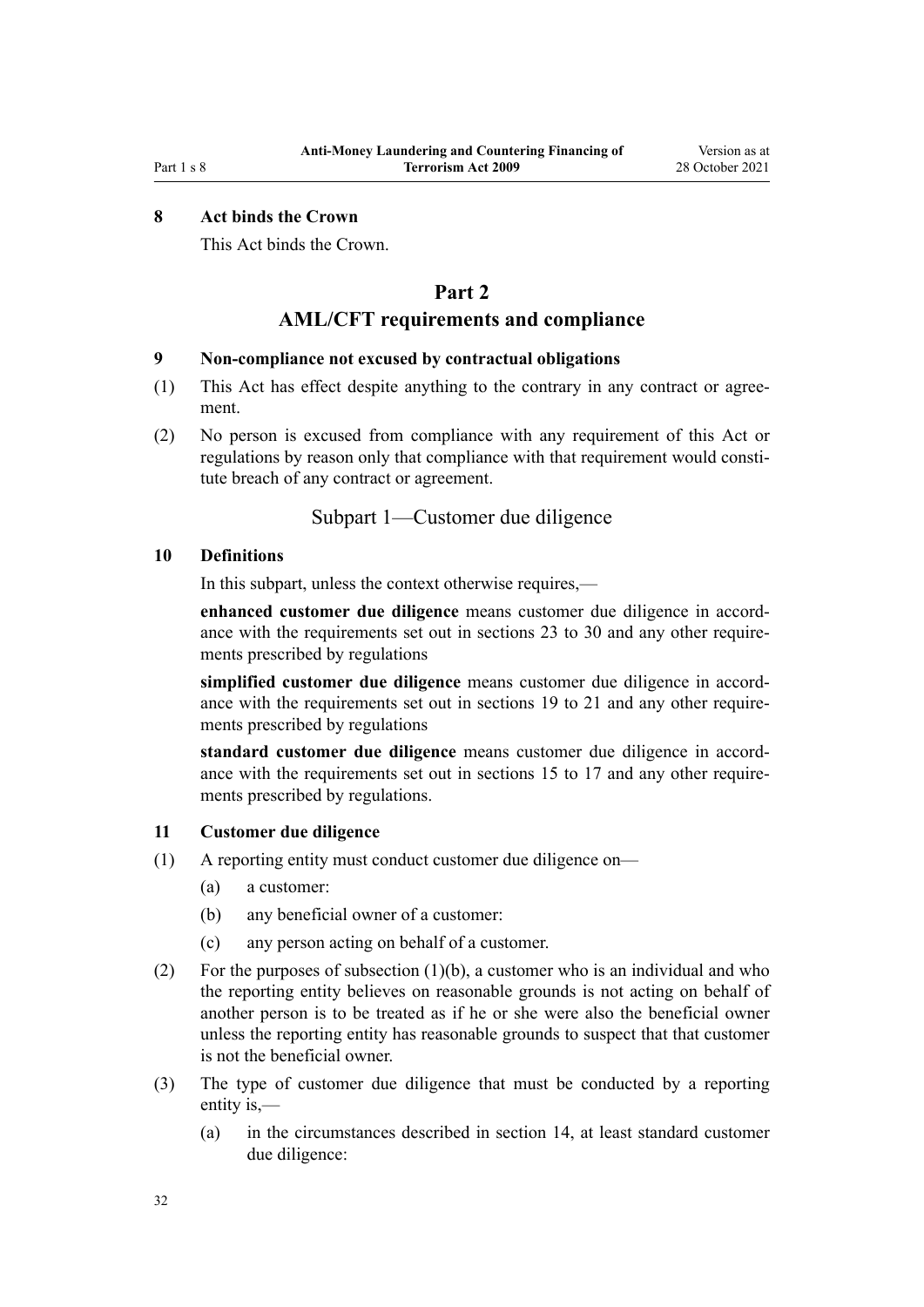### 8 Act binds the Crown

This Act binds the Crown.

# Part 2
## AML/CFT requirements and compliance

### 9 Non-compliance not excused by contractual obligations

(1) This Act has effect despite anything to the contrary in any contract or agreement.

(2) No person is excused from compliance with any requirement of this Act or regulations by reason only that compliance with that requirement would constitute breach of any contract or agreement.

## Subpart 1—Customer due diligence

### 10 Definitions

In this subpart, unless the context otherwise requires,—

**enhanced customer due diligence** means customer due diligence in accordance with the requirements set out in sections 23 to 30 and any other requirements prescribed by regulations

**simplified customer due diligence** means customer due diligence in accordance with the requirements set out in sections 19 to 21 and any other requirements prescribed by regulations

**standard customer due diligence** means customer due diligence in accordance with the requirements set out in sections 15 to 17 and any other requirements prescribed by regulations.

### 11 Customer due diligence

(1) A reporting entity must conduct customer due diligence on—

- (a) a customer:
- (b) any beneficial owner of a customer:
- (c) any person acting on behalf of a customer.

(2) For the purposes of subsection (1)(b), a customer who is an individual and who the reporting entity believes on reasonable grounds is not acting on behalf of another person is to be treated as if he or she were also the beneficial owner unless the reporting entity has reasonable grounds to suspect that that customer is not the beneficial owner.

(3) The type of customer due diligence that must be conducted by a reporting entity is,—

- (a) in the circumstances described in section 14, at least standard customer due diligence: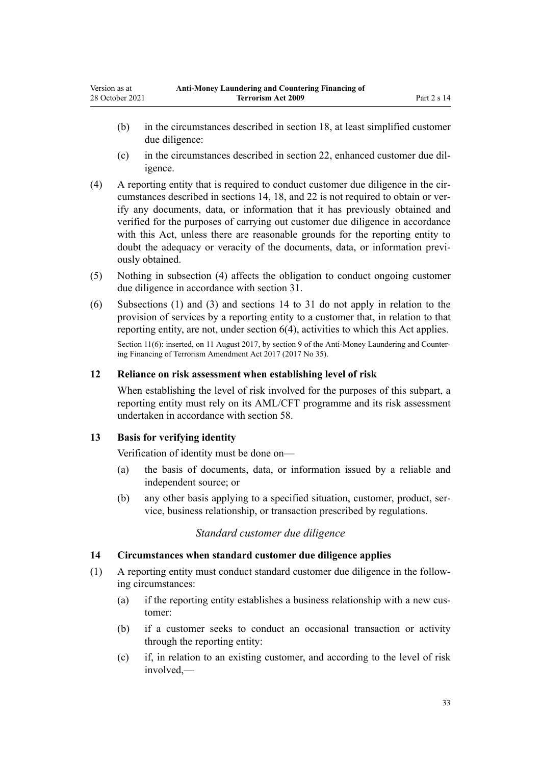- (b) in the circumstances described in section 18, at least simplified customer due diligence:
- (c) in the circumstances described in section 22, enhanced customer due diligence.

(4) A reporting entity that is required to conduct customer due diligence in the circumstances described in sections 14, 18, and 22 is not required to obtain or verify any documents, data, or information that it has previously obtained and verified for the purposes of carrying out customer due diligence in accordance with this Act, unless there are reasonable grounds for the reporting entity to doubt the adequacy or veracity of the documents, data, or information previously obtained.

(5) Nothing in subsection (4) affects the obligation to conduct ongoing customer due diligence in accordance with section 31.

(6) Subsections (1) and (3) and sections 14 to 31 do not apply in relation to the provision of services by a reporting entity to a customer that, in relation to that reporting entity, are not, under section 6(4), activities to which this Act applies.

Section 11(6): inserted, on 11 August 2017, by section 9 of the Anti-Money Laundering and Countering Financing of Terrorism Amendment Act 2017 (2017 No 35).

### 12 Reliance on risk assessment when establishing level of risk

When establishing the level of risk involved for the purposes of this subpart, a reporting entity must rely on its AML/CFT programme and its risk assessment undertaken in accordance with section 58.

### 13 Basis for verifying identity

Verification of identity must be done on—

- (a) the basis of documents, data, or information issued by a reliable and independent source; or
- (b) any other basis applying to a specified situation, customer, product, service, business relationship, or transaction prescribed by regulations.

*Standard customer due diligence*

### 14 Circumstances when standard customer due diligence applies

(1) A reporting entity must conduct standard customer due diligence in the following circumstances:

- (a) if the reporting entity establishes a business relationship with a new customer:
- (b) if a customer seeks to conduct an occasional transaction or activity through the reporting entity:
- (c) if, in relation to an existing customer, and according to the level of risk involved,—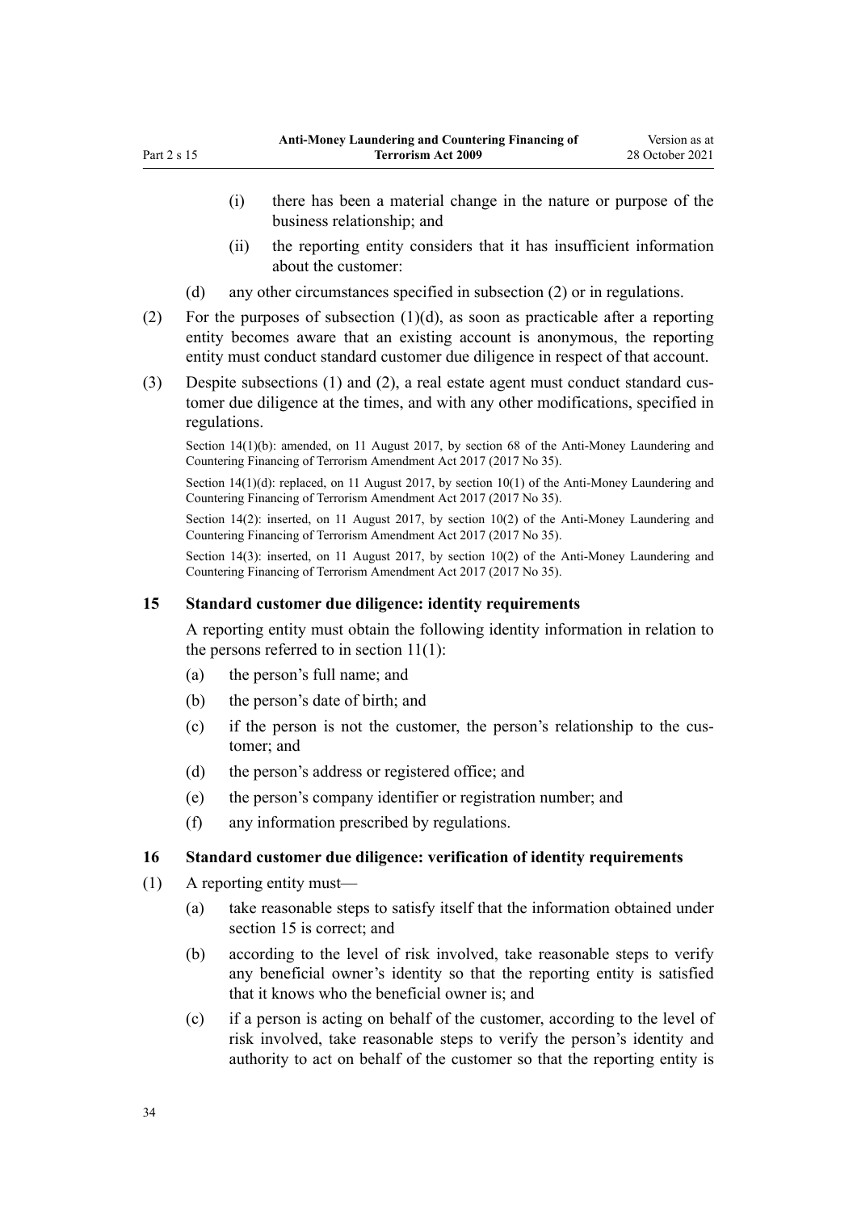(i) there has been a material change in the nature or purpose of the business relationship; and

(ii) the reporting entity considers that it has insufficient information about the customer:

(d) any other circumstances specified in subsection (2) or in regulations.

(2) For the purposes of subsection (1)(d), as soon as practicable after a reporting entity becomes aware that an existing account is anonymous, the reporting entity must conduct standard customer due diligence in respect of that account.

(3) Despite subsections (1) and (2), a real estate agent must conduct standard customer due diligence at the times, and with any other modifications, specified in regulations.

Section 14(1)(b): amended, on 11 August 2017, by section 68 of the Anti-Money Laundering and Countering Financing of Terrorism Amendment Act 2017 (2017 No 35).

Section 14(1)(d): replaced, on 11 August 2017, by section 10(1) of the Anti-Money Laundering and Countering Financing of Terrorism Amendment Act 2017 (2017 No 35).

Section 14(2): inserted, on 11 August 2017, by section 10(2) of the Anti-Money Laundering and Countering Financing of Terrorism Amendment Act 2017 (2017 No 35).

Section 14(3): inserted, on 11 August 2017, by section 10(2) of the Anti-Money Laundering and Countering Financing of Terrorism Amendment Act 2017 (2017 No 35).

### 15 Standard customer due diligence: identity requirements

A reporting entity must obtain the following identity information in relation to the persons referred to in section 11(1):

(a) the person's full name; and

(b) the person's date of birth; and

(c) if the person is not the customer, the person's relationship to the customer; and

(d) the person's address or registered office; and

(e) the person's company identifier or registration number; and

(f) any information prescribed by regulations.

### 16 Standard customer due diligence: verification of identity requirements

(1) A reporting entity must—

(a) take reasonable steps to satisfy itself that the information obtained under section 15 is correct; and

(b) according to the level of risk involved, take reasonable steps to verify any beneficial owner's identity so that the reporting entity is satisfied that it knows who the beneficial owner is; and

(c) if a person is acting on behalf of the customer, according to the level of risk involved, take reasonable steps to verify the person's identity and authority to act on behalf of the customer so that the reporting entity is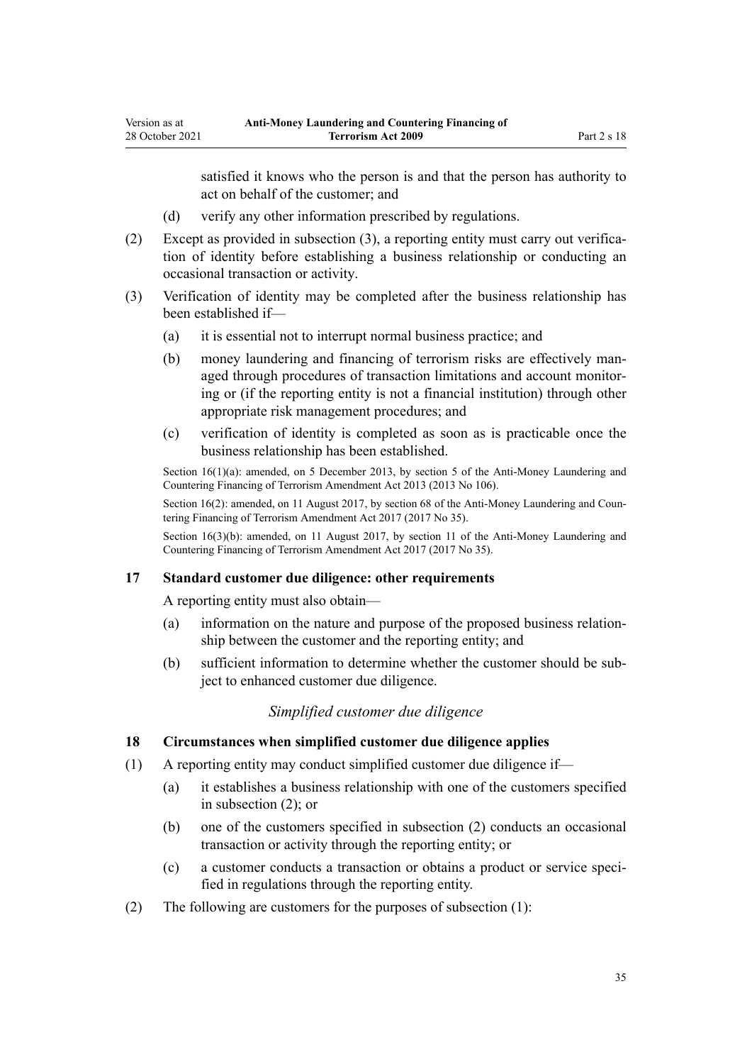satisfied it knows who the person is and that the person has authority to act on behalf of the customer; and

(d) verify any other information prescribed by regulations.

(2) Except as provided in subsection (3), a reporting entity must carry out verification of identity before establishing a business relationship or conducting an occasional transaction or activity.

(3) Verification of identity may be completed after the business relationship has been established if—

(a) it is essential not to interrupt normal business practice; and

(b) money laundering and financing of terrorism risks are effectively managed through procedures of transaction limitations and account monitoring or (if the reporting entity is not a financial institution) through other appropriate risk management procedures; and

(c) verification of identity is completed as soon as is practicable once the business relationship has been established.

Section 16(1)(a): amended, on 5 December 2013, by section 5 of the Anti-Money Laundering and Countering Financing of Terrorism Amendment Act 2013 (2013 No 106).

Section 16(2): amended, on 11 August 2017, by section 68 of the Anti-Money Laundering and Countering Financing of Terrorism Amendment Act 2017 (2017 No 35).

Section 16(3)(b): amended, on 11 August 2017, by section 11 of the Anti-Money Laundering and Countering Financing of Terrorism Amendment Act 2017 (2017 No 35).

### 17 Standard customer due diligence: other requirements

A reporting entity must also obtain—

(a) information on the nature and purpose of the proposed business relationship between the customer and the reporting entity; and

(b) sufficient information to determine whether the customer should be subject to enhanced customer due diligence.

*Simplified customer due diligence*

### 18 Circumstances when simplified customer due diligence applies

(1) A reporting entity may conduct simplified customer due diligence if—

(a) it establishes a business relationship with one of the customers specified in subsection (2); or

(b) one of the customers specified in subsection (2) conducts an occasional transaction or activity through the reporting entity; or

(c) a customer conducts a transaction or obtains a product or service specified in regulations through the reporting entity.

(2) The following are customers for the purposes of subsection (1):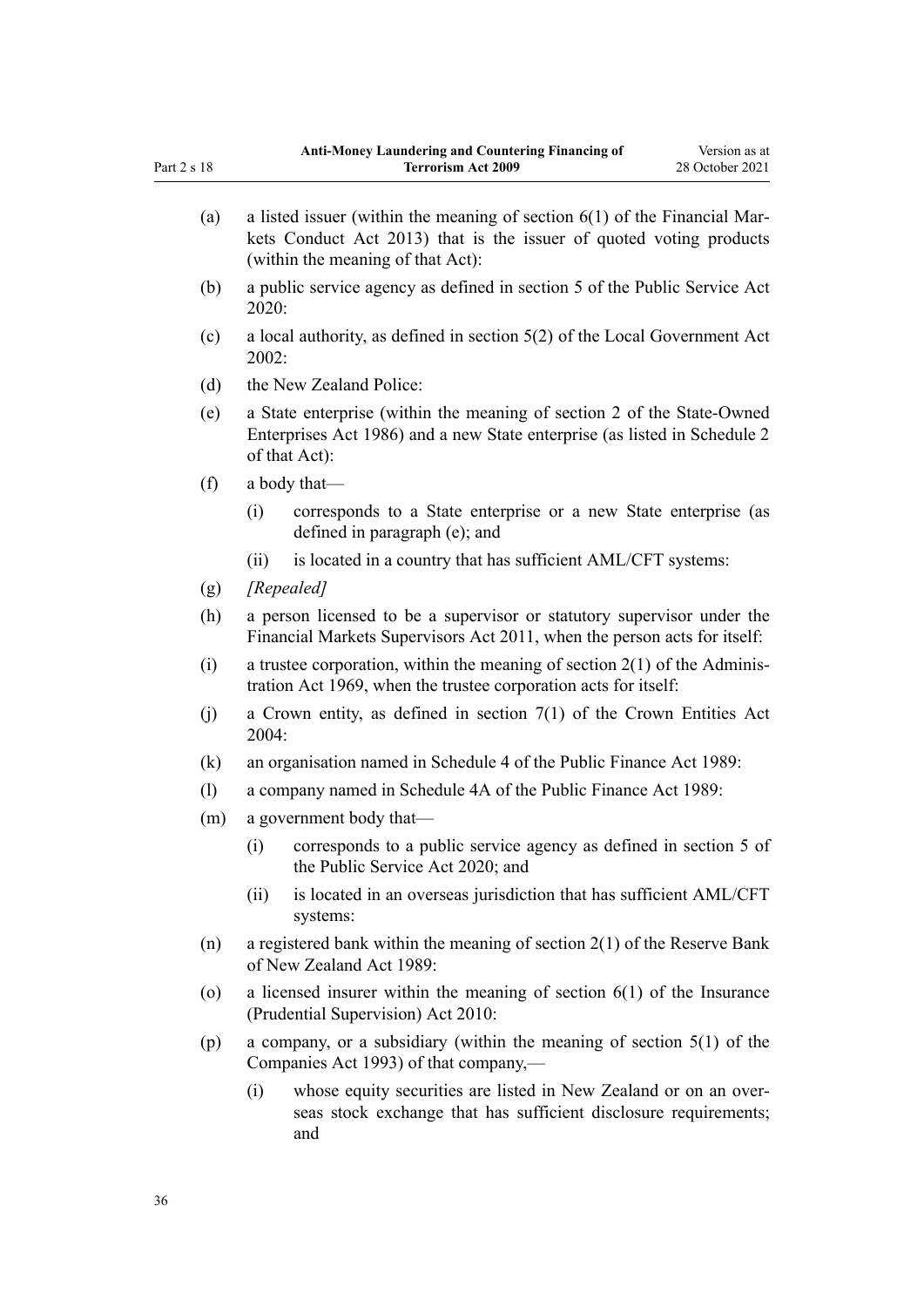(a) a listed issuer (within the meaning of section 6(1) of the Financial Markets Conduct Act 2013) that is the issuer of quoted voting products (within the meaning of that Act):

(b) a public service agency as defined in section 5 of the Public Service Act 2020:

(c) a local authority, as defined in section 5(2) of the Local Government Act 2002:

(d) the New Zealand Police:

(e) a State enterprise (within the meaning of section 2 of the State-Owned Enterprises Act 1986) and a new State enterprise (as listed in Schedule 2 of that Act):

(f) a body that—

- (i) corresponds to a State enterprise or a new State enterprise (as defined in paragraph (e); and
- (ii) is located in a country that has sufficient AML/CFT systems:

(g) *[Repealed]*

(h) a person licensed to be a supervisor or statutory supervisor under the Financial Markets Supervisors Act 2011, when the person acts for itself:

(i) a trustee corporation, within the meaning of section 2(1) of the Administration Act 1969, when the trustee corporation acts for itself:

(j) a Crown entity, as defined in section 7(1) of the Crown Entities Act 2004:

(k) an organisation named in Schedule 4 of the Public Finance Act 1989:

(l) a company named in Schedule 4A of the Public Finance Act 1989:

(m) a government body that—

- (i) corresponds to a public service agency as defined in section 5 of the Public Service Act 2020; and
- (ii) is located in an overseas jurisdiction that has sufficient AML/CFT systems:

(n) a registered bank within the meaning of section 2(1) of the Reserve Bank of New Zealand Act 1989:

(o) a licensed insurer within the meaning of section 6(1) of the Insurance (Prudential Supervision) Act 2010:

(p) a company, or a subsidiary (within the meaning of section 5(1) of the Companies Act 1993) of that company,—

- (i) whose equity securities are listed in New Zealand or on an overseas stock exchange that has sufficient disclosure requirements; and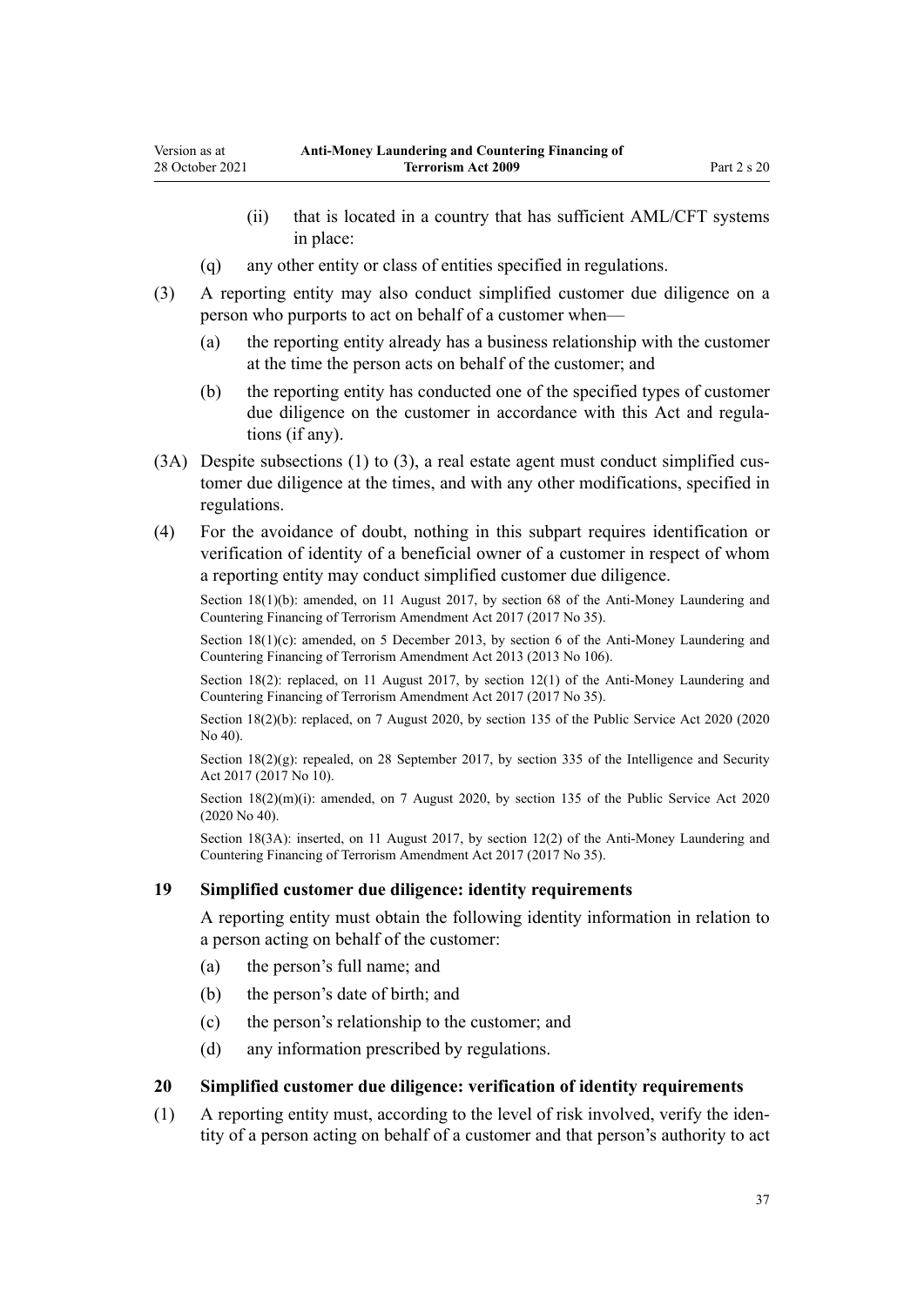(ii) that is located in a country that has sufficient AML/CFT systems in place:

(q) any other entity or class of entities specified in regulations.

(3) A reporting entity may also conduct simplified customer due diligence on a person who purports to act on behalf of a customer when—

(a) the reporting entity already has a business relationship with the customer at the time the person acts on behalf of the customer; and

(b) the reporting entity has conducted one of the specified types of customer due diligence on the customer in accordance with this Act and regulations (if any).

(3A) Despite subsections (1) to (3), a real estate agent must conduct simplified customer due diligence at the times, and with any other modifications, specified in regulations.

(4) For the avoidance of doubt, nothing in this subpart requires identification or verification of identity of a beneficial owner of a customer in respect of whom a reporting entity may conduct simplified customer due diligence.

Section 18(1)(b): amended, on 11 August 2017, by section 68 of the Anti-Money Laundering and Countering Financing of Terrorism Amendment Act 2017 (2017 No 35).

Section 18(1)(c): amended, on 5 December 2013, by section 6 of the Anti-Money Laundering and Countering Financing of Terrorism Amendment Act 2013 (2013 No 106).

Section 18(2): replaced, on 11 August 2017, by section 12(1) of the Anti-Money Laundering and Countering Financing of Terrorism Amendment Act 2017 (2017 No 35).

Section 18(2)(b): replaced, on 7 August 2020, by section 135 of the Public Service Act 2020 (2020 No 40).

Section 18(2)(g): repealed, on 28 September 2017, by section 335 of the Intelligence and Security Act 2017 (2017 No 10).

Section 18(2)(m)(i): amended, on 7 August 2020, by section 135 of the Public Service Act 2020 (2020 No 40).

Section 18(3A): inserted, on 11 August 2017, by section 12(2) of the Anti-Money Laundering and Countering Financing of Terrorism Amendment Act 2017 (2017 No 35).

### 19 Simplified customer due diligence: identity requirements

A reporting entity must obtain the following identity information in relation to a person acting on behalf of the customer:

(a) the person's full name; and

(b) the person's date of birth; and

(c) the person's relationship to the customer; and

(d) any information prescribed by regulations.

### 20 Simplified customer due diligence: verification of identity requirements

(1) A reporting entity must, according to the level of risk involved, verify the identity of a person acting on behalf of a customer and that person's authority to act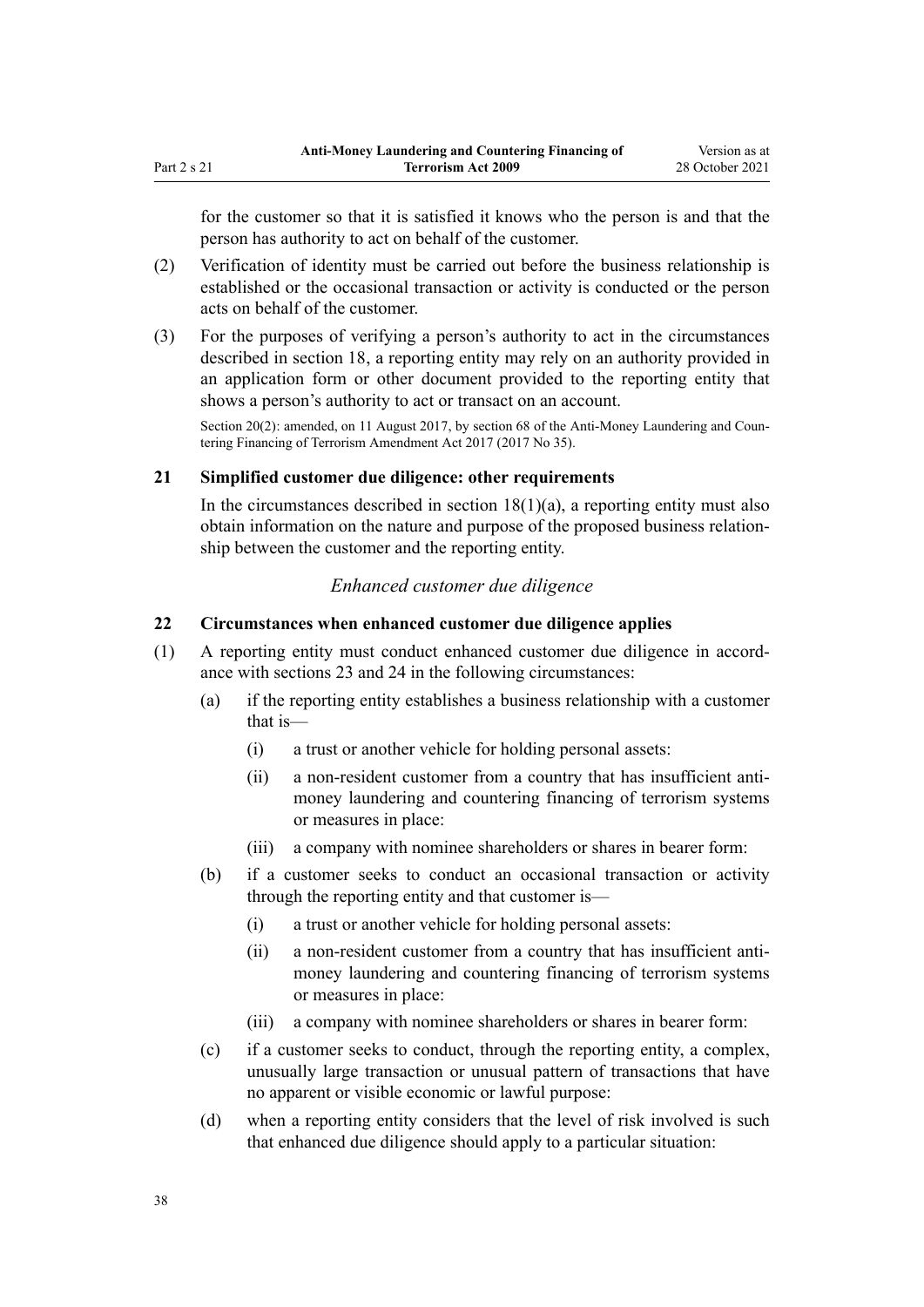for the customer so that it is satisfied it knows who the person is and that the person has authority to act on behalf of the customer.

(2) Verification of identity must be carried out before the business relationship is established or the occasional transaction or activity is conducted or the person acts on behalf of the customer.

(3) For the purposes of verifying a person's authority to act in the circumstances described in section 18, a reporting entity may rely on an authority provided in an application form or other document provided to the reporting entity that shows a person's authority to act or transact on an account.

Section 20(2): amended, on 11 August 2017, by section 68 of the Anti-Money Laundering and Countering Financing of Terrorism Amendment Act 2017 (2017 No 35).

### 21 Simplified customer due diligence: other requirements

In the circumstances described in section 18(1)(a), a reporting entity must also obtain information on the nature and purpose of the proposed business relationship between the customer and the reporting entity.

## *Enhanced customer due diligence*

### 22 Circumstances when enhanced customer due diligence applies

(1) A reporting entity must conduct enhanced customer due diligence in accordance with sections 23 and 24 in the following circumstances:

- (a) if the reporting entity establishes a business relationship with a customer that is—
  - (i) a trust or another vehicle for holding personal assets:
  - (ii) a non-resident customer from a country that has insufficient anti-money laundering and countering financing of terrorism systems or measures in place:
  - (iii) a company with nominee shareholders or shares in bearer form:
- (b) if a customer seeks to conduct an occasional transaction or activity through the reporting entity and that customer is—
  - (i) a trust or another vehicle for holding personal assets:
  - (ii) a non-resident customer from a country that has insufficient anti-money laundering and countering financing of terrorism systems or measures in place:
  - (iii) a company with nominee shareholders or shares in bearer form:
- (c) if a customer seeks to conduct, through the reporting entity, a complex, unusually large transaction or unusual pattern of transactions that have no apparent or visible economic or lawful purpose:
- (d) when a reporting entity considers that the level of risk involved is such that enhanced due diligence should apply to a particular situation: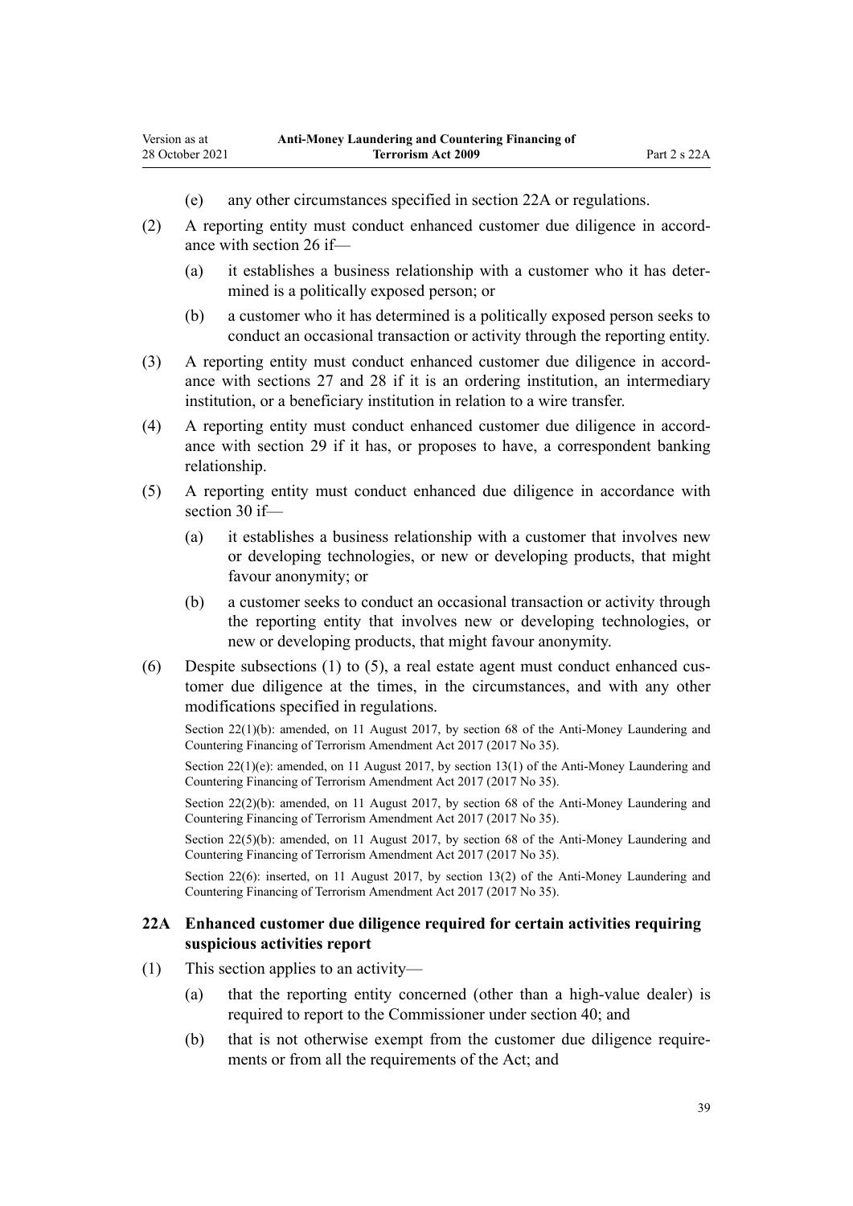(e) any other circumstances specified in section 22A or regulations.

(2) A reporting entity must conduct enhanced customer due diligence in accordance with section 26 if—

(a) it establishes a business relationship with a customer who it has determined is a politically exposed person; or

(b) a customer who it has determined is a politically exposed person seeks to conduct an occasional transaction or activity through the reporting entity.

(3) A reporting entity must conduct enhanced customer due diligence in accordance with sections 27 and 28 if it is an ordering institution, an intermediary institution, or a beneficiary institution in relation to a wire transfer.

(4) A reporting entity must conduct enhanced customer due diligence in accordance with section 29 if it has, or proposes to have, a correspondent banking relationship.

(5) A reporting entity must conduct enhanced due diligence in accordance with section 30 if—

(a) it establishes a business relationship with a customer that involves new or developing technologies, or new or developing products, that might favour anonymity; or

(b) a customer seeks to conduct an occasional transaction or activity through the reporting entity that involves new or developing technologies, or new or developing products, that might favour anonymity.

(6) Despite subsections (1) to (5), a real estate agent must conduct enhanced customer due diligence at the times, in the circumstances, and with any other modifications specified in regulations.

Section 22(1)(b): amended, on 11 August 2017, by section 68 of the Anti-Money Laundering and Countering Financing of Terrorism Amendment Act 2017 (2017 No 35).

Section 22(1)(e): amended, on 11 August 2017, by section 13(1) of the Anti-Money Laundering and Countering Financing of Terrorism Amendment Act 2017 (2017 No 35).

Section 22(2)(b): amended, on 11 August 2017, by section 68 of the Anti-Money Laundering and Countering Financing of Terrorism Amendment Act 2017 (2017 No 35).

Section 22(5)(b): amended, on 11 August 2017, by section 68 of the Anti-Money Laundering and Countering Financing of Terrorism Amendment Act 2017 (2017 No 35).

Section 22(6): inserted, on 11 August 2017, by section 13(2) of the Anti-Money Laundering and Countering Financing of Terrorism Amendment Act 2017 (2017 No 35).

### 22A Enhanced customer due diligence required for certain activities requiring suspicious activities report

(1) This section applies to an activity—

(a) that the reporting entity concerned (other than a high-value dealer) is required to report to the Commissioner under section 40; and

(b) that is not otherwise exempt from the customer due diligence requirements or from all the requirements of the Act; and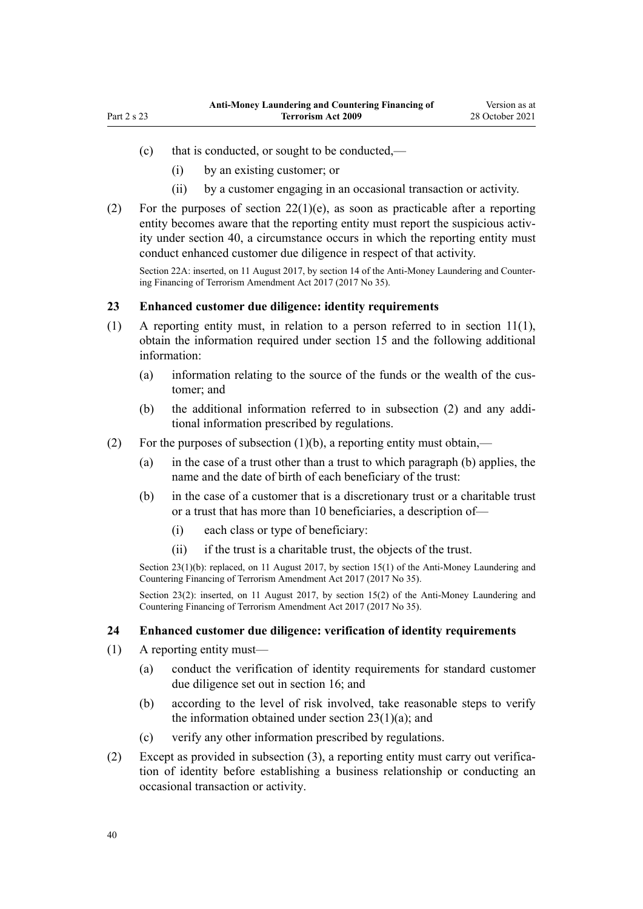(c) that is conducted, or sought to be conducted,—

  (i) by an existing customer; or

  (ii) by a customer engaging in an occasional transaction or activity.

(2) For the purposes of section 22(1)(e), as soon as practicable after a reporting entity becomes aware that the reporting entity must report the suspicious activity under section 40, a circumstance occurs in which the reporting entity must conduct enhanced customer due diligence in respect of that activity.

Section 22A: inserted, on 11 August 2017, by section 14 of the Anti-Money Laundering and Countering Financing of Terrorism Amendment Act 2017 (2017 No 35).

### 23 Enhanced customer due diligence: identity requirements

(1) A reporting entity must, in relation to a person referred to in section 11(1), obtain the information required under section 15 and the following additional information:

  (a) information relating to the source of the funds or the wealth of the customer; and

  (b) the additional information referred to in subsection (2) and any additional information prescribed by regulations.

(2) For the purposes of subsection (1)(b), a reporting entity must obtain,—

  (a) in the case of a trust other than a trust to which paragraph (b) applies, the name and the date of birth of each beneficiary of the trust:

  (b) in the case of a customer that is a discretionary trust or a charitable trust or a trust that has more than 10 beneficiaries, a description of—

    (i) each class or type of beneficiary:

    (ii) if the trust is a charitable trust, the objects of the trust.

Section 23(1)(b): replaced, on 11 August 2017, by section 15(1) of the Anti-Money Laundering and Countering Financing of Terrorism Amendment Act 2017 (2017 No 35).

Section 23(2): inserted, on 11 August 2017, by section 15(2) of the Anti-Money Laundering and Countering Financing of Terrorism Amendment Act 2017 (2017 No 35).

### 24 Enhanced customer due diligence: verification of identity requirements

(1) A reporting entity must—

  (a) conduct the verification of identity requirements for standard customer due diligence set out in section 16; and

  (b) according to the level of risk involved, take reasonable steps to verify the information obtained under section 23(1)(a); and

  (c) verify any other information prescribed by regulations.

(2) Except as provided in subsection (3), a reporting entity must carry out verification of identity before establishing a business relationship or conducting an occasional transaction or activity.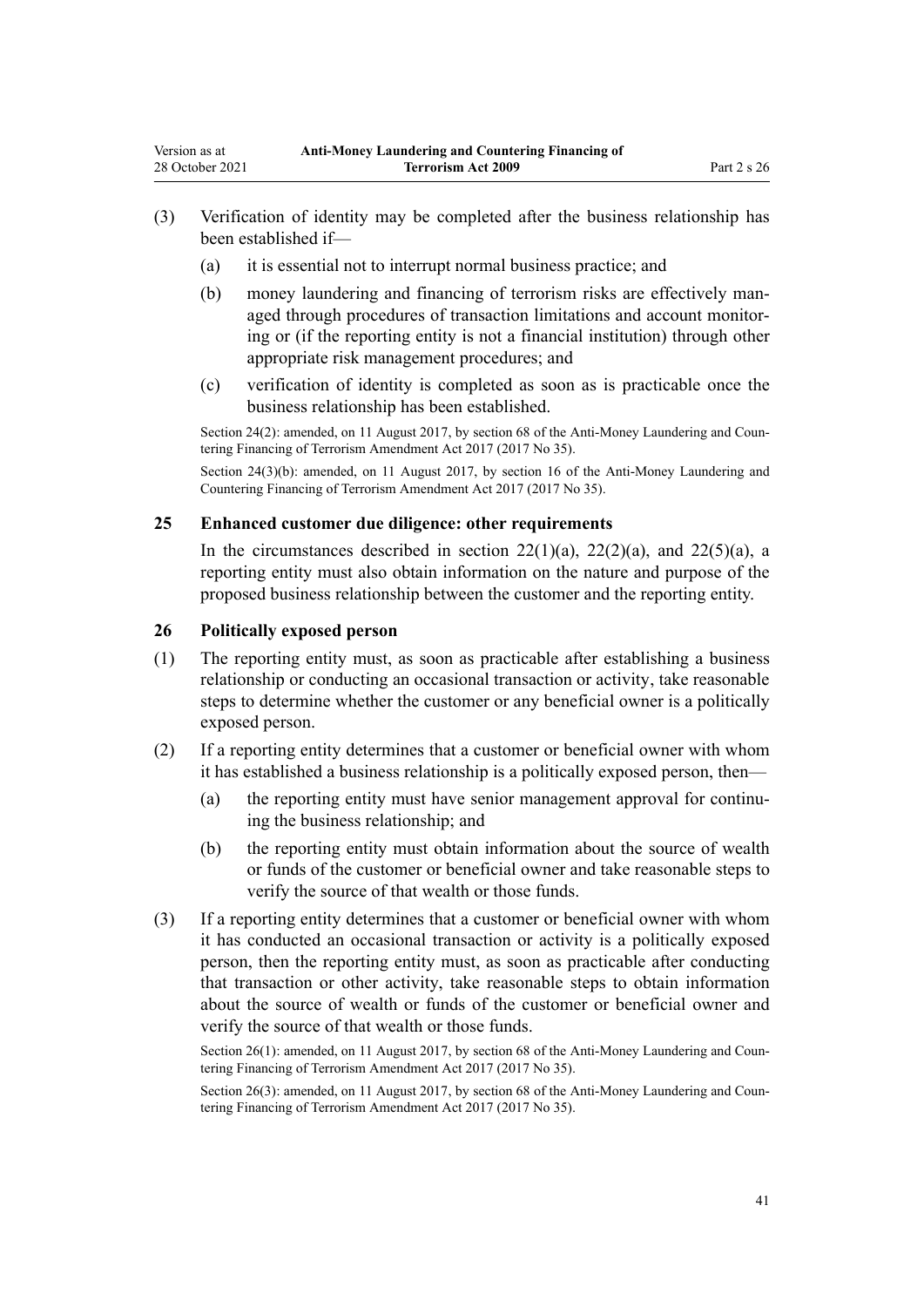(3) Verification of identity may be completed after the business relationship has been established if—

  (a) it is essential not to interrupt normal business practice; and

  (b) money laundering and financing of terrorism risks are effectively managed through procedures of transaction limitations and account monitoring or (if the reporting entity is not a financial institution) through other appropriate risk management procedures; and

  (c) verification of identity is completed as soon as is practicable once the business relationship has been established.

Section 24(2): amended, on 11 August 2017, by section 68 of the Anti-Money Laundering and Countering Financing of Terrorism Amendment Act 2017 (2017 No 35).

Section 24(3)(b): amended, on 11 August 2017, by section 16 of the Anti-Money Laundering and Countering Financing of Terrorism Amendment Act 2017 (2017 No 35).

### 25 Enhanced customer due diligence: other requirements

In the circumstances described in section 22(1)(a), 22(2)(a), and 22(5)(a), a reporting entity must also obtain information on the nature and purpose of the proposed business relationship between the customer and the reporting entity.

### 26 Politically exposed person

(1) The reporting entity must, as soon as practicable after establishing a business relationship or conducting an occasional transaction or activity, take reasonable steps to determine whether the customer or any beneficial owner is a politically exposed person.

(2) If a reporting entity determines that a customer or beneficial owner with whom it has established a business relationship is a politically exposed person, then—

  (a) the reporting entity must have senior management approval for continuing the business relationship; and

  (b) the reporting entity must obtain information about the source of wealth or funds of the customer or beneficial owner and take reasonable steps to verify the source of that wealth or those funds.

(3) If a reporting entity determines that a customer or beneficial owner with whom it has conducted an occasional transaction or activity is a politically exposed person, then the reporting entity must, as soon as practicable after conducting that transaction or other activity, take reasonable steps to obtain information about the source of wealth or funds of the customer or beneficial owner and verify the source of that wealth or those funds.

Section 26(1): amended, on 11 August 2017, by section 68 of the Anti-Money Laundering and Countering Financing of Terrorism Amendment Act 2017 (2017 No 35).

Section 26(3): amended, on 11 August 2017, by section 68 of the Anti-Money Laundering and Countering Financing of Terrorism Amendment Act 2017 (2017 No 35).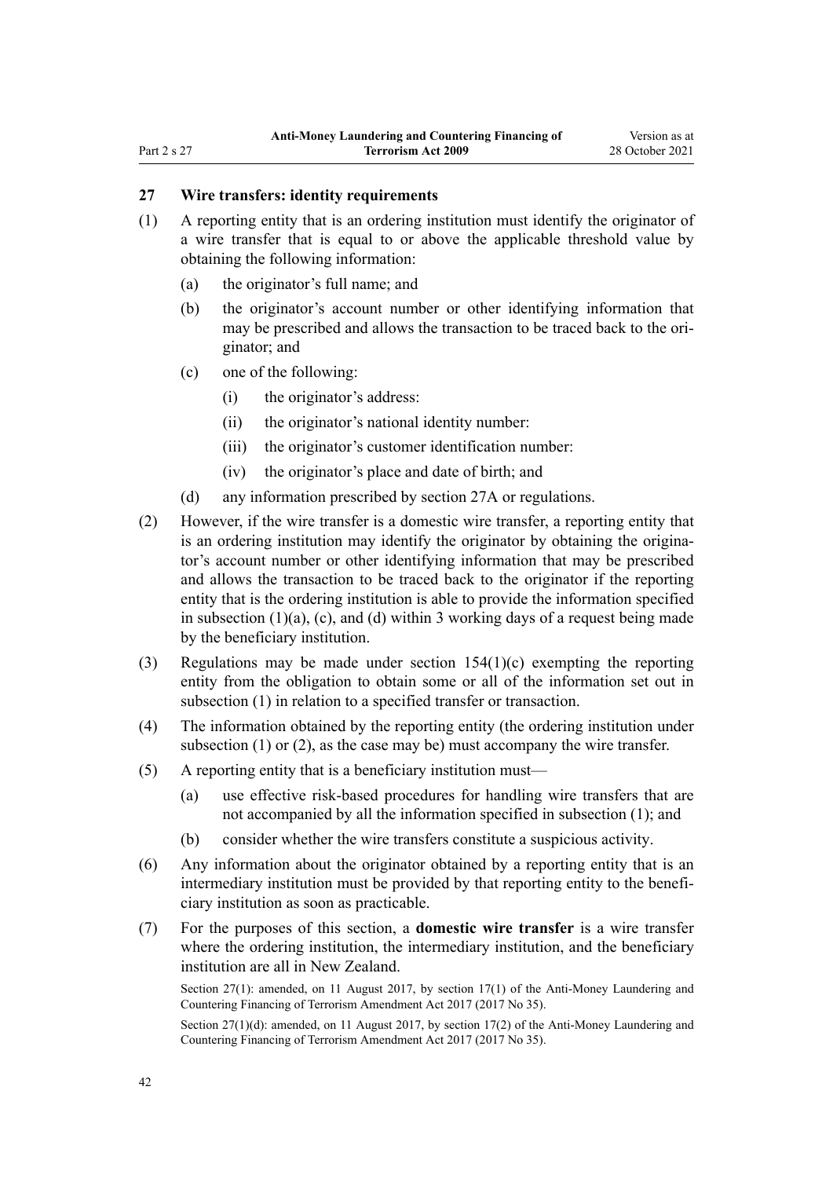### 27 Wire transfers: identity requirements

(1) A reporting entity that is an ordering institution must identify the originator of a wire transfer that is equal to or above the applicable threshold value by obtaining the following information:

- (a) the originator's full name; and
- (b) the originator's account number or other identifying information that may be prescribed and allows the transaction to be traced back to the originator; and
- (c) one of the following:
  - (i) the originator's address:
  - (ii) the originator's national identity number:
  - (iii) the originator's customer identification number:
  - (iv) the originator's place and date of birth; and
- (d) any information prescribed by section 27A or regulations.

(2) However, if the wire transfer is a domestic wire transfer, a reporting entity that is an ordering institution may identify the originator by obtaining the originator's account number or other identifying information that may be prescribed and allows the transaction to be traced back to the originator if the reporting entity that is the ordering institution is able to provide the information specified in subsection (1)(a), (c), and (d) within 3 working days of a request being made by the beneficiary institution.

(3) Regulations may be made under section 154(1)(c) exempting the reporting entity from the obligation to obtain some or all of the information set out in subsection (1) in relation to a specified transfer or transaction.

(4) The information obtained by the reporting entity (the ordering institution under subsection (1) or (2), as the case may be) must accompany the wire transfer.

(5) A reporting entity that is a beneficiary institution must—

- (a) use effective risk-based procedures for handling wire transfers that are not accompanied by all the information specified in subsection (1); and
- (b) consider whether the wire transfers constitute a suspicious activity.

(6) Any information about the originator obtained by a reporting entity that is an intermediary institution must be provided by that reporting entity to the beneficiary institution as soon as practicable.

(7) For the purposes of this section, a **domestic wire transfer** is a wire transfer where the ordering institution, the intermediary institution, and the beneficiary institution are all in New Zealand.

Section 27(1): amended, on 11 August 2017, by section 17(1) of the Anti-Money Laundering and Countering Financing of Terrorism Amendment Act 2017 (2017 No 35).

Section 27(1)(d): amended, on 11 August 2017, by section 17(2) of the Anti-Money Laundering and Countering Financing of Terrorism Amendment Act 2017 (2017 No 35).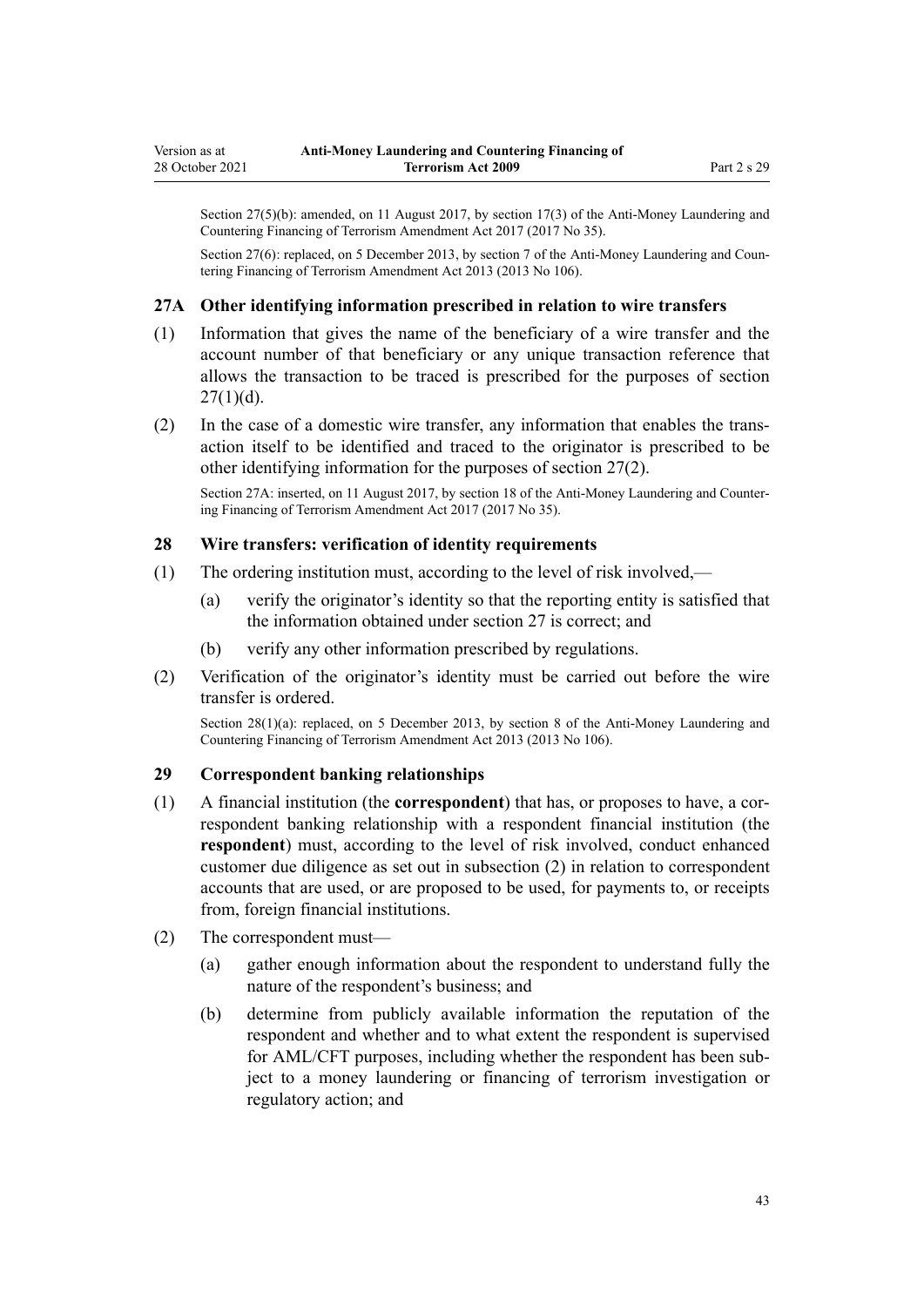Section 27(5)(b): amended, on 11 August 2017, by section 17(3) of the Anti-Money Laundering and Countering Financing of Terrorism Amendment Act 2017 (2017 No 35).

Section 27(6): replaced, on 5 December 2013, by section 7 of the Anti-Money Laundering and Countering Financing of Terrorism Amendment Act 2013 (2013 No 106).

### 27A Other identifying information prescribed in relation to wire transfers

(1) Information that gives the name of the beneficiary of a wire transfer and the account number of that beneficiary or any unique transaction reference that allows the transaction to be traced is prescribed for the purposes of section 27(1)(d).

(2) In the case of a domestic wire transfer, any information that enables the transaction itself to be identified and traced to the originator is prescribed to be other identifying information for the purposes of section 27(2).

Section 27A: inserted, on 11 August 2017, by section 18 of the Anti-Money Laundering and Countering Financing of Terrorism Amendment Act 2017 (2017 No 35).

### 28 Wire transfers: verification of identity requirements

(1) The ordering institution must, according to the level of risk involved,—

- (a) verify the originator's identity so that the reporting entity is satisfied that the information obtained under section 27 is correct; and
- (b) verify any other information prescribed by regulations.

(2) Verification of the originator's identity must be carried out before the wire transfer is ordered.

Section 28(1)(a): replaced, on 5 December 2013, by section 8 of the Anti-Money Laundering and Countering Financing of Terrorism Amendment Act 2013 (2013 No 106).

### 29 Correspondent banking relationships

(1) A financial institution (the **correspondent**) that has, or proposes to have, a correspondent banking relationship with a respondent financial institution (the **respondent**) must, according to the level of risk involved, conduct enhanced customer due diligence as set out in subsection (2) in relation to correspondent accounts that are used, or are proposed to be used, for payments to, or receipts from, foreign financial institutions.

(2) The correspondent must—

- (a) gather enough information about the respondent to understand fully the nature of the respondent's business; and
- (b) determine from publicly available information the reputation of the respondent and whether and to what extent the respondent is supervised for AML/CFT purposes, including whether the respondent has been subject to a money laundering or financing of terrorism investigation or regulatory action; and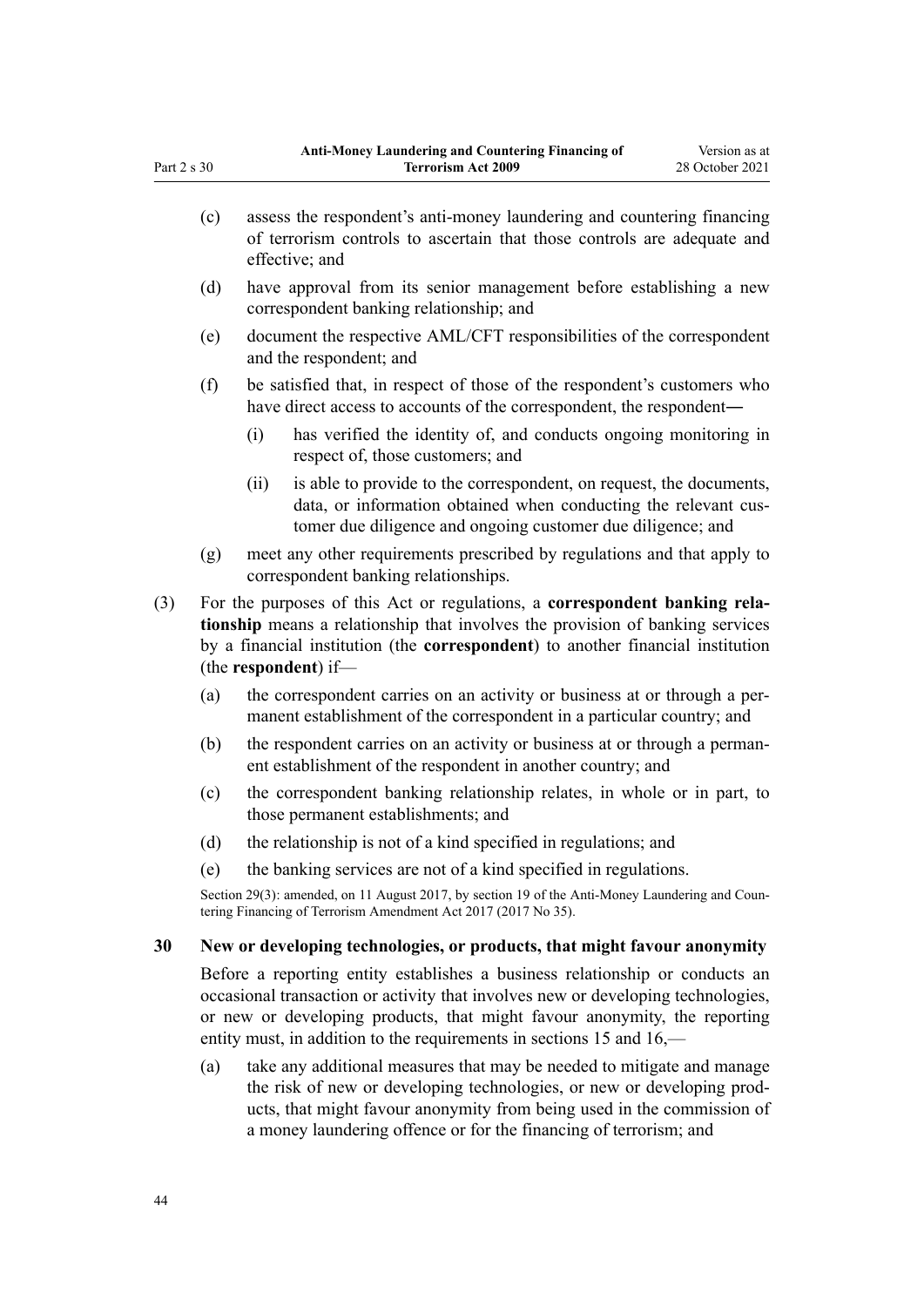(c) assess the respondent's anti-money laundering and countering financing of terrorism controls to ascertain that those controls are adequate and effective; and

(d) have approval from its senior management before establishing a new correspondent banking relationship; and

(e) document the respective AML/CFT responsibilities of the correspondent and the respondent; and

(f) be satisfied that, in respect of those of the respondent's customers who have direct access to accounts of the correspondent, the respondent—

(i) has verified the identity of, and conducts ongoing monitoring in respect of, those customers; and

(ii) is able to provide to the correspondent, on request, the documents, data, or information obtained when conducting the relevant customer due diligence and ongoing customer due diligence; and

(g) meet any other requirements prescribed by regulations and that apply to correspondent banking relationships.

(3) For the purposes of this Act or regulations, a **correspondent banking relationship** means a relationship that involves the provision of banking services by a financial institution (the **correspondent**) to another financial institution (the **respondent**) if—

(a) the correspondent carries on an activity or business at or through a permanent establishment of the correspondent in a particular country; and

(b) the respondent carries on an activity or business at or through a permanent establishment of the respondent in another country; and

(c) the correspondent banking relationship relates, in whole or in part, to those permanent establishments; and

(d) the relationship is not of a kind specified in regulations; and

(e) the banking services are not of a kind specified in regulations.

Section 29(3): amended, on 11 August 2017, by section 19 of the Anti-Money Laundering and Countering Financing of Terrorism Amendment Act 2017 (2017 No 35).

### 30 New or developing technologies, or products, that might favour anonymity

Before a reporting entity establishes a business relationship or conducts an occasional transaction or activity that involves new or developing technologies, or new or developing products, that might favour anonymity, the reporting entity must, in addition to the requirements in sections 15 and 16,—

(a) take any additional measures that may be needed to mitigate and manage the risk of new or developing technologies, or new or developing products, that might favour anonymity from being used in the commission of a money laundering offence or for the financing of terrorism; and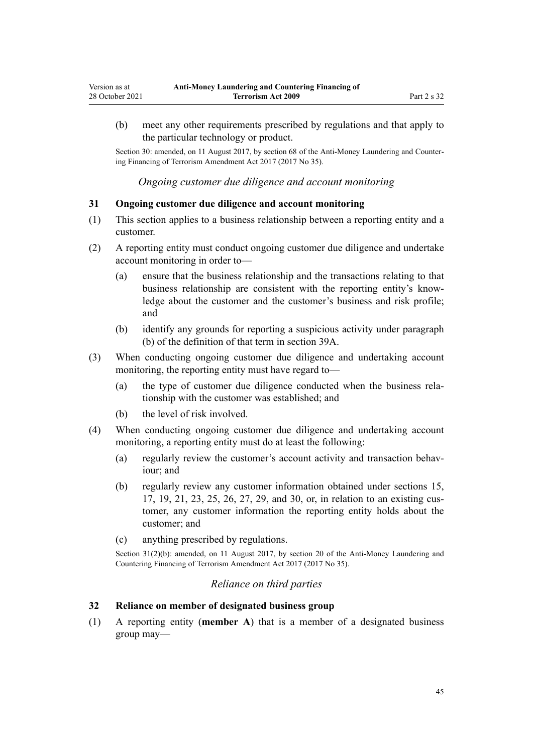(b) meet any other requirements prescribed by regulations and that apply to the particular technology or product.

Section 30: amended, on 11 August 2017, by section 68 of the Anti-Money Laundering and Countering Financing of Terrorism Amendment Act 2017 (2017 No 35).

### *Ongoing customer due diligence and account monitoring*

## 31 Ongoing customer due diligence and account monitoring

(1) This section applies to a business relationship between a reporting entity and a customer.

(2) A reporting entity must conduct ongoing customer due diligence and undertake account monitoring in order to—

  (a) ensure that the business relationship and the transactions relating to that business relationship are consistent with the reporting entity's knowledge about the customer and the customer's business and risk profile; and

  (b) identify any grounds for reporting a suspicious activity under paragraph (b) of the definition of that term in section 39A.

(3) When conducting ongoing customer due diligence and undertaking account monitoring, the reporting entity must have regard to—

  (a) the type of customer due diligence conducted when the business relationship with the customer was established; and

  (b) the level of risk involved.

(4) When conducting ongoing customer due diligence and undertaking account monitoring, a reporting entity must do at least the following:

  (a) regularly review the customer's account activity and transaction behaviour; and

  (b) regularly review any customer information obtained under sections 15, 17, 19, 21, 23, 25, 26, 27, 29, and 30, or, in relation to an existing customer, any customer information the reporting entity holds about the customer; and

  (c) anything prescribed by regulations.

Section 31(2)(b): amended, on 11 August 2017, by section 20 of the Anti-Money Laundering and Countering Financing of Terrorism Amendment Act 2017 (2017 No 35).

### *Reliance on third parties*

## 32 Reliance on member of designated business group

(1) A reporting entity (**member A**) that is a member of a designated business group may—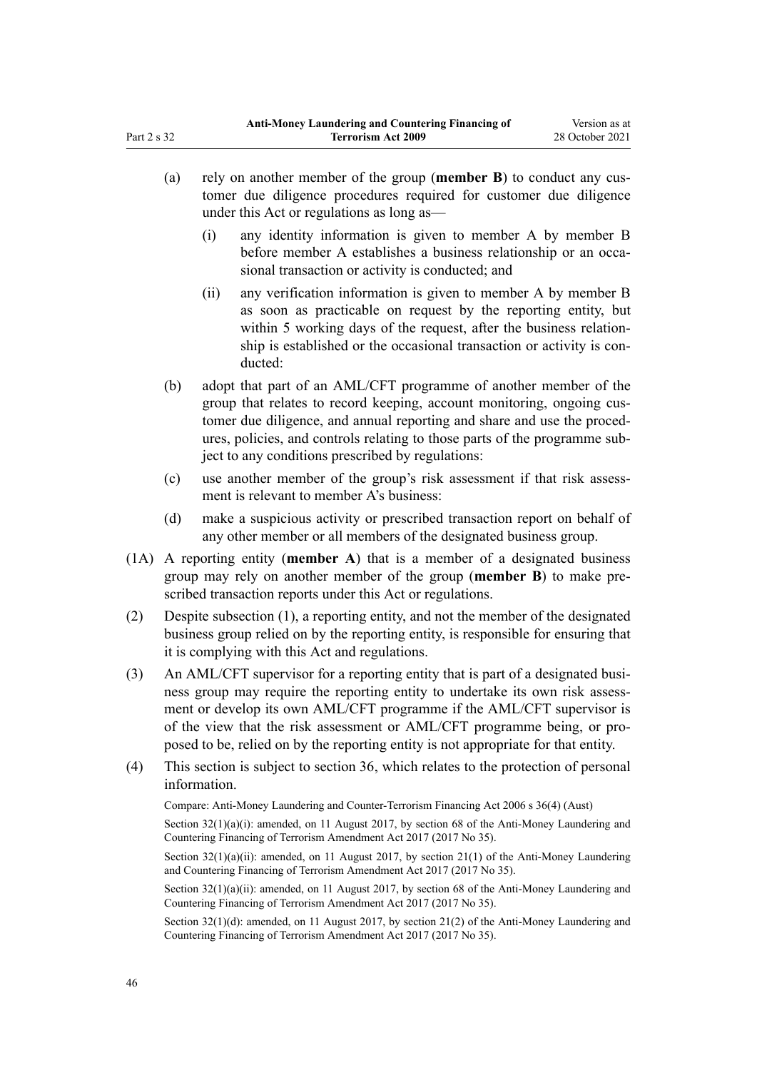(a) rely on another member of the group (**member B**) to conduct any customer due diligence procedures required for customer due diligence under this Act or regulations as long as—

(i) any identity information is given to member A by member B before member A establishes a business relationship or an occasional transaction or activity is conducted; and

(ii) any verification information is given to member A by member B as soon as practicable on request by the reporting entity, but within 5 working days of the request, after the business relationship is established or the occasional transaction or activity is conducted:

(b) adopt that part of an AML/CFT programme of another member of the group that relates to record keeping, account monitoring, ongoing customer due diligence, and annual reporting and share and use the procedures, policies, and controls relating to those parts of the programme subject to any conditions prescribed by regulations:

(c) use another member of the group's risk assessment if that risk assessment is relevant to member A's business:

(d) make a suspicious activity or prescribed transaction report on behalf of any other member or all members of the designated business group.

(1A) A reporting entity (**member A**) that is a member of a designated business group may rely on another member of the group (**member B**) to make prescribed transaction reports under this Act or regulations.

(2) Despite subsection (1), a reporting entity, and not the member of the designated business group relied on by the reporting entity, is responsible for ensuring that it is complying with this Act and regulations.

(3) An AML/CFT supervisor for a reporting entity that is part of a designated business group may require the reporting entity to undertake its own risk assessment or develop its own AML/CFT programme if the AML/CFT supervisor is of the view that the risk assessment or AML/CFT programme being, or proposed to be, relied on by the reporting entity is not appropriate for that entity.

(4) This section is subject to section 36, which relates to the protection of personal information.

Compare: Anti-Money Laundering and Counter-Terrorism Financing Act 2006 s 36(4) (Aust)

Section 32(1)(a)(i): amended, on 11 August 2017, by section 68 of the Anti-Money Laundering and Countering Financing of Terrorism Amendment Act 2017 (2017 No 35).

Section 32(1)(a)(ii): amended, on 11 August 2017, by section 21(1) of the Anti-Money Laundering and Countering Financing of Terrorism Amendment Act 2017 (2017 No 35).

Section 32(1)(a)(ii): amended, on 11 August 2017, by section 68 of the Anti-Money Laundering and Countering Financing of Terrorism Amendment Act 2017 (2017 No 35).

Section 32(1)(d): amended, on 11 August 2017, by section 21(2) of the Anti-Money Laundering and Countering Financing of Terrorism Amendment Act 2017 (2017 No 35).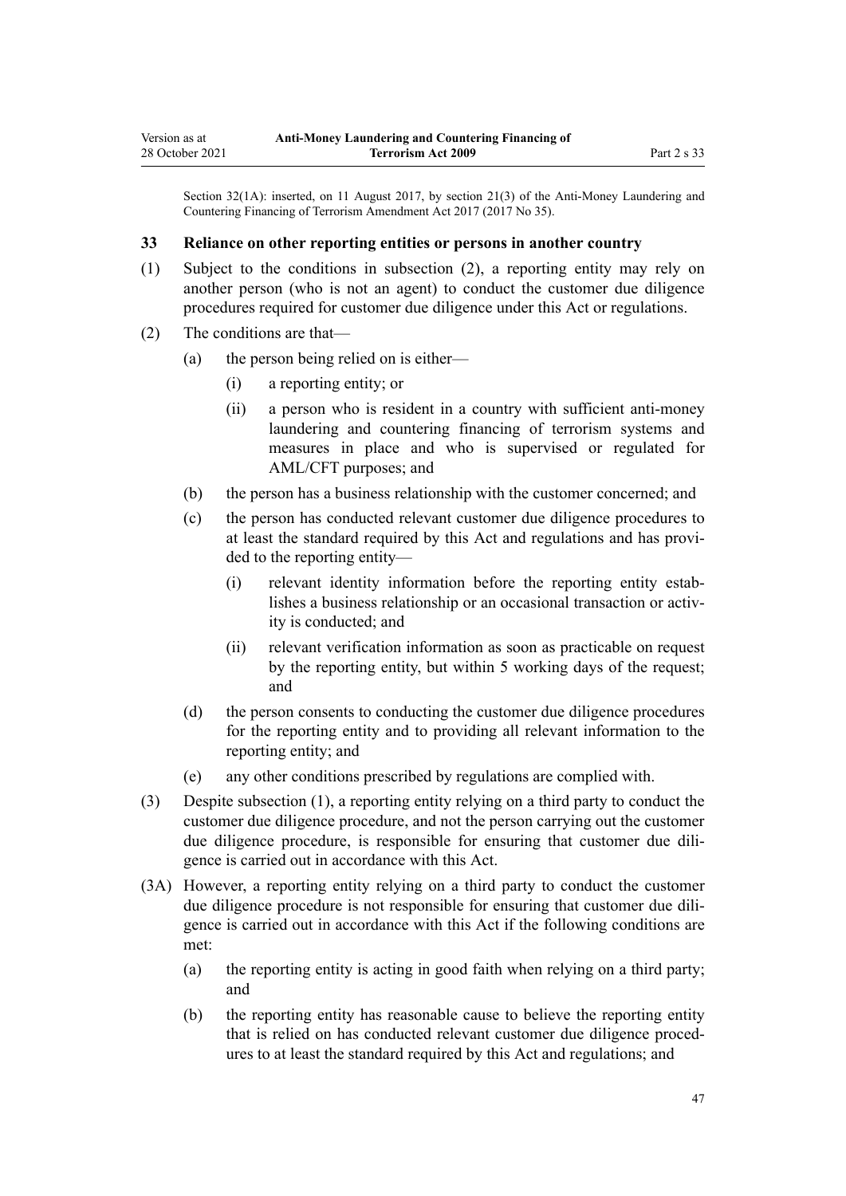Section 32(1A): inserted, on 11 August 2017, by section 21(3) of the Anti-Money Laundering and Countering Financing of Terrorism Amendment Act 2017 (2017 No 35).

### 33 Reliance on other reporting entities or persons in another country

(1) Subject to the conditions in subsection (2), a reporting entity may rely on another person (who is not an agent) to conduct the customer due diligence procedures required for customer due diligence under this Act or regulations.

(2) The conditions are that—

   (a) the person being relied on is either—

      (i) a reporting entity; or

      (ii) a person who is resident in a country with sufficient anti-money laundering and countering financing of terrorism systems and measures in place and who is supervised or regulated for AML/CFT purposes; and

   (b) the person has a business relationship with the customer concerned; and

   (c) the person has conducted relevant customer due diligence procedures to at least the standard required by this Act and regulations and has provided to the reporting entity—

      (i) relevant identity information before the reporting entity establishes a business relationship or an occasional transaction or activity is conducted; and

      (ii) relevant verification information as soon as practicable on request by the reporting entity, but within 5 working days of the request; and

   (d) the person consents to conducting the customer due diligence procedures for the reporting entity and to providing all relevant information to the reporting entity; and

   (e) any other conditions prescribed by regulations are complied with.

(3) Despite subsection (1), a reporting entity relying on a third party to conduct the customer due diligence procedure, and not the person carrying out the customer due diligence procedure, is responsible for ensuring that customer due diligence is carried out in accordance with this Act.

(3A) However, a reporting entity relying on a third party to conduct the customer due diligence procedure is not responsible for ensuring that customer due diligence is carried out in accordance with this Act if the following conditions are met:

   (a) the reporting entity is acting in good faith when relying on a third party; and

   (b) the reporting entity has reasonable cause to believe the reporting entity that is relied on has conducted relevant customer due diligence procedures to at least the standard required by this Act and regulations; and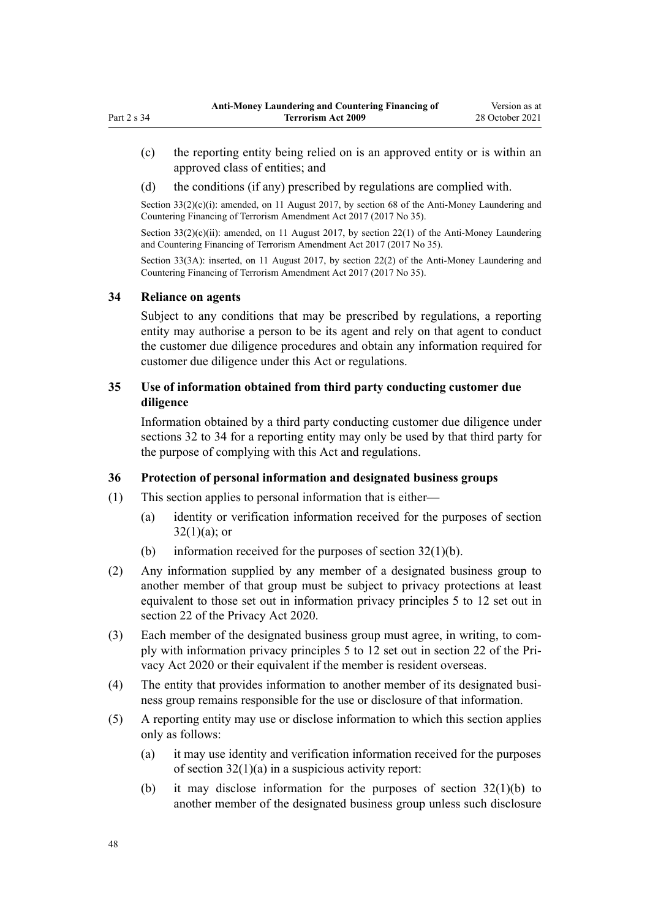(c) the reporting entity being relied on is an approved entity or is within an approved class of entities; and

(d) the conditions (if any) prescribed by regulations are complied with.

Section 33(2)(c)(i): amended, on 11 August 2017, by section 68 of the Anti-Money Laundering and Countering Financing of Terrorism Amendment Act 2017 (2017 No 35).

Section 33(2)(c)(ii): amended, on 11 August 2017, by section 22(1) of the Anti-Money Laundering and Countering Financing of Terrorism Amendment Act 2017 (2017 No 35).

Section 33(3A): inserted, on 11 August 2017, by section 22(2) of the Anti-Money Laundering and Countering Financing of Terrorism Amendment Act 2017 (2017 No 35).

### 34 Reliance on agents

Subject to any conditions that may be prescribed by regulations, a reporting entity may authorise a person to be its agent and rely on that agent to conduct the customer due diligence procedures and obtain any information required for customer due diligence under this Act or regulations.

### 35 Use of information obtained from third party conducting customer due diligence

Information obtained by a third party conducting customer due diligence under sections 32 to 34 for a reporting entity may only be used by that third party for the purpose of complying with this Act and regulations.

### 36 Protection of personal information and designated business groups

(1) This section applies to personal information that is either—

(a) identity or verification information received for the purposes of section 32(1)(a); or

(b) information received for the purposes of section 32(1)(b).

(2) Any information supplied by any member of a designated business group to another member of that group must be subject to privacy protections at least equivalent to those set out in information privacy principles 5 to 12 set out in section 22 of the Privacy Act 2020.

(3) Each member of the designated business group must agree, in writing, to comply with information privacy principles 5 to 12 set out in section 22 of the Privacy Act 2020 or their equivalent if the member is resident overseas.

(4) The entity that provides information to another member of its designated business group remains responsible for the use or disclosure of that information.

(5) A reporting entity may use or disclose information to which this section applies only as follows:

(a) it may use identity and verification information received for the purposes of section 32(1)(a) in a suspicious activity report:

(b) it may disclose information for the purposes of section 32(1)(b) to another member of the designated business group unless such disclosure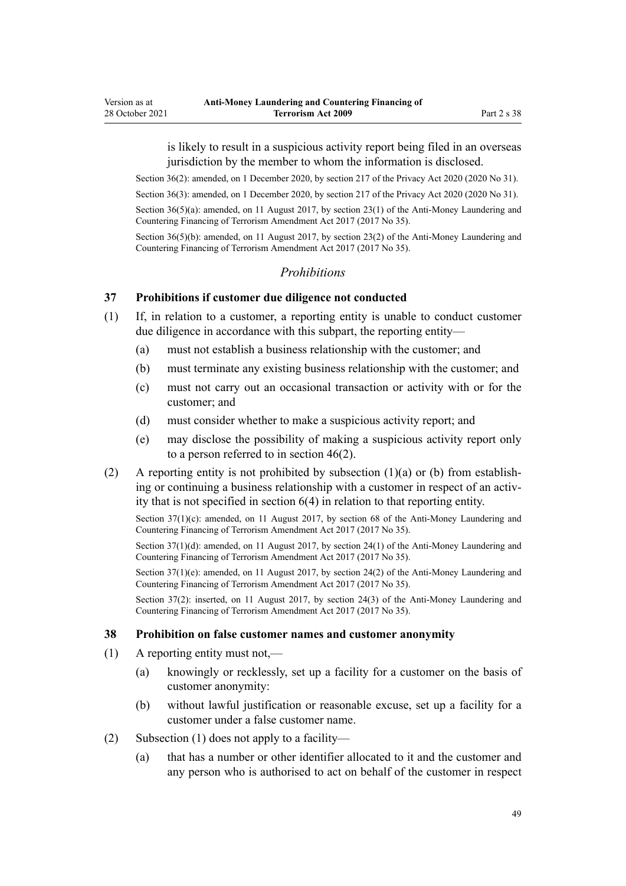is likely to result in a suspicious activity report being filed in an overseas jurisdiction by the member to whom the information is disclosed.

Section 36(2): amended, on 1 December 2020, by section 217 of the Privacy Act 2020 (2020 No 31).

Section 36(3): amended, on 1 December 2020, by section 217 of the Privacy Act 2020 (2020 No 31).

Section 36(5)(a): amended, on 11 August 2017, by section 23(1) of the Anti-Money Laundering and Countering Financing of Terrorism Amendment Act 2017 (2017 No 35).

Section 36(5)(b): amended, on 11 August 2017, by section 23(2) of the Anti-Money Laundering and Countering Financing of Terrorism Amendment Act 2017 (2017 No 35).

*Prohibitions*

### 37 Prohibitions if customer due diligence not conducted

(1) If, in relation to a customer, a reporting entity is unable to conduct customer due diligence in accordance with this subpart, the reporting entity—

(a) must not establish a business relationship with the customer; and

(b) must terminate any existing business relationship with the customer; and

(c) must not carry out an occasional transaction or activity with or for the customer; and

(d) must consider whether to make a suspicious activity report; and

(e) may disclose the possibility of making a suspicious activity report only to a person referred to in section 46(2).

(2) A reporting entity is not prohibited by subsection (1)(a) or (b) from establishing or continuing a business relationship with a customer in respect of an activity that is not specified in section 6(4) in relation to that reporting entity.

Section 37(1)(c): amended, on 11 August 2017, by section 68 of the Anti-Money Laundering and Countering Financing of Terrorism Amendment Act 2017 (2017 No 35).

Section 37(1)(d): amended, on 11 August 2017, by section 24(1) of the Anti-Money Laundering and Countering Financing of Terrorism Amendment Act 2017 (2017 No 35).

Section 37(1)(e): amended, on 11 August 2017, by section 24(2) of the Anti-Money Laundering and Countering Financing of Terrorism Amendment Act 2017 (2017 No 35).

Section 37(2): inserted, on 11 August 2017, by section 24(3) of the Anti-Money Laundering and Countering Financing of Terrorism Amendment Act 2017 (2017 No 35).

### 38 Prohibition on false customer names and customer anonymity

(1) A reporting entity must not,—

(a) knowingly or recklessly, set up a facility for a customer on the basis of customer anonymity:

(b) without lawful justification or reasonable excuse, set up a facility for a customer under a false customer name.

(2) Subsection (1) does not apply to a facility—

(a) that has a number or other identifier allocated to it and the customer and any person who is authorised to act on behalf of the customer in respect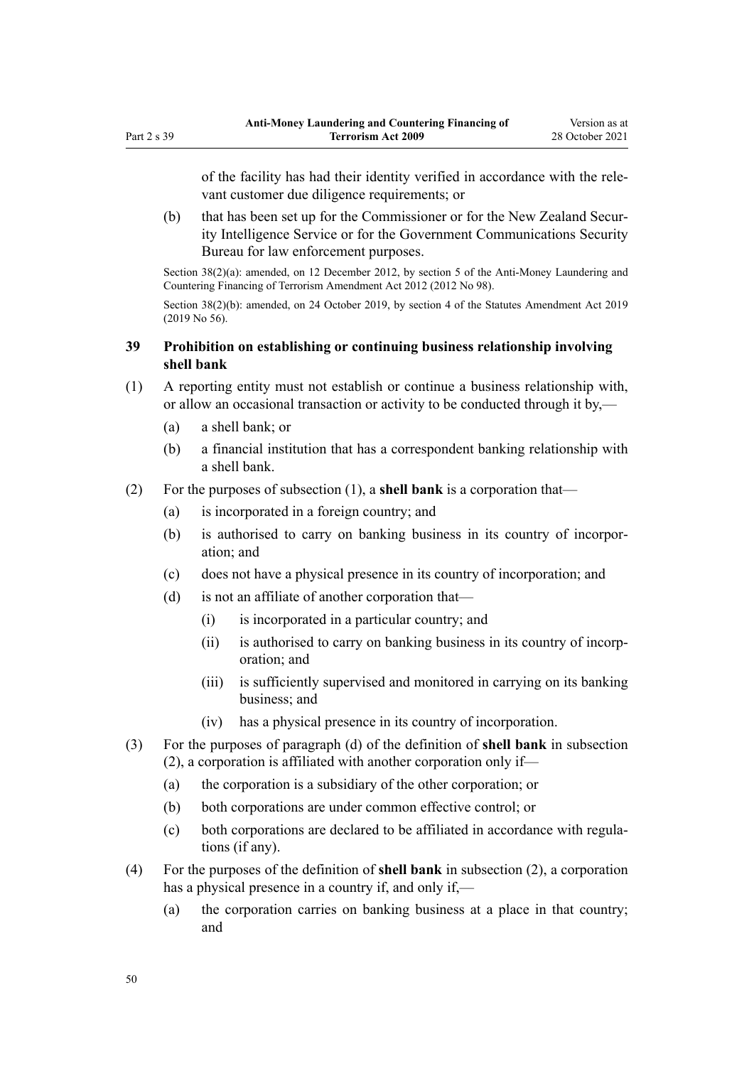of the facility has had their identity verified in accordance with the relevant customer due diligence requirements; or

(b) that has been set up for the Commissioner or for the New Zealand Security Intelligence Service or for the Government Communications Security Bureau for law enforcement purposes.

Section 38(2)(a): amended, on 12 December 2012, by section 5 of the Anti-Money Laundering and Countering Financing of Terrorism Amendment Act 2012 (2012 No 98).

Section 38(2)(b): amended, on 24 October 2019, by section 4 of the Statutes Amendment Act 2019 (2019 No 56).

### 39 Prohibition on establishing or continuing business relationship involving shell bank

(1) A reporting entity must not establish or continue a business relationship with, or allow an occasional transaction or activity to be conducted through it by,—

(a) a shell bank; or

(b) a financial institution that has a correspondent banking relationship with a shell bank.

(2) For the purposes of subsection (1), a **shell bank** is a corporation that—

(a) is incorporated in a foreign country; and

(b) is authorised to carry on banking business in its country of incorporation; and

(c) does not have a physical presence in its country of incorporation; and

(d) is not an affiliate of another corporation that—

(i) is incorporated in a particular country; and

(ii) is authorised to carry on banking business in its country of incorporation; and

(iii) is sufficiently supervised and monitored in carrying on its banking business; and

(iv) has a physical presence in its country of incorporation.

(3) For the purposes of paragraph (d) of the definition of **shell bank** in subsection (2), a corporation is affiliated with another corporation only if—

(a) the corporation is a subsidiary of the other corporation; or

(b) both corporations are under common effective control; or

(c) both corporations are declared to be affiliated in accordance with regulations (if any).

(4) For the purposes of the definition of **shell bank** in subsection (2), a corporation has a physical presence in a country if, and only if,—

(a) the corporation carries on banking business at a place in that country; and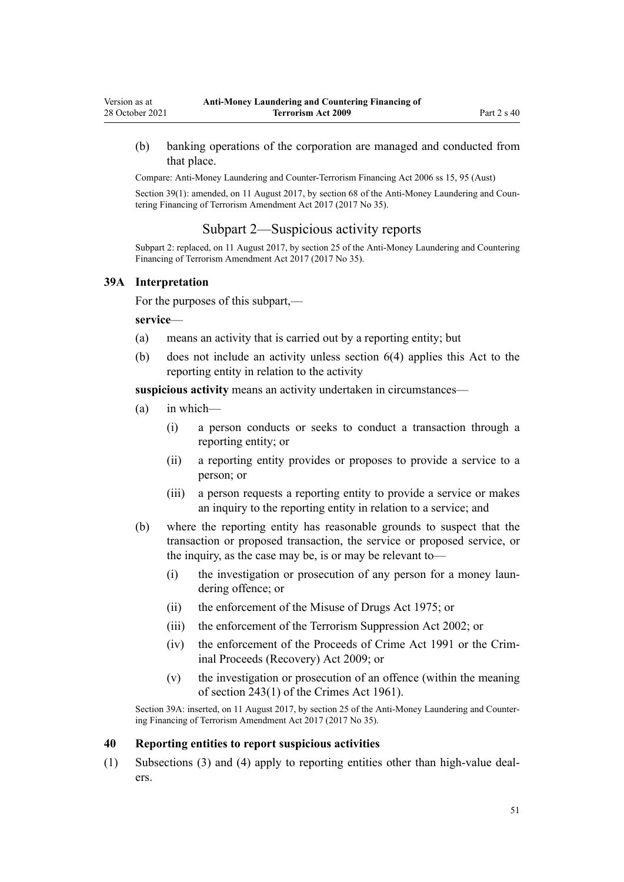(b) banking operations of the corporation are managed and conducted from that place.

Compare: Anti-Money Laundering and Counter-Terrorism Financing Act 2006 ss 15, 95 (Aust)

Section 39(1): amended, on 11 August 2017, by section 68 of the Anti-Money Laundering and Countering Financing of Terrorism Amendment Act 2017 (2017 No 35).

## Subpart 2—Suspicious activity reports

Subpart 2: replaced, on 11 August 2017, by section 25 of the Anti-Money Laundering and Countering Financing of Terrorism Amendment Act 2017 (2017 No 35).

### 39A Interpretation

For the purposes of this subpart,—

**service**—

(a) means an activity that is carried out by a reporting entity; but

(b) does not include an activity unless section 6(4) applies this Act to the reporting entity in relation to the activity

**suspicious activity** means an activity undertaken in circumstances—

(a) in which—

(i) a person conducts or seeks to conduct a transaction through a reporting entity; or

(ii) a reporting entity provides or proposes to provide a service to a person; or

(iii) a person requests a reporting entity to provide a service or makes an inquiry to the reporting entity in relation to a service; and

(b) where the reporting entity has reasonable grounds to suspect that the transaction or proposed transaction, the service or proposed service, or the inquiry, as the case may be, is or may be relevant to—

(i) the investigation or prosecution of any person for a money laundering offence; or

(ii) the enforcement of the Misuse of Drugs Act 1975; or

(iii) the enforcement of the Terrorism Suppression Act 2002; or

(iv) the enforcement of the Proceeds of Crime Act 1991 or the Criminal Proceeds (Recovery) Act 2009; or

(v) the investigation or prosecution of an offence (within the meaning of section 243(1) of the Crimes Act 1961).

Section 39A: inserted, on 11 August 2017, by section 25 of the Anti-Money Laundering and Countering Financing of Terrorism Amendment Act 2017 (2017 No 35).

### 40 Reporting entities to report suspicious activities

(1) Subsections (3) and (4) apply to reporting entities other than high-value dealers.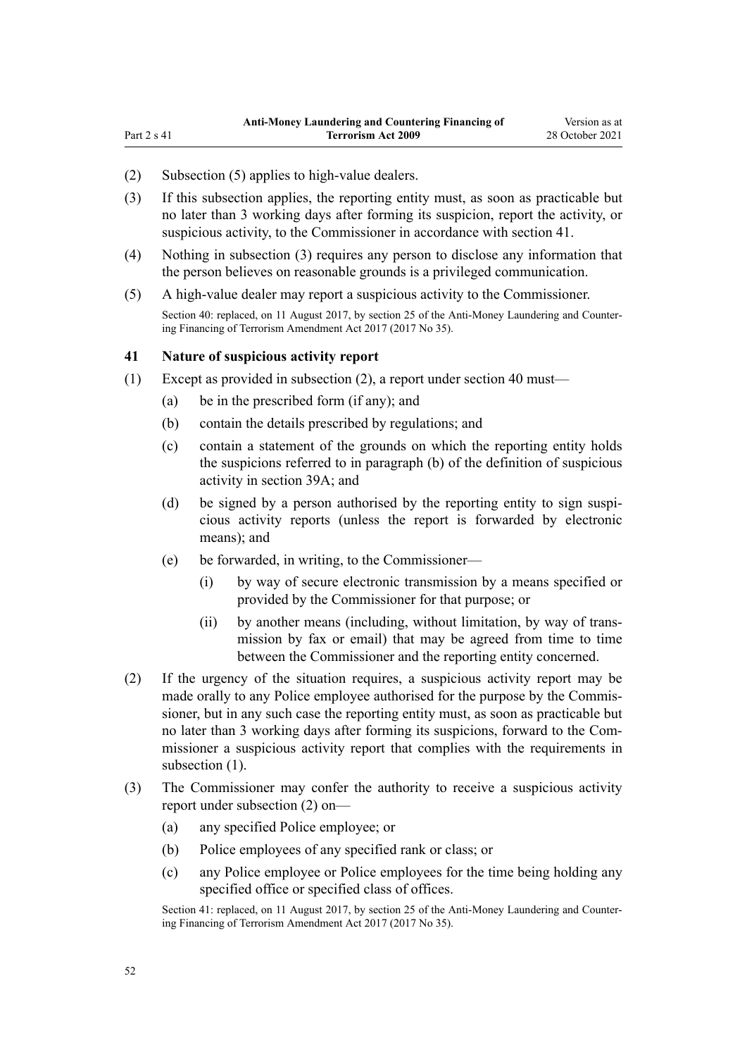(2) Subsection (5) applies to high-value dealers.

(3) If this subsection applies, the reporting entity must, as soon as practicable but no later than 3 working days after forming its suspicion, report the activity, or suspicious activity, to the Commissioner in accordance with section 41.

(4) Nothing in subsection (3) requires any person to disclose any information that the person believes on reasonable grounds is a privileged communication.

(5) A high-value dealer may report a suspicious activity to the Commissioner.

Section 40: replaced, on 11 August 2017, by section 25 of the Anti-Money Laundering and Countering Financing of Terrorism Amendment Act 2017 (2017 No 35).

### 41 Nature of suspicious activity report

(1) Except as provided in subsection (2), a report under section 40 must—

(a) be in the prescribed form (if any); and

(b) contain the details prescribed by regulations; and

(c) contain a statement of the grounds on which the reporting entity holds the suspicions referred to in paragraph (b) of the definition of suspicious activity in section 39A; and

(d) be signed by a person authorised by the reporting entity to sign suspicious activity reports (unless the report is forwarded by electronic means); and

(e) be forwarded, in writing, to the Commissioner—

(i) by way of secure electronic transmission by a means specified or provided by the Commissioner for that purpose; or

(ii) by another means (including, without limitation, by way of transmission by fax or email) that may be agreed from time to time between the Commissioner and the reporting entity concerned.

(2) If the urgency of the situation requires, a suspicious activity report may be made orally to any Police employee authorised for the purpose by the Commissioner, but in any such case the reporting entity must, as soon as practicable but no later than 3 working days after forming its suspicions, forward to the Commissioner a suspicious activity report that complies with the requirements in subsection (1).

(3) The Commissioner may confer the authority to receive a suspicious activity report under subsection (2) on—

(a) any specified Police employee; or

(b) Police employees of any specified rank or class; or

(c) any Police employee or Police employees for the time being holding any specified office or specified class of offices.

Section 41: replaced, on 11 August 2017, by section 25 of the Anti-Money Laundering and Countering Financing of Terrorism Amendment Act 2017 (2017 No 35).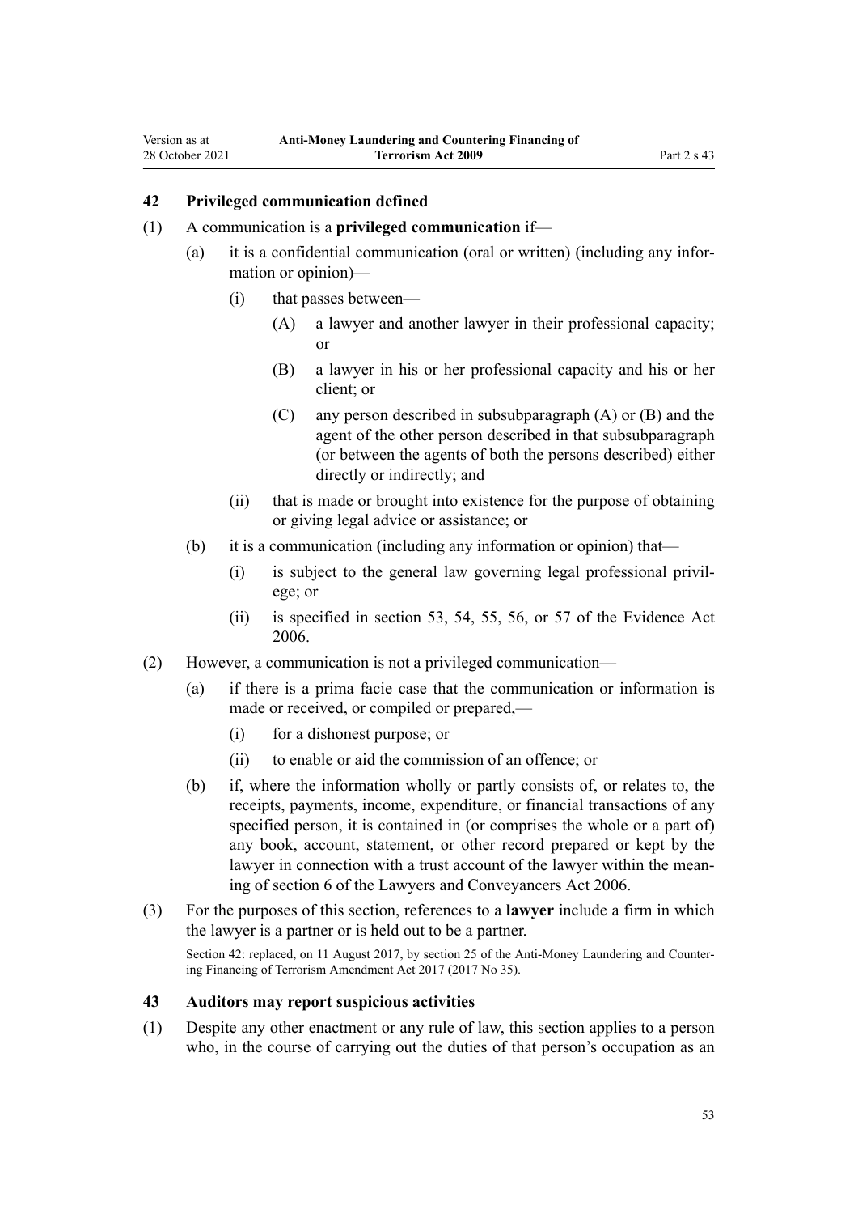## 42 Privileged communication defined

(1) A communication is a **privileged communication** if—

(a) it is a confidential communication (oral or written) (including any information or opinion)—

(i) that passes between—

(A) a lawyer and another lawyer in their professional capacity; or

(B) a lawyer in his or her professional capacity and his or her client; or

(C) any person described in subsubparagraph (A) or (B) and the agent of the other person described in that subsubparagraph (or between the agents of both the persons described) either directly or indirectly; and

(ii) that is made or brought into existence for the purpose of obtaining or giving legal advice or assistance; or

(b) it is a communication (including any information or opinion) that—

(i) is subject to the general law governing legal professional privilege; or

(ii) is specified in section 53, 54, 55, 56, or 57 of the Evidence Act 2006.

(2) However, a communication is not a privileged communication—

(a) if there is a prima facie case that the communication or information is made or received, or compiled or prepared,—

(i) for a dishonest purpose; or

(ii) to enable or aid the commission of an offence; or

(b) if, where the information wholly or partly consists of, or relates to, the receipts, payments, income, expenditure, or financial transactions of any specified person, it is contained in (or comprises the whole or a part of) any book, account, statement, or other record prepared or kept by the lawyer in connection with a trust account of the lawyer within the meaning of section 6 of the Lawyers and Conveyancers Act 2006.

(3) For the purposes of this section, references to a **lawyer** include a firm in which the lawyer is a partner or is held out to be a partner.

Section 42: replaced, on 11 August 2017, by section 25 of the Anti-Money Laundering and Countering Financing of Terrorism Amendment Act 2017 (2017 No 35).

## 43 Auditors may report suspicious activities

(1) Despite any other enactment or any rule of law, this section applies to a person who, in the course of carrying out the duties of that person's occupation as an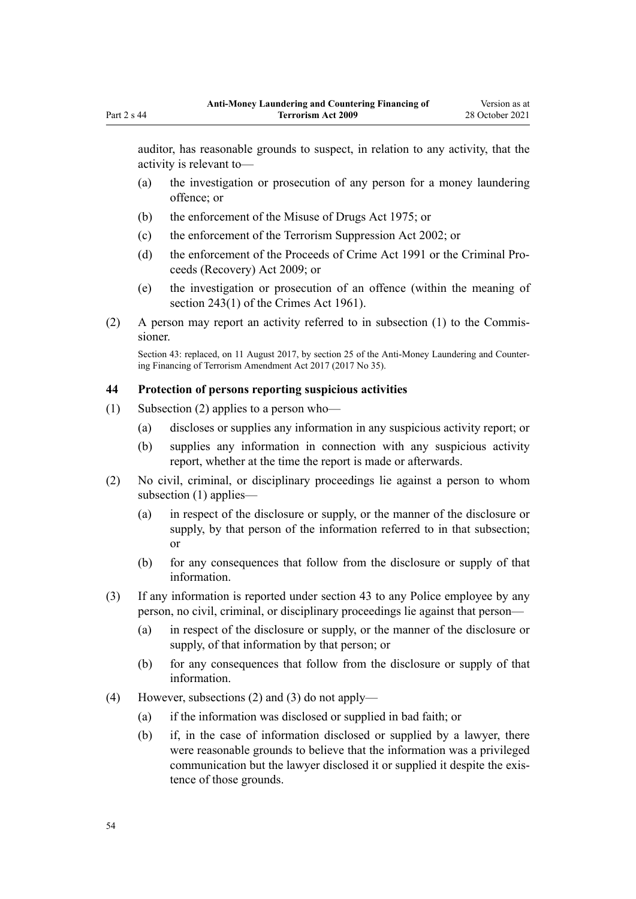auditor, has reasonable grounds to suspect, in relation to any activity, that the activity is relevant to—

(a) the investigation or prosecution of any person for a money laundering offence; or

(b) the enforcement of the Misuse of Drugs Act 1975; or

(c) the enforcement of the Terrorism Suppression Act 2002; or

(d) the enforcement of the Proceeds of Crime Act 1991 or the Criminal Proceeds (Recovery) Act 2009; or

(e) the investigation or prosecution of an offence (within the meaning of section 243(1) of the Crimes Act 1961).

(2) A person may report an activity referred to in subsection (1) to the Commissioner.

Section 43: replaced, on 11 August 2017, by section 25 of the Anti-Money Laundering and Countering Financing of Terrorism Amendment Act 2017 (2017 No 35).

### 44 Protection of persons reporting suspicious activities

(1) Subsection (2) applies to a person who—

(a) discloses or supplies any information in any suspicious activity report; or

(b) supplies any information in connection with any suspicious activity report, whether at the time the report is made or afterwards.

(2) No civil, criminal, or disciplinary proceedings lie against a person to whom subsection (1) applies—

(a) in respect of the disclosure or supply, or the manner of the disclosure or supply, by that person of the information referred to in that subsection; or

(b) for any consequences that follow from the disclosure or supply of that information.

(3) If any information is reported under section 43 to any Police employee by any person, no civil, criminal, or disciplinary proceedings lie against that person—

(a) in respect of the disclosure or supply, or the manner of the disclosure or supply, of that information by that person; or

(b) for any consequences that follow from the disclosure or supply of that information.

(4) However, subsections (2) and (3) do not apply—

(a) if the information was disclosed or supplied in bad faith; or

(b) if, in the case of information disclosed or supplied by a lawyer, there were reasonable grounds to believe that the information was a privileged communication but the lawyer disclosed it or supplied it despite the existence of those grounds.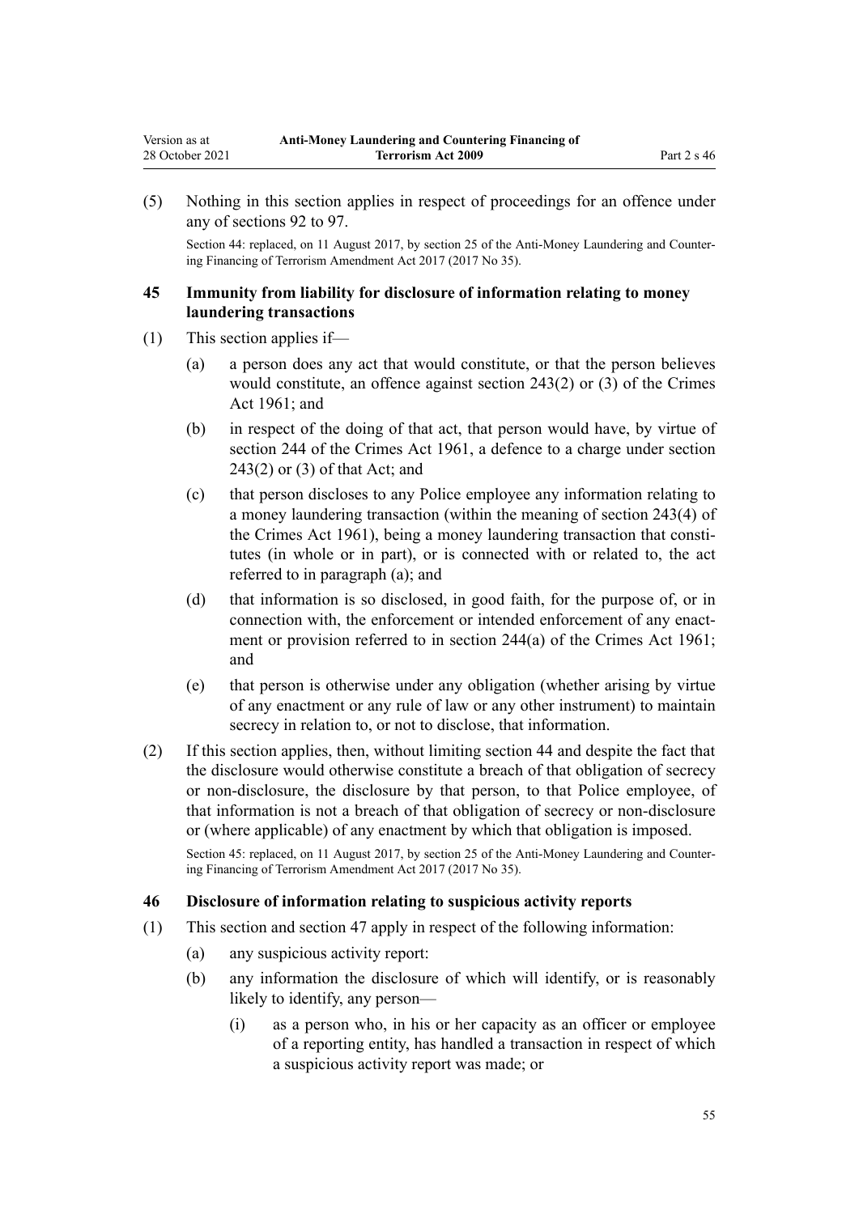(5) Nothing in this section applies in respect of proceedings for an offence under any of sections 92 to 97.

Section 44: replaced, on 11 August 2017, by section 25 of the Anti-Money Laundering and Countering Financing of Terrorism Amendment Act 2017 (2017 No 35).

### 45 Immunity from liability for disclosure of information relating to money laundering transactions

(1) This section applies if—

(a) a person does any act that would constitute, or that the person believes would constitute, an offence against section 243(2) or (3) of the Crimes Act 1961; and

(b) in respect of the doing of that act, that person would have, by virtue of section 244 of the Crimes Act 1961, a defence to a charge under section 243(2) or (3) of that Act; and

(c) that person discloses to any Police employee any information relating to a money laundering transaction (within the meaning of section 243(4) of the Crimes Act 1961), being a money laundering transaction that constitutes (in whole or in part), or is connected with or related to, the act referred to in paragraph (a); and

(d) that information is so disclosed, in good faith, for the purpose of, or in connection with, the enforcement or intended enforcement of any enactment or provision referred to in section 244(a) of the Crimes Act 1961; and

(e) that person is otherwise under any obligation (whether arising by virtue of any enactment or any rule of law or any other instrument) to maintain secrecy in relation to, or not to disclose, that information.

(2) If this section applies, then, without limiting section 44 and despite the fact that the disclosure would otherwise constitute a breach of that obligation of secrecy or non-disclosure, the disclosure by that person, to that Police employee, of that information is not a breach of that obligation of secrecy or non-disclosure or (where applicable) of any enactment by which that obligation is imposed.

Section 45: replaced, on 11 August 2017, by section 25 of the Anti-Money Laundering and Countering Financing of Terrorism Amendment Act 2017 (2017 No 35).

### 46 Disclosure of information relating to suspicious activity reports

(1) This section and section 47 apply in respect of the following information:

(a) any suspicious activity report:

(b) any information the disclosure of which will identify, or is reasonably likely to identify, any person—

(i) as a person who, in his or her capacity as an officer or employee of a reporting entity, has handled a transaction in respect of which a suspicious activity report was made; or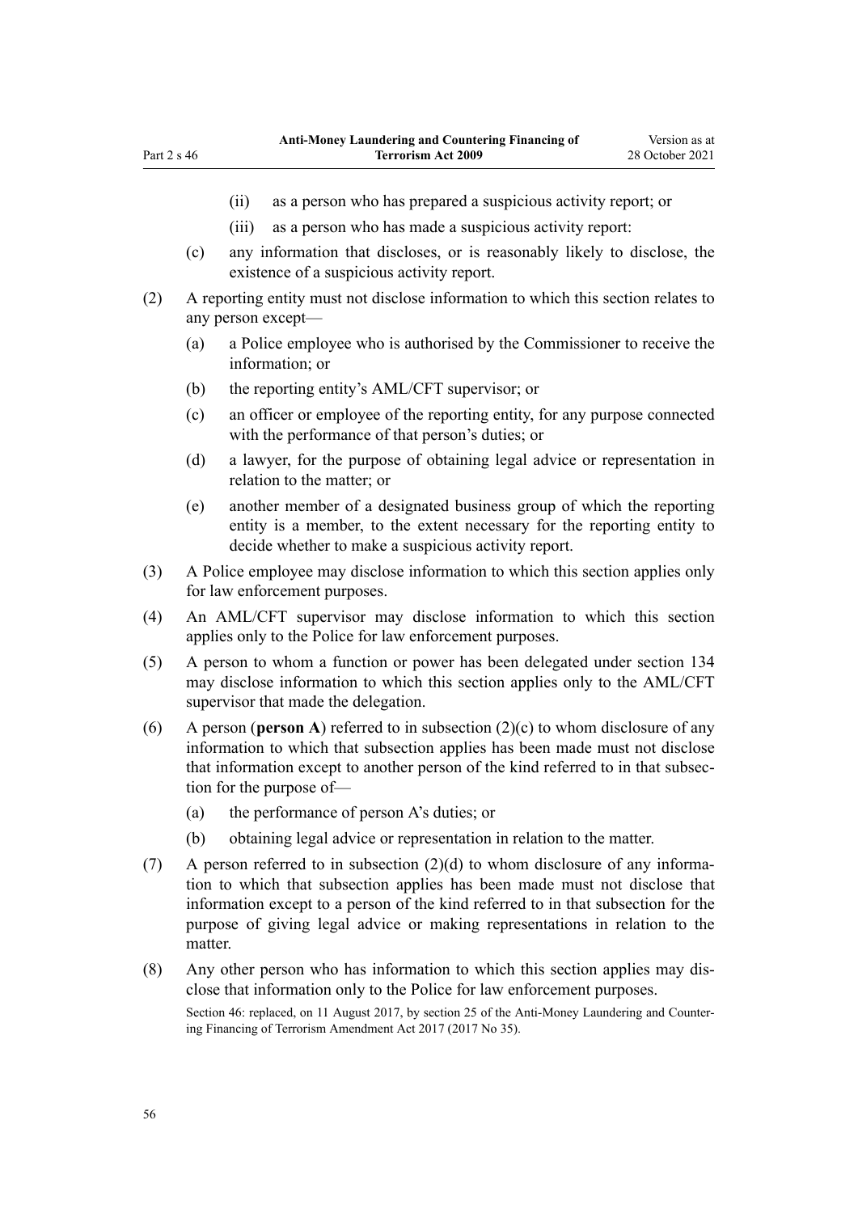(ii) as a person who has prepared a suspicious activity report; or

(iii) as a person who has made a suspicious activity report:

(c) any information that discloses, or is reasonably likely to disclose, the existence of a suspicious activity report.

(2) A reporting entity must not disclose information to which this section relates to any person except—

(a) a Police employee who is authorised by the Commissioner to receive the information; or

(b) the reporting entity's AML/CFT supervisor; or

(c) an officer or employee of the reporting entity, for any purpose connected with the performance of that person's duties; or

(d) a lawyer, for the purpose of obtaining legal advice or representation in relation to the matter; or

(e) another member of a designated business group of which the reporting entity is a member, to the extent necessary for the reporting entity to decide whether to make a suspicious activity report.

(3) A Police employee may disclose information to which this section applies only for law enforcement purposes.

(4) An AML/CFT supervisor may disclose information to which this section applies only to the Police for law enforcement purposes.

(5) A person to whom a function or power has been delegated under section 134 may disclose information to which this section applies only to the AML/CFT supervisor that made the delegation.

(6) A person (**person A**) referred to in subsection (2)(c) to whom disclosure of any information to which that subsection applies has been made must not disclose that information except to another person of the kind referred to in that subsection for the purpose of—

(a) the performance of person A's duties; or

(b) obtaining legal advice or representation in relation to the matter.

(7) A person referred to in subsection (2)(d) to whom disclosure of any information to which that subsection applies has been made must not disclose that information except to a person of the kind referred to in that subsection for the purpose of giving legal advice or making representations in relation to the matter.

(8) Any other person who has information to which this section applies may disclose that information only to the Police for law enforcement purposes.

Section 46: replaced, on 11 August 2017, by section 25 of the Anti-Money Laundering and Countering Financing of Terrorism Amendment Act 2017 (2017 No 35).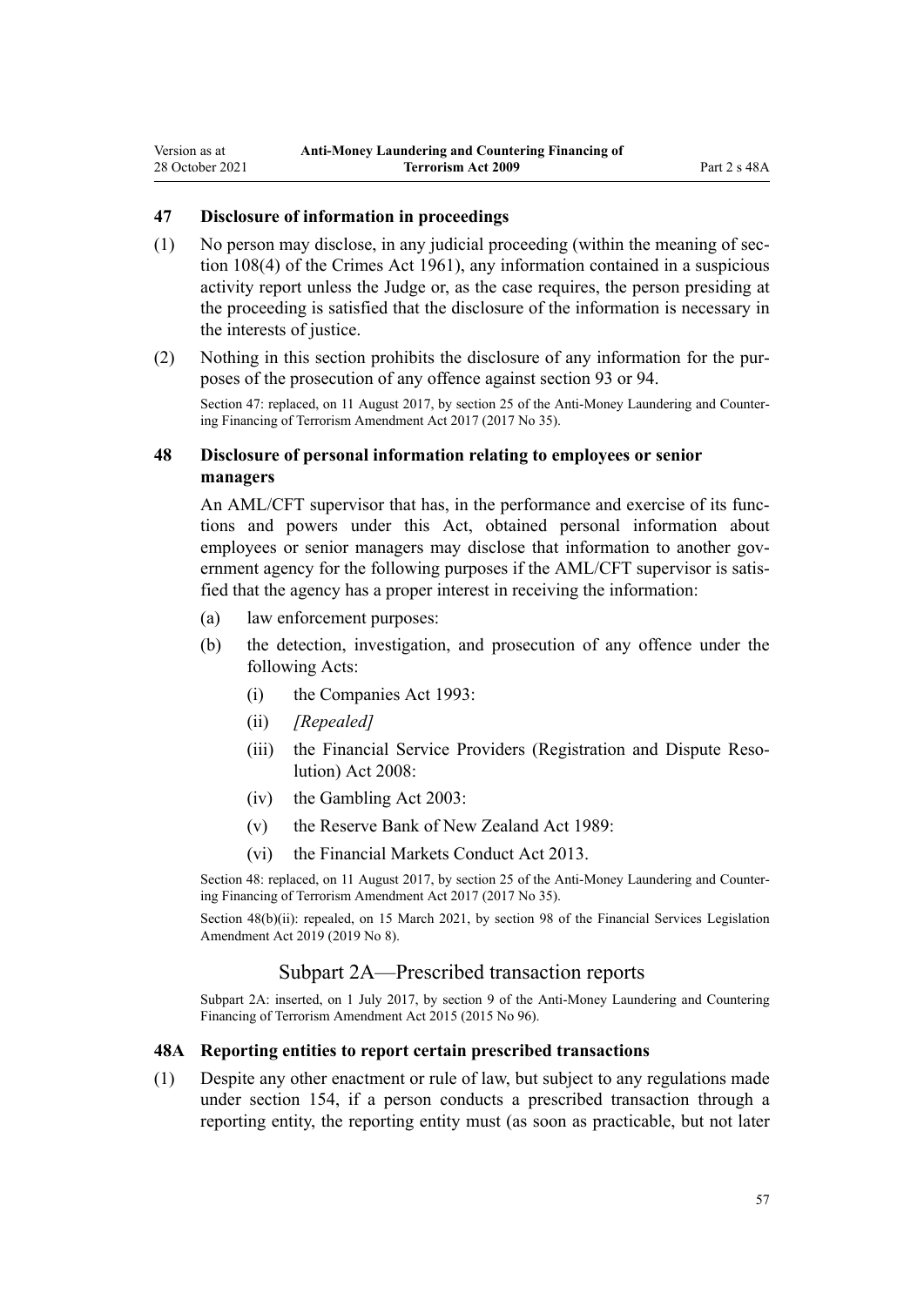### 47 Disclosure of information in proceedings

(1) No person may disclose, in any judicial proceeding (within the meaning of section 108(4) of the Crimes Act 1961), any information contained in a suspicious activity report unless the Judge or, as the case requires, the person presiding at the proceeding is satisfied that the disclosure of the information is necessary in the interests of justice.

(2) Nothing in this section prohibits the disclosure of any information for the purposes of the prosecution of any offence against section 93 or 94.

Section 47: replaced, on 11 August 2017, by section 25 of the Anti-Money Laundering and Countering Financing of Terrorism Amendment Act 2017 (2017 No 35).

### 48 Disclosure of personal information relating to employees or senior managers

An AML/CFT supervisor that has, in the performance and exercise of its functions and powers under this Act, obtained personal information about employees or senior managers may disclose that information to another government agency for the following purposes if the AML/CFT supervisor is satisfied that the agency has a proper interest in receiving the information:

- (a) law enforcement purposes:
- (b) the detection, investigation, and prosecution of any offence under the following Acts:
  - (i) the Companies Act 1993:
  - (ii) *[Repealed]*
  - (iii) the Financial Service Providers (Registration and Dispute Resolution) Act 2008:
  - (iv) the Gambling Act 2003:
  - (v) the Reserve Bank of New Zealand Act 1989:
  - (vi) the Financial Markets Conduct Act 2013.

Section 48: replaced, on 11 August 2017, by section 25 of the Anti-Money Laundering and Countering Financing of Terrorism Amendment Act 2017 (2017 No 35).

Section 48(b)(ii): repealed, on 15 March 2021, by section 98 of the Financial Services Legislation Amendment Act 2019 (2019 No 8).

## Subpart 2A—Prescribed transaction reports

Subpart 2A: inserted, on 1 July 2017, by section 9 of the Anti-Money Laundering and Countering Financing of Terrorism Amendment Act 2015 (2015 No 96).

### 48A Reporting entities to report certain prescribed transactions

(1) Despite any other enactment or rule of law, but subject to any regulations made under section 154, if a person conducts a prescribed transaction through a reporting entity, the reporting entity must (as soon as practicable, but not later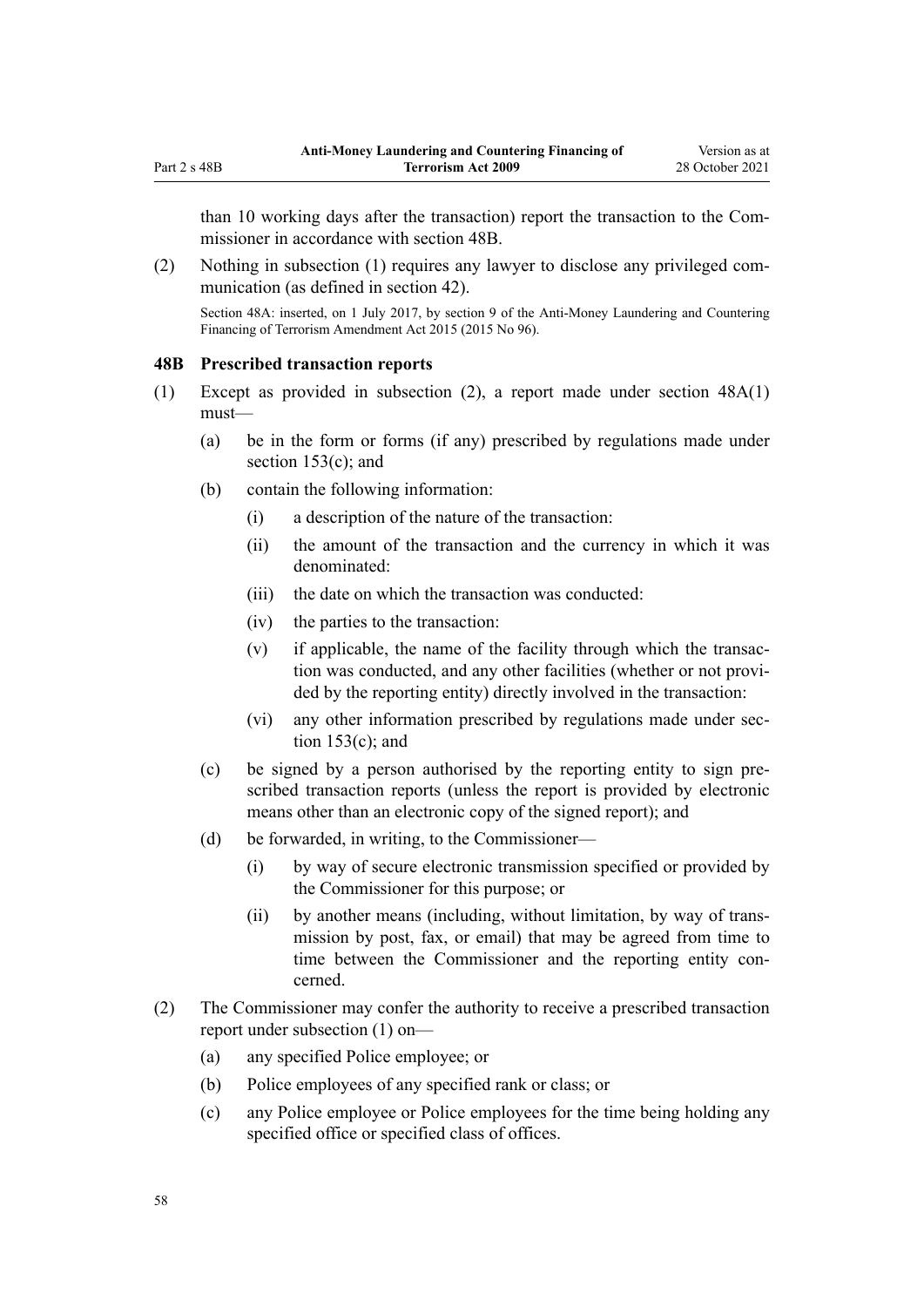than 10 working days after the transaction) report the transaction to the Commissioner in accordance with section 48B.

(2) Nothing in subsection (1) requires any lawyer to disclose any privileged communication (as defined in section 42).

Section 48A: inserted, on 1 July 2017, by section 9 of the Anti-Money Laundering and Countering Financing of Terrorism Amendment Act 2015 (2015 No 96).

### 48B Prescribed transaction reports

(1) Except as provided in subsection (2), a report made under section 48A(1) must—

(a) be in the form or forms (if any) prescribed by regulations made under section 153(c); and

(b) contain the following information:

(i) a description of the nature of the transaction:

(ii) the amount of the transaction and the currency in which it was denominated:

(iii) the date on which the transaction was conducted:

(iv) the parties to the transaction:

(v) if applicable, the name of the facility through which the transaction was conducted, and any other facilities (whether or not provided by the reporting entity) directly involved in the transaction:

(vi) any other information prescribed by regulations made under section 153(c); and

(c) be signed by a person authorised by the reporting entity to sign prescribed transaction reports (unless the report is provided by electronic means other than an electronic copy of the signed report); and

(d) be forwarded, in writing, to the Commissioner—

(i) by way of secure electronic transmission specified or provided by the Commissioner for this purpose; or

(ii) by another means (including, without limitation, by way of transmission by post, fax, or email) that may be agreed from time to time between the Commissioner and the reporting entity concerned.

(2) The Commissioner may confer the authority to receive a prescribed transaction report under subsection (1) on—

(a) any specified Police employee; or

(b) Police employees of any specified rank or class; or

(c) any Police employee or Police employees for the time being holding any specified office or specified class of offices.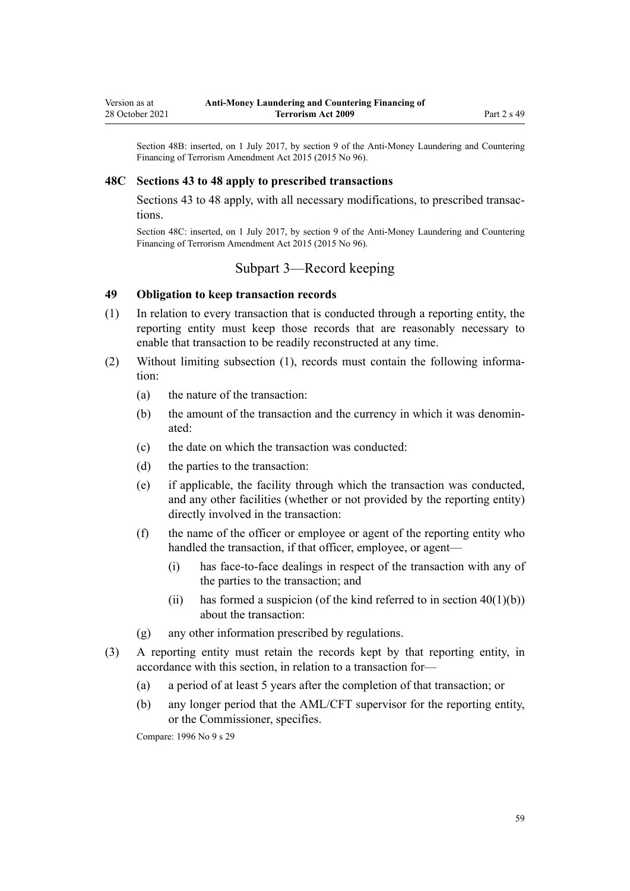Section 48B: inserted, on 1 July 2017, by section 9 of the Anti-Money Laundering and Countering Financing of Terrorism Amendment Act 2015 (2015 No 96).

### 48C Sections 43 to 48 apply to prescribed transactions

Sections 43 to 48 apply, with all necessary modifications, to prescribed transactions.

Section 48C: inserted, on 1 July 2017, by section 9 of the Anti-Money Laundering and Countering Financing of Terrorism Amendment Act 2015 (2015 No 96).

## Subpart 3—Record keeping

### 49 Obligation to keep transaction records

(1) In relation to every transaction that is conducted through a reporting entity, the reporting entity must keep those records that are reasonably necessary to enable that transaction to be readily reconstructed at any time.

(2) Without limiting subsection (1), records must contain the following information:

- (a) the nature of the transaction:
- (b) the amount of the transaction and the currency in which it was denominated:
- (c) the date on which the transaction was conducted:
- (d) the parties to the transaction:
- (e) if applicable, the facility through which the transaction was conducted, and any other facilities (whether or not provided by the reporting entity) directly involved in the transaction:
- (f) the name of the officer or employee or agent of the reporting entity who handled the transaction, if that officer, employee, or agent—
  - (i) has face-to-face dealings in respect of the transaction with any of the parties to the transaction; and
  - (ii) has formed a suspicion (of the kind referred to in section 40(1)(b)) about the transaction:
- (g) any other information prescribed by regulations.

(3) A reporting entity must retain the records kept by that reporting entity, in accordance with this section, in relation to a transaction for—

- (a) a period of at least 5 years after the completion of that transaction; or
- (b) any longer period that the AML/CFT supervisor for the reporting entity, or the Commissioner, specifies.

Compare: 1996 No 9 s 29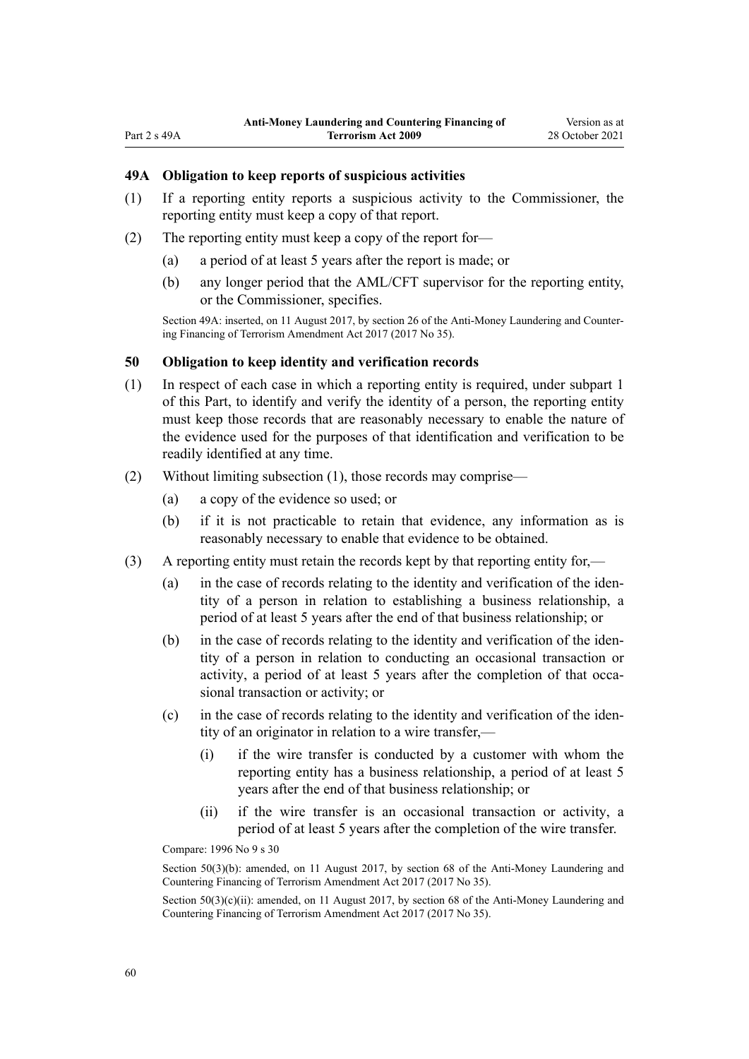### 49A Obligation to keep reports of suspicious activities

(1) If a reporting entity reports a suspicious activity to the Commissioner, the reporting entity must keep a copy of that report.

(2) The reporting entity must keep a copy of the report for—

  (a) a period of at least 5 years after the report is made; or

  (b) any longer period that the AML/CFT supervisor for the reporting entity, or the Commissioner, specifies.

Section 49A: inserted, on 11 August 2017, by section 26 of the Anti-Money Laundering and Countering Financing of Terrorism Amendment Act 2017 (2017 No 35).

### 50 Obligation to keep identity and verification records

(1) In respect of each case in which a reporting entity is required, under subpart 1 of this Part, to identify and verify the identity of a person, the reporting entity must keep those records that are reasonably necessary to enable the nature of the evidence used for the purposes of that identification and verification to be readily identified at any time.

(2) Without limiting subsection (1), those records may comprise—

  (a) a copy of the evidence so used; or

  (b) if it is not practicable to retain that evidence, any information as is reasonably necessary to enable that evidence to be obtained.

(3) A reporting entity must retain the records kept by that reporting entity for,—

  (a) in the case of records relating to the identity and verification of the identity of a person in relation to establishing a business relationship, a period of at least 5 years after the end of that business relationship; or

  (b) in the case of records relating to the identity and verification of the identity of a person in relation to conducting an occasional transaction or activity, a period of at least 5 years after the completion of that occasional transaction or activity; or

  (c) in the case of records relating to the identity and verification of the identity of an originator in relation to a wire transfer,—

    (i) if the wire transfer is conducted by a customer with whom the reporting entity has a business relationship, a period of at least 5 years after the end of that business relationship; or

    (ii) if the wire transfer is an occasional transaction or activity, a period of at least 5 years after the completion of the wire transfer.

Compare: 1996 No 9 s 30

Section 50(3)(b): amended, on 11 August 2017, by section 68 of the Anti-Money Laundering and Countering Financing of Terrorism Amendment Act 2017 (2017 No 35).

Section 50(3)(c)(ii): amended, on 11 August 2017, by section 68 of the Anti-Money Laundering and Countering Financing of Terrorism Amendment Act 2017 (2017 No 35).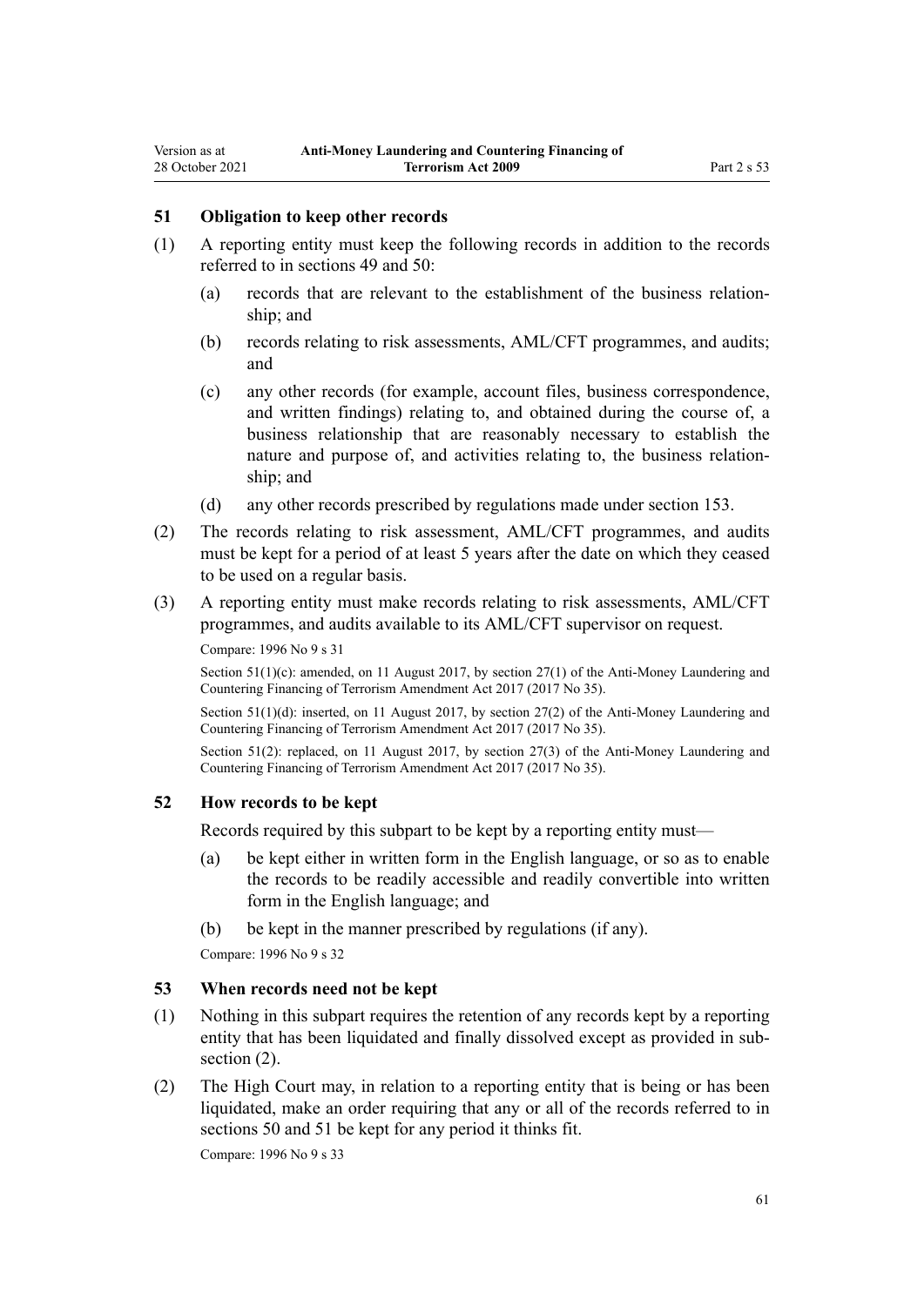### 51 Obligation to keep other records

(1) A reporting entity must keep the following records in addition to the records referred to in sections 49 and 50:

- (a) records that are relevant to the establishment of the business relationship; and
- (b) records relating to risk assessments, AML/CFT programmes, and audits; and
- (c) any other records (for example, account files, business correspondence, and written findings) relating to, and obtained during the course of, a business relationship that are reasonably necessary to establish the nature and purpose of, and activities relating to, the business relationship; and
- (d) any other records prescribed by regulations made under section 153.

(2) The records relating to risk assessment, AML/CFT programmes, and audits must be kept for a period of at least 5 years after the date on which they ceased to be used on a regular basis.

(3) A reporting entity must make records relating to risk assessments, AML/CFT programmes, and audits available to its AML/CFT supervisor on request.

Compare: 1996 No 9 s 31

Section 51(1)(c): amended, on 11 August 2017, by section 27(1) of the Anti-Money Laundering and Countering Financing of Terrorism Amendment Act 2017 (2017 No 35).

Section 51(1)(d): inserted, on 11 August 2017, by section 27(2) of the Anti-Money Laundering and Countering Financing of Terrorism Amendment Act 2017 (2017 No 35).

Section 51(2): replaced, on 11 August 2017, by section 27(3) of the Anti-Money Laundering and Countering Financing of Terrorism Amendment Act 2017 (2017 No 35).

### 52 How records to be kept

Records required by this subpart to be kept by a reporting entity must—

- (a) be kept either in written form in the English language, or so as to enable the records to be readily accessible and readily convertible into written form in the English language; and
- (b) be kept in the manner prescribed by regulations (if any).

Compare: 1996 No 9 s 32

### 53 When records need not be kept

(1) Nothing in this subpart requires the retention of any records kept by a reporting entity that has been liquidated and finally dissolved except as provided in subsection (2).

(2) The High Court may, in relation to a reporting entity that is being or has been liquidated, make an order requiring that any or all of the records referred to in sections 50 and 51 be kept for any period it thinks fit.

Compare: 1996 No 9 s 33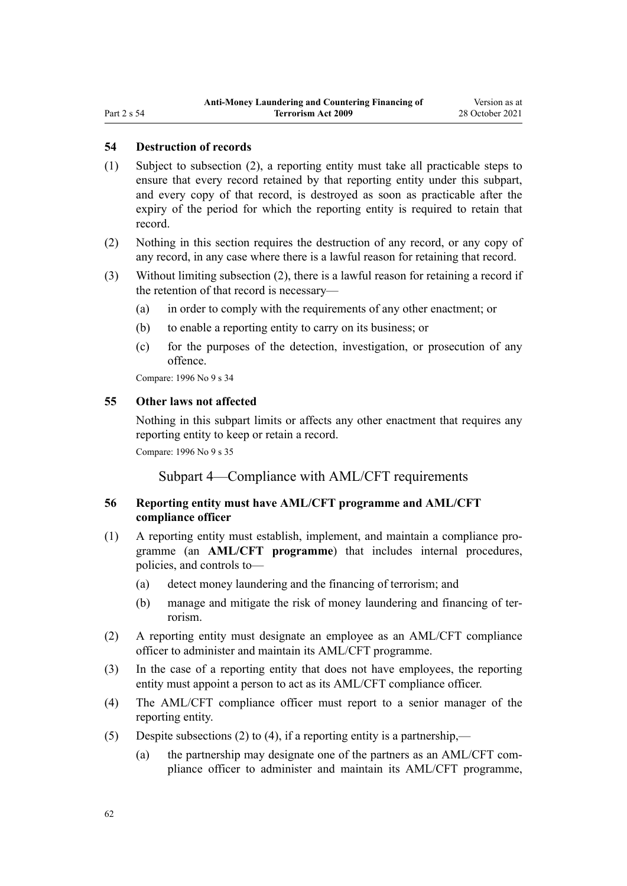## 54 Destruction of records

(1) Subject to subsection (2), a reporting entity must take all practicable steps to ensure that every record retained by that reporting entity under this subpart, and every copy of that record, is destroyed as soon as practicable after the expiry of the period for which the reporting entity is required to retain that record.

(2) Nothing in this section requires the destruction of any record, or any copy of any record, in any case where there is a lawful reason for retaining that record.

(3) Without limiting subsection (2), there is a lawful reason for retaining a record if the retention of that record is necessary—

(a) in order to comply with the requirements of any other enactment; or

(b) to enable a reporting entity to carry on its business; or

(c) for the purposes of the detection, investigation, or prosecution of any offence.

Compare: 1996 No 9 s 34

## 55 Other laws not affected

Nothing in this subpart limits or affects any other enactment that requires any reporting entity to keep or retain a record.

Compare: 1996 No 9 s 35

# Subpart 4—Compliance with AML/CFT requirements

## 56 Reporting entity must have AML/CFT programme and AML/CFT compliance officer

(1) A reporting entity must establish, implement, and maintain a compliance programme (an **AML/CFT programme**) that includes internal procedures, policies, and controls to—

(a) detect money laundering and the financing of terrorism; and

(b) manage and mitigate the risk of money laundering and financing of terrorism.

(2) A reporting entity must designate an employee as an AML/CFT compliance officer to administer and maintain its AML/CFT programme.

(3) In the case of a reporting entity that does not have employees, the reporting entity must appoint a person to act as its AML/CFT compliance officer.

(4) The AML/CFT compliance officer must report to a senior manager of the reporting entity.

(5) Despite subsections (2) to (4), if a reporting entity is a partnership,—

(a) the partnership may designate one of the partners as an AML/CFT compliance officer to administer and maintain its AML/CFT programme,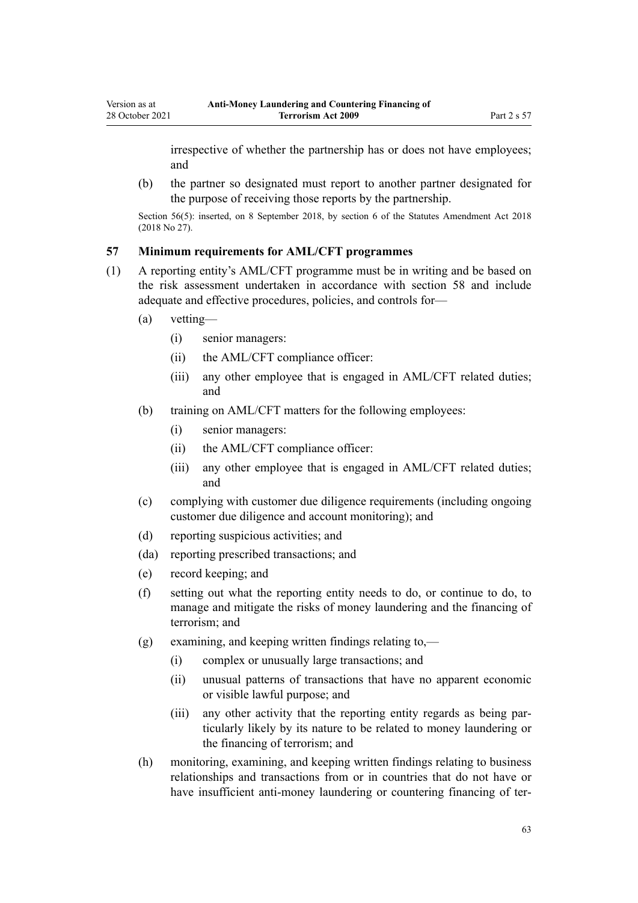irrespective of whether the partnership has or does not have employees; and

(b) the partner so designated must report to another partner designated for the purpose of receiving those reports by the partnership.

Section 56(5): inserted, on 8 September 2018, by section 6 of the Statutes Amendment Act 2018 (2018 No 27).

### 57 Minimum requirements for AML/CFT programmes

(1) A reporting entity's AML/CFT programme must be in writing and be based on the risk assessment undertaken in accordance with section 58 and include adequate and effective procedures, policies, and controls for—

(a) vetting—

(i) senior managers:

(ii) the AML/CFT compliance officer:

(iii) any other employee that is engaged in AML/CFT related duties; and

(b) training on AML/CFT matters for the following employees:

(i) senior managers:

(ii) the AML/CFT compliance officer:

(iii) any other employee that is engaged in AML/CFT related duties; and

(c) complying with customer due diligence requirements (including ongoing customer due diligence and account monitoring); and

(d) reporting suspicious activities; and

(da) reporting prescribed transactions; and

(e) record keeping; and

(f) setting out what the reporting entity needs to do, or continue to do, to manage and mitigate the risks of money laundering and the financing of terrorism; and

(g) examining, and keeping written findings relating to,—

(i) complex or unusually large transactions; and

(ii) unusual patterns of transactions that have no apparent economic or visible lawful purpose; and

(iii) any other activity that the reporting entity regards as being particularly likely by its nature to be related to money laundering or the financing of terrorism; and

(h) monitoring, examining, and keeping written findings relating to business relationships and transactions from or in countries that do not have or have insufficient anti-money laundering or countering financing of ter-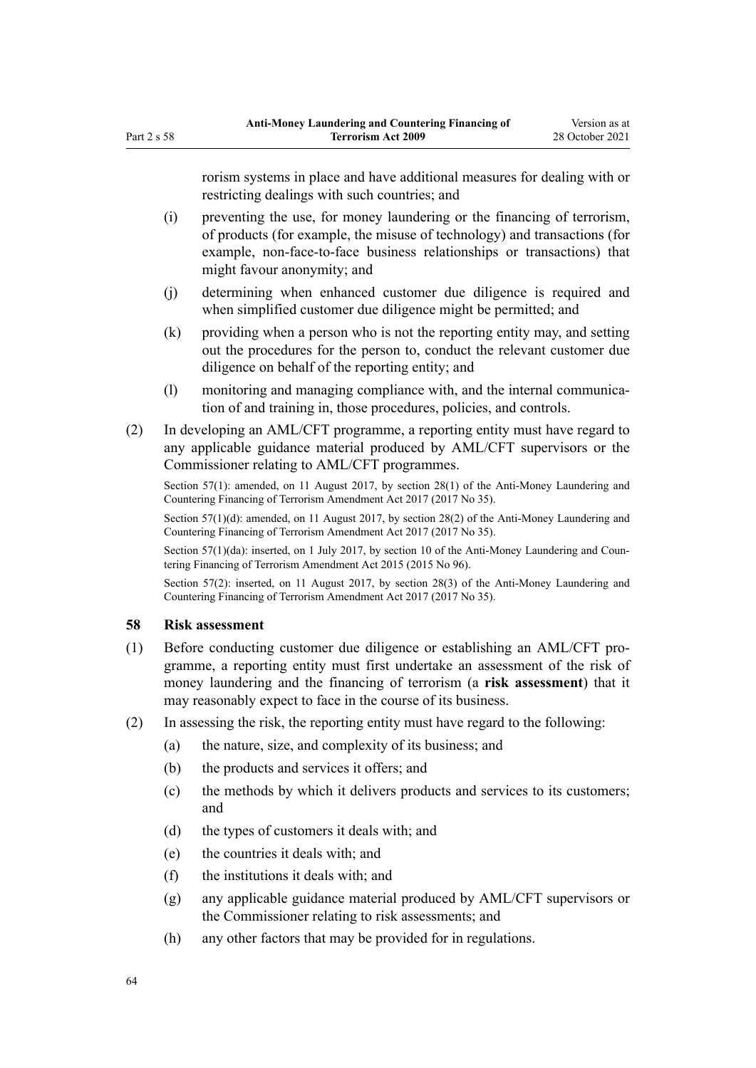rorism systems in place and have additional measures for dealing with or restricting dealings with such countries; and

- (i) preventing the use, for money laundering or the financing of terrorism, of products (for example, the misuse of technology) and transactions (for example, non-face-to-face business relationships or transactions) that might favour anonymity; and
- (j) determining when enhanced customer due diligence is required and when simplified customer due diligence might be permitted; and
- (k) providing when a person who is not the reporting entity may, and setting out the procedures for the person to, conduct the relevant customer due diligence on behalf of the reporting entity; and
- (l) monitoring and managing compliance with, and the internal communication of and training in, those procedures, policies, and controls.

(2) In developing an AML/CFT programme, a reporting entity must have regard to any applicable guidance material produced by AML/CFT supervisors or the Commissioner relating to AML/CFT programmes.

Section 57(1): amended, on 11 August 2017, by section 28(1) of the Anti-Money Laundering and Countering Financing of Terrorism Amendment Act 2017 (2017 No 35).

Section 57(1)(d): amended, on 11 August 2017, by section 28(2) of the Anti-Money Laundering and Countering Financing of Terrorism Amendment Act 2017 (2017 No 35).

Section 57(1)(da): inserted, on 1 July 2017, by section 10 of the Anti-Money Laundering and Countering Financing of Terrorism Amendment Act 2015 (2015 No 96).

Section 57(2): inserted, on 11 August 2017, by section 28(3) of the Anti-Money Laundering and Countering Financing of Terrorism Amendment Act 2017 (2017 No 35).

### 58 Risk assessment

(1) Before conducting customer due diligence or establishing an AML/CFT programme, a reporting entity must first undertake an assessment of the risk of money laundering and the financing of terrorism (a **risk assessment**) that it may reasonably expect to face in the course of its business.

(2) In assessing the risk, the reporting entity must have regard to the following:

- (a) the nature, size, and complexity of its business; and
- (b) the products and services it offers; and
- (c) the methods by which it delivers products and services to its customers; and
- (d) the types of customers it deals with; and
- (e) the countries it deals with; and
- (f) the institutions it deals with; and
- (g) any applicable guidance material produced by AML/CFT supervisors or the Commissioner relating to risk assessments; and
- (h) any other factors that may be provided for in regulations.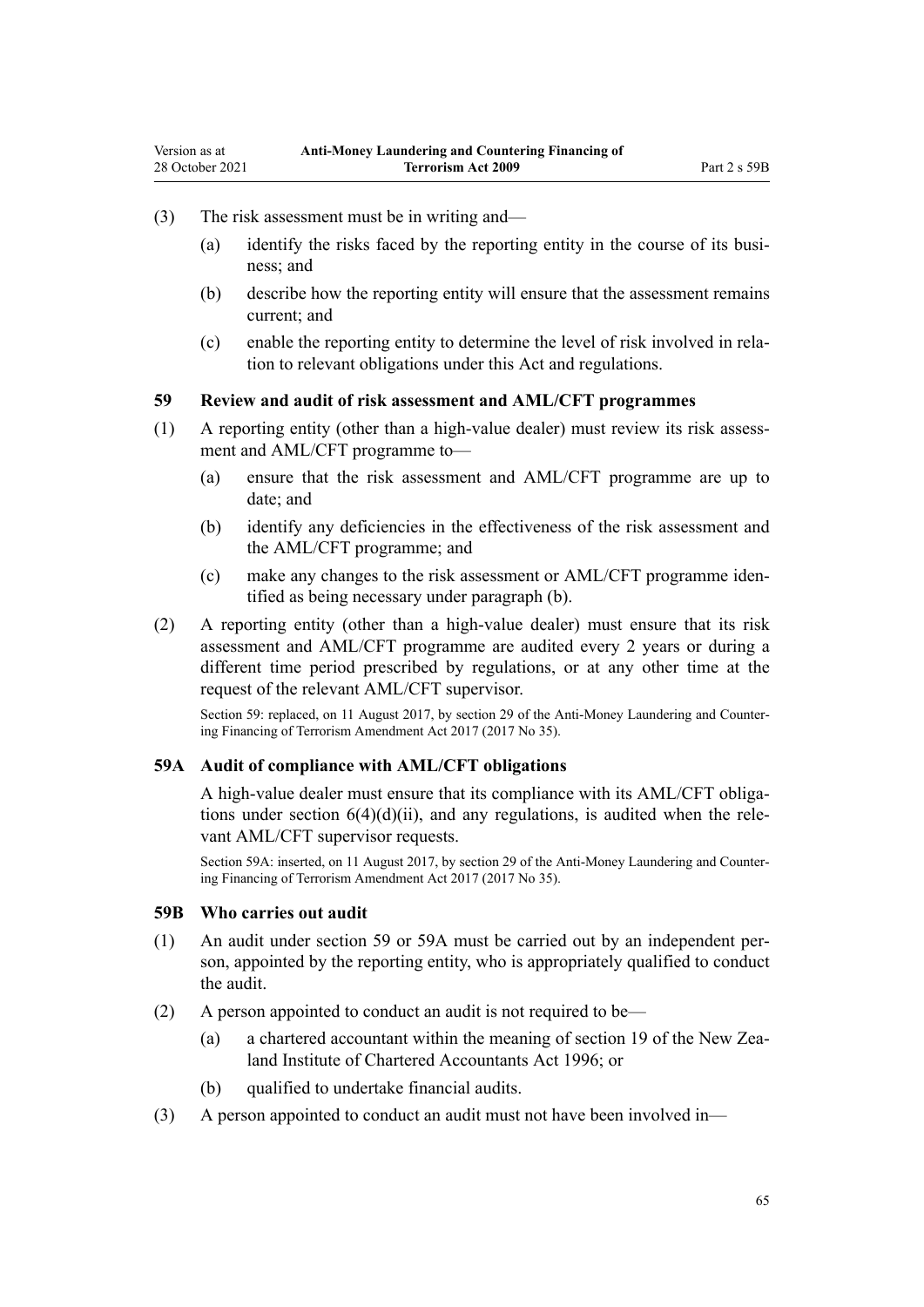(3) The risk assessment must be in writing and—

(a) identify the risks faced by the reporting entity in the course of its business; and

(b) describe how the reporting entity will ensure that the assessment remains current; and

(c) enable the reporting entity to determine the level of risk involved in relation to relevant obligations under this Act and regulations.

### 59 Review and audit of risk assessment and AML/CFT programmes

(1) A reporting entity (other than a high-value dealer) must review its risk assessment and AML/CFT programme to—

(a) ensure that the risk assessment and AML/CFT programme are up to date; and

(b) identify any deficiencies in the effectiveness of the risk assessment and the AML/CFT programme; and

(c) make any changes to the risk assessment or AML/CFT programme identified as being necessary under paragraph (b).

(2) A reporting entity (other than a high-value dealer) must ensure that its risk assessment and AML/CFT programme are audited every 2 years or during a different time period prescribed by regulations, or at any other time at the request of the relevant AML/CFT supervisor.

Section 59: replaced, on 11 August 2017, by section 29 of the Anti-Money Laundering and Countering Financing of Terrorism Amendment Act 2017 (2017 No 35).

### 59A Audit of compliance with AML/CFT obligations

A high-value dealer must ensure that its compliance with its AML/CFT obligations under section 6(4)(d)(ii), and any regulations, is audited when the relevant AML/CFT supervisor requests.

Section 59A: inserted, on 11 August 2017, by section 29 of the Anti-Money Laundering and Countering Financing of Terrorism Amendment Act 2017 (2017 No 35).

### 59B Who carries out audit

(1) An audit under section 59 or 59A must be carried out by an independent person, appointed by the reporting entity, who is appropriately qualified to conduct the audit.

(2) A person appointed to conduct an audit is not required to be—

(a) a chartered accountant within the meaning of section 19 of the New Zealand Institute of Chartered Accountants Act 1996; or

(b) qualified to undertake financial audits.

(3) A person appointed to conduct an audit must not have been involved in—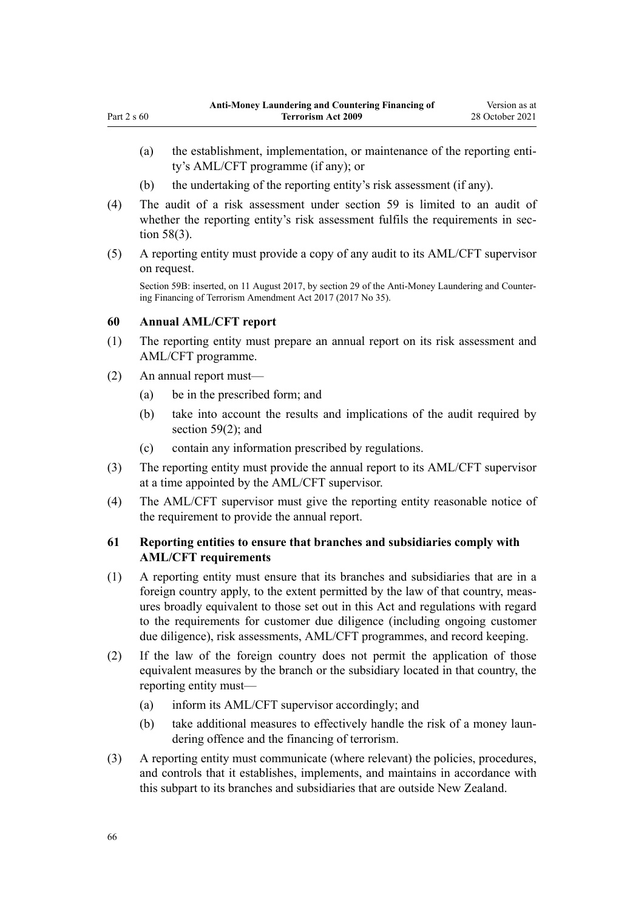(a) the establishment, implementation, or maintenance of the reporting entity's AML/CFT programme (if any); or

(b) the undertaking of the reporting entity's risk assessment (if any).

(4) The audit of a risk assessment under section 59 is limited to an audit of whether the reporting entity's risk assessment fulfils the requirements in section 58(3).

(5) A reporting entity must provide a copy of any audit to its AML/CFT supervisor on request.

Section 59B: inserted, on 11 August 2017, by section 29 of the Anti-Money Laundering and Countering Financing of Terrorism Amendment Act 2017 (2017 No 35).

### 60 Annual AML/CFT report

(1) The reporting entity must prepare an annual report on its risk assessment and AML/CFT programme.

(2) An annual report must—

(a) be in the prescribed form; and

(b) take into account the results and implications of the audit required by section 59(2); and

(c) contain any information prescribed by regulations.

(3) The reporting entity must provide the annual report to its AML/CFT supervisor at a time appointed by the AML/CFT supervisor.

(4) The AML/CFT supervisor must give the reporting entity reasonable notice of the requirement to provide the annual report.

### 61 Reporting entities to ensure that branches and subsidiaries comply with AML/CFT requirements

(1) A reporting entity must ensure that its branches and subsidiaries that are in a foreign country apply, to the extent permitted by the law of that country, measures broadly equivalent to those set out in this Act and regulations with regard to the requirements for customer due diligence (including ongoing customer due diligence), risk assessments, AML/CFT programmes, and record keeping.

(2) If the law of the foreign country does not permit the application of those equivalent measures by the branch or the subsidiary located in that country, the reporting entity must—

(a) inform its AML/CFT supervisor accordingly; and

(b) take additional measures to effectively handle the risk of a money laundering offence and the financing of terrorism.

(3) A reporting entity must communicate (where relevant) the policies, procedures, and controls that it establishes, implements, and maintains in accordance with this subpart to its branches and subsidiaries that are outside New Zealand.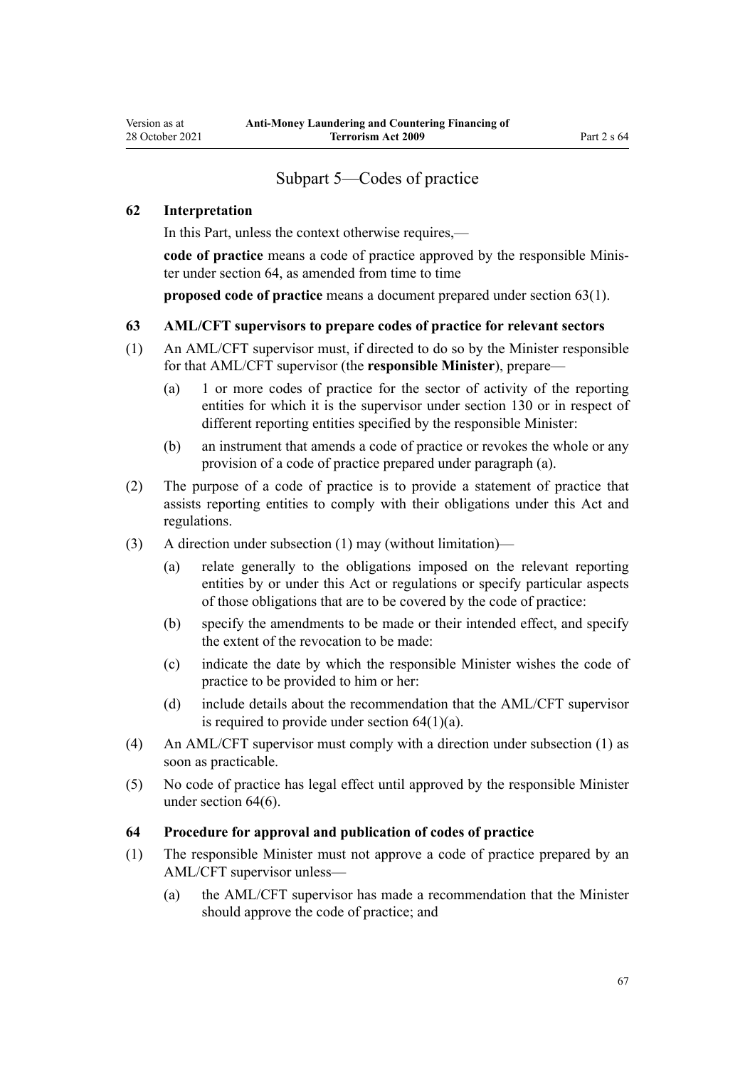## Subpart 5—Codes of practice

### 62 Interpretation

In this Part, unless the context otherwise requires,—

**code of practice** means a code of practice approved by the responsible Minister under section 64, as amended from time to time

**proposed code of practice** means a document prepared under section 63(1).

### 63 AML/CFT supervisors to prepare codes of practice for relevant sectors

(1) An AML/CFT supervisor must, if directed to do so by the Minister responsible for that AML/CFT supervisor (the **responsible Minister**), prepare—

- (a) 1 or more codes of practice for the sector of activity of the reporting entities for which it is the supervisor under section 130 or in respect of different reporting entities specified by the responsible Minister:
- (b) an instrument that amends a code of practice or revokes the whole or any provision of a code of practice prepared under paragraph (a).

(2) The purpose of a code of practice is to provide a statement of practice that assists reporting entities to comply with their obligations under this Act and regulations.

(3) A direction under subsection (1) may (without limitation)—

- (a) relate generally to the obligations imposed on the relevant reporting entities by or under this Act or regulations or specify particular aspects of those obligations that are to be covered by the code of practice:
- (b) specify the amendments to be made or their intended effect, and specify the extent of the revocation to be made:
- (c) indicate the date by which the responsible Minister wishes the code of practice to be provided to him or her:
- (d) include details about the recommendation that the AML/CFT supervisor is required to provide under section 64(1)(a).

(4) An AML/CFT supervisor must comply with a direction under subsection (1) as soon as practicable.

(5) No code of practice has legal effect until approved by the responsible Minister under section 64(6).

### 64 Procedure for approval and publication of codes of practice

(1) The responsible Minister must not approve a code of practice prepared by an AML/CFT supervisor unless—

- (a) the AML/CFT supervisor has made a recommendation that the Minister should approve the code of practice; and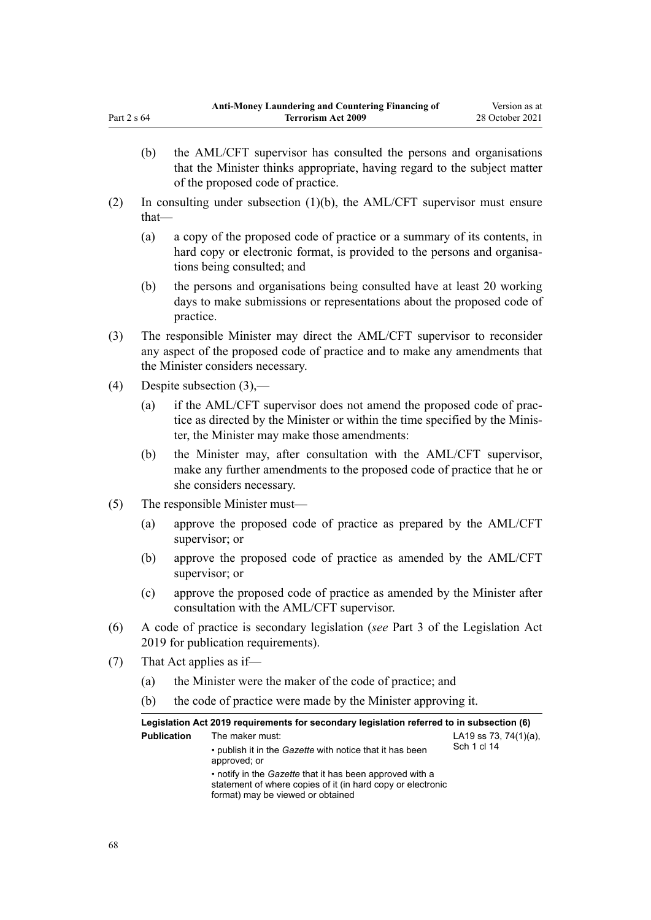(b) the AML/CFT supervisor has consulted the persons and organisations that the Minister thinks appropriate, having regard to the subject matter of the proposed code of practice.

(2) In consulting under subsection (1)(b), the AML/CFT supervisor must ensure that—

(a) a copy of the proposed code of practice or a summary of its contents, in hard copy or electronic format, is provided to the persons and organisations being consulted; and

(b) the persons and organisations being consulted have at least 20 working days to make submissions or representations about the proposed code of practice.

(3) The responsible Minister may direct the AML/CFT supervisor to reconsider any aspect of the proposed code of practice and to make any amendments that the Minister considers necessary.

(4) Despite subsection (3),—

(a) if the AML/CFT supervisor does not amend the proposed code of practice as directed by the Minister or within the time specified by the Minister, the Minister may make those amendments:

(b) the Minister may, after consultation with the AML/CFT supervisor, make any further amendments to the proposed code of practice that he or she considers necessary.

(5) The responsible Minister must—

(a) approve the proposed code of practice as prepared by the AML/CFT supervisor; or

(b) approve the proposed code of practice as amended by the AML/CFT supervisor; or

(c) approve the proposed code of practice as amended by the Minister after consultation with the AML/CFT supervisor.

(6) A code of practice is secondary legislation (*see* Part 3 of the Legislation Act 2019 for publication requirements).

(7) That Act applies as if—

(a) the Minister were the maker of the code of practice; and

(b) the code of practice were made by the Minister approving it.

| **Legislation Act 2019 requirements for secondary legislation referred to in subsection (6)** | | |
|---|---|---|
| **Publication** | The maker must:<br>• publish it in the *Gazette* with notice that it has been approved; or<br>• notify in the *Gazette* that it has been approved with a statement of where copies of it (in hard copy or electronic format) may be viewed or obtained | LA19 ss 73, 74(1)(a), Sch 1 cl 14 |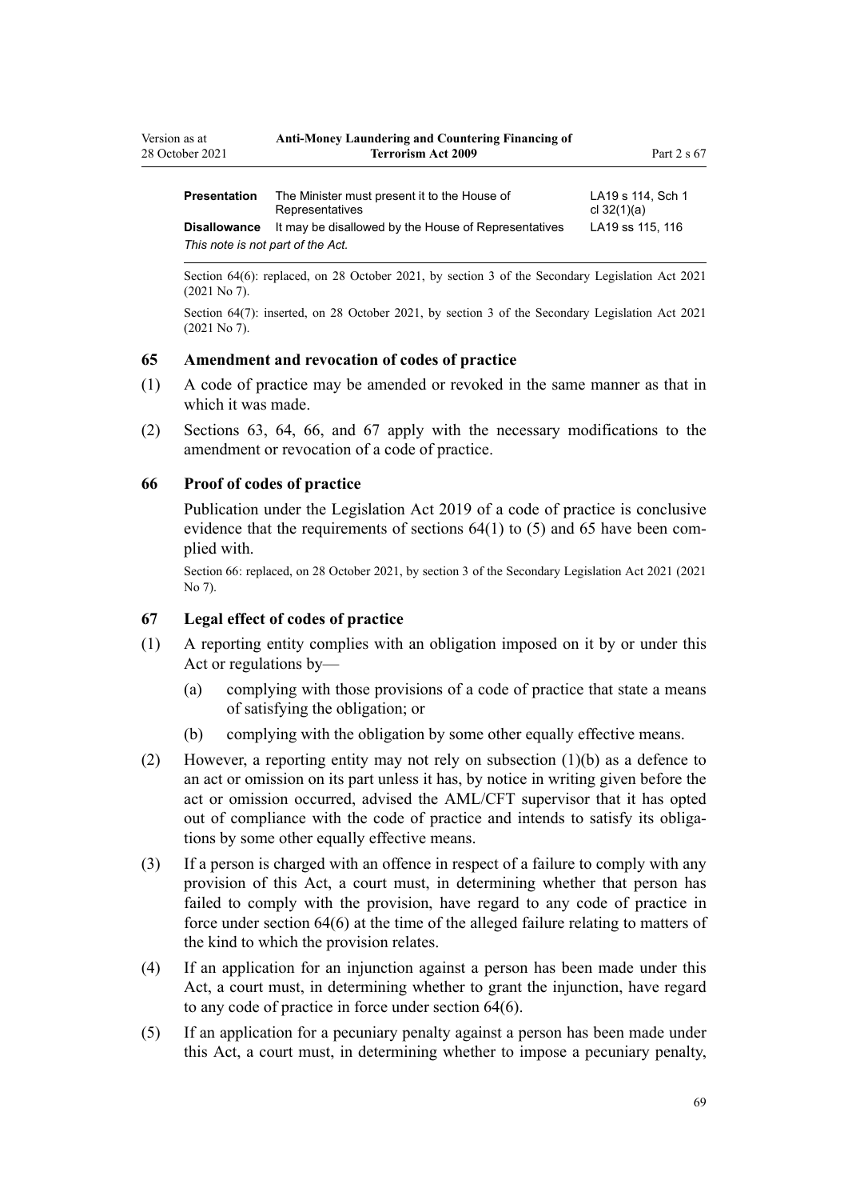| Presentation | The Minister must present it to the House of Representatives | LA19 s 114, Sch 1 cl 32(1)(a) |
|---|---|---|
| Disallowance | It may be disallowed by the House of Representatives | LA19 ss 115, 116 |

*This note is not part of the Act.*

Section 64(6): replaced, on 28 October 2021, by section 3 of the Secondary Legislation Act 2021 (2021 No 7).

Section 64(7): inserted, on 28 October 2021, by section 3 of the Secondary Legislation Act 2021 (2021 No 7).

### 65 Amendment and revocation of codes of practice

(1) A code of practice may be amended or revoked in the same manner as that in which it was made.

(2) Sections 63, 64, 66, and 67 apply with the necessary modifications to the amendment or revocation of a code of practice.

### 66 Proof of codes of practice

Publication under the Legislation Act 2019 of a code of practice is conclusive evidence that the requirements of sections 64(1) to (5) and 65 have been complied with.

Section 66: replaced, on 28 October 2021, by section 3 of the Secondary Legislation Act 2021 (2021 No 7).

### 67 Legal effect of codes of practice

(1) A reporting entity complies with an obligation imposed on it by or under this Act or regulations by—

(a) complying with those provisions of a code of practice that state a means of satisfying the obligation; or

(b) complying with the obligation by some other equally effective means.

(2) However, a reporting entity may not rely on subsection (1)(b) as a defence to an act or omission on its part unless it has, by notice in writing given before the act or omission occurred, advised the AML/CFT supervisor that it has opted out of compliance with the code of practice and intends to satisfy its obligations by some other equally effective means.

(3) If a person is charged with an offence in respect of a failure to comply with any provision of this Act, a court must, in determining whether that person has failed to comply with the provision, have regard to any code of practice in force under section 64(6) at the time of the alleged failure relating to matters of the kind to which the provision relates.

(4) If an application for an injunction against a person has been made under this Act, a court must, in determining whether to grant the injunction, have regard to any code of practice in force under section 64(6).

(5) If an application for a pecuniary penalty against a person has been made under this Act, a court must, in determining whether to impose a pecuniary penalty,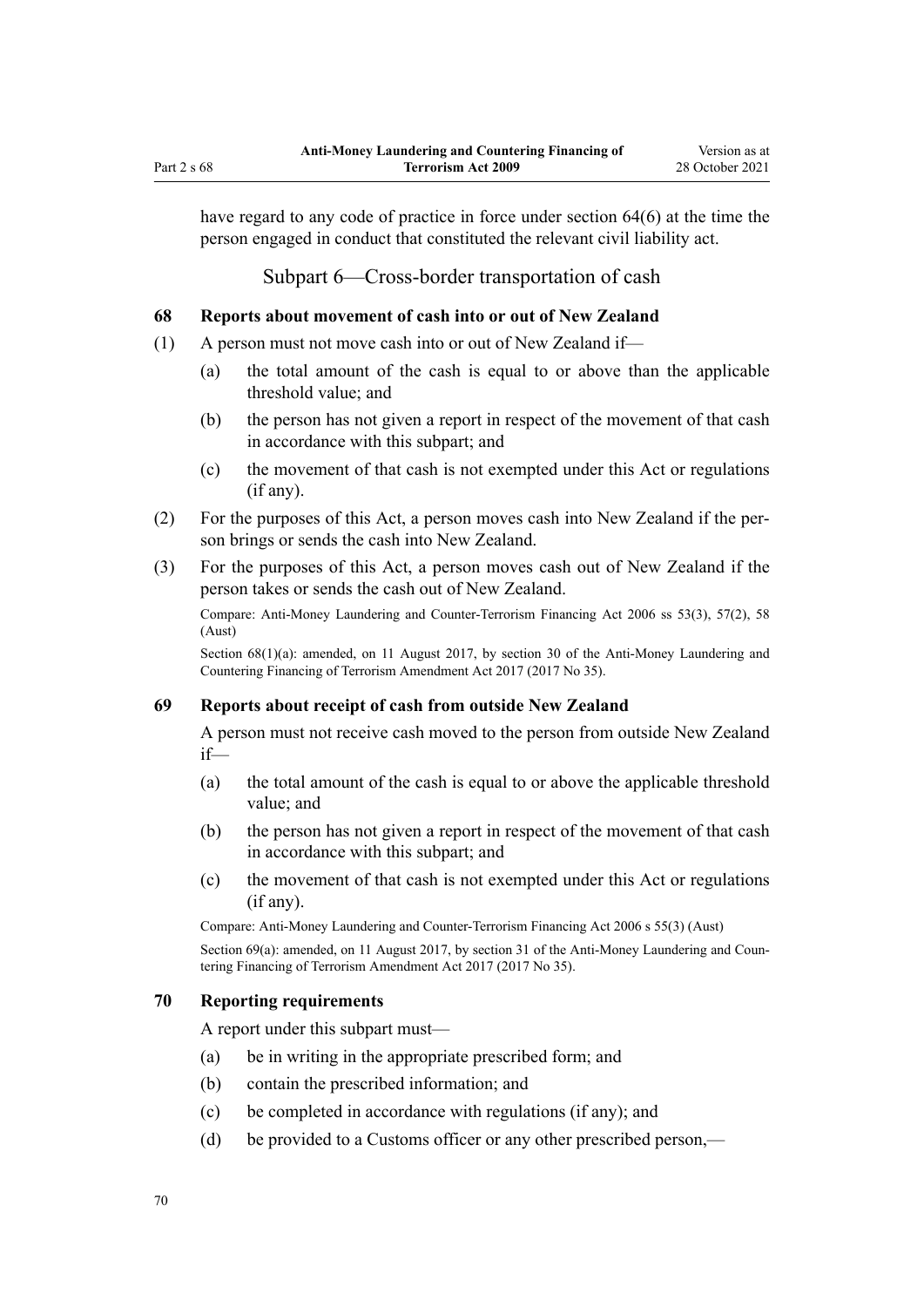have regard to any code of practice in force under section 64(6) at the time the person engaged in conduct that constituted the relevant civil liability act.

## Subpart 6—Cross-border transportation of cash

### 68 Reports about movement of cash into or out of New Zealand

(1) A person must not move cash into or out of New Zealand if—

(a) the total amount of the cash is equal to or above than the applicable threshold value; and

(b) the person has not given a report in respect of the movement of that cash in accordance with this subpart; and

(c) the movement of that cash is not exempted under this Act or regulations (if any).

(2) For the purposes of this Act, a person moves cash into New Zealand if the person brings or sends the cash into New Zealand.

(3) For the purposes of this Act, a person moves cash out of New Zealand if the person takes or sends the cash out of New Zealand.

Compare: Anti-Money Laundering and Counter-Terrorism Financing Act 2006 ss 53(3), 57(2), 58 (Aust)

Section 68(1)(a): amended, on 11 August 2017, by section 30 of the Anti-Money Laundering and Countering Financing of Terrorism Amendment Act 2017 (2017 No 35).

### 69 Reports about receipt of cash from outside New Zealand

A person must not receive cash moved to the person from outside New Zealand if—

(a) the total amount of the cash is equal to or above the applicable threshold value; and

(b) the person has not given a report in respect of the movement of that cash in accordance with this subpart; and

(c) the movement of that cash is not exempted under this Act or regulations (if any).

Compare: Anti-Money Laundering and Counter-Terrorism Financing Act 2006 s 55(3) (Aust)

Section 69(a): amended, on 11 August 2017, by section 31 of the Anti-Money Laundering and Countering Financing of Terrorism Amendment Act 2017 (2017 No 35).

### 70 Reporting requirements

A report under this subpart must—

(a) be in writing in the appropriate prescribed form; and

(b) contain the prescribed information; and

(c) be completed in accordance with regulations (if any); and

(d) be provided to a Customs officer or any other prescribed person,—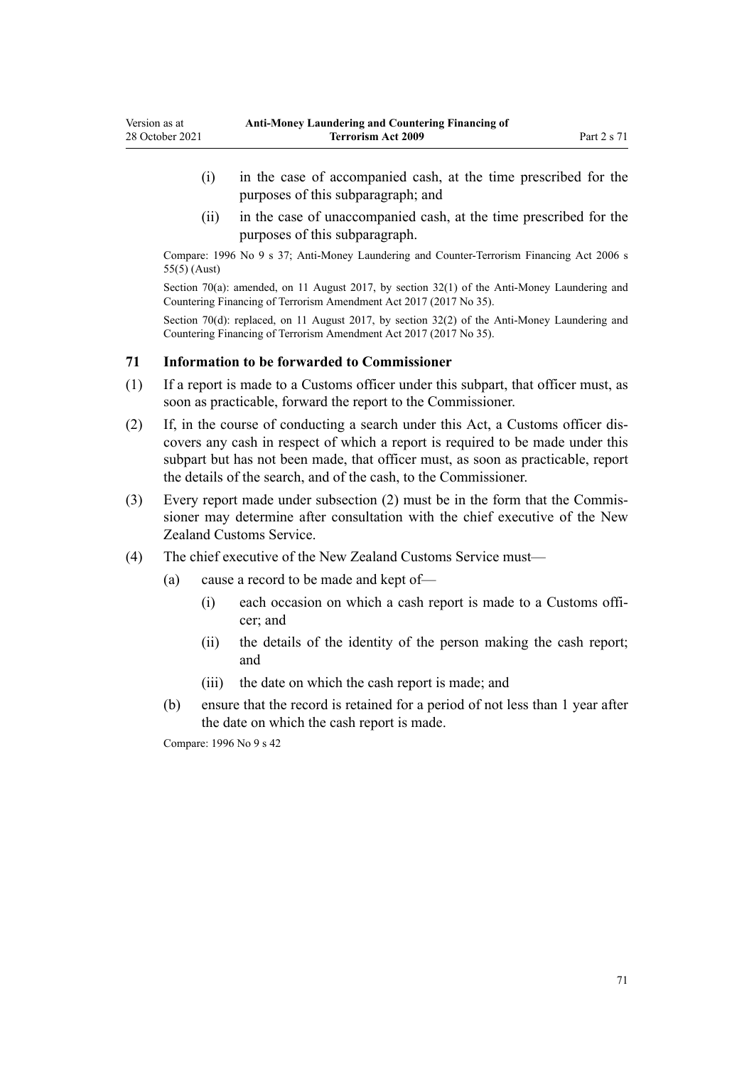(i) in the case of accompanied cash, at the time prescribed for the purposes of this subparagraph; and

(ii) in the case of unaccompanied cash, at the time prescribed for the purposes of this subparagraph.

Compare: 1996 No 9 s 37; Anti-Money Laundering and Counter-Terrorism Financing Act 2006 s 55(5) (Aust)

Section 70(a): amended, on 11 August 2017, by section 32(1) of the Anti-Money Laundering and Countering Financing of Terrorism Amendment Act 2017 (2017 No 35).

Section 70(d): replaced, on 11 August 2017, by section 32(2) of the Anti-Money Laundering and Countering Financing of Terrorism Amendment Act 2017 (2017 No 35).

### 71 Information to be forwarded to Commissioner

(1) If a report is made to a Customs officer under this subpart, that officer must, as soon as practicable, forward the report to the Commissioner.

(2) If, in the course of conducting a search under this Act, a Customs officer discovers any cash in respect of which a report is required to be made under this subpart but has not been made, that officer must, as soon as practicable, report the details of the search, and of the cash, to the Commissioner.

(3) Every report made under subsection (2) must be in the form that the Commissioner may determine after consultation with the chief executive of the New Zealand Customs Service.

(4) The chief executive of the New Zealand Customs Service must—

(a) cause a record to be made and kept of—

(i) each occasion on which a cash report is made to a Customs officer; and

(ii) the details of the identity of the person making the cash report; and

(iii) the date on which the cash report is made; and

(b) ensure that the record is retained for a period of not less than 1 year after the date on which the cash report is made.

Compare: 1996 No 9 s 42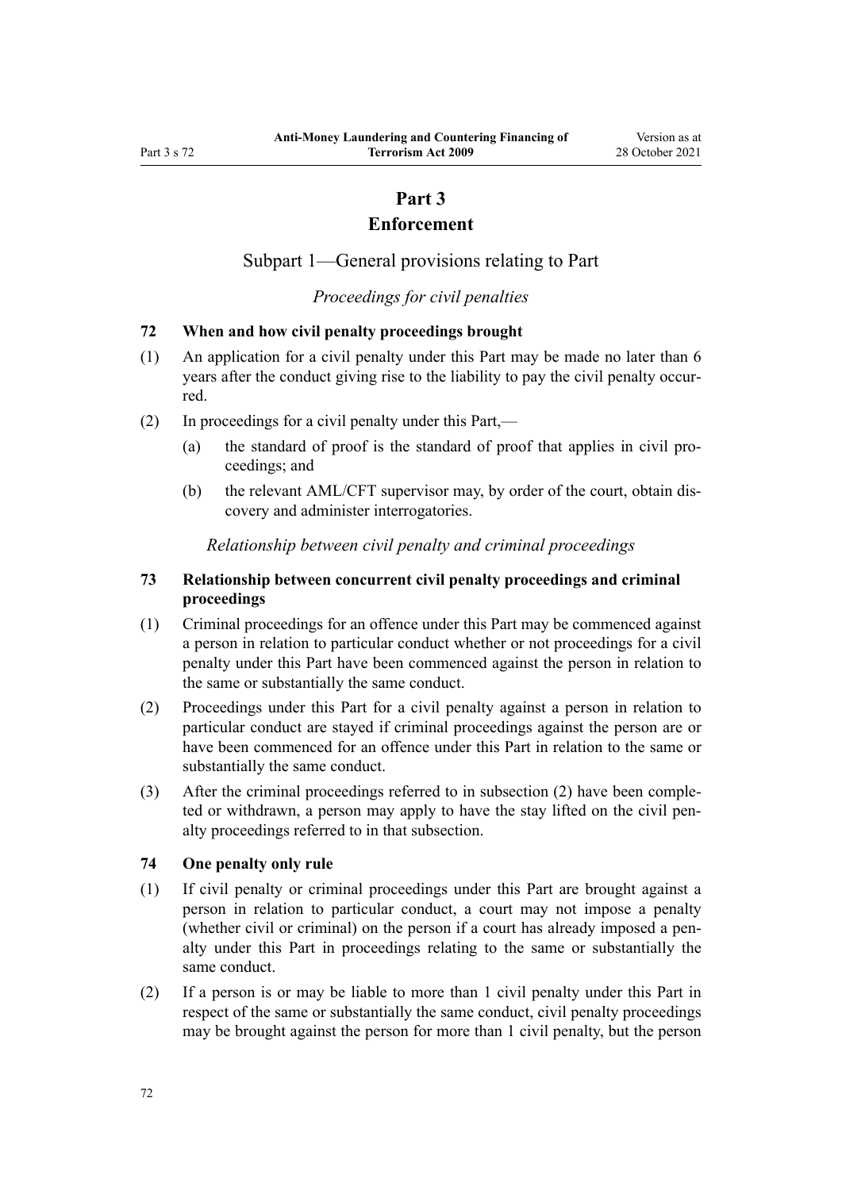# Part 3
# Enforcement

## Subpart 1—General provisions relating to Part

*Proceedings for civil penalties*

### 72 When and how civil penalty proceedings brought

(1) An application for a civil penalty under this Part may be made no later than 6 years after the conduct giving rise to the liability to pay the civil penalty occurred.

(2) In proceedings for a civil penalty under this Part,—

(a) the standard of proof is the standard of proof that applies in civil proceedings; and

(b) the relevant AML/CFT supervisor may, by order of the court, obtain discovery and administer interrogatories.

*Relationship between civil penalty and criminal proceedings*

### 73 Relationship between concurrent civil penalty proceedings and criminal proceedings

(1) Criminal proceedings for an offence under this Part may be commenced against a person in relation to particular conduct whether or not proceedings for a civil penalty under this Part have been commenced against the person in relation to the same or substantially the same conduct.

(2) Proceedings under this Part for a civil penalty against a person in relation to particular conduct are stayed if criminal proceedings against the person are or have been commenced for an offence under this Part in relation to the same or substantially the same conduct.

(3) After the criminal proceedings referred to in subsection (2) have been completed or withdrawn, a person may apply to have the stay lifted on the civil penalty proceedings referred to in that subsection.

### 74 One penalty only rule

(1) If civil penalty or criminal proceedings under this Part are brought against a person in relation to particular conduct, a court may not impose a penalty (whether civil or criminal) on the person if a court has already imposed a penalty under this Part in proceedings relating to the same or substantially the same conduct.

(2) If a person is or may be liable to more than 1 civil penalty under this Part in respect of the same or substantially the same conduct, civil penalty proceedings may be brought against the person for more than 1 civil penalty, but the person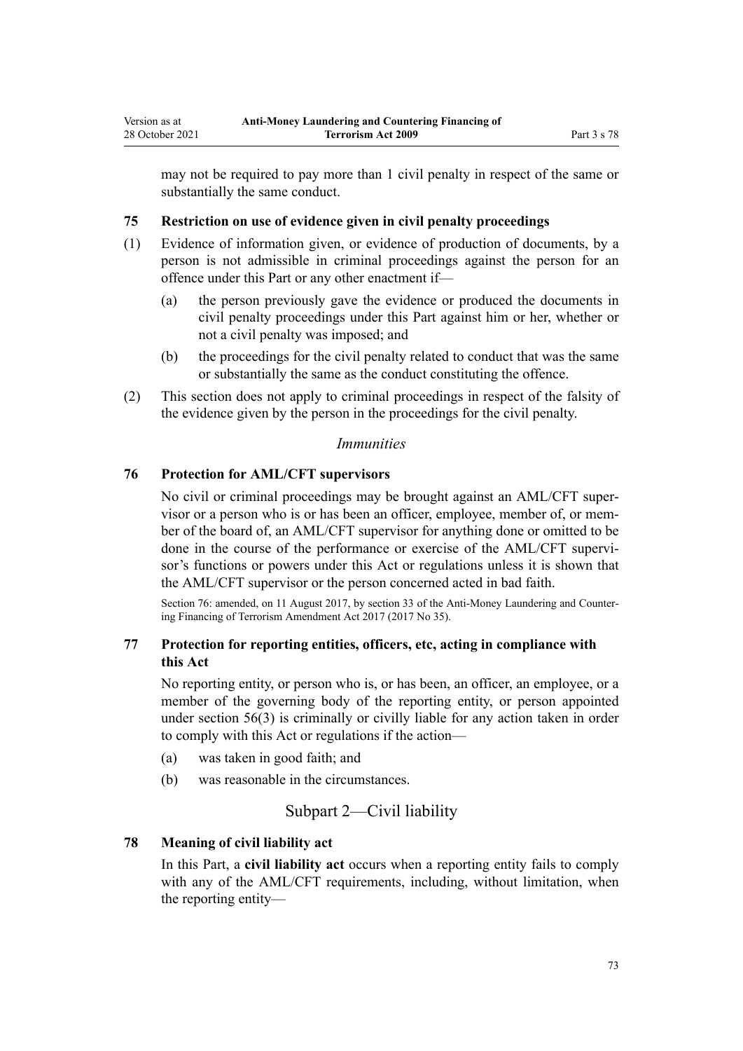may not be required to pay more than 1 civil penalty in respect of the same or substantially the same conduct.

### 75 Restriction on use of evidence given in civil penalty proceedings

(1) Evidence of information given, or evidence of production of documents, by a person is not admissible in criminal proceedings against the person for an offence under this Part or any other enactment if—

- (a) the person previously gave the evidence or produced the documents in civil penalty proceedings under this Part against him or her, whether or not a civil penalty was imposed; and
- (b) the proceedings for the civil penalty related to conduct that was the same or substantially the same as the conduct constituting the offence.

(2) This section does not apply to criminal proceedings in respect of the falsity of the evidence given by the person in the proceedings for the civil penalty.

*Immunities*

### 76 Protection for AML/CFT supervisors

No civil or criminal proceedings may be brought against an AML/CFT supervisor or a person who is or has been an officer, employee, member of, or member of the board of, an AML/CFT supervisor for anything done or omitted to be done in the course of the performance or exercise of the AML/CFT supervisor's functions or powers under this Act or regulations unless it is shown that the AML/CFT supervisor or the person concerned acted in bad faith.

Section 76: amended, on 11 August 2017, by section 33 of the Anti-Money Laundering and Countering Financing of Terrorism Amendment Act 2017 (2017 No 35).

### 77 Protection for reporting entities, officers, etc, acting in compliance with this Act

No reporting entity, or person who is, or has been, an officer, an employee, or a member of the governing body of the reporting entity, or person appointed under section 56(3) is criminally or civilly liable for any action taken in order to comply with this Act or regulations if the action—

- (a) was taken in good faith; and
- (b) was reasonable in the circumstances.

## Subpart 2—Civil liability

### 78 Meaning of civil liability act

In this Part, a **civil liability act** occurs when a reporting entity fails to comply with any of the AML/CFT requirements, including, without limitation, when the reporting entity—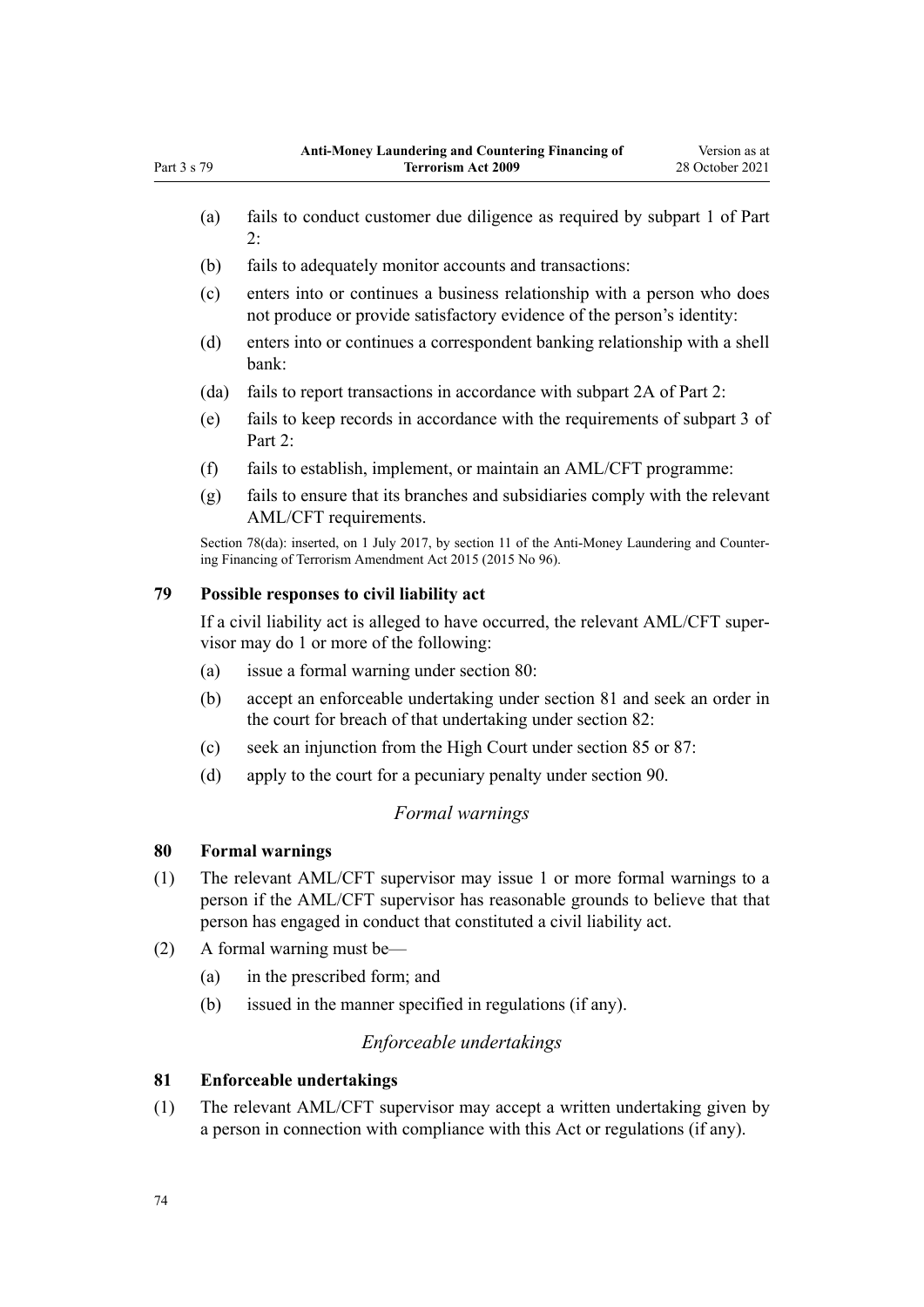(a) fails to conduct customer due diligence as required by subpart 1 of Part 2:

(b) fails to adequately monitor accounts and transactions:

(c) enters into or continues a business relationship with a person who does not produce or provide satisfactory evidence of the person's identity:

(d) enters into or continues a correspondent banking relationship with a shell bank:

(da) fails to report transactions in accordance with subpart 2A of Part 2:

(e) fails to keep records in accordance with the requirements of subpart 3 of Part 2:

(f) fails to establish, implement, or maintain an AML/CFT programme:

(g) fails to ensure that its branches and subsidiaries comply with the relevant AML/CFT requirements.

Section 78(da): inserted, on 1 July 2017, by section 11 of the Anti-Money Laundering and Countering Financing of Terrorism Amendment Act 2015 (2015 No 96).

### 79 Possible responses to civil liability act

If a civil liability act is alleged to have occurred, the relevant AML/CFT supervisor may do 1 or more of the following:

(a) issue a formal warning under section 80:

(b) accept an enforceable undertaking under section 81 and seek an order in the court for breach of that undertaking under section 82:

(c) seek an injunction from the High Court under section 85 or 87:

(d) apply to the court for a pecuniary penalty under section 90.

*Formal warnings*

### 80 Formal warnings

(1) The relevant AML/CFT supervisor may issue 1 or more formal warnings to a person if the AML/CFT supervisor has reasonable grounds to believe that that person has engaged in conduct that constituted a civil liability act.

(2) A formal warning must be—

(a) in the prescribed form; and

(b) issued in the manner specified in regulations (if any).

*Enforceable undertakings*

### 81 Enforceable undertakings

(1) The relevant AML/CFT supervisor may accept a written undertaking given by a person in connection with compliance with this Act or regulations (if any).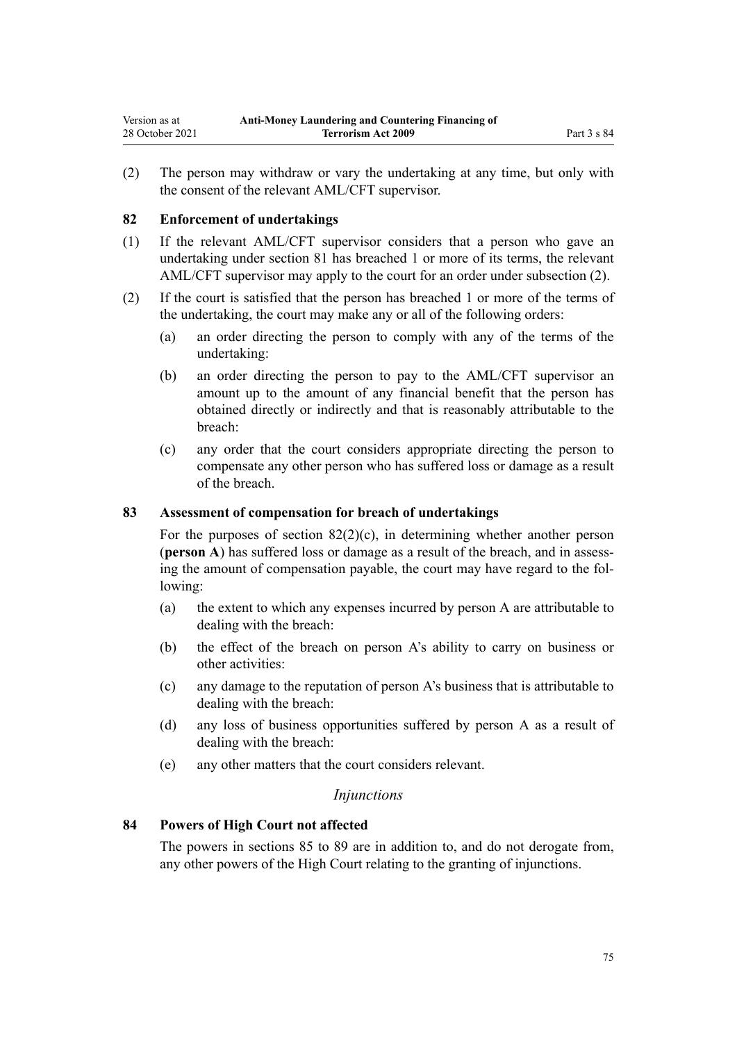(2) The person may withdraw or vary the undertaking at any time, but only with the consent of the relevant AML/CFT supervisor.

### 82 Enforcement of undertakings

(1) If the relevant AML/CFT supervisor considers that a person who gave an undertaking under section 81 has breached 1 or more of its terms, the relevant AML/CFT supervisor may apply to the court for an order under subsection (2).

(2) If the court is satisfied that the person has breached 1 or more of the terms of the undertaking, the court may make any or all of the following orders:

- (a) an order directing the person to comply with any of the terms of the undertaking:
- (b) an order directing the person to pay to the AML/CFT supervisor an amount up to the amount of any financial benefit that the person has obtained directly or indirectly and that is reasonably attributable to the breach:
- (c) any order that the court considers appropriate directing the person to compensate any other person who has suffered loss or damage as a result of the breach.

### 83 Assessment of compensation for breach of undertakings

For the purposes of section 82(2)(c), in determining whether another person (**person A**) has suffered loss or damage as a result of the breach, and in assessing the amount of compensation payable, the court may have regard to the following:

- (a) the extent to which any expenses incurred by person A are attributable to dealing with the breach:
- (b) the effect of the breach on person A's ability to carry on business or other activities:
- (c) any damage to the reputation of person A's business that is attributable to dealing with the breach:
- (d) any loss of business opportunities suffered by person A as a result of dealing with the breach:
- (e) any other matters that the court considers relevant.

*Injunctions*

### 84 Powers of High Court not affected

The powers in sections 85 to 89 are in addition to, and do not derogate from, any other powers of the High Court relating to the granting of injunctions.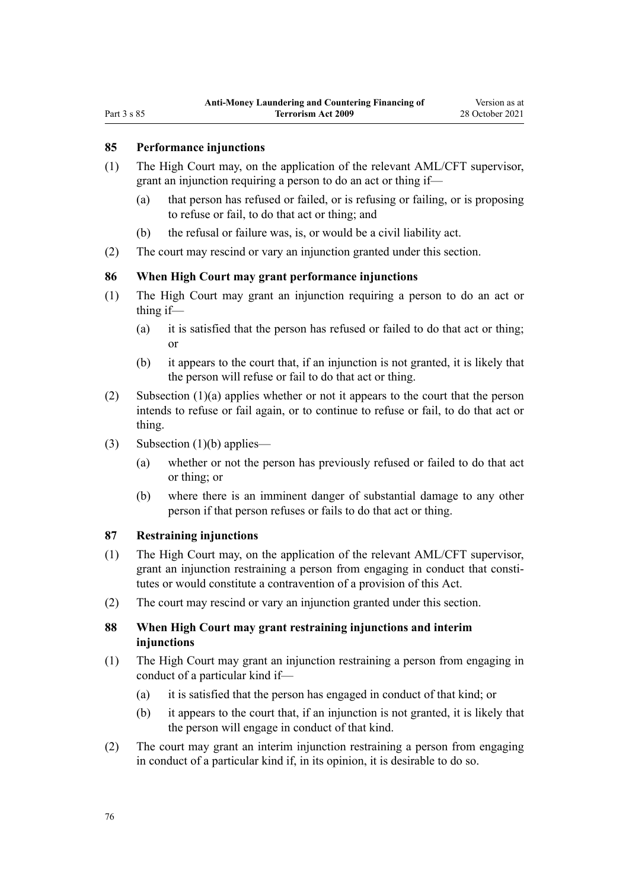## 85 Performance injunctions

(1) The High Court may, on the application of the relevant AML/CFT supervisor, grant an injunction requiring a person to do an act or thing if—

- (a) that person has refused or failed, or is refusing or failing, or is proposing to refuse or fail, to do that act or thing; and
- (b) the refusal or failure was, is, or would be a civil liability act.

(2) The court may rescind or vary an injunction granted under this section.

## 86 When High Court may grant performance injunctions

(1) The High Court may grant an injunction requiring a person to do an act or thing if—

- (a) it is satisfied that the person has refused or failed to do that act or thing; or
- (b) it appears to the court that, if an injunction is not granted, it is likely that the person will refuse or fail to do that act or thing.

(2) Subsection (1)(a) applies whether or not it appears to the court that the person intends to refuse or fail again, or to continue to refuse or fail, to do that act or thing.

(3) Subsection (1)(b) applies—

- (a) whether or not the person has previously refused or failed to do that act or thing; or
- (b) where there is an imminent danger of substantial damage to any other person if that person refuses or fails to do that act or thing.

## 87 Restraining injunctions

(1) The High Court may, on the application of the relevant AML/CFT supervisor, grant an injunction restraining a person from engaging in conduct that constitutes or would constitute a contravention of a provision of this Act.

(2) The court may rescind or vary an injunction granted under this section.

## 88 When High Court may grant restraining injunctions and interim injunctions

(1) The High Court may grant an injunction restraining a person from engaging in conduct of a particular kind if—

- (a) it is satisfied that the person has engaged in conduct of that kind; or
- (b) it appears to the court that, if an injunction is not granted, it is likely that the person will engage in conduct of that kind.

(2) The court may grant an interim injunction restraining a person from engaging in conduct of a particular kind if, in its opinion, it is desirable to do so.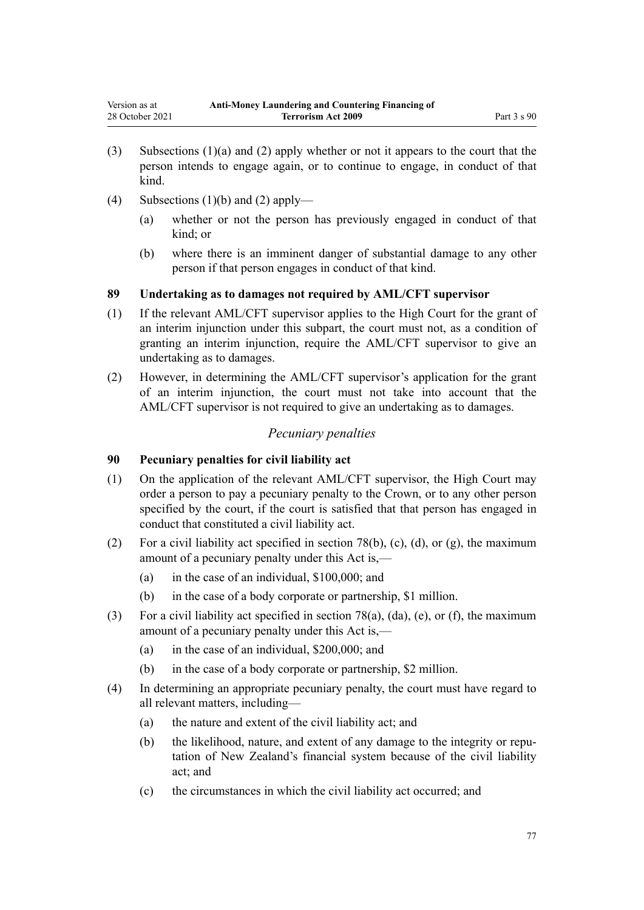(3) Subsections (1)(a) and (2) apply whether or not it appears to the court that the person intends to engage again, or to continue to engage, in conduct of that kind.

(4) Subsections (1)(b) and (2) apply—

(a) whether or not the person has previously engaged in conduct of that kind; or

(b) where there is an imminent danger of substantial damage to any other person if that person engages in conduct of that kind.

### 89 Undertaking as to damages not required by AML/CFT supervisor

(1) If the relevant AML/CFT supervisor applies to the High Court for the grant of an interim injunction under this subpart, the court must not, as a condition of granting an interim injunction, require the AML/CFT supervisor to give an undertaking as to damages.

(2) However, in determining the AML/CFT supervisor's application for the grant of an interim injunction, the court must not take into account that the AML/CFT supervisor is not required to give an undertaking as to damages.

*Pecuniary penalties*

### 90 Pecuniary penalties for civil liability act

(1) On the application of the relevant AML/CFT supervisor, the High Court may order a person to pay a pecuniary penalty to the Crown, or to any other person specified by the court, if the court is satisfied that that person has engaged in conduct that constituted a civil liability act.

(2) For a civil liability act specified in section 78(b), (c), (d), or (g), the maximum amount of a pecuniary penalty under this Act is,—

(a) in the case of an individual, $100,000; and

(b) in the case of a body corporate or partnership, $1 million.

(3) For a civil liability act specified in section 78(a), (da), (e), or (f), the maximum amount of a pecuniary penalty under this Act is,—

(a) in the case of an individual, $200,000; and

(b) in the case of a body corporate or partnership, $2 million.

(4) In determining an appropriate pecuniary penalty, the court must have regard to all relevant matters, including—

(a) the nature and extent of the civil liability act; and

(b) the likelihood, nature, and extent of any damage to the integrity or reputation of New Zealand's financial system because of the civil liability act; and

(c) the circumstances in which the civil liability act occurred; and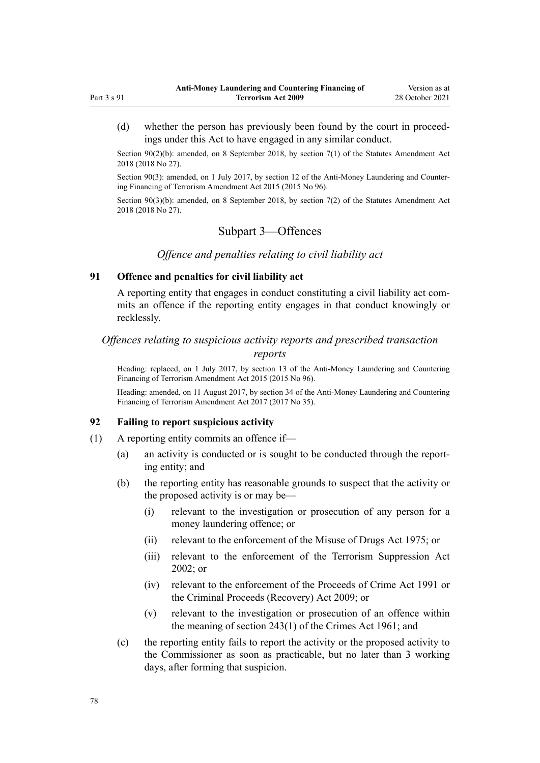(d) whether the person has previously been found by the court in proceedings under this Act to have engaged in any similar conduct.

Section 90(2)(b): amended, on 8 September 2018, by section 7(1) of the Statutes Amendment Act 2018 (2018 No 27).

Section 90(3): amended, on 1 July 2017, by section 12 of the Anti-Money Laundering and Countering Financing of Terrorism Amendment Act 2015 (2015 No 96).

Section 90(3)(b): amended, on 8 September 2018, by section 7(2) of the Statutes Amendment Act 2018 (2018 No 27).

## Subpart 3—Offences

*Offence and penalties relating to civil liability act*

### 91 Offence and penalties for civil liability act

A reporting entity that engages in conduct constituting a civil liability act commits an offence if the reporting entity engages in that conduct knowingly or recklessly.

*Offences relating to suspicious activity reports and prescribed transaction reports*

Heading: replaced, on 1 July 2017, by section 13 of the Anti-Money Laundering and Countering Financing of Terrorism Amendment Act 2015 (2015 No 96).

Heading: amended, on 11 August 2017, by section 34 of the Anti-Money Laundering and Countering Financing of Terrorism Amendment Act 2017 (2017 No 35).

### 92 Failing to report suspicious activity

(1) A reporting entity commits an offence if—

(a) an activity is conducted or is sought to be conducted through the reporting entity; and

(b) the reporting entity has reasonable grounds to suspect that the activity or the proposed activity is or may be—

(i) relevant to the investigation or prosecution of any person for a money laundering offence; or

(ii) relevant to the enforcement of the Misuse of Drugs Act 1975; or

(iii) relevant to the enforcement of the Terrorism Suppression Act 2002; or

(iv) relevant to the enforcement of the Proceeds of Crime Act 1991 or the Criminal Proceeds (Recovery) Act 2009; or

(v) relevant to the investigation or prosecution of an offence within the meaning of section 243(1) of the Crimes Act 1961; and

(c) the reporting entity fails to report the activity or the proposed activity to the Commissioner as soon as practicable, but no later than 3 working days, after forming that suspicion.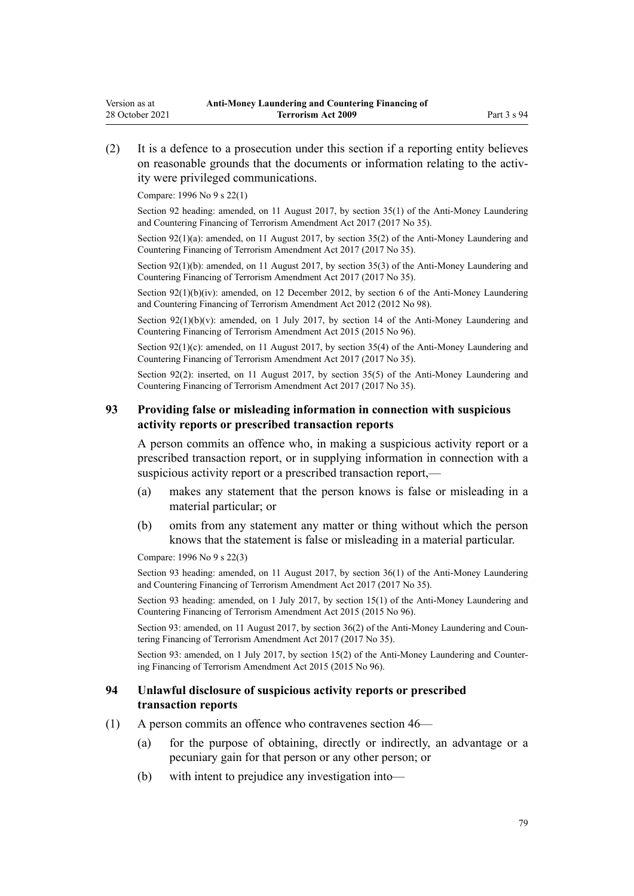(2) It is a defence to a prosecution under this section if a reporting entity believes on reasonable grounds that the documents or information relating to the activity were privileged communications.

Compare: 1996 No 9 s 22(1)

Section 92 heading: amended, on 11 August 2017, by section 35(1) of the Anti-Money Laundering and Countering Financing of Terrorism Amendment Act 2017 (2017 No 35).

Section 92(1)(a): amended, on 11 August 2017, by section 35(2) of the Anti-Money Laundering and Countering Financing of Terrorism Amendment Act 2017 (2017 No 35).

Section 92(1)(b): amended, on 11 August 2017, by section 35(3) of the Anti-Money Laundering and Countering Financing of Terrorism Amendment Act 2017 (2017 No 35).

Section 92(1)(b)(iv): amended, on 12 December 2012, by section 6 of the Anti-Money Laundering and Countering Financing of Terrorism Amendment Act 2012 (2012 No 98).

Section 92(1)(b)(v): amended, on 1 July 2017, by section 14 of the Anti-Money Laundering and Countering Financing of Terrorism Amendment Act 2015 (2015 No 96).

Section 92(1)(c): amended, on 11 August 2017, by section 35(4) of the Anti-Money Laundering and Countering Financing of Terrorism Amendment Act 2017 (2017 No 35).

Section 92(2): inserted, on 11 August 2017, by section 35(5) of the Anti-Money Laundering and Countering Financing of Terrorism Amendment Act 2017 (2017 No 35).

### 93 Providing false or misleading information in connection with suspicious activity reports or prescribed transaction reports

A person commits an offence who, in making a suspicious activity report or a prescribed transaction report, or in supplying information in connection with a suspicious activity report or a prescribed transaction report,—

(a) makes any statement that the person knows is false or misleading in a material particular; or

(b) omits from any statement any matter or thing without which the person knows that the statement is false or misleading in a material particular.

Compare: 1996 No 9 s 22(3)

Section 93 heading: amended, on 11 August 2017, by section 36(1) of the Anti-Money Laundering and Countering Financing of Terrorism Amendment Act 2017 (2017 No 35).

Section 93 heading: amended, on 1 July 2017, by section 15(1) of the Anti-Money Laundering and Countering Financing of Terrorism Amendment Act 2015 (2015 No 96).

Section 93: amended, on 11 August 2017, by section 36(2) of the Anti-Money Laundering and Countering Financing of Terrorism Amendment Act 2017 (2017 No 35).

Section 93: amended, on 1 July 2017, by section 15(2) of the Anti-Money Laundering and Countering Financing of Terrorism Amendment Act 2015 (2015 No 96).

### 94 Unlawful disclosure of suspicious activity reports or prescribed transaction reports

(1) A person commits an offence who contravenes section 46—

(a) for the purpose of obtaining, directly or indirectly, an advantage or a pecuniary gain for that person or any other person; or

(b) with intent to prejudice any investigation into—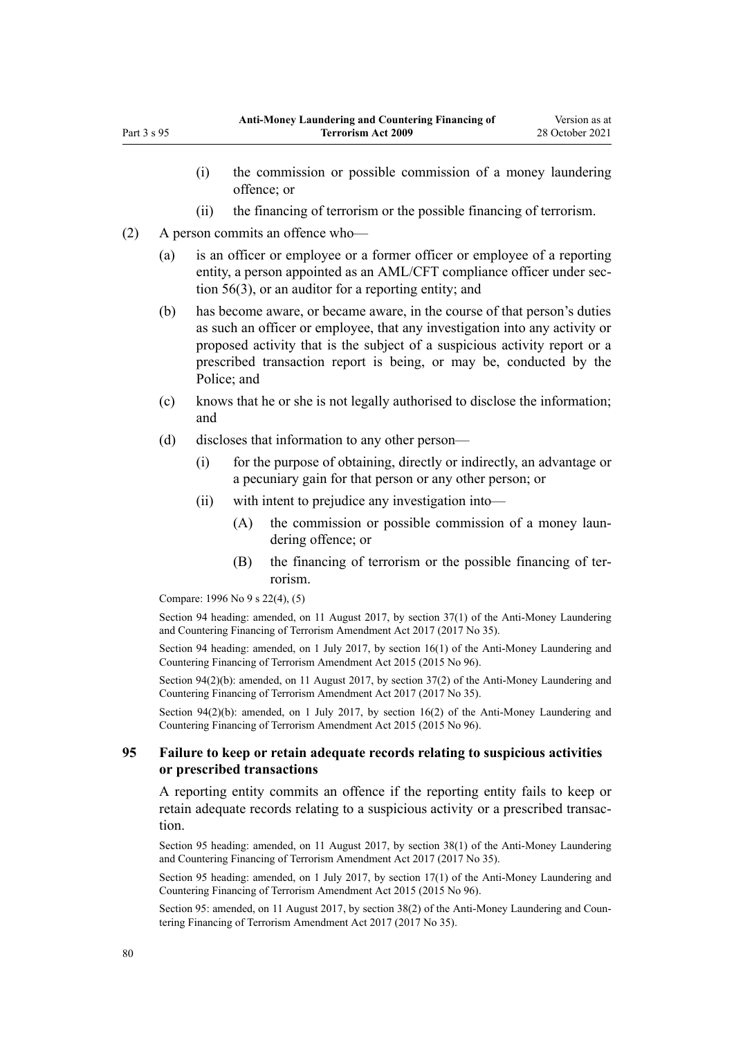(i) the commission or possible commission of a money laundering offence; or

(ii) the financing of terrorism or the possible financing of terrorism.

(2) A person commits an offence who—

(a) is an officer or employee or a former officer or employee of a reporting entity, a person appointed as an AML/CFT compliance officer under section 56(3), or an auditor for a reporting entity; and

(b) has become aware, or became aware, in the course of that person's duties as such an officer or employee, that any investigation into any activity or proposed activity that is the subject of a suspicious activity report or a prescribed transaction report is being, or may be, conducted by the Police; and

(c) knows that he or she is not legally authorised to disclose the information; and

(d) discloses that information to any other person—

(i) for the purpose of obtaining, directly or indirectly, an advantage or a pecuniary gain for that person or any other person; or

(ii) with intent to prejudice any investigation into—

(A) the commission or possible commission of a money laundering offence; or

(B) the financing of terrorism or the possible financing of terrorism.

Compare: 1996 No 9 s 22(4), (5)

Section 94 heading: amended, on 11 August 2017, by section 37(1) of the Anti-Money Laundering and Countering Financing of Terrorism Amendment Act 2017 (2017 No 35).

Section 94 heading: amended, on 1 July 2017, by section 16(1) of the Anti-Money Laundering and Countering Financing of Terrorism Amendment Act 2015 (2015 No 96).

Section 94(2)(b): amended, on 11 August 2017, by section 37(2) of the Anti-Money Laundering and Countering Financing of Terrorism Amendment Act 2017 (2017 No 35).

Section 94(2)(b): amended, on 1 July 2017, by section 16(2) of the Anti-Money Laundering and Countering Financing of Terrorism Amendment Act 2015 (2015 No 96).

### 95 Failure to keep or retain adequate records relating to suspicious activities or prescribed transactions

A reporting entity commits an offence if the reporting entity fails to keep or retain adequate records relating to a suspicious activity or a prescribed transaction.

Section 95 heading: amended, on 11 August 2017, by section 38(1) of the Anti-Money Laundering and Countering Financing of Terrorism Amendment Act 2017 (2017 No 35).

Section 95 heading: amended, on 1 July 2017, by section 17(1) of the Anti-Money Laundering and Countering Financing of Terrorism Amendment Act 2015 (2015 No 96).

Section 95: amended, on 11 August 2017, by section 38(2) of the Anti-Money Laundering and Countering Financing of Terrorism Amendment Act 2017 (2017 No 35).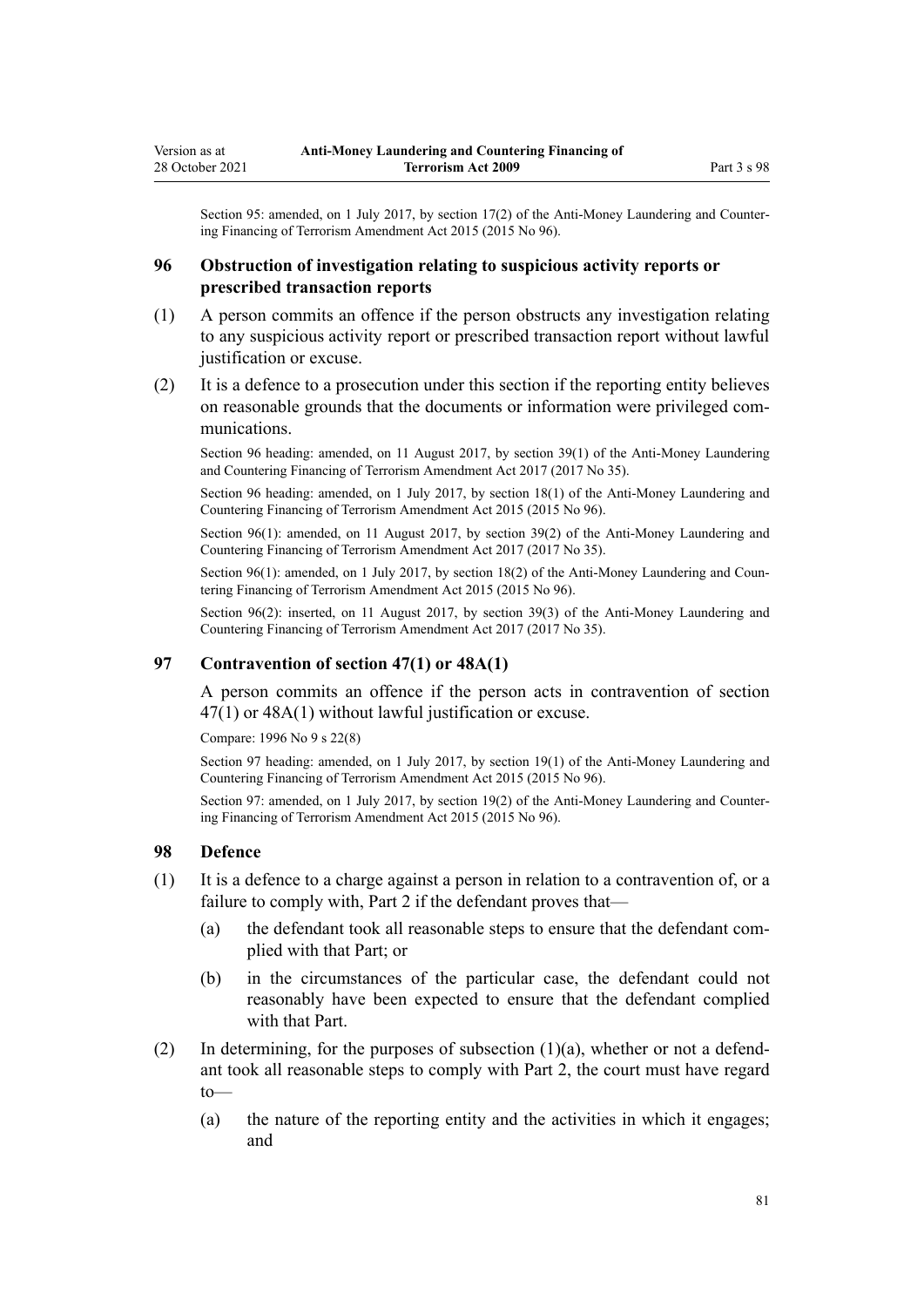Section 95: amended, on 1 July 2017, by section 17(2) of the Anti-Money Laundering and Countering Financing of Terrorism Amendment Act 2015 (2015 No 96).

### 96 Obstruction of investigation relating to suspicious activity reports or prescribed transaction reports

(1) A person commits an offence if the person obstructs any investigation relating to any suspicious activity report or prescribed transaction report without lawful justification or excuse.

(2) It is a defence to a prosecution under this section if the reporting entity believes on reasonable grounds that the documents or information were privileged communications.

Section 96 heading: amended, on 11 August 2017, by section 39(1) of the Anti-Money Laundering and Countering Financing of Terrorism Amendment Act 2017 (2017 No 35).

Section 96 heading: amended, on 1 July 2017, by section 18(1) of the Anti-Money Laundering and Countering Financing of Terrorism Amendment Act 2015 (2015 No 96).

Section 96(1): amended, on 11 August 2017, by section 39(2) of the Anti-Money Laundering and Countering Financing of Terrorism Amendment Act 2017 (2017 No 35).

Section 96(1): amended, on 1 July 2017, by section 18(2) of the Anti-Money Laundering and Countering Financing of Terrorism Amendment Act 2015 (2015 No 96).

Section 96(2): inserted, on 11 August 2017, by section 39(3) of the Anti-Money Laundering and Countering Financing of Terrorism Amendment Act 2017 (2017 No 35).

### 97 Contravention of section 47(1) or 48A(1)

A person commits an offence if the person acts in contravention of section 47(1) or 48A(1) without lawful justification or excuse.

Compare: 1996 No 9 s 22(8)

Section 97 heading: amended, on 1 July 2017, by section 19(1) of the Anti-Money Laundering and Countering Financing of Terrorism Amendment Act 2015 (2015 No 96).

Section 97: amended, on 1 July 2017, by section 19(2) of the Anti-Money Laundering and Countering Financing of Terrorism Amendment Act 2015 (2015 No 96).

### 98 Defence

(1) It is a defence to a charge against a person in relation to a contravention of, or a failure to comply with, Part 2 if the defendant proves that—

- (a) the defendant took all reasonable steps to ensure that the defendant complied with that Part; or
- (b) in the circumstances of the particular case, the defendant could not reasonably have been expected to ensure that the defendant complied with that Part.

(2) In determining, for the purposes of subsection (1)(a), whether or not a defendant took all reasonable steps to comply with Part 2, the court must have regard to—

- (a) the nature of the reporting entity and the activities in which it engages; and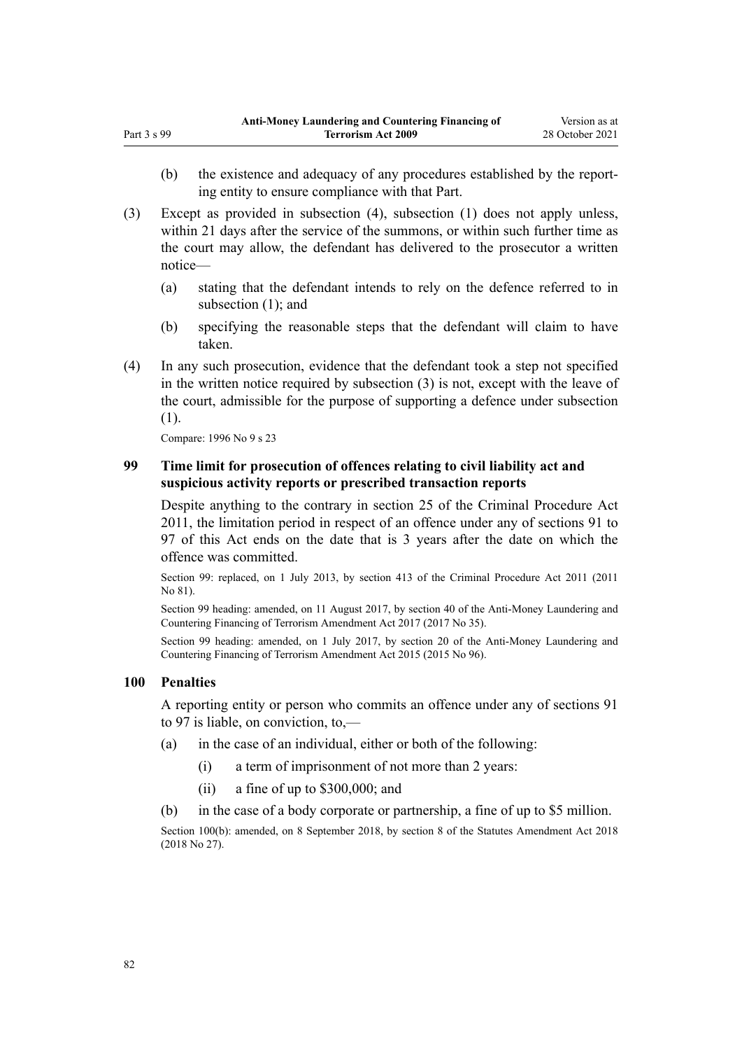(b) the existence and adequacy of any procedures established by the reporting entity to ensure compliance with that Part.

(3) Except as provided in subsection (4), subsection (1) does not apply unless, within 21 days after the service of the summons, or within such further time as the court may allow, the defendant has delivered to the prosecutor a written notice—

(a) stating that the defendant intends to rely on the defence referred to in subsection (1); and

(b) specifying the reasonable steps that the defendant will claim to have taken.

(4) In any such prosecution, evidence that the defendant took a step not specified in the written notice required by subsection (3) is not, except with the leave of the court, admissible for the purpose of supporting a defence under subsection (1).

Compare: 1996 No 9 s 23

### 99 Time limit for prosecution of offences relating to civil liability act and suspicious activity reports or prescribed transaction reports

Despite anything to the contrary in section 25 of the Criminal Procedure Act 2011, the limitation period in respect of an offence under any of sections 91 to 97 of this Act ends on the date that is 3 years after the date on which the offence was committed.

Section 99: replaced, on 1 July 2013, by section 413 of the Criminal Procedure Act 2011 (2011 No 81).

Section 99 heading: amended, on 11 August 2017, by section 40 of the Anti-Money Laundering and Countering Financing of Terrorism Amendment Act 2017 (2017 No 35).

Section 99 heading: amended, on 1 July 2017, by section 20 of the Anti-Money Laundering and Countering Financing of Terrorism Amendment Act 2015 (2015 No 96).

### 100 Penalties

A reporting entity or person who commits an offence under any of sections 91 to 97 is liable, on conviction, to,—

(a) in the case of an individual, either or both of the following:

(i) a term of imprisonment of not more than 2 years:

(ii) a fine of up to $300,000; and

(b) in the case of a body corporate or partnership, a fine of up to $5 million.

Section 100(b): amended, on 8 September 2018, by section 8 of the Statutes Amendment Act 2018 (2018 No 27).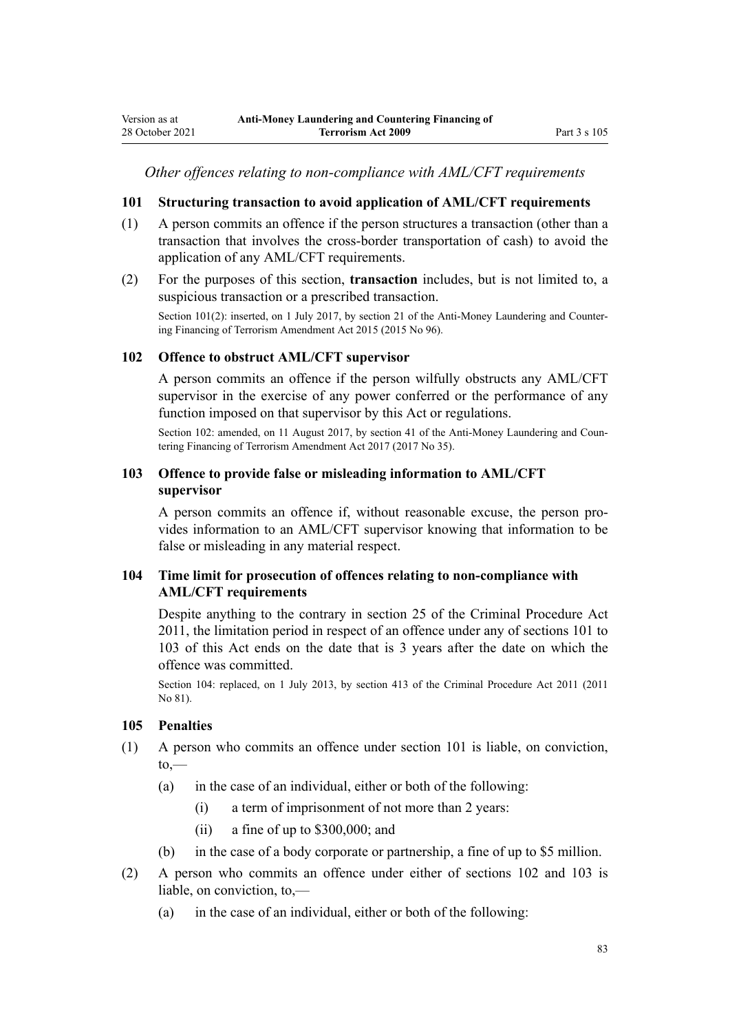*Other offences relating to non-compliance with AML/CFT requirements*

### 101 Structuring transaction to avoid application of AML/CFT requirements

(1) A person commits an offence if the person structures a transaction (other than a transaction that involves the cross-border transportation of cash) to avoid the application of any AML/CFT requirements.

(2) For the purposes of this section, **transaction** includes, but is not limited to, a suspicious transaction or a prescribed transaction.

Section 101(2): inserted, on 1 July 2017, by section 21 of the Anti-Money Laundering and Countering Financing of Terrorism Amendment Act 2015 (2015 No 96).

### 102 Offence to obstruct AML/CFT supervisor

A person commits an offence if the person wilfully obstructs any AML/CFT supervisor in the exercise of any power conferred or the performance of any function imposed on that supervisor by this Act or regulations.

Section 102: amended, on 11 August 2017, by section 41 of the Anti-Money Laundering and Countering Financing of Terrorism Amendment Act 2017 (2017 No 35).

### 103 Offence to provide false or misleading information to AML/CFT supervisor

A person commits an offence if, without reasonable excuse, the person provides information to an AML/CFT supervisor knowing that information to be false or misleading in any material respect.

### 104 Time limit for prosecution of offences relating to non-compliance with AML/CFT requirements

Despite anything to the contrary in section 25 of the Criminal Procedure Act 2011, the limitation period in respect of an offence under any of sections 101 to 103 of this Act ends on the date that is 3 years after the date on which the offence was committed.

Section 104: replaced, on 1 July 2013, by section 413 of the Criminal Procedure Act 2011 (2011 No 81).

### 105 Penalties

(1) A person who commits an offence under section 101 is liable, on conviction, to,—

  (a) in the case of an individual, either or both of the following:

    (i) a term of imprisonment of not more than 2 years:

    (ii) a fine of up to $300,000; and

  (b) in the case of a body corporate or partnership, a fine of up to $5 million.

(2) A person who commits an offence under either of sections 102 and 103 is liable, on conviction, to,—

  (a) in the case of an individual, either or both of the following: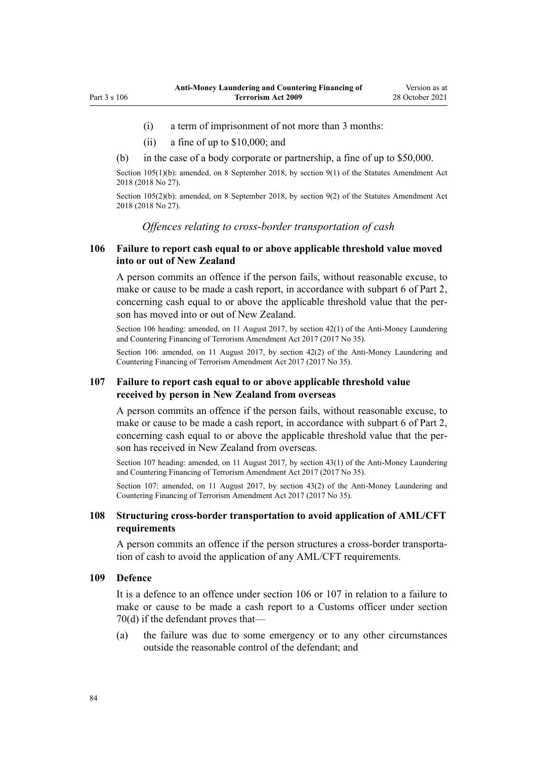(i) a term of imprisonment of not more than 3 months:

(ii) a fine of up to $10,000; and

(b) in the case of a body corporate or partnership, a fine of up to $50,000.

Section 105(1)(b): amended, on 8 September 2018, by section 9(1) of the Statutes Amendment Act 2018 (2018 No 27).

Section 105(2)(b): amended, on 8 September 2018, by section 9(2) of the Statutes Amendment Act 2018 (2018 No 27).

*Offences relating to cross-border transportation of cash*

### 106 Failure to report cash equal to or above applicable threshold value moved into or out of New Zealand

A person commits an offence if the person fails, without reasonable excuse, to make or cause to be made a cash report, in accordance with subpart 6 of Part 2, concerning cash equal to or above the applicable threshold value that the person has moved into or out of New Zealand.

Section 106 heading: amended, on 11 August 2017, by section 42(1) of the Anti-Money Laundering and Countering Financing of Terrorism Amendment Act 2017 (2017 No 35).

Section 106: amended, on 11 August 2017, by section 42(2) of the Anti-Money Laundering and Countering Financing of Terrorism Amendment Act 2017 (2017 No 35).

### 107 Failure to report cash equal to or above applicable threshold value received by person in New Zealand from overseas

A person commits an offence if the person fails, without reasonable excuse, to make or cause to be made a cash report, in accordance with subpart 6 of Part 2, concerning cash equal to or above the applicable threshold value that the person has received in New Zealand from overseas.

Section 107 heading: amended, on 11 August 2017, by section 43(1) of the Anti-Money Laundering and Countering Financing of Terrorism Amendment Act 2017 (2017 No 35).

Section 107: amended, on 11 August 2017, by section 43(2) of the Anti-Money Laundering and Countering Financing of Terrorism Amendment Act 2017 (2017 No 35).

### 108 Structuring cross-border transportation to avoid application of AML/CFT requirements

A person commits an offence if the person structures a cross-border transportation of cash to avoid the application of any AML/CFT requirements.

### 109 Defence

It is a defence to an offence under section 106 or 107 in relation to a failure to make or cause to be made a cash report to a Customs officer under section 70(d) if the defendant proves that—

(a) the failure was due to some emergency or to any other circumstances outside the reasonable control of the defendant; and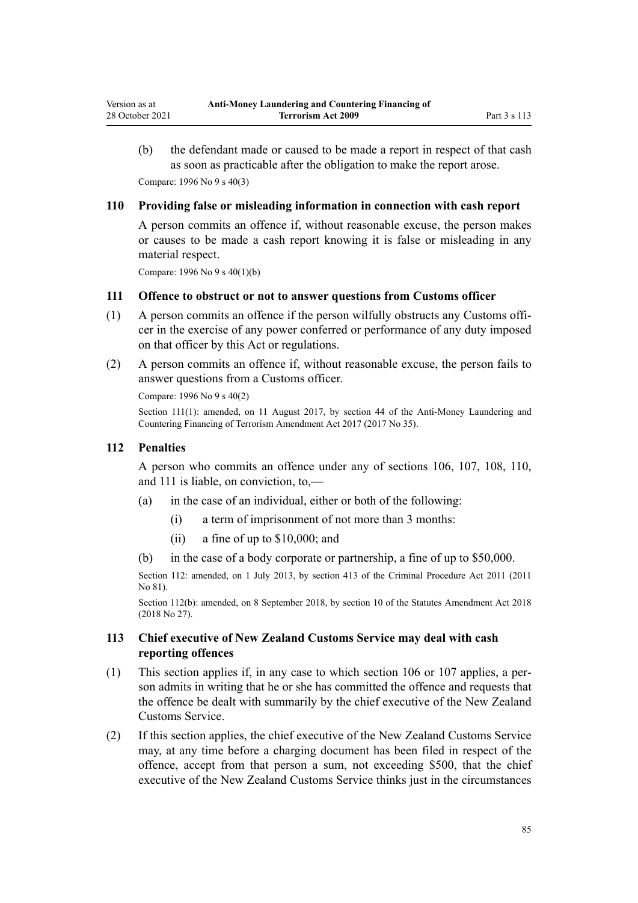(b) the defendant made or caused to be made a report in respect of that cash as soon as practicable after the obligation to make the report arose.

Compare: 1996 No 9 s 40(3)

### 110 Providing false or misleading information in connection with cash report

A person commits an offence if, without reasonable excuse, the person makes or causes to be made a cash report knowing it is false or misleading in any material respect.

Compare: 1996 No 9 s 40(1)(b)

### 111 Offence to obstruct or not to answer questions from Customs officer

(1) A person commits an offence if the person wilfully obstructs any Customs officer in the exercise of any power conferred or performance of any duty imposed on that officer by this Act or regulations.

(2) A person commits an offence if, without reasonable excuse, the person fails to answer questions from a Customs officer.

Compare: 1996 No 9 s 40(2)

Section 111(1): amended, on 11 August 2017, by section 44 of the Anti-Money Laundering and Countering Financing of Terrorism Amendment Act 2017 (2017 No 35).

### 112 Penalties

A person who commits an offence under any of sections 106, 107, 108, 110, and 111 is liable, on conviction, to,—

(a) in the case of an individual, either or both of the following:

 (i) a term of imprisonment of not more than 3 months:

 (ii) a fine of up to $10,000; and

(b) in the case of a body corporate or partnership, a fine of up to $50,000.

Section 112: amended, on 1 July 2013, by section 413 of the Criminal Procedure Act 2011 (2011 No 81).

Section 112(b): amended, on 8 September 2018, by section 10 of the Statutes Amendment Act 2018 (2018 No 27).

### 113 Chief executive of New Zealand Customs Service may deal with cash reporting offences

(1) This section applies if, in any case to which section 106 or 107 applies, a person admits in writing that he or she has committed the offence and requests that the offence be dealt with summarily by the chief executive of the New Zealand Customs Service.

(2) If this section applies, the chief executive of the New Zealand Customs Service may, at any time before a charging document has been filed in respect of the offence, accept from that person a sum, not exceeding $500, that the chief executive of the New Zealand Customs Service thinks just in the circumstances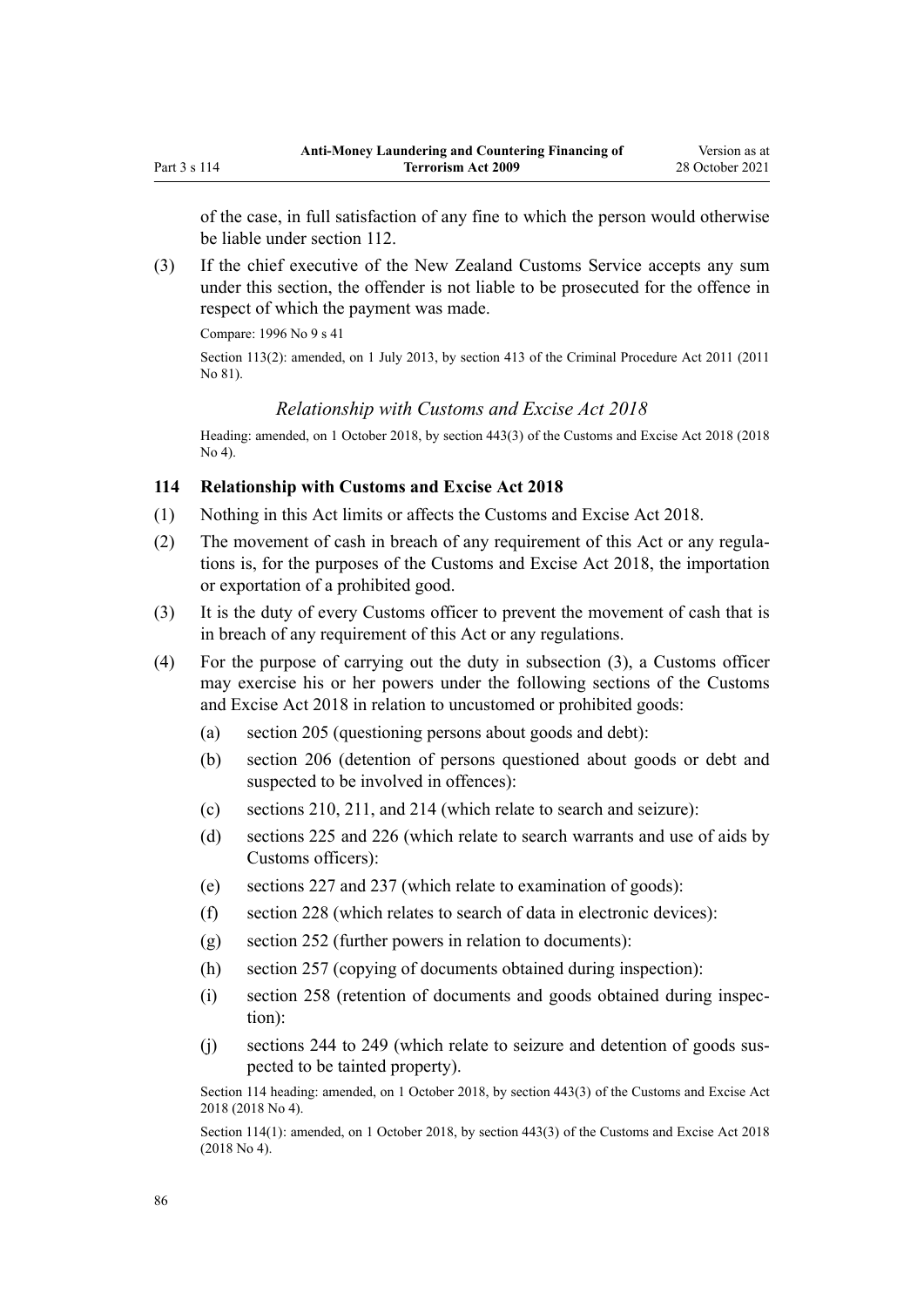of the case, in full satisfaction of any fine to which the person would otherwise be liable under section 112.

(3) If the chief executive of the New Zealand Customs Service accepts any sum under this section, the offender is not liable to be prosecuted for the offence in respect of which the payment was made.

Compare: 1996 No 9 s 41

Section 113(2): amended, on 1 July 2013, by section 413 of the Criminal Procedure Act 2011 (2011 No 81).

*Relationship with Customs and Excise Act 2018*

Heading: amended, on 1 October 2018, by section 443(3) of the Customs and Excise Act 2018 (2018 No 4).

### 114 Relationship with Customs and Excise Act 2018

(1) Nothing in this Act limits or affects the Customs and Excise Act 2018.

(2) The movement of cash in breach of any requirement of this Act or any regulations is, for the purposes of the Customs and Excise Act 2018, the importation or exportation of a prohibited good.

(3) It is the duty of every Customs officer to prevent the movement of cash that is in breach of any requirement of this Act or any regulations.

(4) For the purpose of carrying out the duty in subsection (3), a Customs officer may exercise his or her powers under the following sections of the Customs and Excise Act 2018 in relation to uncustomed or prohibited goods:

(a) section 205 (questioning persons about goods and debt):

(b) section 206 (detention of persons questioned about goods or debt and suspected to be involved in offences):

(c) sections 210, 211, and 214 (which relate to search and seizure):

(d) sections 225 and 226 (which relate to search warrants and use of aids by Customs officers):

(e) sections 227 and 237 (which relate to examination of goods):

(f) section 228 (which relates to search of data in electronic devices):

(g) section 252 (further powers in relation to documents):

(h) section 257 (copying of documents obtained during inspection):

(i) section 258 (retention of documents and goods obtained during inspection):

(j) sections 244 to 249 (which relate to seizure and detention of goods suspected to be tainted property).

Section 114 heading: amended, on 1 October 2018, by section 443(3) of the Customs and Excise Act 2018 (2018 No 4).

Section 114(1): amended, on 1 October 2018, by section 443(3) of the Customs and Excise Act 2018 (2018 No 4).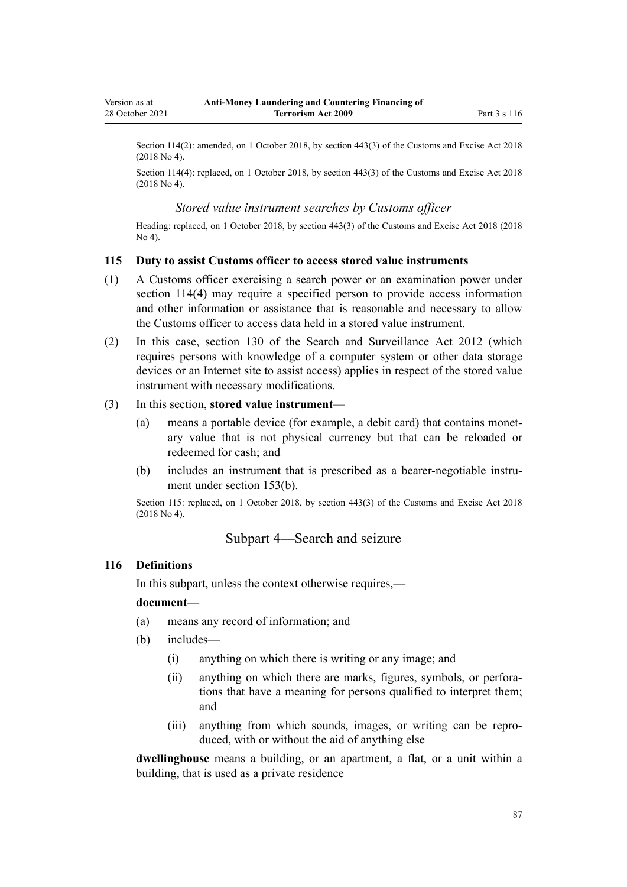Section 114(2): amended, on 1 October 2018, by section 443(3) of the Customs and Excise Act 2018 (2018 No 4).

Section 114(4): replaced, on 1 October 2018, by section 443(3) of the Customs and Excise Act 2018 (2018 No 4).

### *Stored value instrument searches by Customs officer*

Heading: replaced, on 1 October 2018, by section 443(3) of the Customs and Excise Act 2018 (2018 No 4).

### 115 Duty to assist Customs officer to access stored value instruments

(1) A Customs officer exercising a search power or an examination power under section 114(4) may require a specified person to provide access information and other information or assistance that is reasonable and necessary to allow the Customs officer to access data held in a stored value instrument.

(2) In this case, section 130 of the Search and Surveillance Act 2012 (which requires persons with knowledge of a computer system or other data storage devices or an Internet site to assist access) applies in respect of the stored value instrument with necessary modifications.

(3) In this section, **stored value instrument**—

- (a) means a portable device (for example, a debit card) that contains monetary value that is not physical currency but that can be reloaded or redeemed for cash; and
- (b) includes an instrument that is prescribed as a bearer-negotiable instrument under section 153(b).

Section 115: replaced, on 1 October 2018, by section 443(3) of the Customs and Excise Act 2018 (2018 No 4).

## Subpart 4—Search and seizure

### 116 Definitions

In this subpart, unless the context otherwise requires,—

**document**—

- (a) means any record of information; and
- (b) includes—
  - (i) anything on which there is writing or any image; and
  - (ii) anything on which there are marks, figures, symbols, or perforations that have a meaning for persons qualified to interpret them; and
  - (iii) anything from which sounds, images, or writing can be reproduced, with or without the aid of anything else

**dwellinghouse** means a building, or an apartment, a flat, or a unit within a building, that is used as a private residence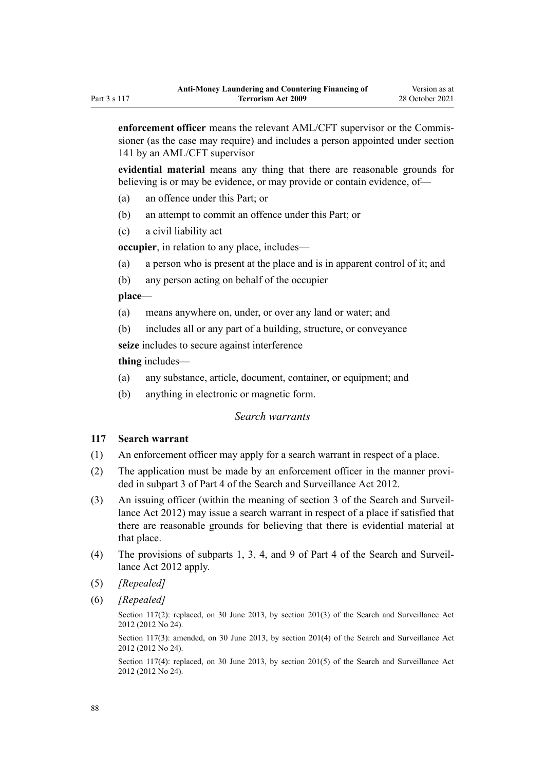**enforcement officer** means the relevant AML/CFT supervisor or the Commissioner (as the case may require) and includes a person appointed under section 141 by an AML/CFT supervisor

**evidential material** means any thing that there are reasonable grounds for believing is or may be evidence, or may provide or contain evidence, of—

(a) an offence under this Part; or

(b) an attempt to commit an offence under this Part; or

(c) a civil liability act

**occupier**, in relation to any place, includes—

(a) a person who is present at the place and is in apparent control of it; and

(b) any person acting on behalf of the occupier

**place**—

(a) means anywhere on, under, or over any land or water; and

(b) includes all or any part of a building, structure, or conveyance

**seize** includes to secure against interference

**thing** includes—

(a) any substance, article, document, container, or equipment; and

(b) anything in electronic or magnetic form.

*Search warrants*

### 117 Search warrant

(1) An enforcement officer may apply for a search warrant in respect of a place.

(2) The application must be made by an enforcement officer in the manner provided in subpart 3 of Part 4 of the Search and Surveillance Act 2012.

(3) An issuing officer (within the meaning of section 3 of the Search and Surveillance Act 2012) may issue a search warrant in respect of a place if satisfied that there are reasonable grounds for believing that there is evidential material at that place.

(4) The provisions of subparts 1, 3, 4, and 9 of Part 4 of the Search and Surveillance Act 2012 apply.

(5) *[Repealed]*

(6) *[Repealed]*

Section 117(2): replaced, on 30 June 2013, by section 201(3) of the Search and Surveillance Act 2012 (2012 No 24).

Section 117(3): amended, on 30 June 2013, by section 201(4) of the Search and Surveillance Act 2012 (2012 No 24).

Section 117(4): replaced, on 30 June 2013, by section 201(5) of the Search and Surveillance Act 2012 (2012 No 24).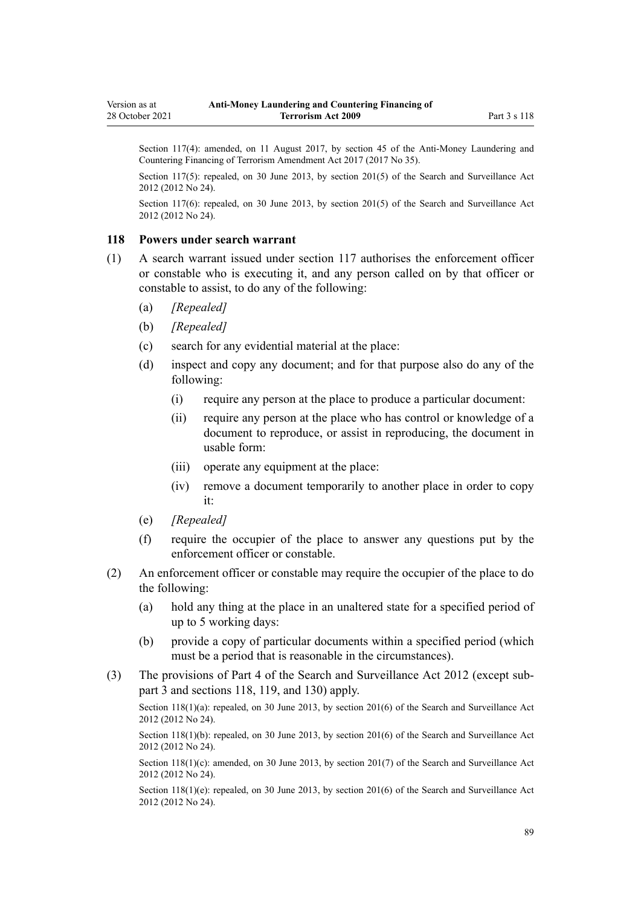Section 117(4): amended, on 11 August 2017, by section 45 of the Anti-Money Laundering and Countering Financing of Terrorism Amendment Act 2017 (2017 No 35).

Section 117(5): repealed, on 30 June 2013, by section 201(5) of the Search and Surveillance Act 2012 (2012 No 24).

Section 117(6): repealed, on 30 June 2013, by section 201(5) of the Search and Surveillance Act 2012 (2012 No 24).

### 118 Powers under search warrant

(1) A search warrant issued under section 117 authorises the enforcement officer or constable who is executing it, and any person called on by that officer or constable to assist, to do any of the following:

- (a) *[Repealed]*
- (b) *[Repealed]*
- (c) search for any evidential material at the place:
- (d) inspect and copy any document; and for that purpose also do any of the following:
  - (i) require any person at the place to produce a particular document:
  - (ii) require any person at the place who has control or knowledge of a document to reproduce, or assist in reproducing, the document in usable form:
  - (iii) operate any equipment at the place:
  - (iv) remove a document temporarily to another place in order to copy it:
- (e) *[Repealed]*
- (f) require the occupier of the place to answer any questions put by the enforcement officer or constable.

(2) An enforcement officer or constable may require the occupier of the place to do the following:

- (a) hold any thing at the place in an unaltered state for a specified period of up to 5 working days:
- (b) provide a copy of particular documents within a specified period (which must be a period that is reasonable in the circumstances).

(3) The provisions of Part 4 of the Search and Surveillance Act 2012 (except subpart 3 and sections 118, 119, and 130) apply.

Section 118(1)(a): repealed, on 30 June 2013, by section 201(6) of the Search and Surveillance Act 2012 (2012 No 24).

Section 118(1)(b): repealed, on 30 June 2013, by section 201(6) of the Search and Surveillance Act 2012 (2012 No 24).

Section 118(1)(c): amended, on 30 June 2013, by section 201(7) of the Search and Surveillance Act 2012 (2012 No 24).

Section 118(1)(e): repealed, on 30 June 2013, by section 201(6) of the Search and Surveillance Act 2012 (2012 No 24).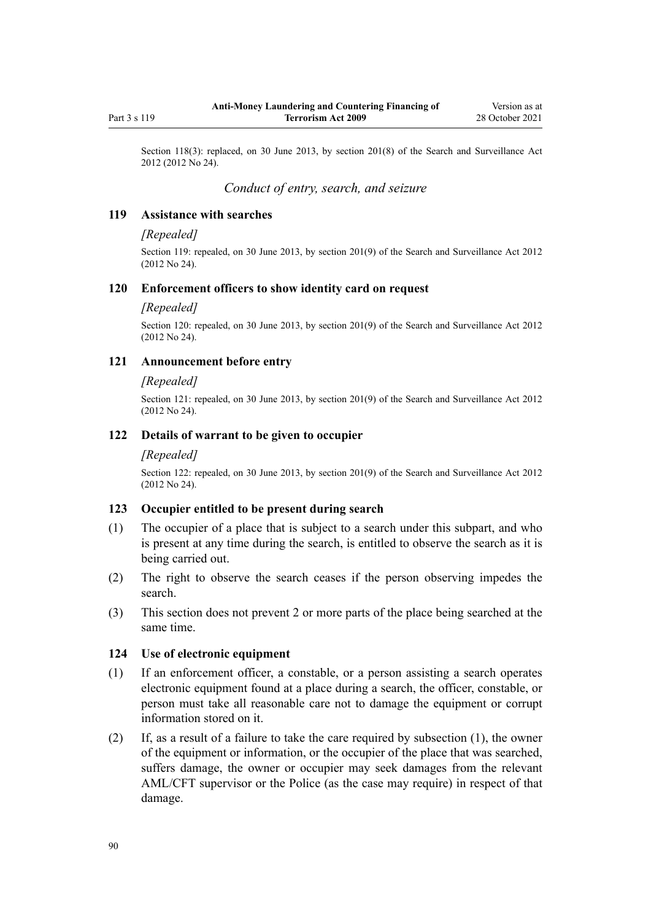Section 118(3): replaced, on 30 June 2013, by section 201(8) of the Search and Surveillance Act 2012 (2012 No 24).

*Conduct of entry, search, and seizure*

### 119 Assistance with searches

*[Repealed]*

Section 119: repealed, on 30 June 2013, by section 201(9) of the Search and Surveillance Act 2012 (2012 No 24).

### 120 Enforcement officers to show identity card on request

*[Repealed]*

Section 120: repealed, on 30 June 2013, by section 201(9) of the Search and Surveillance Act 2012 (2012 No 24).

### 121 Announcement before entry

*[Repealed]*

Section 121: repealed, on 30 June 2013, by section 201(9) of the Search and Surveillance Act 2012 (2012 No 24).

### 122 Details of warrant to be given to occupier

*[Repealed]*

Section 122: repealed, on 30 June 2013, by section 201(9) of the Search and Surveillance Act 2012 (2012 No 24).

### 123 Occupier entitled to be present during search

(1) The occupier of a place that is subject to a search under this subpart, and who is present at any time during the search, is entitled to observe the search as it is being carried out.

(2) The right to observe the search ceases if the person observing impedes the search.

(3) This section does not prevent 2 or more parts of the place being searched at the same time.

### 124 Use of electronic equipment

(1) If an enforcement officer, a constable, or a person assisting a search operates electronic equipment found at a place during a search, the officer, constable, or person must take all reasonable care not to damage the equipment or corrupt information stored on it.

(2) If, as a result of a failure to take the care required by subsection (1), the owner of the equipment or information, or the occupier of the place that was searched, suffers damage, the owner or occupier may seek damages from the relevant AML/CFT supervisor or the Police (as the case may require) in respect of that damage.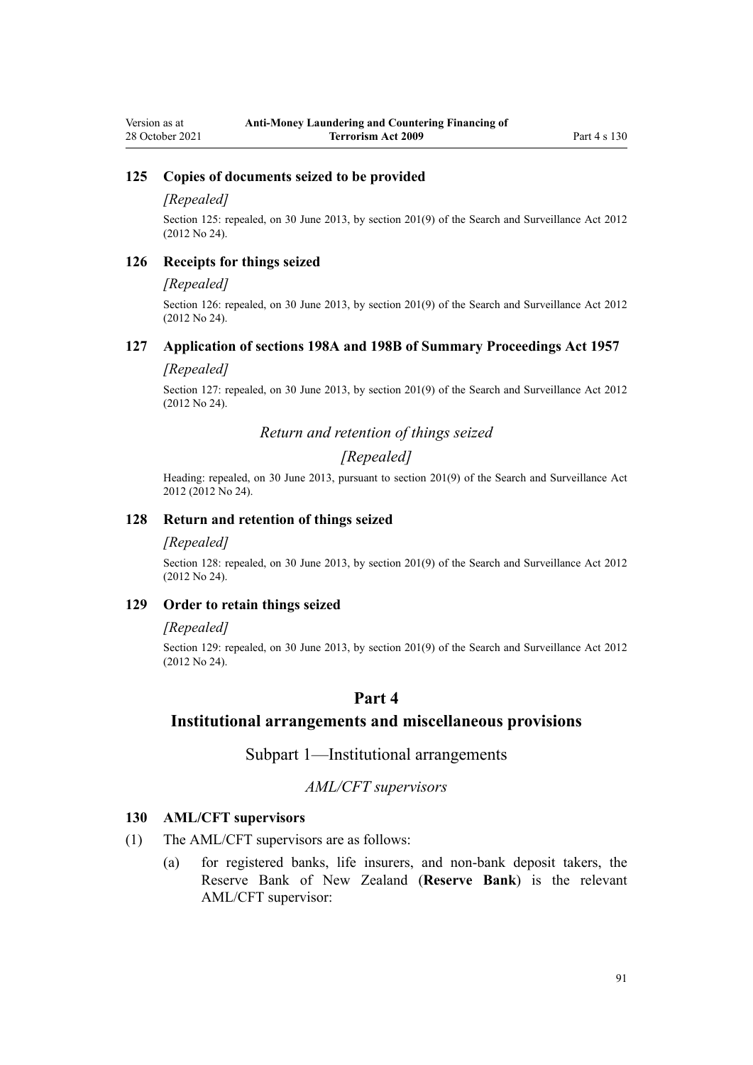### 125 Copies of documents seized to be provided

*[Repealed]*

Section 125: repealed, on 30 June 2013, by section 201(9) of the Search and Surveillance Act 2012 (2012 No 24).

### 126 Receipts for things seized

*[Repealed]*

Section 126: repealed, on 30 June 2013, by section 201(9) of the Search and Surveillance Act 2012 (2012 No 24).

### 127 Application of sections 198A and 198B of Summary Proceedings Act 1957

*[Repealed]*

Section 127: repealed, on 30 June 2013, by section 201(9) of the Search and Surveillance Act 2012 (2012 No 24).

*Return and retention of things seized*

*[Repealed]*

Heading: repealed, on 30 June 2013, pursuant to section 201(9) of the Search and Surveillance Act 2012 (2012 No 24).

### 128 Return and retention of things seized

*[Repealed]*

Section 128: repealed, on 30 June 2013, by section 201(9) of the Search and Surveillance Act 2012 (2012 No 24).

### 129 Order to retain things seized

*[Repealed]*

Section 129: repealed, on 30 June 2013, by section 201(9) of the Search and Surveillance Act 2012 (2012 No 24).

# Part 4
# Institutional arrangements and miscellaneous provisions

## Subpart 1—Institutional arrangements

*AML/CFT supervisors*

### 130 AML/CFT supervisors

(1) The AML/CFT supervisors are as follows:

(a) for registered banks, life insurers, and non-bank deposit takers, the Reserve Bank of New Zealand (**Reserve Bank**) is the relevant AML/CFT supervisor: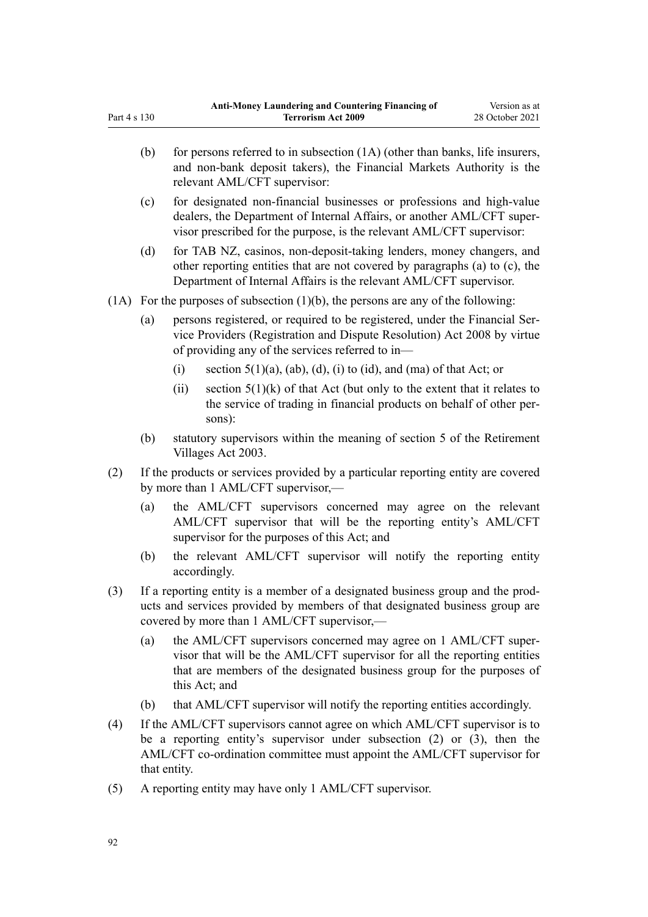(b) for persons referred to in subsection (1A) (other than banks, life insurers, and non-bank deposit takers), the Financial Markets Authority is the relevant AML/CFT supervisor:

(c) for designated non-financial businesses or professions and high-value dealers, the Department of Internal Affairs, or another AML/CFT supervisor prescribed for the purpose, is the relevant AML/CFT supervisor:

(d) for TAB NZ, casinos, non-deposit-taking lenders, money changers, and other reporting entities that are not covered by paragraphs (a) to (c), the Department of Internal Affairs is the relevant AML/CFT supervisor.

(1A) For the purposes of subsection (1)(b), the persons are any of the following:

(a) persons registered, or required to be registered, under the Financial Service Providers (Registration and Dispute Resolution) Act 2008 by virtue of providing any of the services referred to in—

(i) section 5(1)(a), (ab), (d), (i) to (id), and (ma) of that Act; or

(ii) section 5(1)(k) of that Act (but only to the extent that it relates to the service of trading in financial products on behalf of other persons):

(b) statutory supervisors within the meaning of section 5 of the Retirement Villages Act 2003.

(2) If the products or services provided by a particular reporting entity are covered by more than 1 AML/CFT supervisor,—

(a) the AML/CFT supervisors concerned may agree on the relevant AML/CFT supervisor that will be the reporting entity's AML/CFT supervisor for the purposes of this Act; and

(b) the relevant AML/CFT supervisor will notify the reporting entity accordingly.

(3) If a reporting entity is a member of a designated business group and the products and services provided by members of that designated business group are covered by more than 1 AML/CFT supervisor,—

(a) the AML/CFT supervisors concerned may agree on 1 AML/CFT supervisor that will be the AML/CFT supervisor for all the reporting entities that are members of the designated business group for the purposes of this Act; and

(b) that AML/CFT supervisor will notify the reporting entities accordingly.

(4) If the AML/CFT supervisors cannot agree on which AML/CFT supervisor is to be a reporting entity's supervisor under subsection (2) or (3), then the AML/CFT co-ordination committee must appoint the AML/CFT supervisor for that entity.

(5) A reporting entity may have only 1 AML/CFT supervisor.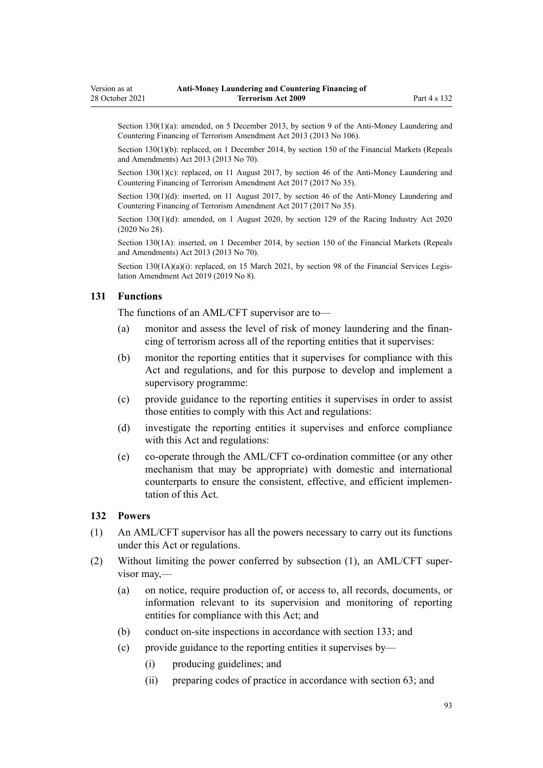Section 130(1)(a): amended, on 5 December 2013, by section 9 of the Anti-Money Laundering and Countering Financing of Terrorism Amendment Act 2013 (2013 No 106).

Section 130(1)(b): replaced, on 1 December 2014, by section 150 of the Financial Markets (Repeals and Amendments) Act 2013 (2013 No 70).

Section 130(1)(c): replaced, on 11 August 2017, by section 46 of the Anti-Money Laundering and Countering Financing of Terrorism Amendment Act 2017 (2017 No 35).

Section 130(1)(d): inserted, on 11 August 2017, by section 46 of the Anti-Money Laundering and Countering Financing of Terrorism Amendment Act 2017 (2017 No 35).

Section 130(1)(d): amended, on 1 August 2020, by section 129 of the Racing Industry Act 2020 (2020 No 28).

Section 130(1A): inserted, on 1 December 2014, by section 150 of the Financial Markets (Repeals and Amendments) Act 2013 (2013 No 70).

Section 130(1A)(a)(i): replaced, on 15 March 2021, by section 98 of the Financial Services Legislation Amendment Act 2019 (2019 No 8).

### 131 Functions

The functions of an AML/CFT supervisor are to—

(a) monitor and assess the level of risk of money laundering and the financing of terrorism across all of the reporting entities that it supervises:

(b) monitor the reporting entities that it supervises for compliance with this Act and regulations, and for this purpose to develop and implement a supervisory programme:

(c) provide guidance to the reporting entities it supervises in order to assist those entities to comply with this Act and regulations:

(d) investigate the reporting entities it supervises and enforce compliance with this Act and regulations:

(e) co-operate through the AML/CFT co-ordination committee (or any other mechanism that may be appropriate) with domestic and international counterparts to ensure the consistent, effective, and efficient implementation of this Act.

### 132 Powers

(1) An AML/CFT supervisor has all the powers necessary to carry out its functions under this Act or regulations.

(2) Without limiting the power conferred by subsection (1), an AML/CFT supervisor may,—

(a) on notice, require production of, or access to, all records, documents, or information relevant to its supervision and monitoring of reporting entities for compliance with this Act; and

(b) conduct on-site inspections in accordance with section 133; and

(c) provide guidance to the reporting entities it supervises by—

(i) producing guidelines; and

(ii) preparing codes of practice in accordance with section 63; and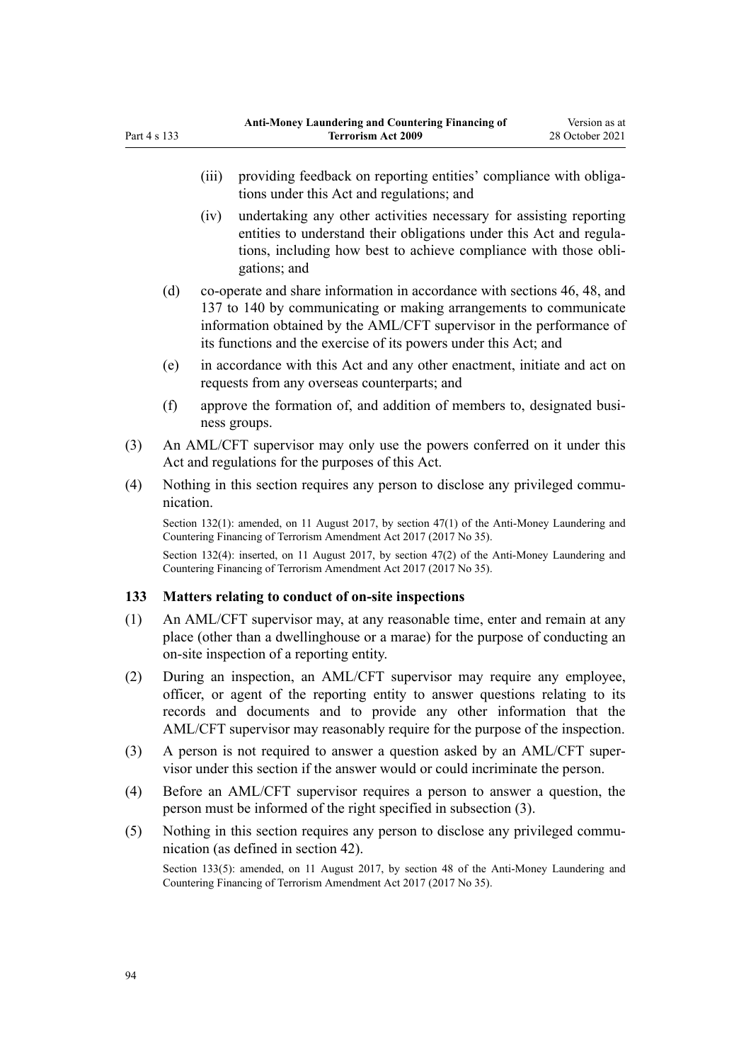(iii) providing feedback on reporting entities' compliance with obligations under this Act and regulations; and

(iv) undertaking any other activities necessary for assisting reporting entities to understand their obligations under this Act and regulations, including how best to achieve compliance with those obligations; and

(d) co-operate and share information in accordance with sections 46, 48, and 137 to 140 by communicating or making arrangements to communicate information obtained by the AML/CFT supervisor in the performance of its functions and the exercise of its powers under this Act; and

(e) in accordance with this Act and any other enactment, initiate and act on requests from any overseas counterparts; and

(f) approve the formation of, and addition of members to, designated business groups.

(3) An AML/CFT supervisor may only use the powers conferred on it under this Act and regulations for the purposes of this Act.

(4) Nothing in this section requires any person to disclose any privileged communication.

Section 132(1): amended, on 11 August 2017, by section 47(1) of the Anti-Money Laundering and Countering Financing of Terrorism Amendment Act 2017 (2017 No 35).

Section 132(4): inserted, on 11 August 2017, by section 47(2) of the Anti-Money Laundering and Countering Financing of Terrorism Amendment Act 2017 (2017 No 35).

### 133 Matters relating to conduct of on-site inspections

(1) An AML/CFT supervisor may, at any reasonable time, enter and remain at any place (other than a dwellinghouse or a marae) for the purpose of conducting an on-site inspection of a reporting entity.

(2) During an inspection, an AML/CFT supervisor may require any employee, officer, or agent of the reporting entity to answer questions relating to its records and documents and to provide any other information that the AML/CFT supervisor may reasonably require for the purpose of the inspection.

(3) A person is not required to answer a question asked by an AML/CFT supervisor under this section if the answer would or could incriminate the person.

(4) Before an AML/CFT supervisor requires a person to answer a question, the person must be informed of the right specified in subsection (3).

(5) Nothing in this section requires any person to disclose any privileged communication (as defined in section 42).

Section 133(5): amended, on 11 August 2017, by section 48 of the Anti-Money Laundering and Countering Financing of Terrorism Amendment Act 2017 (2017 No 35).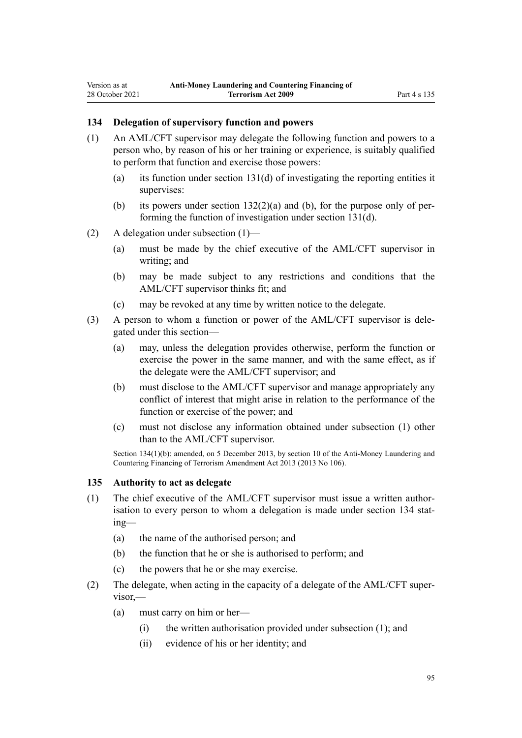### 134 Delegation of supervisory function and powers

(1) An AML/CFT supervisor may delegate the following function and powers to a person who, by reason of his or her training or experience, is suitably qualified to perform that function and exercise those powers:

(a) its function under section 131(d) of investigating the reporting entities it supervises:

(b) its powers under section 132(2)(a) and (b), for the purpose only of performing the function of investigation under section 131(d).

(2) A delegation under subsection (1)—

(a) must be made by the chief executive of the AML/CFT supervisor in writing; and

(b) may be made subject to any restrictions and conditions that the AML/CFT supervisor thinks fit; and

(c) may be revoked at any time by written notice to the delegate.

(3) A person to whom a function or power of the AML/CFT supervisor is delegated under this section—

(a) may, unless the delegation provides otherwise, perform the function or exercise the power in the same manner, and with the same effect, as if the delegate were the AML/CFT supervisor; and

(b) must disclose to the AML/CFT supervisor and manage appropriately any conflict of interest that might arise in relation to the performance of the function or exercise of the power; and

(c) must not disclose any information obtained under subsection (1) other than to the AML/CFT supervisor.

Section 134(1)(b): amended, on 5 December 2013, by section 10 of the Anti-Money Laundering and Countering Financing of Terrorism Amendment Act 2013 (2013 No 106).

### 135 Authority to act as delegate

(1) The chief executive of the AML/CFT supervisor must issue a written authorisation to every person to whom a delegation is made under section 134 stating—

(a) the name of the authorised person; and

(b) the function that he or she is authorised to perform; and

(c) the powers that he or she may exercise.

(2) The delegate, when acting in the capacity of a delegate of the AML/CFT supervisor,—

(a) must carry on him or her—

(i) the written authorisation provided under subsection (1); and

(ii) evidence of his or her identity; and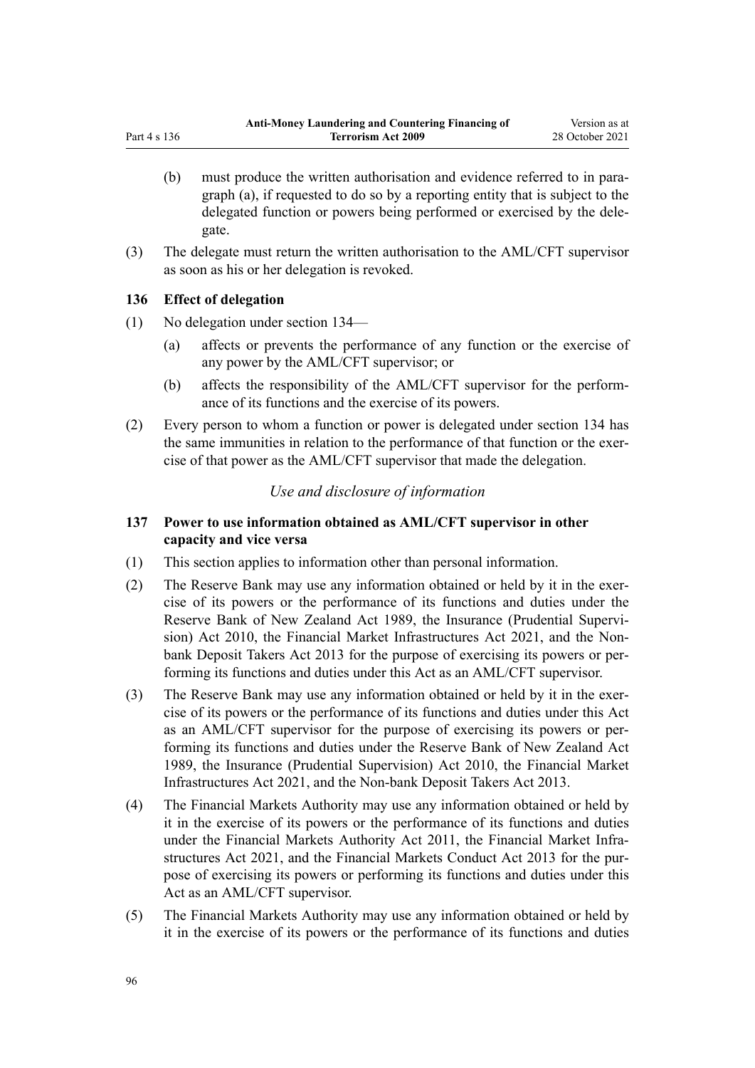(b) must produce the written authorisation and evidence referred to in paragraph (a), if requested to do so by a reporting entity that is subject to the delegated function or powers being performed or exercised by the delegate.

(3) The delegate must return the written authorisation to the AML/CFT supervisor as soon as his or her delegation is revoked.

### 136 Effect of delegation

(1) No delegation under section 134—

(a) affects or prevents the performance of any function or the exercise of any power by the AML/CFT supervisor; or

(b) affects the responsibility of the AML/CFT supervisor for the performance of its functions and the exercise of its powers.

(2) Every person to whom a function or power is delegated under section 134 has the same immunities in relation to the performance of that function or the exercise of that power as the AML/CFT supervisor that made the delegation.

*Use and disclosure of information*

### 137 Power to use information obtained as AML/CFT supervisor in other capacity and vice versa

(1) This section applies to information other than personal information.

(2) The Reserve Bank may use any information obtained or held by it in the exercise of its powers or the performance of its functions and duties under the Reserve Bank of New Zealand Act 1989, the Insurance (Prudential Supervision) Act 2010, the Financial Market Infrastructures Act 2021, and the Non-bank Deposit Takers Act 2013 for the purpose of exercising its powers or performing its functions and duties under this Act as an AML/CFT supervisor.

(3) The Reserve Bank may use any information obtained or held by it in the exercise of its powers or the performance of its functions and duties under this Act as an AML/CFT supervisor for the purpose of exercising its powers or performing its functions and duties under the Reserve Bank of New Zealand Act 1989, the Insurance (Prudential Supervision) Act 2010, the Financial Market Infrastructures Act 2021, and the Non-bank Deposit Takers Act 2013.

(4) The Financial Markets Authority may use any information obtained or held by it in the exercise of its powers or the performance of its functions and duties under the Financial Markets Authority Act 2011, the Financial Market Infrastructures Act 2021, and the Financial Markets Conduct Act 2013 for the purpose of exercising its powers or performing its functions and duties under this Act as an AML/CFT supervisor.

(5) The Financial Markets Authority may use any information obtained or held by it in the exercise of its powers or the performance of its functions and duties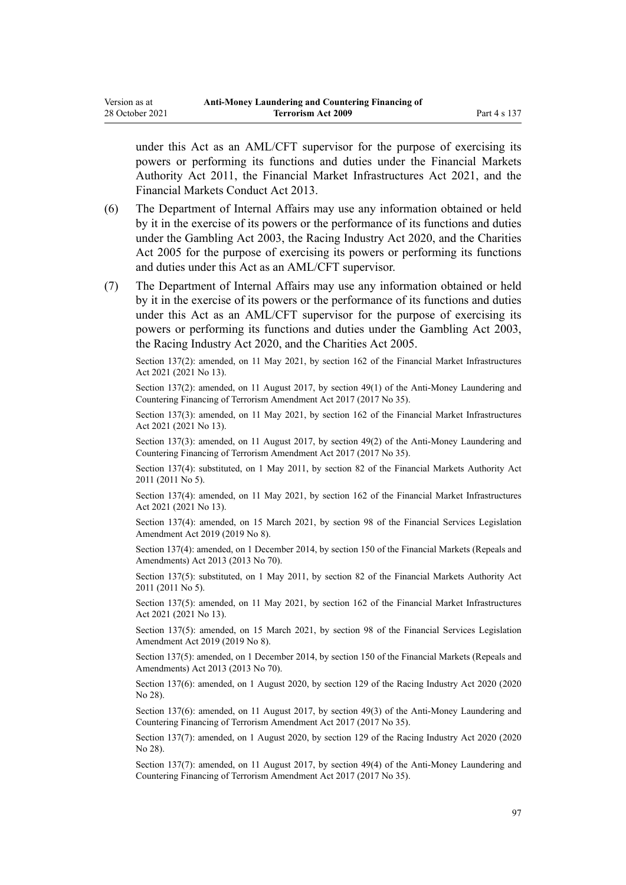under this Act as an AML/CFT supervisor for the purpose of exercising its powers or performing its functions and duties under the Financial Markets Authority Act 2011, the Financial Market Infrastructures Act 2021, and the Financial Markets Conduct Act 2013.

(6) The Department of Internal Affairs may use any information obtained or held by it in the exercise of its powers or the performance of its functions and duties under the Gambling Act 2003, the Racing Industry Act 2020, and the Charities Act 2005 for the purpose of exercising its powers or performing its functions and duties under this Act as an AML/CFT supervisor.

(7) The Department of Internal Affairs may use any information obtained or held by it in the exercise of its powers or the performance of its functions and duties under this Act as an AML/CFT supervisor for the purpose of exercising its powers or performing its functions and duties under the Gambling Act 2003, the Racing Industry Act 2020, and the Charities Act 2005.

Section 137(2): amended, on 11 May 2021, by section 162 of the Financial Market Infrastructures Act 2021 (2021 No 13).

Section 137(2): amended, on 11 August 2017, by section 49(1) of the Anti-Money Laundering and Countering Financing of Terrorism Amendment Act 2017 (2017 No 35).

Section 137(3): amended, on 11 May 2021, by section 162 of the Financial Market Infrastructures Act 2021 (2021 No 13).

Section 137(3): amended, on 11 August 2017, by section 49(2) of the Anti-Money Laundering and Countering Financing of Terrorism Amendment Act 2017 (2017 No 35).

Section 137(4): substituted, on 1 May 2011, by section 82 of the Financial Markets Authority Act 2011 (2011 No 5).

Section 137(4): amended, on 11 May 2021, by section 162 of the Financial Market Infrastructures Act 2021 (2021 No 13).

Section 137(4): amended, on 15 March 2021, by section 98 of the Financial Services Legislation Amendment Act 2019 (2019 No 8).

Section 137(4): amended, on 1 December 2014, by section 150 of the Financial Markets (Repeals and Amendments) Act 2013 (2013 No 70).

Section 137(5): substituted, on 1 May 2011, by section 82 of the Financial Markets Authority Act 2011 (2011 No 5).

Section 137(5): amended, on 11 May 2021, by section 162 of the Financial Market Infrastructures Act 2021 (2021 No 13).

Section 137(5): amended, on 15 March 2021, by section 98 of the Financial Services Legislation Amendment Act 2019 (2019 No 8).

Section 137(5): amended, on 1 December 2014, by section 150 of the Financial Markets (Repeals and Amendments) Act 2013 (2013 No 70).

Section 137(6): amended, on 1 August 2020, by section 129 of the Racing Industry Act 2020 (2020 No 28).

Section 137(6): amended, on 11 August 2017, by section 49(3) of the Anti-Money Laundering and Countering Financing of Terrorism Amendment Act 2017 (2017 No 35).

Section 137(7): amended, on 1 August 2020, by section 129 of the Racing Industry Act 2020 (2020 No 28).

Section 137(7): amended, on 11 August 2017, by section 49(4) of the Anti-Money Laundering and Countering Financing of Terrorism Amendment Act 2017 (2017 No 35).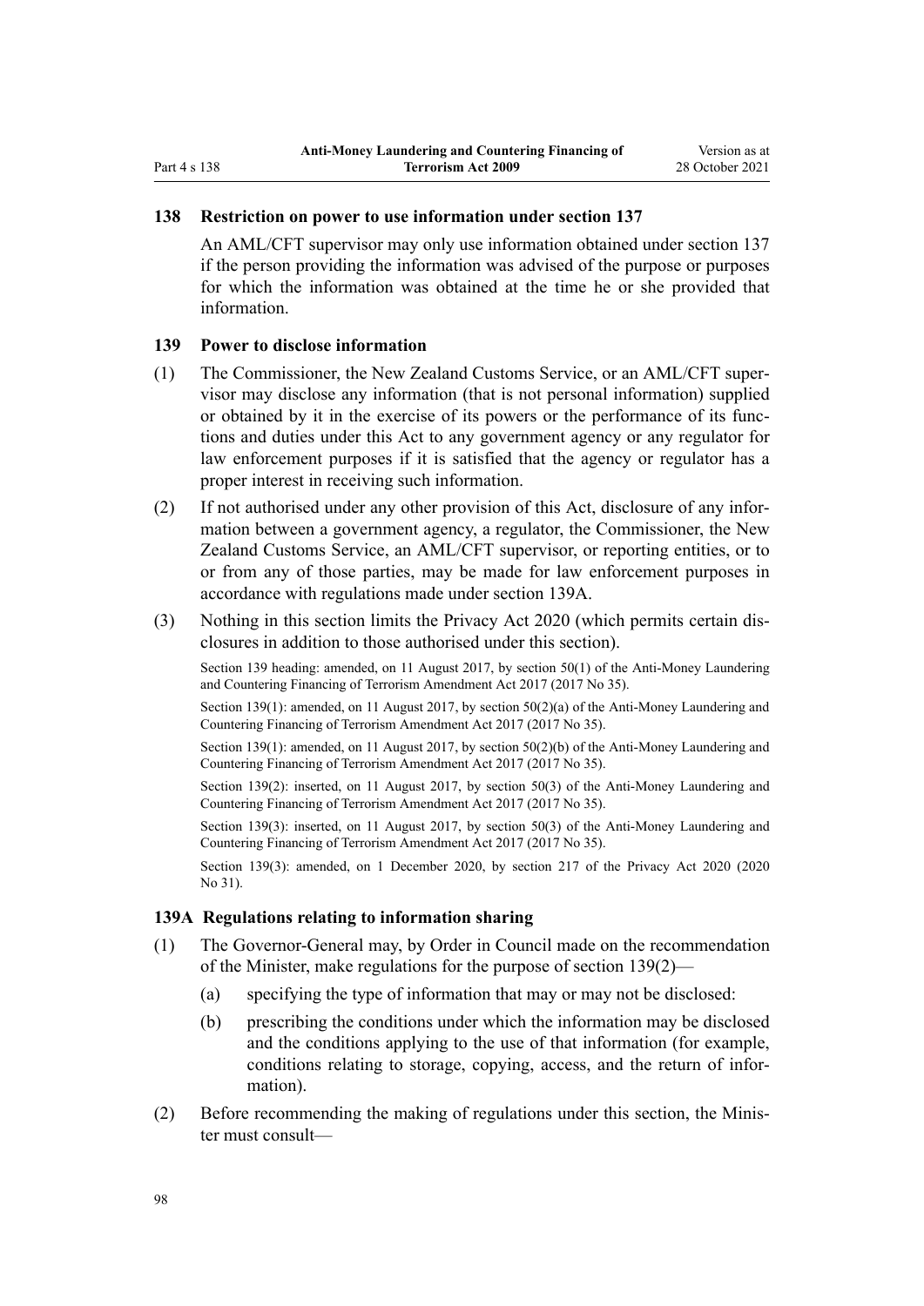### 138 Restriction on power to use information under section 137

An AML/CFT supervisor may only use information obtained under section 137 if the person providing the information was advised of the purpose or purposes for which the information was obtained at the time he or she provided that information.

### 139 Power to disclose information

(1) The Commissioner, the New Zealand Customs Service, or an AML/CFT supervisor may disclose any information (that is not personal information) supplied or obtained by it in the exercise of its powers or the performance of its functions and duties under this Act to any government agency or any regulator for law enforcement purposes if it is satisfied that the agency or regulator has a proper interest in receiving such information.

(2) If not authorised under any other provision of this Act, disclosure of any information between a government agency, a regulator, the Commissioner, the New Zealand Customs Service, an AML/CFT supervisor, or reporting entities, or to or from any of those parties, may be made for law enforcement purposes in accordance with regulations made under section 139A.

(3) Nothing in this section limits the Privacy Act 2020 (which permits certain disclosures in addition to those authorised under this section).

Section 139 heading: amended, on 11 August 2017, by section 50(1) of the Anti-Money Laundering and Countering Financing of Terrorism Amendment Act 2017 (2017 No 35).

Section 139(1): amended, on 11 August 2017, by section 50(2)(a) of the Anti-Money Laundering and Countering Financing of Terrorism Amendment Act 2017 (2017 No 35).

Section 139(1): amended, on 11 August 2017, by section 50(2)(b) of the Anti-Money Laundering and Countering Financing of Terrorism Amendment Act 2017 (2017 No 35).

Section 139(2): inserted, on 11 August 2017, by section 50(3) of the Anti-Money Laundering and Countering Financing of Terrorism Amendment Act 2017 (2017 No 35).

Section 139(3): inserted, on 11 August 2017, by section 50(3) of the Anti-Money Laundering and Countering Financing of Terrorism Amendment Act 2017 (2017 No 35).

Section 139(3): amended, on 1 December 2020, by section 217 of the Privacy Act 2020 (2020 No 31).

### 139A Regulations relating to information sharing

(1) The Governor-General may, by Order in Council made on the recommendation of the Minister, make regulations for the purpose of section 139(2)—

  (a) specifying the type of information that may or may not be disclosed:

  (b) prescribing the conditions under which the information may be disclosed and the conditions applying to the use of that information (for example, conditions relating to storage, copying, access, and the return of information).

(2) Before recommending the making of regulations under this section, the Minister must consult—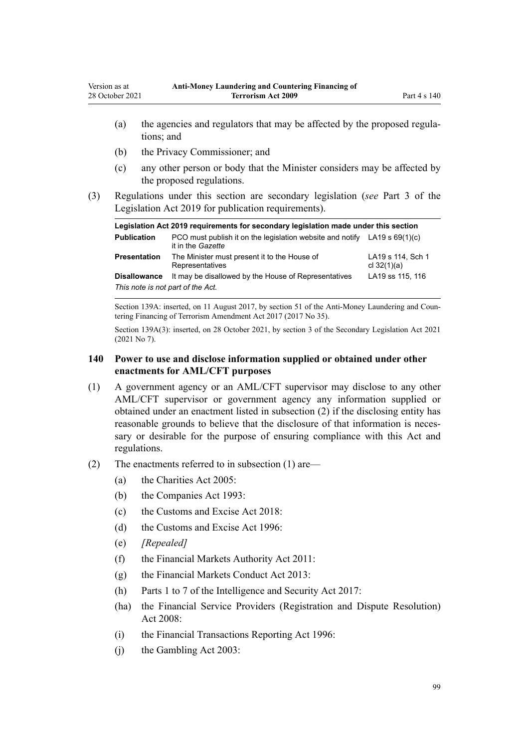(a) the agencies and regulators that may be affected by the proposed regulations; and

(b) the Privacy Commissioner; and

(c) any other person or body that the Minister considers may be affected by the proposed regulations.

(3) Regulations under this section are secondary legislation (*see* Part 3 of the Legislation Act 2019 for publication requirements).

| Legislation Act 2019 requirements for secondary legislation made under this section | | |
|---|---|---|
| **Publication** | PCO must publish it on the legislation website and notify it in the *Gazette* | LA19 s 69(1)(c) |
| **Presentation** | The Minister must present it to the House of Representatives | LA19 s 114, Sch 1 cl 32(1)(a) |
| **Disallowance** | It may be disallowed by the House of Representatives | LA19 ss 115, 116 |
| *This note is not part of the Act.* | | |

Section 139A: inserted, on 11 August 2017, by section 51 of the Anti-Money Laundering and Countering Financing of Terrorism Amendment Act 2017 (2017 No 35).

Section 139A(3): inserted, on 28 October 2021, by section 3 of the Secondary Legislation Act 2021 (2021 No 7).

### 140 Power to use and disclose information supplied or obtained under other enactments for AML/CFT purposes

(1) A government agency or an AML/CFT supervisor may disclose to any other AML/CFT supervisor or government agency any information supplied or obtained under an enactment listed in subsection (2) if the disclosing entity has reasonable grounds to believe that the disclosure of that information is necessary or desirable for the purpose of ensuring compliance with this Act and regulations.

(2) The enactments referred to in subsection (1) are—

(a) the Charities Act 2005:

(b) the Companies Act 1993:

(c) the Customs and Excise Act 2018:

(d) the Customs and Excise Act 1996:

(e) *[Repealed]*

(f) the Financial Markets Authority Act 2011:

(g) the Financial Markets Conduct Act 2013:

(h) Parts 1 to 7 of the Intelligence and Security Act 2017:

(ha) the Financial Service Providers (Registration and Dispute Resolution) Act 2008:

(i) the Financial Transactions Reporting Act 1996:

(j) the Gambling Act 2003: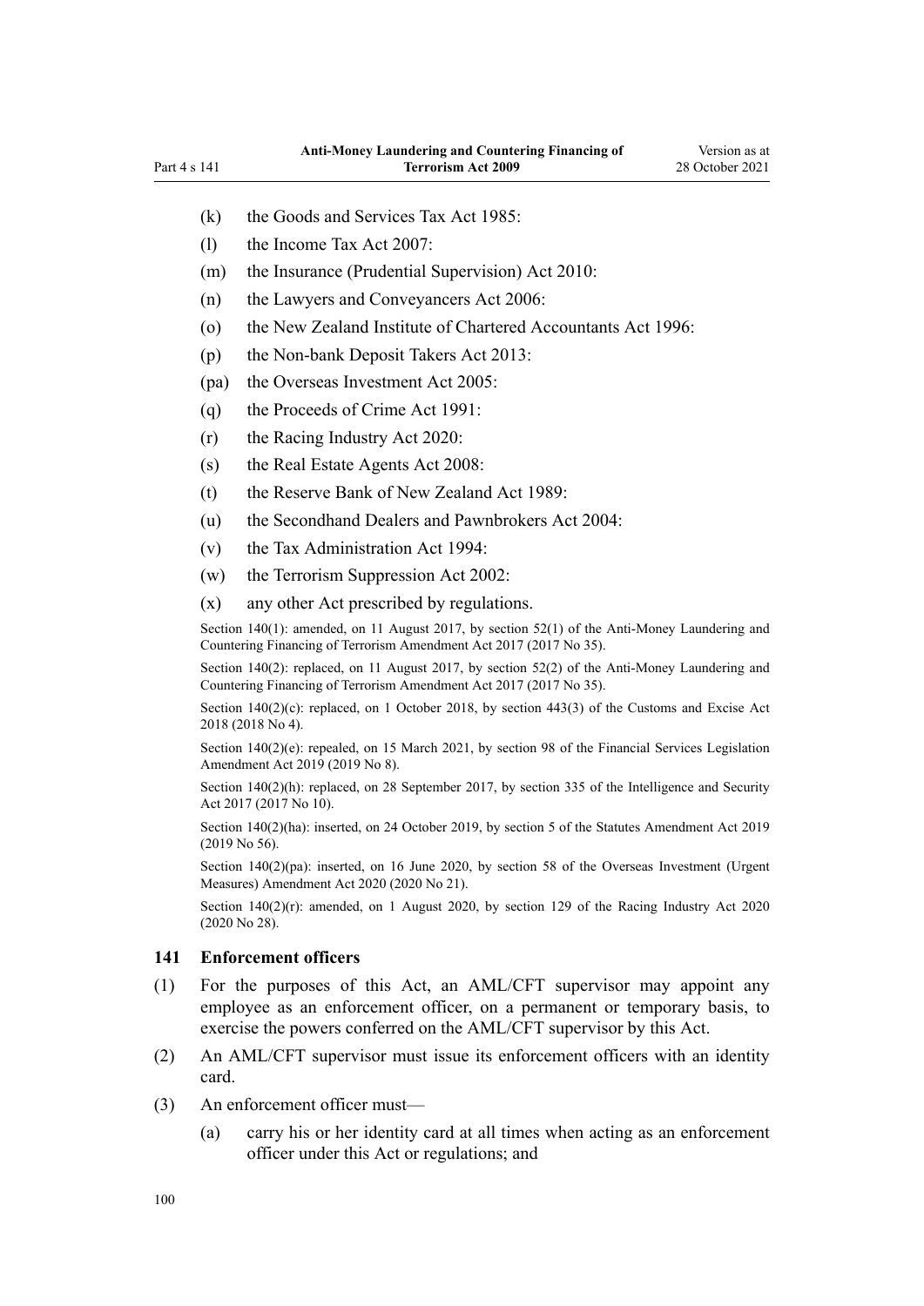(k) the Goods and Services Tax Act 1985:

(l) the Income Tax Act 2007:

(m) the Insurance (Prudential Supervision) Act 2010:

(n) the Lawyers and Conveyancers Act 2006:

(o) the New Zealand Institute of Chartered Accountants Act 1996:

(p) the Non-bank Deposit Takers Act 2013:

(pa) the Overseas Investment Act 2005:

(q) the Proceeds of Crime Act 1991:

(r) the Racing Industry Act 2020:

(s) the Real Estate Agents Act 2008:

(t) the Reserve Bank of New Zealand Act 1989:

(u) the Secondhand Dealers and Pawnbrokers Act 2004:

(v) the Tax Administration Act 1994:

(w) the Terrorism Suppression Act 2002:

(x) any other Act prescribed by regulations.

Section 140(1): amended, on 11 August 2017, by section 52(1) of the Anti-Money Laundering and Countering Financing of Terrorism Amendment Act 2017 (2017 No 35).

Section 140(2): replaced, on 11 August 2017, by section 52(2) of the Anti-Money Laundering and Countering Financing of Terrorism Amendment Act 2017 (2017 No 35).

Section 140(2)(c): replaced, on 1 October 2018, by section 443(3) of the Customs and Excise Act 2018 (2018 No 4).

Section 140(2)(e): repealed, on 15 March 2021, by section 98 of the Financial Services Legislation Amendment Act 2019 (2019 No 8).

Section 140(2)(h): replaced, on 28 September 2017, by section 335 of the Intelligence and Security Act 2017 (2017 No 10).

Section 140(2)(ha): inserted, on 24 October 2019, by section 5 of the Statutes Amendment Act 2019 (2019 No 56).

Section 140(2)(pa): inserted, on 16 June 2020, by section 58 of the Overseas Investment (Urgent Measures) Amendment Act 2020 (2020 No 21).

Section 140(2)(r): amended, on 1 August 2020, by section 129 of the Racing Industry Act 2020 (2020 No 28).

### 141 Enforcement officers

(1) For the purposes of this Act, an AML/CFT supervisor may appoint any employee as an enforcement officer, on a permanent or temporary basis, to exercise the powers conferred on the AML/CFT supervisor by this Act.

(2) An AML/CFT supervisor must issue its enforcement officers with an identity card.

(3) An enforcement officer must—

(a) carry his or her identity card at all times when acting as an enforcement officer under this Act or regulations; and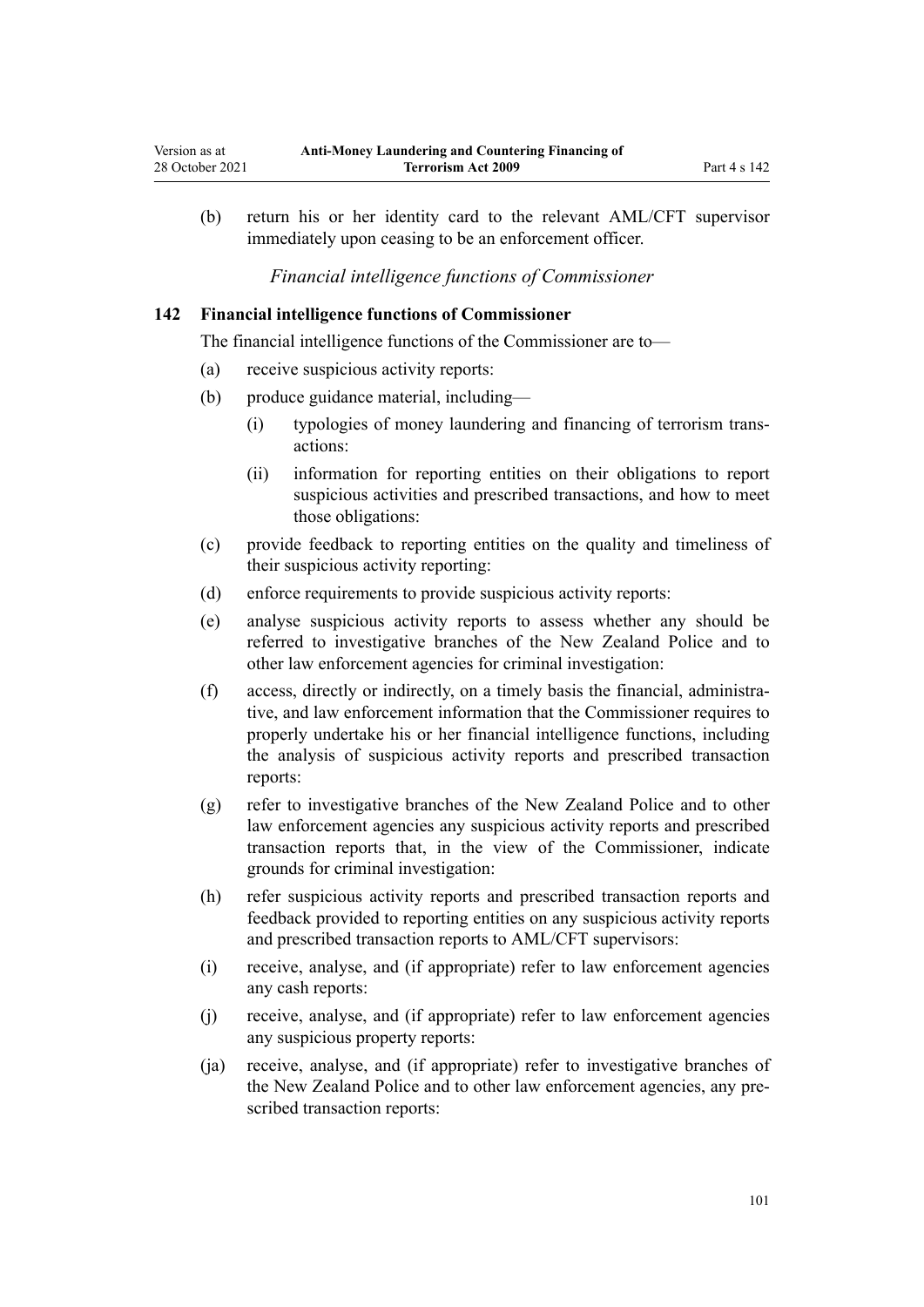(b) return his or her identity card to the relevant AML/CFT supervisor immediately upon ceasing to be an enforcement officer.

*Financial intelligence functions of Commissioner*

### 142 Financial intelligence functions of Commissioner

The financial intelligence functions of the Commissioner are to—

(a) receive suspicious activity reports:

(b) produce guidance material, including—

(i) typologies of money laundering and financing of terrorism transactions:

(ii) information for reporting entities on their obligations to report suspicious activities and prescribed transactions, and how to meet those obligations:

(c) provide feedback to reporting entities on the quality and timeliness of their suspicious activity reporting:

(d) enforce requirements to provide suspicious activity reports:

(e) analyse suspicious activity reports to assess whether any should be referred to investigative branches of the New Zealand Police and to other law enforcement agencies for criminal investigation:

(f) access, directly or indirectly, on a timely basis the financial, administrative, and law enforcement information that the Commissioner requires to properly undertake his or her financial intelligence functions, including the analysis of suspicious activity reports and prescribed transaction reports:

(g) refer to investigative branches of the New Zealand Police and to other law enforcement agencies any suspicious activity reports and prescribed transaction reports that, in the view of the Commissioner, indicate grounds for criminal investigation:

(h) refer suspicious activity reports and prescribed transaction reports and feedback provided to reporting entities on any suspicious activity reports and prescribed transaction reports to AML/CFT supervisors:

(i) receive, analyse, and (if appropriate) refer to law enforcement agencies any cash reports:

(j) receive, analyse, and (if appropriate) refer to law enforcement agencies any suspicious property reports:

(ja) receive, analyse, and (if appropriate) refer to investigative branches of the New Zealand Police and to other law enforcement agencies, any prescribed transaction reports: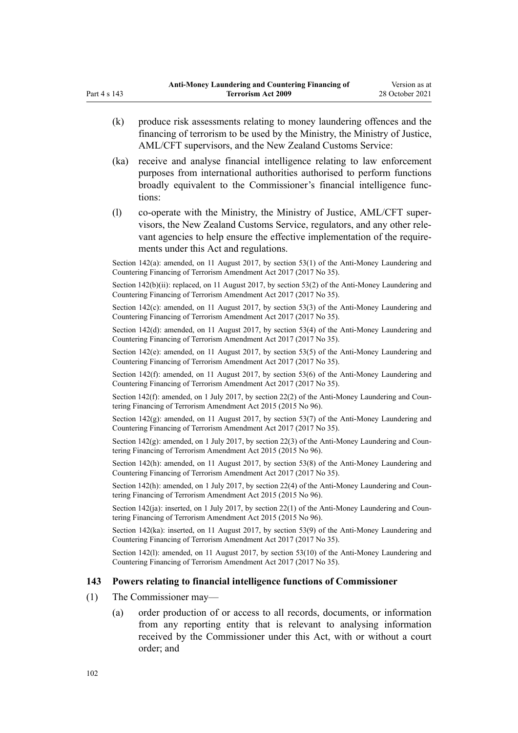(k) produce risk assessments relating to money laundering offences and the financing of terrorism to be used by the Ministry, the Ministry of Justice, AML/CFT supervisors, and the New Zealand Customs Service:

(ka) receive and analyse financial intelligence relating to law enforcement purposes from international authorities authorised to perform functions broadly equivalent to the Commissioner's financial intelligence functions:

(l) co-operate with the Ministry, the Ministry of Justice, AML/CFT supervisors, the New Zealand Customs Service, regulators, and any other relevant agencies to help ensure the effective implementation of the requirements under this Act and regulations.

Section 142(a): amended, on 11 August 2017, by section 53(1) of the Anti-Money Laundering and Countering Financing of Terrorism Amendment Act 2017 (2017 No 35).

Section 142(b)(ii): replaced, on 11 August 2017, by section 53(2) of the Anti-Money Laundering and Countering Financing of Terrorism Amendment Act 2017 (2017 No 35).

Section 142(c): amended, on 11 August 2017, by section 53(3) of the Anti-Money Laundering and Countering Financing of Terrorism Amendment Act 2017 (2017 No 35).

Section 142(d): amended, on 11 August 2017, by section 53(4) of the Anti-Money Laundering and Countering Financing of Terrorism Amendment Act 2017 (2017 No 35).

Section 142(e): amended, on 11 August 2017, by section 53(5) of the Anti-Money Laundering and Countering Financing of Terrorism Amendment Act 2017 (2017 No 35).

Section 142(f): amended, on 11 August 2017, by section 53(6) of the Anti-Money Laundering and Countering Financing of Terrorism Amendment Act 2017 (2017 No 35).

Section 142(f): amended, on 1 July 2017, by section 22(2) of the Anti-Money Laundering and Countering Financing of Terrorism Amendment Act 2015 (2015 No 96).

Section 142(g): amended, on 11 August 2017, by section 53(7) of the Anti-Money Laundering and Countering Financing of Terrorism Amendment Act 2017 (2017 No 35).

Section 142(g): amended, on 1 July 2017, by section 22(3) of the Anti-Money Laundering and Countering Financing of Terrorism Amendment Act 2015 (2015 No 96).

Section 142(h): amended, on 11 August 2017, by section 53(8) of the Anti-Money Laundering and Countering Financing of Terrorism Amendment Act 2017 (2017 No 35).

Section 142(h): amended, on 1 July 2017, by section 22(4) of the Anti-Money Laundering and Countering Financing of Terrorism Amendment Act 2015 (2015 No 96).

Section 142(ja): inserted, on 1 July 2017, by section 22(1) of the Anti-Money Laundering and Countering Financing of Terrorism Amendment Act 2015 (2015 No 96).

Section 142(ka): inserted, on 11 August 2017, by section 53(9) of the Anti-Money Laundering and Countering Financing of Terrorism Amendment Act 2017 (2017 No 35).

Section 142(l): amended, on 11 August 2017, by section 53(10) of the Anti-Money Laundering and Countering Financing of Terrorism Amendment Act 2017 (2017 No 35).

### 143 Powers relating to financial intelligence functions of Commissioner

(1) The Commissioner may—

(a) order production of or access to all records, documents, or information from any reporting entity that is relevant to analysing information received by the Commissioner under this Act, with or without a court order; and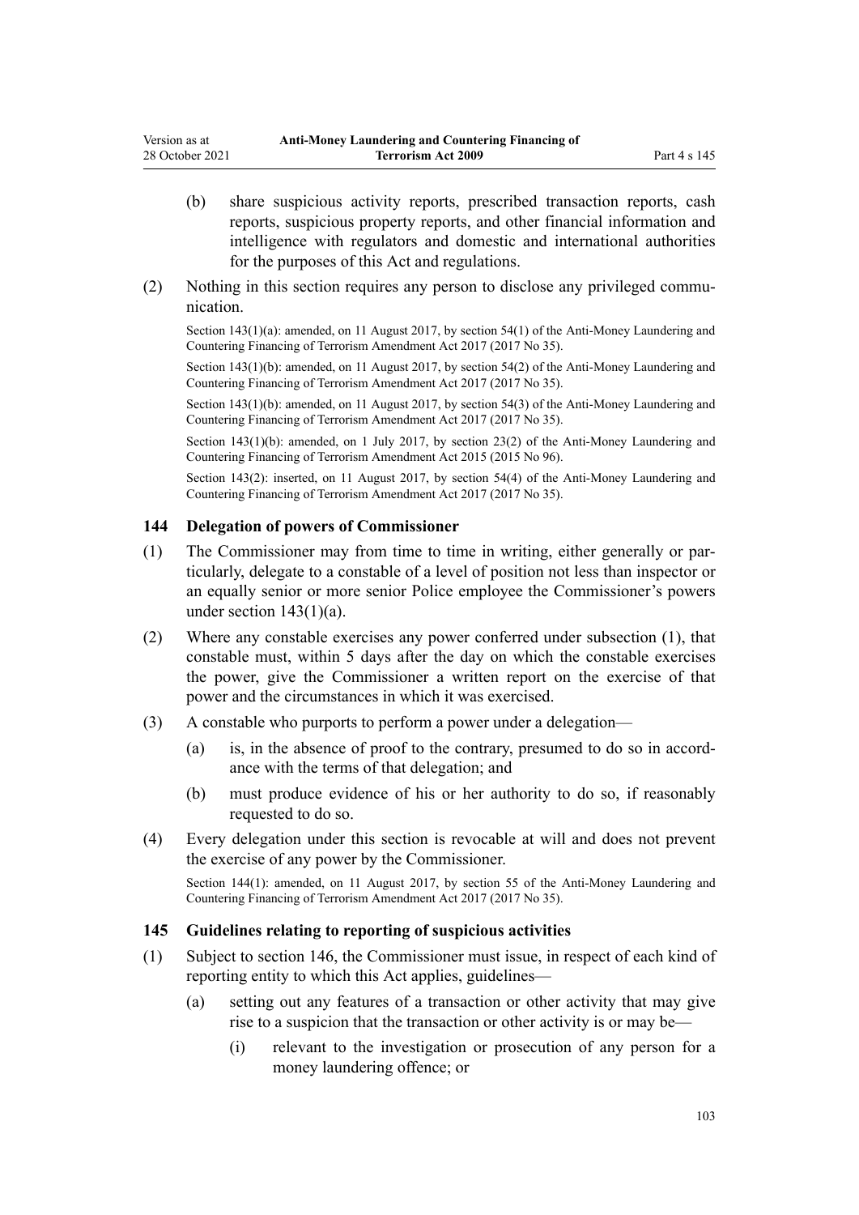(b) share suspicious activity reports, prescribed transaction reports, cash reports, suspicious property reports, and other financial information and intelligence with regulators and domestic and international authorities for the purposes of this Act and regulations.

(2) Nothing in this section requires any person to disclose any privileged communication.

Section 143(1)(a): amended, on 11 August 2017, by section 54(1) of the Anti-Money Laundering and Countering Financing of Terrorism Amendment Act 2017 (2017 No 35).

Section 143(1)(b): amended, on 11 August 2017, by section 54(2) of the Anti-Money Laundering and Countering Financing of Terrorism Amendment Act 2017 (2017 No 35).

Section 143(1)(b): amended, on 11 August 2017, by section 54(3) of the Anti-Money Laundering and Countering Financing of Terrorism Amendment Act 2017 (2017 No 35).

Section 143(1)(b): amended, on 1 July 2017, by section 23(2) of the Anti-Money Laundering and Countering Financing of Terrorism Amendment Act 2015 (2015 No 96).

Section 143(2): inserted, on 11 August 2017, by section 54(4) of the Anti-Money Laundering and Countering Financing of Terrorism Amendment Act 2017 (2017 No 35).

### 144 Delegation of powers of Commissioner

(1) The Commissioner may from time to time in writing, either generally or particularly, delegate to a constable of a level of position not less than inspector or an equally senior or more senior Police employee the Commissioner's powers under section 143(1)(a).

(2) Where any constable exercises any power conferred under subsection (1), that constable must, within 5 days after the day on which the constable exercises the power, give the Commissioner a written report on the exercise of that power and the circumstances in which it was exercised.

(3) A constable who purports to perform a power under a delegation—

- (a) is, in the absence of proof to the contrary, presumed to do so in accordance with the terms of that delegation; and
- (b) must produce evidence of his or her authority to do so, if reasonably requested to do so.

(4) Every delegation under this section is revocable at will and does not prevent the exercise of any power by the Commissioner.

Section 144(1): amended, on 11 August 2017, by section 55 of the Anti-Money Laundering and Countering Financing of Terrorism Amendment Act 2017 (2017 No 35).

### 145 Guidelines relating to reporting of suspicious activities

(1) Subject to section 146, the Commissioner must issue, in respect of each kind of reporting entity to which this Act applies, guidelines—

- (a) setting out any features of a transaction or other activity that may give rise to a suspicion that the transaction or other activity is or may be—
  - (i) relevant to the investigation or prosecution of any person for a money laundering offence; or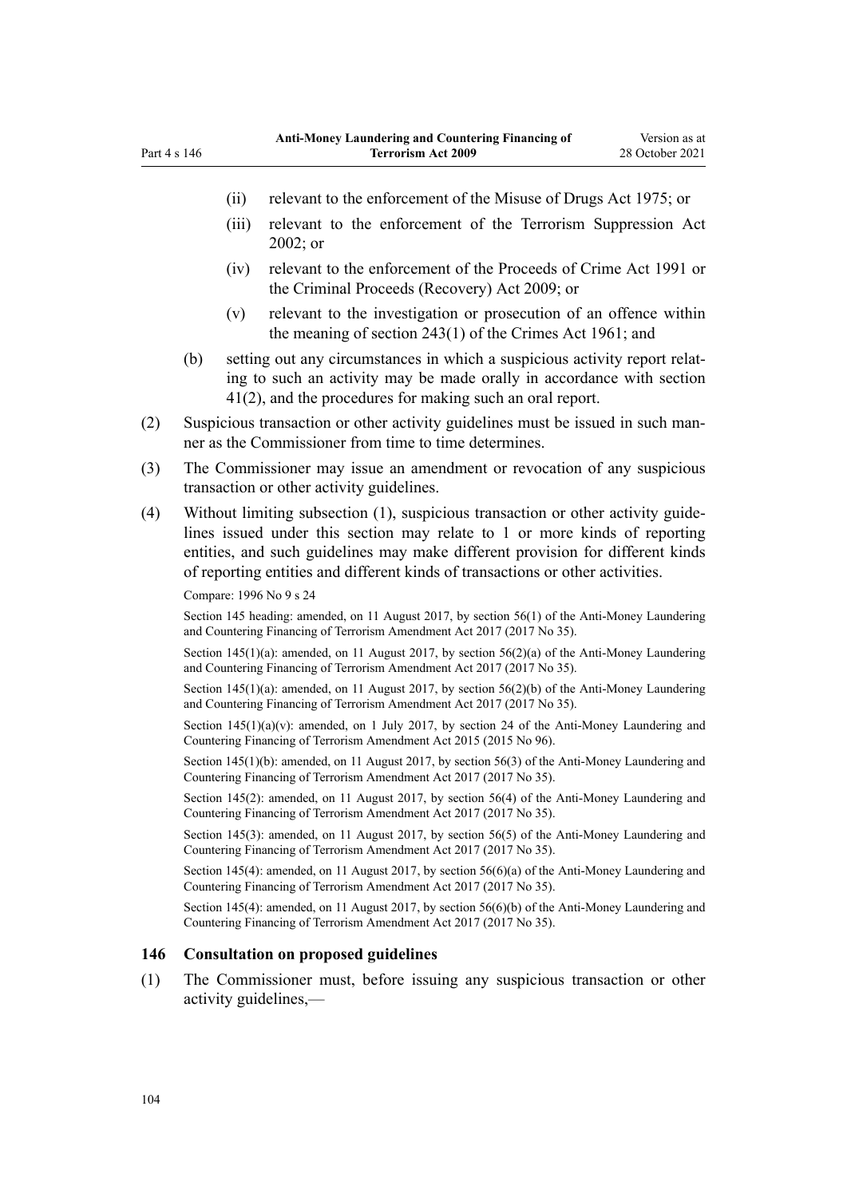(ii) relevant to the enforcement of the Misuse of Drugs Act 1975; or

(iii) relevant to the enforcement of the Terrorism Suppression Act 2002; or

(iv) relevant to the enforcement of the Proceeds of Crime Act 1991 or the Criminal Proceeds (Recovery) Act 2009; or

(v) relevant to the investigation or prosecution of an offence within the meaning of section 243(1) of the Crimes Act 1961; and

(b) setting out any circumstances in which a suspicious activity report relating to such an activity may be made orally in accordance with section 41(2), and the procedures for making such an oral report.

(2) Suspicious transaction or other activity guidelines must be issued in such manner as the Commissioner from time to time determines.

(3) The Commissioner may issue an amendment or revocation of any suspicious transaction or other activity guidelines.

(4) Without limiting subsection (1), suspicious transaction or other activity guidelines issued under this section may relate to 1 or more kinds of reporting entities, and such guidelines may make different provision for different kinds of reporting entities and different kinds of transactions or other activities.

Compare: 1996 No 9 s 24

Section 145 heading: amended, on 11 August 2017, by section 56(1) of the Anti-Money Laundering and Countering Financing of Terrorism Amendment Act 2017 (2017 No 35).

Section 145(1)(a): amended, on 11 August 2017, by section 56(2)(a) of the Anti-Money Laundering and Countering Financing of Terrorism Amendment Act 2017 (2017 No 35).

Section 145(1)(a): amended, on 11 August 2017, by section 56(2)(b) of the Anti-Money Laundering and Countering Financing of Terrorism Amendment Act 2017 (2017 No 35).

Section 145(1)(a)(v): amended, on 1 July 2017, by section 24 of the Anti-Money Laundering and Countering Financing of Terrorism Amendment Act 2015 (2015 No 96).

Section 145(1)(b): amended, on 11 August 2017, by section 56(3) of the Anti-Money Laundering and Countering Financing of Terrorism Amendment Act 2017 (2017 No 35).

Section 145(2): amended, on 11 August 2017, by section 56(4) of the Anti-Money Laundering and Countering Financing of Terrorism Amendment Act 2017 (2017 No 35).

Section 145(3): amended, on 11 August 2017, by section 56(5) of the Anti-Money Laundering and Countering Financing of Terrorism Amendment Act 2017 (2017 No 35).

Section 145(4): amended, on 11 August 2017, by section 56(6)(a) of the Anti-Money Laundering and Countering Financing of Terrorism Amendment Act 2017 (2017 No 35).

Section 145(4): amended, on 11 August 2017, by section 56(6)(b) of the Anti-Money Laundering and Countering Financing of Terrorism Amendment Act 2017 (2017 No 35).

### 146 Consultation on proposed guidelines

(1) The Commissioner must, before issuing any suspicious transaction or other activity guidelines,—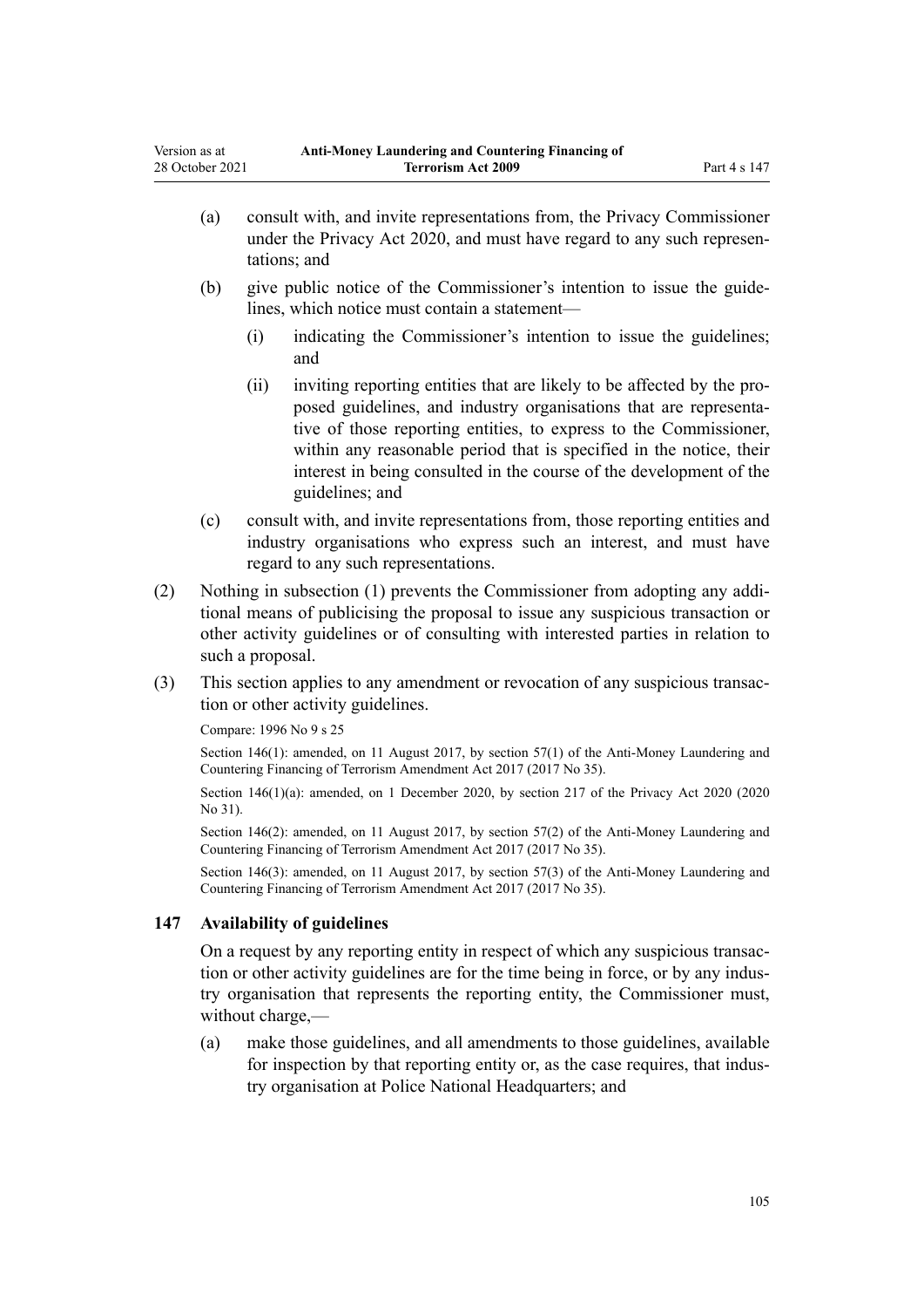(a) consult with, and invite representations from, the Privacy Commissioner under the Privacy Act 2020, and must have regard to any such representations; and

(b) give public notice of the Commissioner's intention to issue the guidelines, which notice must contain a statement—

  (i) indicating the Commissioner's intention to issue the guidelines; and

  (ii) inviting reporting entities that are likely to be affected by the proposed guidelines, and industry organisations that are representative of those reporting entities, to express to the Commissioner, within any reasonable period that is specified in the notice, their interest in being consulted in the course of the development of the guidelines; and

(c) consult with, and invite representations from, those reporting entities and industry organisations who express such an interest, and must have regard to any such representations.

(2) Nothing in subsection (1) prevents the Commissioner from adopting any additional means of publicising the proposal to issue any suspicious transaction or other activity guidelines or of consulting with interested parties in relation to such a proposal.

(3) This section applies to any amendment or revocation of any suspicious transaction or other activity guidelines.

Compare: 1996 No 9 s 25

Section 146(1): amended, on 11 August 2017, by section 57(1) of the Anti-Money Laundering and Countering Financing of Terrorism Amendment Act 2017 (2017 No 35).

Section 146(1)(a): amended, on 1 December 2020, by section 217 of the Privacy Act 2020 (2020 No 31).

Section 146(2): amended, on 11 August 2017, by section 57(2) of the Anti-Money Laundering and Countering Financing of Terrorism Amendment Act 2017 (2017 No 35).

Section 146(3): amended, on 11 August 2017, by section 57(3) of the Anti-Money Laundering and Countering Financing of Terrorism Amendment Act 2017 (2017 No 35).

### 147 Availability of guidelines

On a request by any reporting entity in respect of which any suspicious transaction or other activity guidelines are for the time being in force, or by any industry organisation that represents the reporting entity, the Commissioner must, without charge,—

(a) make those guidelines, and all amendments to those guidelines, available for inspection by that reporting entity or, as the case requires, that industry organisation at Police National Headquarters; and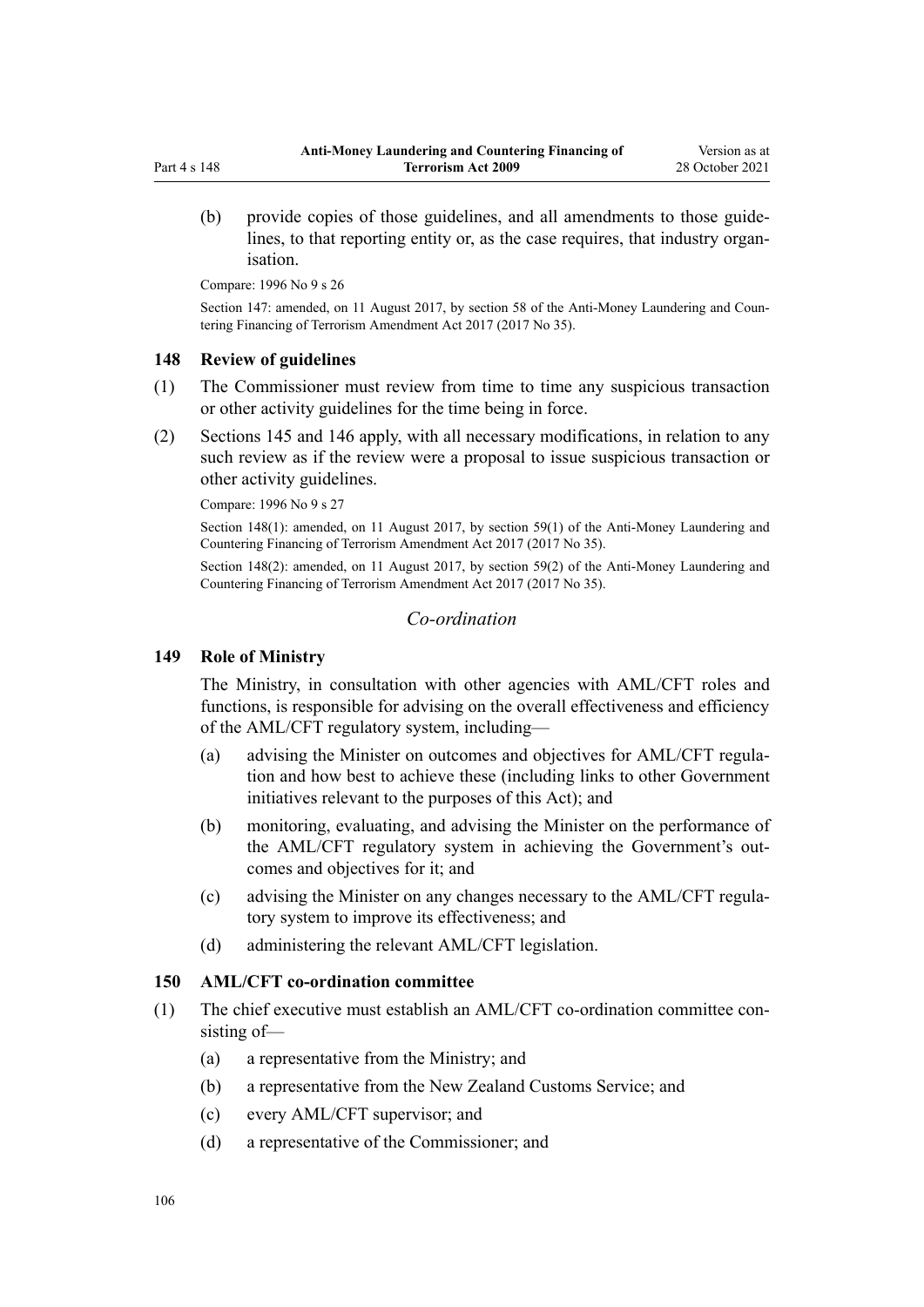(b) provide copies of those guidelines, and all amendments to those guidelines, to that reporting entity or, as the case requires, that industry organisation.

Compare: 1996 No 9 s 26

Section 147: amended, on 11 August 2017, by section 58 of the Anti-Money Laundering and Countering Financing of Terrorism Amendment Act 2017 (2017 No 35).

### 148 Review of guidelines

(1) The Commissioner must review from time to time any suspicious transaction or other activity guidelines for the time being in force.

(2) Sections 145 and 146 apply, with all necessary modifications, in relation to any such review as if the review were a proposal to issue suspicious transaction or other activity guidelines.

Compare: 1996 No 9 s 27

Section 148(1): amended, on 11 August 2017, by section 59(1) of the Anti-Money Laundering and Countering Financing of Terrorism Amendment Act 2017 (2017 No 35).

Section 148(2): amended, on 11 August 2017, by section 59(2) of the Anti-Money Laundering and Countering Financing of Terrorism Amendment Act 2017 (2017 No 35).

## *Co-ordination*

### 149 Role of Ministry

The Ministry, in consultation with other agencies with AML/CFT roles and functions, is responsible for advising on the overall effectiveness and efficiency of the AML/CFT regulatory system, including—

(a) advising the Minister on outcomes and objectives for AML/CFT regulation and how best to achieve these (including links to other Government initiatives relevant to the purposes of this Act); and

(b) monitoring, evaluating, and advising the Minister on the performance of the AML/CFT regulatory system in achieving the Government's outcomes and objectives for it; and

(c) advising the Minister on any changes necessary to the AML/CFT regulatory system to improve its effectiveness; and

(d) administering the relevant AML/CFT legislation.

### 150 AML/CFT co-ordination committee

(1) The chief executive must establish an AML/CFT co-ordination committee consisting of—

(a) a representative from the Ministry; and

(b) a representative from the New Zealand Customs Service; and

(c) every AML/CFT supervisor; and

(d) a representative of the Commissioner; and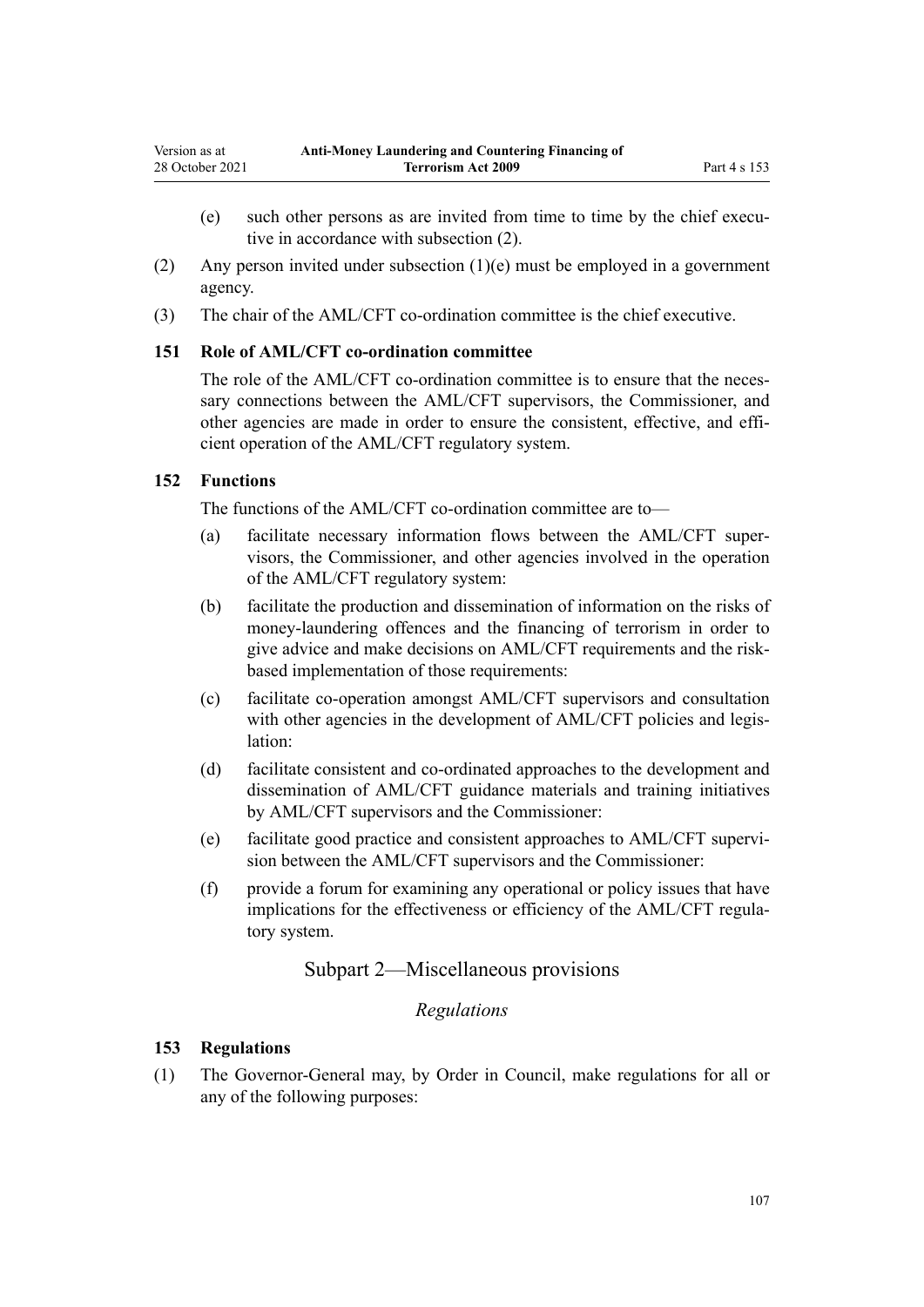(e) such other persons as are invited from time to time by the chief executive in accordance with subsection (2).

(2) Any person invited under subsection (1)(e) must be employed in a government agency.

(3) The chair of the AML/CFT co-ordination committee is the chief executive.

### 151 Role of AML/CFT co-ordination committee

The role of the AML/CFT co-ordination committee is to ensure that the necessary connections between the AML/CFT supervisors, the Commissioner, and other agencies are made in order to ensure the consistent, effective, and efficient operation of the AML/CFT regulatory system.

### 152 Functions

The functions of the AML/CFT co-ordination committee are to—

(a) facilitate necessary information flows between the AML/CFT supervisors, the Commissioner, and other agencies involved in the operation of the AML/CFT regulatory system:

(b) facilitate the production and dissemination of information on the risks of money-laundering offences and the financing of terrorism in order to give advice and make decisions on AML/CFT requirements and the risk-based implementation of those requirements:

(c) facilitate co-operation amongst AML/CFT supervisors and consultation with other agencies in the development of AML/CFT policies and legislation:

(d) facilitate consistent and co-ordinated approaches to the development and dissemination of AML/CFT guidance materials and training initiatives by AML/CFT supervisors and the Commissioner:

(e) facilitate good practice and consistent approaches to AML/CFT supervision between the AML/CFT supervisors and the Commissioner:

(f) provide a forum for examining any operational or policy issues that have implications for the effectiveness or efficiency of the AML/CFT regulatory system.

## Subpart 2—Miscellaneous provisions

*Regulations*

### 153 Regulations

(1) The Governor-General may, by Order in Council, make regulations for all or any of the following purposes: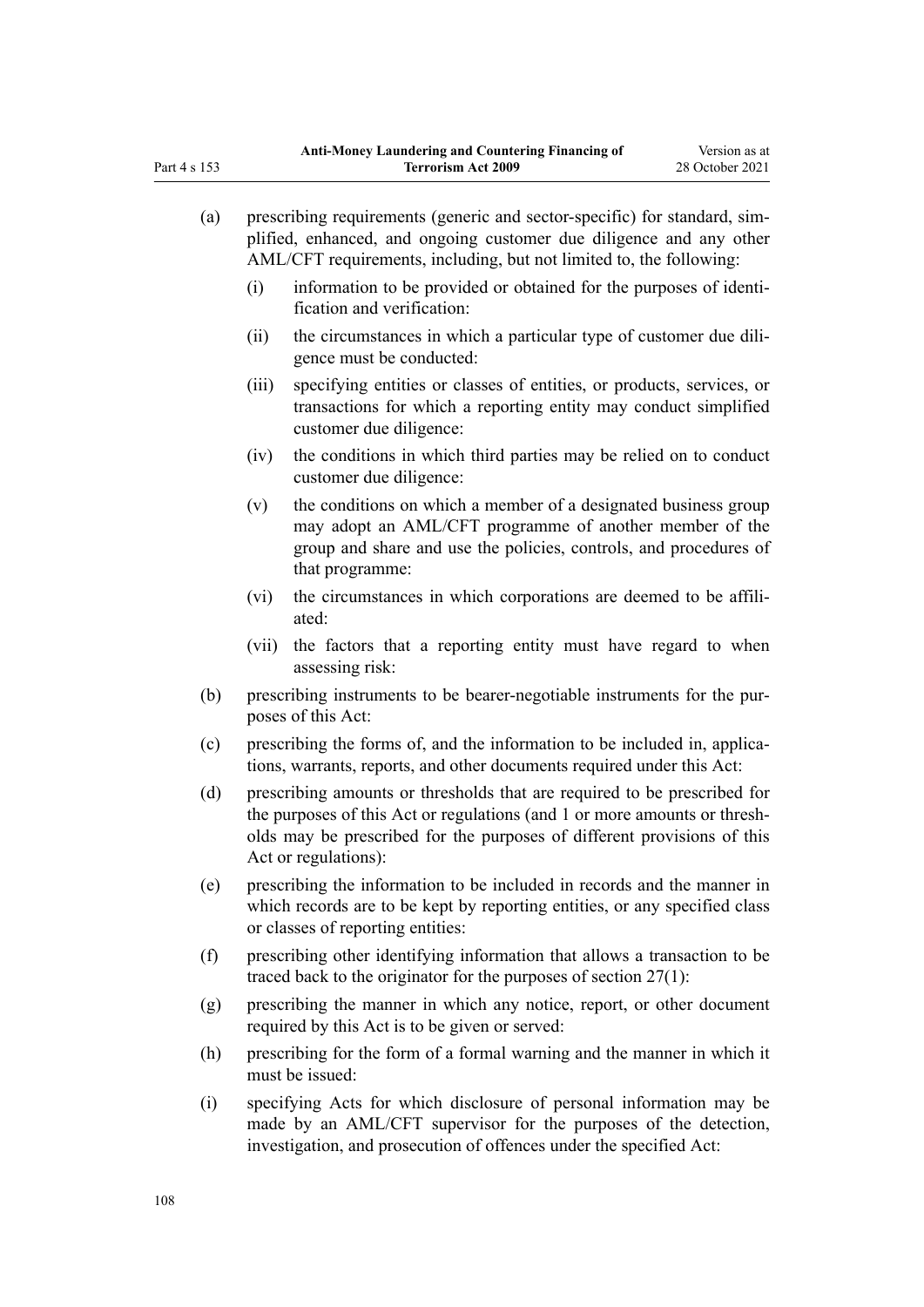(a) prescribing requirements (generic and sector-specific) for standard, simplified, enhanced, and ongoing customer due diligence and any other AML/CFT requirements, including, but not limited to, the following:

   (i) information to be provided or obtained for the purposes of identification and verification:

   (ii) the circumstances in which a particular type of customer due diligence must be conducted:

   (iii) specifying entities or classes of entities, or products, services, or transactions for which a reporting entity may conduct simplified customer due diligence:

   (iv) the conditions in which third parties may be relied on to conduct customer due diligence:

   (v) the conditions on which a member of a designated business group may adopt an AML/CFT programme of another member of the group and share and use the policies, controls, and procedures of that programme:

   (vi) the circumstances in which corporations are deemed to be affiliated:

   (vii) the factors that a reporting entity must have regard to when assessing risk:

(b) prescribing instruments to be bearer-negotiable instruments for the purposes of this Act:

(c) prescribing the forms of, and the information to be included in, applications, warrants, reports, and other documents required under this Act:

(d) prescribing amounts or thresholds that are required to be prescribed for the purposes of this Act or regulations (and 1 or more amounts or thresholds may be prescribed for the purposes of different provisions of this Act or regulations):

(e) prescribing the information to be included in records and the manner in which records are to be kept by reporting entities, or any specified class or classes of reporting entities:

(f) prescribing other identifying information that allows a transaction to be traced back to the originator for the purposes of section 27(1):

(g) prescribing the manner in which any notice, report, or other document required by this Act is to be given or served:

(h) prescribing for the form of a formal warning and the manner in which it must be issued:

(i) specifying Acts for which disclosure of personal information may be made by an AML/CFT supervisor for the purposes of the detection, investigation, and prosecution of offences under the specified Act: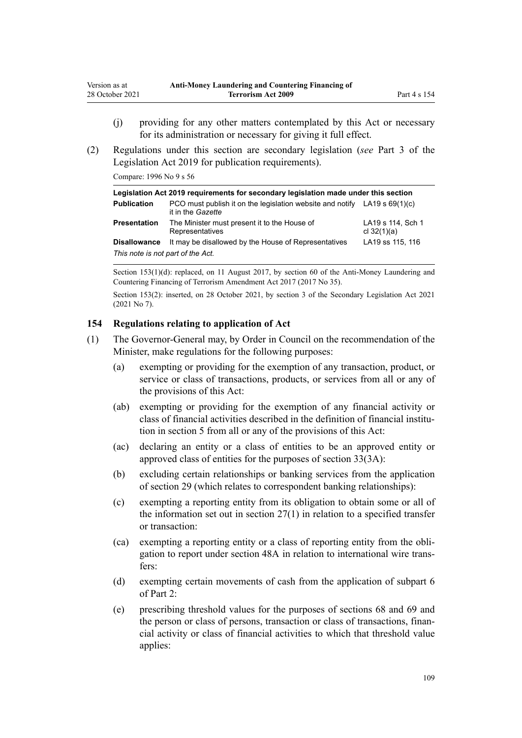(j) providing for any other matters contemplated by this Act or necessary for its administration or necessary for giving it full effect.

(2) Regulations under this section are secondary legislation (*see* Part 3 of the Legislation Act 2019 for publication requirements).

Compare: 1996 No 9 s 56

| Legislation Act 2019 requirements for secondary legislation made under this section | | |
|---|---|---|
| **Publication** | PCO must publish it on the legislation website and notify it in the *Gazette* | LA19 s 69(1)(c) |
| **Presentation** | The Minister must present it to the House of Representatives | LA19 s 114, Sch 1 cl 32(1)(a) |
| **Disallowance** | It may be disallowed by the House of Representatives | LA19 ss 115, 116 |
| *This note is not part of the Act.* | | |

Section 153(1)(d): replaced, on 11 August 2017, by section 60 of the Anti-Money Laundering and Countering Financing of Terrorism Amendment Act 2017 (2017 No 35).

Section 153(2): inserted, on 28 October 2021, by section 3 of the Secondary Legislation Act 2021 (2021 No 7).

### 154 Regulations relating to application of Act

(1) The Governor-General may, by Order in Council on the recommendation of the Minister, make regulations for the following purposes:

(a) exempting or providing for the exemption of any transaction, product, or service or class of transactions, products, or services from all or any of the provisions of this Act:

(ab) exempting or providing for the exemption of any financial activity or class of financial activities described in the definition of financial institution in section 5 from all or any of the provisions of this Act:

(ac) declaring an entity or a class of entities to be an approved entity or approved class of entities for the purposes of section 33(3A):

(b) excluding certain relationships or banking services from the application of section 29 (which relates to correspondent banking relationships):

(c) exempting a reporting entity from its obligation to obtain some or all of the information set out in section 27(1) in relation to a specified transfer or transaction:

(ca) exempting a reporting entity or a class of reporting entity from the obligation to report under section 48A in relation to international wire transfers:

(d) exempting certain movements of cash from the application of subpart 6 of Part 2:

(e) prescribing threshold values for the purposes of sections 68 and 69 and the person or class of persons, transaction or class of transactions, financial activity or class of financial activities to which that threshold value applies: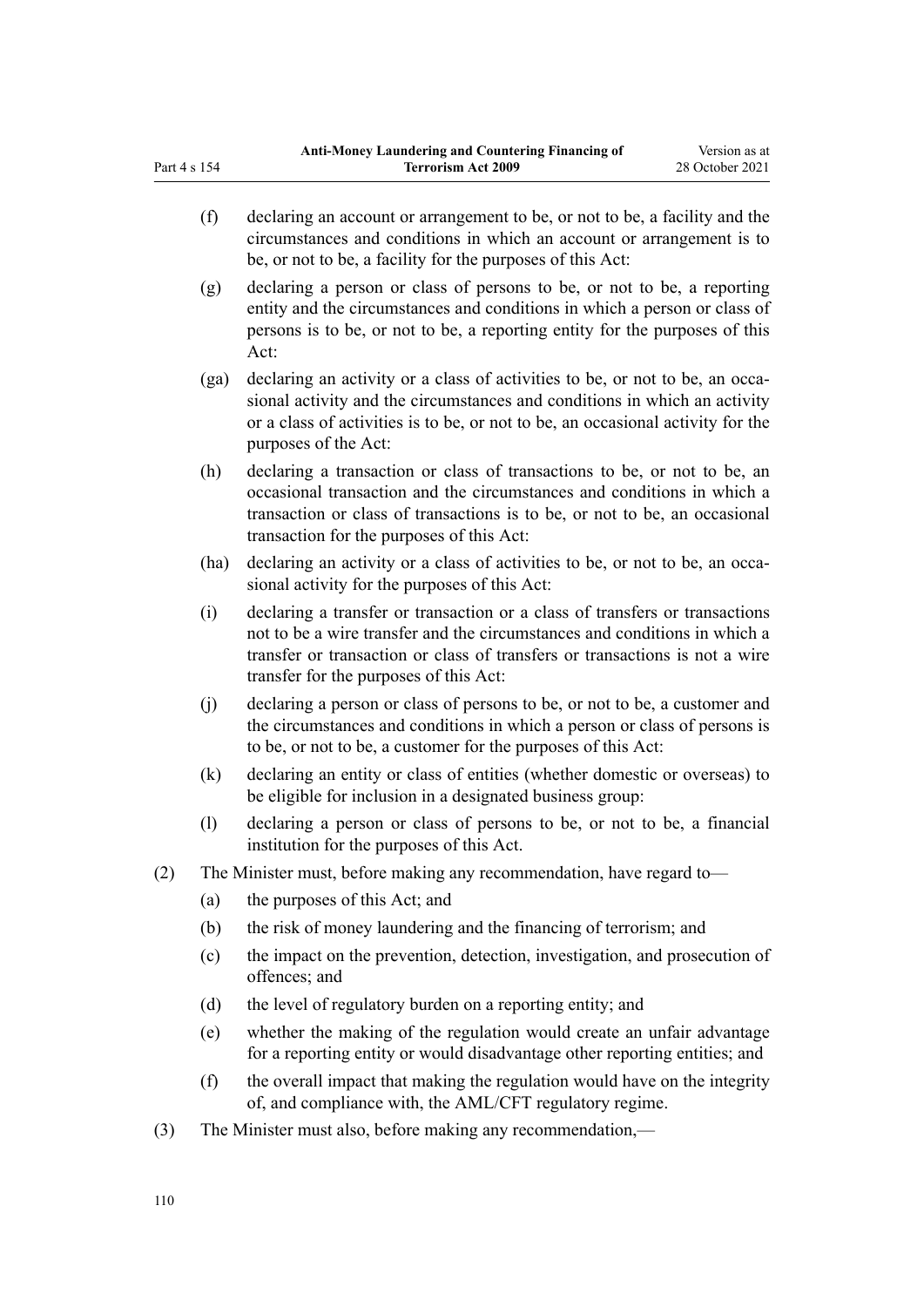(f) declaring an account or arrangement to be, or not to be, a facility and the circumstances and conditions in which an account or arrangement is to be, or not to be, a facility for the purposes of this Act:

(g) declaring a person or class of persons to be, or not to be, a reporting entity and the circumstances and conditions in which a person or class of persons is to be, or not to be, a reporting entity for the purposes of this Act:

(ga) declaring an activity or a class of activities to be, or not to be, an occasional activity and the circumstances and conditions in which an activity or a class of activities is to be, or not to be, an occasional activity for the purposes of the Act:

(h) declaring a transaction or class of transactions to be, or not to be, an occasional transaction and the circumstances and conditions in which a transaction or class of transactions is to be, or not to be, an occasional transaction for the purposes of this Act:

(ha) declaring an activity or a class of activities to be, or not to be, an occasional activity for the purposes of this Act:

(i) declaring a transfer or transaction or a class of transfers or transactions not to be a wire transfer and the circumstances and conditions in which a transfer or transaction or class of transfers or transactions is not a wire transfer for the purposes of this Act:

(j) declaring a person or class of persons to be, or not to be, a customer and the circumstances and conditions in which a person or class of persons is to be, or not to be, a customer for the purposes of this Act:

(k) declaring an entity or class of entities (whether domestic or overseas) to be eligible for inclusion in a designated business group:

(l) declaring a person or class of persons to be, or not to be, a financial institution for the purposes of this Act.

(2) The Minister must, before making any recommendation, have regard to—

(a) the purposes of this Act; and

(b) the risk of money laundering and the financing of terrorism; and

(c) the impact on the prevention, detection, investigation, and prosecution of offences; and

(d) the level of regulatory burden on a reporting entity; and

(e) whether the making of the regulation would create an unfair advantage for a reporting entity or would disadvantage other reporting entities; and

(f) the overall impact that making the regulation would have on the integrity of, and compliance with, the AML/CFT regulatory regime.

(3) The Minister must also, before making any recommendation,—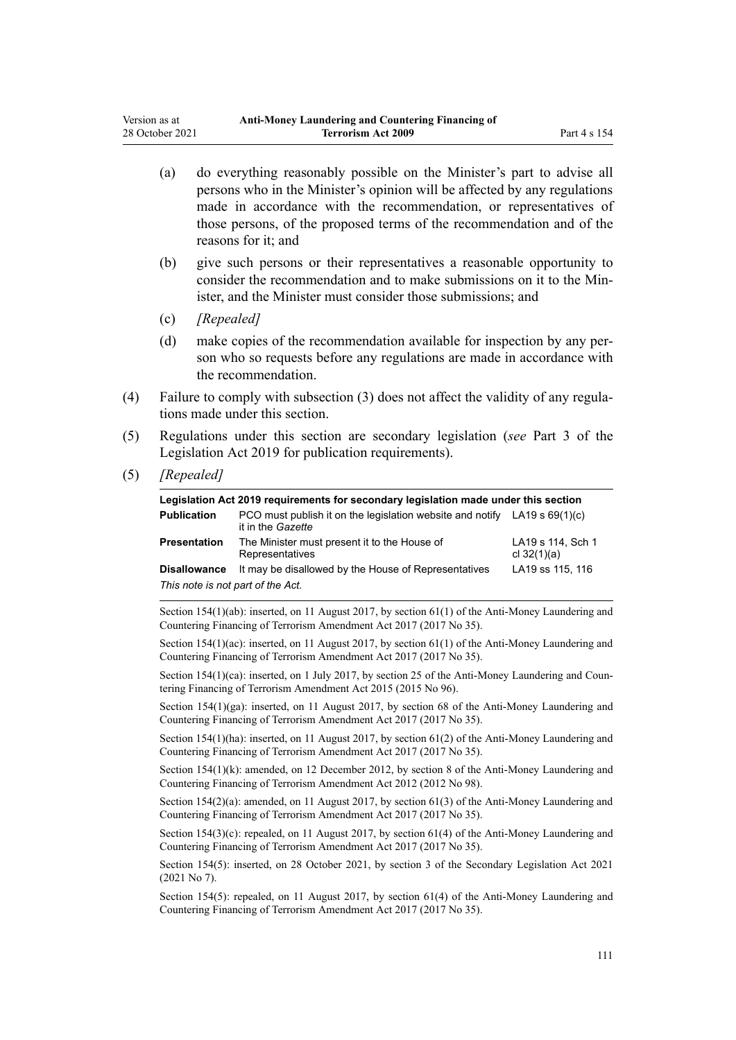(a) do everything reasonably possible on the Minister's part to advise all persons who in the Minister's opinion will be affected by any regulations made in accordance with the recommendation, or representatives of those persons, of the proposed terms of the recommendation and of the reasons for it; and

(b) give such persons or their representatives a reasonable opportunity to consider the recommendation and to make submissions on it to the Minister, and the Minister must consider those submissions; and

(c) *[Repealed]*

(d) make copies of the recommendation available for inspection by any person who so requests before any regulations are made in accordance with the recommendation.

(4) Failure to comply with subsection (3) does not affect the validity of any regulations made under this section.

(5) Regulations under this section are secondary legislation (*see* Part 3 of the Legislation Act 2019 for publication requirements).

(5) *[Repealed]*

| Legislation Act 2019 requirements for secondary legislation made under this section | | |
|---|---|---|
| **Publication** | PCO must publish it on the legislation website and notify it in the *Gazette* | LA19 s 69(1)(c) |
| **Presentation** | The Minister must present it to the House of Representatives | LA19 s 114, Sch 1 cl 32(1)(a) |
| **Disallowance** | It may be disallowed by the House of Representatives | LA19 ss 115, 116 |
| *This note is not part of the Act.* | | |

Section 154(1)(ab): inserted, on 11 August 2017, by section 61(1) of the Anti-Money Laundering and Countering Financing of Terrorism Amendment Act 2017 (2017 No 35).

Section 154(1)(ac): inserted, on 11 August 2017, by section 61(1) of the Anti-Money Laundering and Countering Financing of Terrorism Amendment Act 2017 (2017 No 35).

Section 154(1)(ca): inserted, on 1 July 2017, by section 25 of the Anti-Money Laundering and Countering Financing of Terrorism Amendment Act 2015 (2015 No 96).

Section 154(1)(ga): inserted, on 11 August 2017, by section 68 of the Anti-Money Laundering and Countering Financing of Terrorism Amendment Act 2017 (2017 No 35).

Section 154(1)(ha): inserted, on 11 August 2017, by section 61(2) of the Anti-Money Laundering and Countering Financing of Terrorism Amendment Act 2017 (2017 No 35).

Section 154(1)(k): amended, on 12 December 2012, by section 8 of the Anti-Money Laundering and Countering Financing of Terrorism Amendment Act 2012 (2012 No 98).

Section 154(2)(a): amended, on 11 August 2017, by section 61(3) of the Anti-Money Laundering and Countering Financing of Terrorism Amendment Act 2017 (2017 No 35).

Section 154(3)(c): repealed, on 11 August 2017, by section 61(4) of the Anti-Money Laundering and Countering Financing of Terrorism Amendment Act 2017 (2017 No 35).

Section 154(5): inserted, on 28 October 2021, by section 3 of the Secondary Legislation Act 2021 (2021 No 7).

Section 154(5): repealed, on 11 August 2017, by section 61(4) of the Anti-Money Laundering and Countering Financing of Terrorism Amendment Act 2017 (2017 No 35).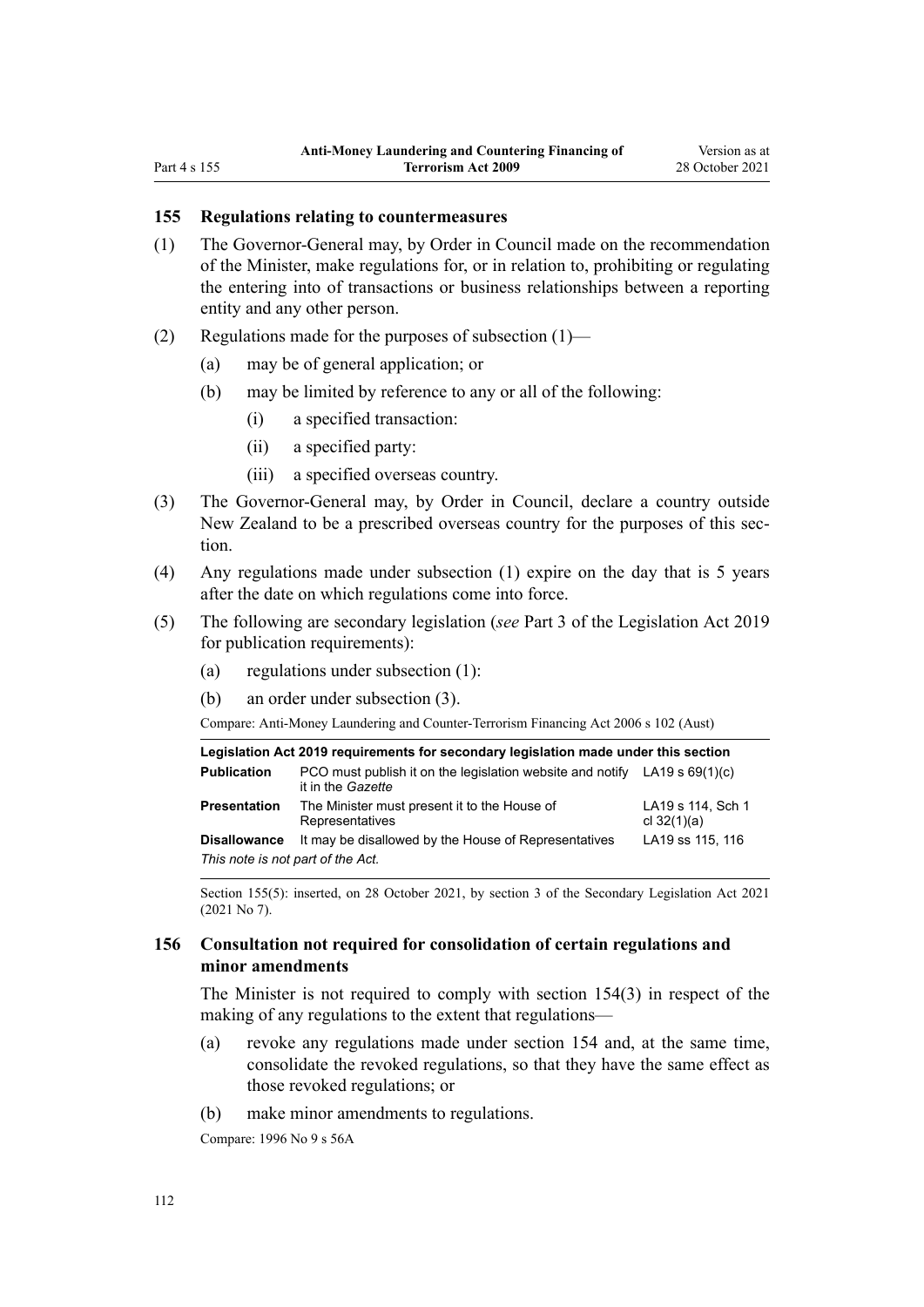## 155 Regulations relating to countermeasures

(1) The Governor-General may, by Order in Council made on the recommendation of the Minister, make regulations for, or in relation to, prohibiting or regulating the entering into of transactions or business relationships between a reporting entity and any other person.

(2) Regulations made for the purposes of subsection (1)—

 (a) may be of general application; or

 (b) may be limited by reference to any or all of the following:

  (i) a specified transaction:

  (ii) a specified party:

  (iii) a specified overseas country.

(3) The Governor-General may, by Order in Council, declare a country outside New Zealand to be a prescribed overseas country for the purposes of this section.

(4) Any regulations made under subsection (1) expire on the day that is 5 years after the date on which regulations come into force.

(5) The following are secondary legislation (*see* Part 3 of the Legislation Act 2019 for publication requirements):

 (a) regulations under subsection (1):

 (b) an order under subsection (3).

Compare: Anti-Money Laundering and Counter-Terrorism Financing Act 2006 s 102 (Aust)

| **Legislation Act 2019 requirements for secondary legislation made under this section** | | |
|---|---|---|
| **Publication** | PCO must publish it on the legislation website and notify it in the *Gazette* | LA19 s 69(1)(c) |
| **Presentation** | The Minister must present it to the House of Representatives | LA19 s 114, Sch 1 cl 32(1)(a) |
| **Disallowance** | It may be disallowed by the House of Representatives | LA19 ss 115, 116 |

*This note is not part of the Act.*

Section 155(5): inserted, on 28 October 2021, by section 3 of the Secondary Legislation Act 2021 (2021 No 7).

## 156 Consultation not required for consolidation of certain regulations and minor amendments

The Minister is not required to comply with section 154(3) in respect of the making of any regulations to the extent that regulations—

 (a) revoke any regulations made under section 154 and, at the same time, consolidate the revoked regulations, so that they have the same effect as those revoked regulations; or

 (b) make minor amendments to regulations.

Compare: 1996 No 9 s 56A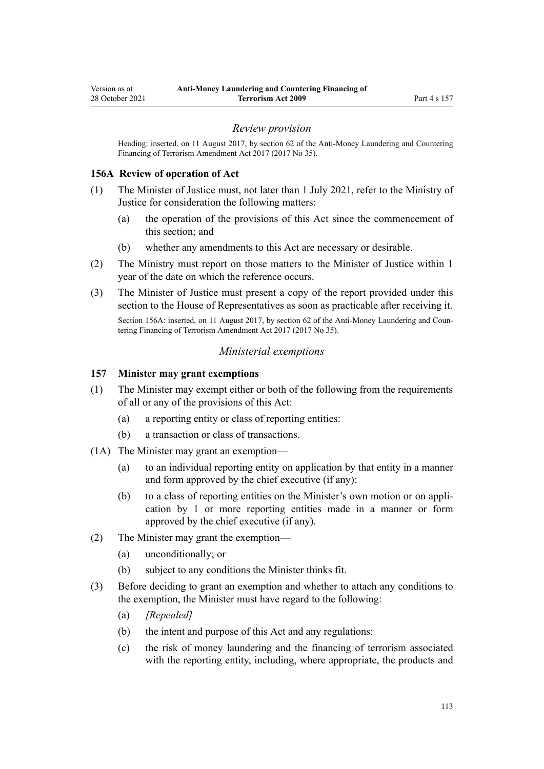### *Review provision*

Heading: inserted, on 11 August 2017, by section 62 of the Anti-Money Laundering and Countering Financing of Terrorism Amendment Act 2017 (2017 No 35).

#### 156A Review of operation of Act

(1) The Minister of Justice must, not later than 1 July 2021, refer to the Ministry of Justice for consideration the following matters:

(a) the operation of the provisions of this Act since the commencement of this section; and

(b) whether any amendments to this Act are necessary or desirable.

(2) The Ministry must report on those matters to the Minister of Justice within 1 year of the date on which the reference occurs.

(3) The Minister of Justice must present a copy of the report provided under this section to the House of Representatives as soon as practicable after receiving it.

Section 156A: inserted, on 11 August 2017, by section 62 of the Anti-Money Laundering and Countering Financing of Terrorism Amendment Act 2017 (2017 No 35).

### *Ministerial exemptions*

#### 157 Minister may grant exemptions

(1) The Minister may exempt either or both of the following from the requirements of all or any of the provisions of this Act:

(a) a reporting entity or class of reporting entities:

(b) a transaction or class of transactions.

(1A) The Minister may grant an exemption—

(a) to an individual reporting entity on application by that entity in a manner and form approved by the chief executive (if any):

(b) to a class of reporting entities on the Minister's own motion or on application by 1 or more reporting entities made in a manner or form approved by the chief executive (if any).

(2) The Minister may grant the exemption—

(a) unconditionally; or

(b) subject to any conditions the Minister thinks fit.

(3) Before deciding to grant an exemption and whether to attach any conditions to the exemption, the Minister must have regard to the following:

(a) *[Repealed]*

(b) the intent and purpose of this Act and any regulations:

(c) the risk of money laundering and the financing of terrorism associated with the reporting entity, including, where appropriate, the products and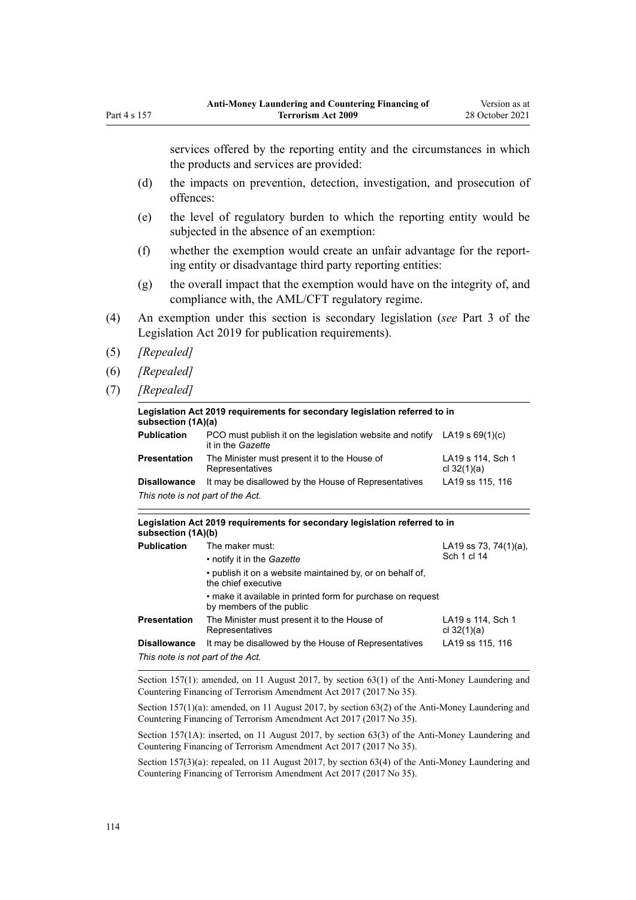services offered by the reporting entity and the circumstances in which the products and services are provided:

(d) the impacts on prevention, detection, investigation, and prosecution of offences:

(e) the level of regulatory burden to which the reporting entity would be subjected in the absence of an exemption:

(f) whether the exemption would create an unfair advantage for the reporting entity or disadvantage third party reporting entities:

(g) the overall impact that the exemption would have on the integrity of, and compliance with, the AML/CFT regulatory regime.

(4) An exemption under this section is secondary legislation (*see* Part 3 of the Legislation Act 2019 for publication requirements).

(5) *[Repealed]*

(6) *[Repealed]*

(7) *[Repealed]*

**Legislation Act 2019 requirements for secondary legislation referred to in subsection (1A)(a)**

| | | |
|---|---|---|
| **Publication** | PCO must publish it on the legislation website and notify it in the *Gazette* | LA19 s 69(1)(c) |
| **Presentation** | The Minister must present it to the House of Representatives | LA19 s 114, Sch 1 cl 32(1)(a) |
| **Disallowance** | It may be disallowed by the House of Representatives | LA19 ss 115, 116 |

*This note is not part of the Act.*

**Legislation Act 2019 requirements for secondary legislation referred to in subsection (1A)(b)**

| | | |
|---|---|---|
| **Publication** | The maker must:<br>• notify it in the *Gazette*<br>• publish it on a website maintained by, or on behalf of, the chief executive<br>• make it available in printed form for purchase on request by members of the public | LA19 ss 73, 74(1)(a), Sch 1 cl 14 |
| **Presentation** | The Minister must present it to the House of Representatives | LA19 s 114, Sch 1 cl 32(1)(a) |
| **Disallowance** | It may be disallowed by the House of Representatives | LA19 ss 115, 116 |

*This note is not part of the Act.*

Section 157(1): amended, on 11 August 2017, by section 63(1) of the Anti-Money Laundering and Countering Financing of Terrorism Amendment Act 2017 (2017 No 35).

Section 157(1)(a): amended, on 11 August 2017, by section 63(2) of the Anti-Money Laundering and Countering Financing of Terrorism Amendment Act 2017 (2017 No 35).

Section 157(1A): inserted, on 11 August 2017, by section 63(3) of the Anti-Money Laundering and Countering Financing of Terrorism Amendment Act 2017 (2017 No 35).

Section 157(3)(a): repealed, on 11 August 2017, by section 63(4) of the Anti-Money Laundering and Countering Financing of Terrorism Amendment Act 2017 (2017 No 35).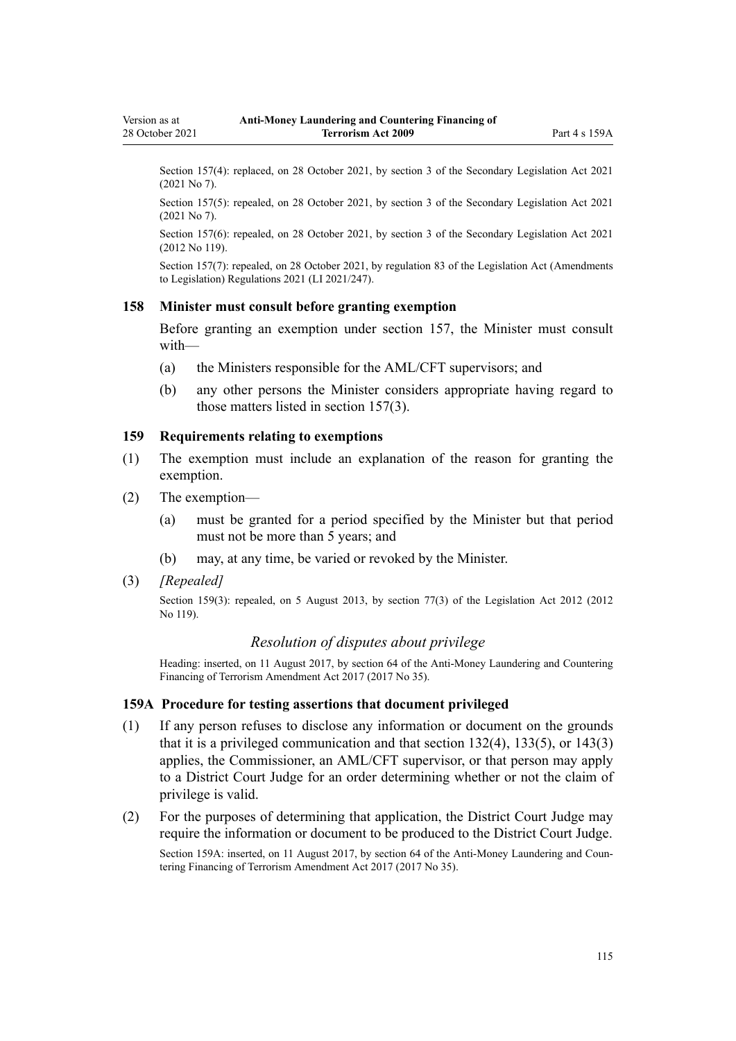Section 157(4): replaced, on 28 October 2021, by section 3 of the Secondary Legislation Act 2021 (2021 No 7).

Section 157(5): repealed, on 28 October 2021, by section 3 of the Secondary Legislation Act 2021 (2021 No 7).

Section 157(6): repealed, on 28 October 2021, by section 3 of the Secondary Legislation Act 2021 (2012 No 119).

Section 157(7): repealed, on 28 October 2021, by regulation 83 of the Legislation Act (Amendments to Legislation) Regulations 2021 (LI 2021/247).

### 158 Minister must consult before granting exemption

Before granting an exemption under section 157, the Minister must consult with—

(a) the Ministers responsible for the AML/CFT supervisors; and

(b) any other persons the Minister considers appropriate having regard to those matters listed in section 157(3).

### 159 Requirements relating to exemptions

(1) The exemption must include an explanation of the reason for granting the exemption.

(2) The exemption—

(a) must be granted for a period specified by the Minister but that period must not be more than 5 years; and

(b) may, at any time, be varied or revoked by the Minister.

(3) *[Repealed]*

Section 159(3): repealed, on 5 August 2013, by section 77(3) of the Legislation Act 2012 (2012 No 119).

## *Resolution of disputes about privilege*

Heading: inserted, on 11 August 2017, by section 64 of the Anti-Money Laundering and Countering Financing of Terrorism Amendment Act 2017 (2017 No 35).

### 159A Procedure for testing assertions that document privileged

(1) If any person refuses to disclose any information or document on the grounds that it is a privileged communication and that section 132(4), 133(5), or 143(3) applies, the Commissioner, an AML/CFT supervisor, or that person may apply to a District Court Judge for an order determining whether or not the claim of privilege is valid.

(2) For the purposes of determining that application, the District Court Judge may require the information or document to be produced to the District Court Judge.

Section 159A: inserted, on 11 August 2017, by section 64 of the Anti-Money Laundering and Countering Financing of Terrorism Amendment Act 2017 (2017 No 35).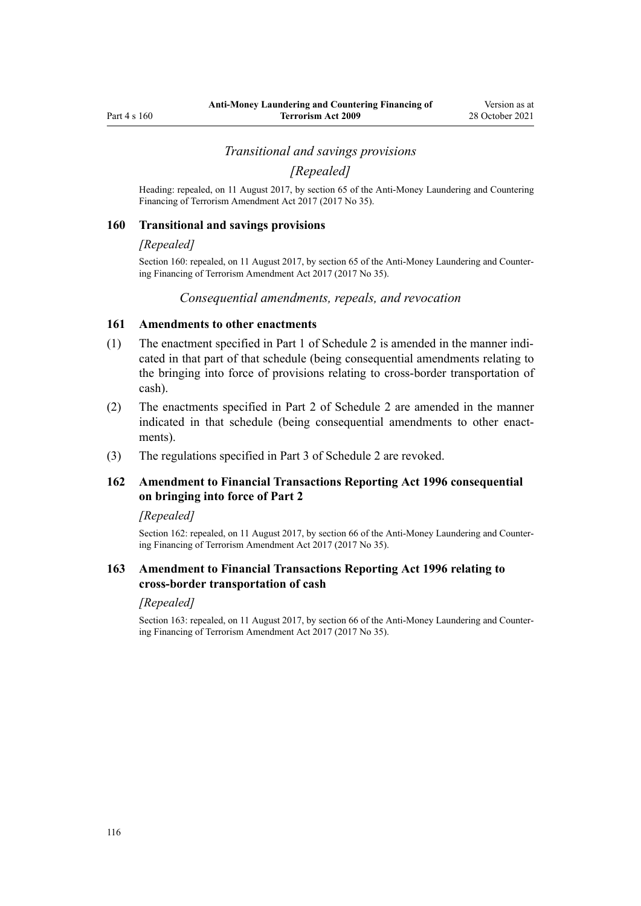### *Transitional and savings provisions*

### *[Repealed]*

Heading: repealed, on 11 August 2017, by section 65 of the Anti-Money Laundering and Countering Financing of Terrorism Amendment Act 2017 (2017 No 35).

#### **160 Transitional and savings provisions**

*[Repealed]*

Section 160: repealed, on 11 August 2017, by section 65 of the Anti-Money Laundering and Countering Financing of Terrorism Amendment Act 2017 (2017 No 35).

### *Consequential amendments, repeals, and revocation*

#### **161 Amendments to other enactments**

(1) The enactment specified in Part 1 of Schedule 2 is amended in the manner indicated in that part of that schedule (being consequential amendments relating to the bringing into force of provisions relating to cross-border transportation of cash).

(2) The enactments specified in Part 2 of Schedule 2 are amended in the manner indicated in that schedule (being consequential amendments to other enactments).

(3) The regulations specified in Part 3 of Schedule 2 are revoked.

#### **162 Amendment to Financial Transactions Reporting Act 1996 consequential on bringing into force of Part 2**

*[Repealed]*

Section 162: repealed, on 11 August 2017, by section 66 of the Anti-Money Laundering and Countering Financing of Terrorism Amendment Act 2017 (2017 No 35).

#### **163 Amendment to Financial Transactions Reporting Act 1996 relating to cross-border transportation of cash**

*[Repealed]*

Section 163: repealed, on 11 August 2017, by section 66 of the Anti-Money Laundering and Countering Financing of Terrorism Amendment Act 2017 (2017 No 35).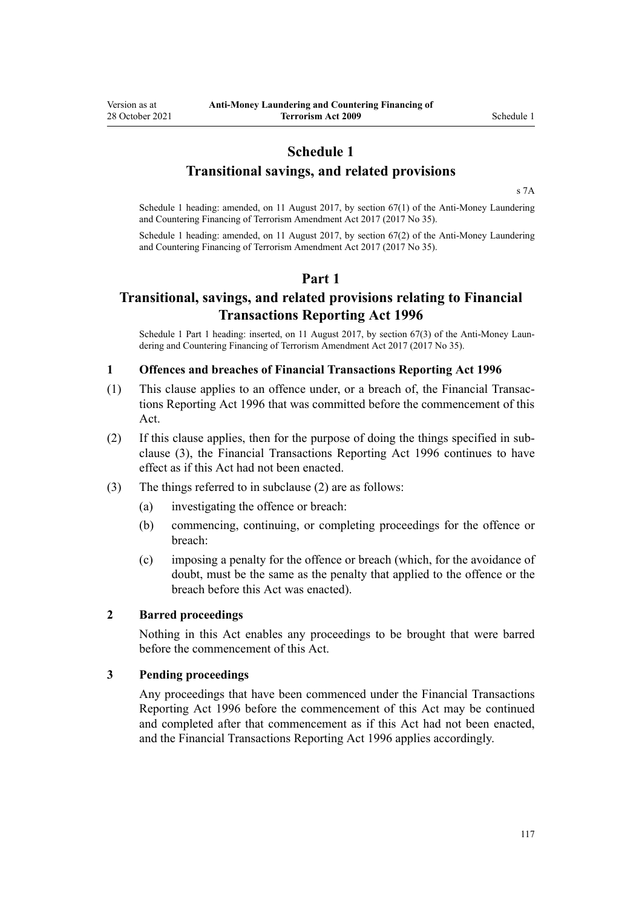# Schedule 1
## Transitional savings, and related provisions

s 7A

Schedule 1 heading: amended, on 11 August 2017, by section 67(1) of the Anti-Money Laundering and Countering Financing of Terrorism Amendment Act 2017 (2017 No 35).

Schedule 1 heading: amended, on 11 August 2017, by section 67(2) of the Anti-Money Laundering and Countering Financing of Terrorism Amendment Act 2017 (2017 No 35).

## Part 1
## Transitional, savings, and related provisions relating to Financial Transactions Reporting Act 1996

Schedule 1 Part 1 heading: inserted, on 11 August 2017, by section 67(3) of the Anti-Money Laundering and Countering Financing of Terrorism Amendment Act 2017 (2017 No 35).

### 1 Offences and breaches of Financial Transactions Reporting Act 1996

(1) This clause applies to an offence under, or a breach of, the Financial Transactions Reporting Act 1996 that was committed before the commencement of this Act.

(2) If this clause applies, then for the purpose of doing the things specified in subclause (3), the Financial Transactions Reporting Act 1996 continues to have effect as if this Act had not been enacted.

(3) The things referred to in subclause (2) are as follows:

- (a) investigating the offence or breach:
- (b) commencing, continuing, or completing proceedings for the offence or breach:
- (c) imposing a penalty for the offence or breach (which, for the avoidance of doubt, must be the same as the penalty that applied to the offence or the breach before this Act was enacted).

### 2 Barred proceedings

Nothing in this Act enables any proceedings to be brought that were barred before the commencement of this Act.

### 3 Pending proceedings

Any proceedings that have been commenced under the Financial Transactions Reporting Act 1996 before the commencement of this Act may be continued and completed after that commencement as if this Act had not been enacted, and the Financial Transactions Reporting Act 1996 applies accordingly.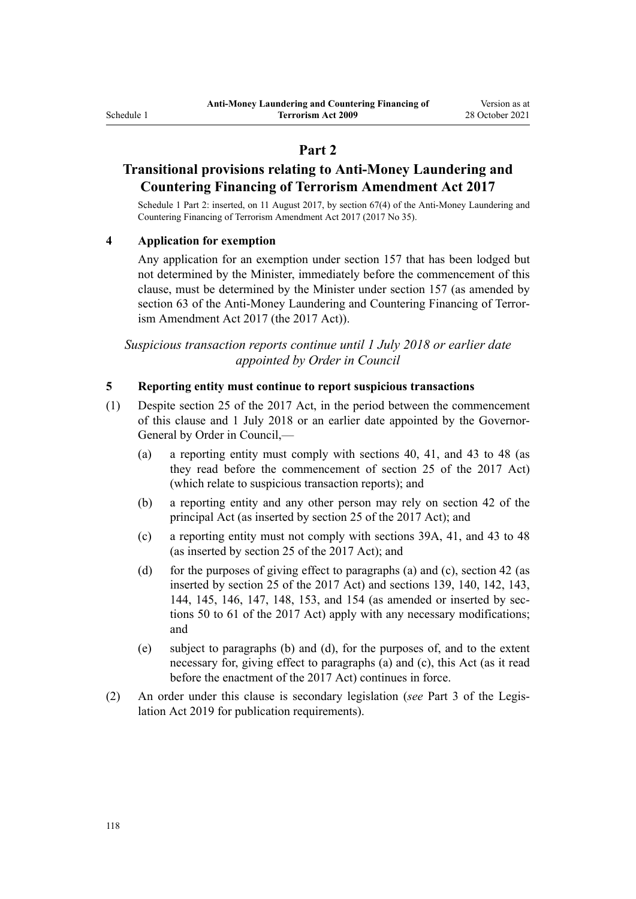## Part 2

## Transitional provisions relating to Anti-Money Laundering and Countering Financing of Terrorism Amendment Act 2017

Schedule 1 Part 2: inserted, on 11 August 2017, by section 67(4) of the Anti-Money Laundering and Countering Financing of Terrorism Amendment Act 2017 (2017 No 35).

### 4 Application for exemption

Any application for an exemption under section 157 that has been lodged but not determined by the Minister, immediately before the commencement of this clause, must be determined by the Minister under section 157 (as amended by section 63 of the Anti-Money Laundering and Countering Financing of Terrorism Amendment Act 2017 (the 2017 Act)).

*Suspicious transaction reports continue until 1 July 2018 or earlier date appointed by Order in Council*

### 5 Reporting entity must continue to report suspicious transactions

(1) Despite section 25 of the 2017 Act, in the period between the commencement of this clause and 1 July 2018 or an earlier date appointed by the Governor-General by Order in Council,—

(a) a reporting entity must comply with sections 40, 41, and 43 to 48 (as they read before the commencement of section 25 of the 2017 Act) (which relate to suspicious transaction reports); and

(b) a reporting entity and any other person may rely on section 42 of the principal Act (as inserted by section 25 of the 2017 Act); and

(c) a reporting entity must not comply with sections 39A, 41, and 43 to 48 (as inserted by section 25 of the 2017 Act); and

(d) for the purposes of giving effect to paragraphs (a) and (c), section 42 (as inserted by section 25 of the 2017 Act) and sections 139, 140, 142, 143, 144, 145, 146, 147, 148, 153, and 154 (as amended or inserted by sections 50 to 61 of the 2017 Act) apply with any necessary modifications; and

(e) subject to paragraphs (b) and (d), for the purposes of, and to the extent necessary for, giving effect to paragraphs (a) and (c), this Act (as it read before the enactment of the 2017 Act) continues in force.

(2) An order under this clause is secondary legislation (*see* Part 3 of the Legislation Act 2019 for publication requirements).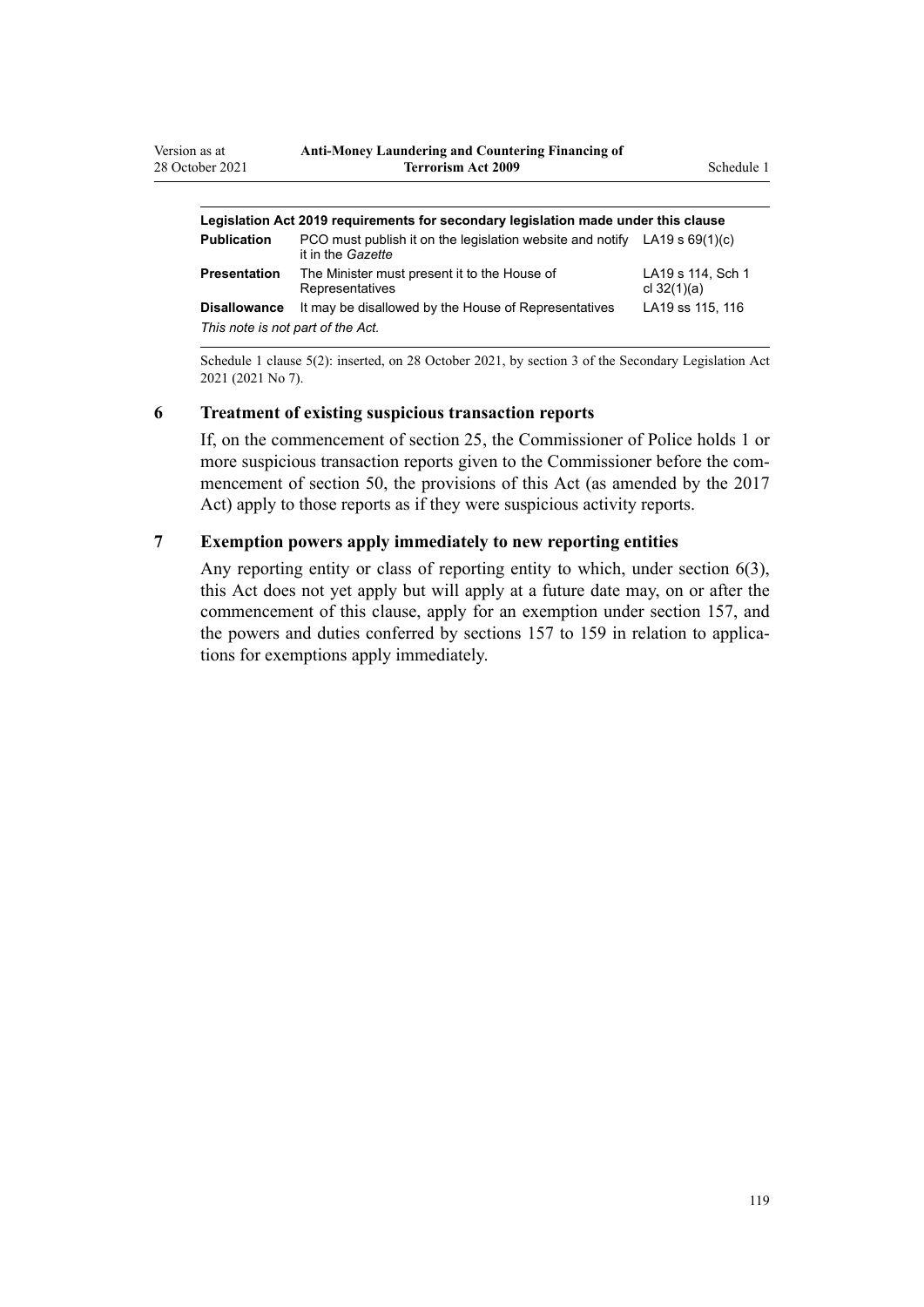| Legislation Act 2019 requirements for secondary legislation made under this clause | | |
|---|---|---|
| **Publication** | PCO must publish it on the legislation website and notify it in the *Gazette* | LA19 s 69(1)(c) |
| **Presentation** | The Minister must present it to the House of Representatives | LA19 s 114, Sch 1 cl 32(1)(a) |
| **Disallowance** | It may be disallowed by the House of Representatives | LA19 ss 115, 116 |
| *This note is not part of the Act.* | | |

Schedule 1 clause 5(2): inserted, on 28 October 2021, by section 3 of the Secondary Legislation Act 2021 (2021 No 7).

### 6 Treatment of existing suspicious transaction reports

If, on the commencement of section 25, the Commissioner of Police holds 1 or more suspicious transaction reports given to the Commissioner before the commencement of section 50, the provisions of this Act (as amended by the 2017 Act) apply to those reports as if they were suspicious activity reports.

### 7 Exemption powers apply immediately to new reporting entities

Any reporting entity or class of reporting entity to which, under section 6(3), this Act does not yet apply but will apply at a future date may, on or after the commencement of this clause, apply for an exemption under section 157, and the powers and duties conferred by sections 157 to 159 in relation to applications for exemptions apply immediately.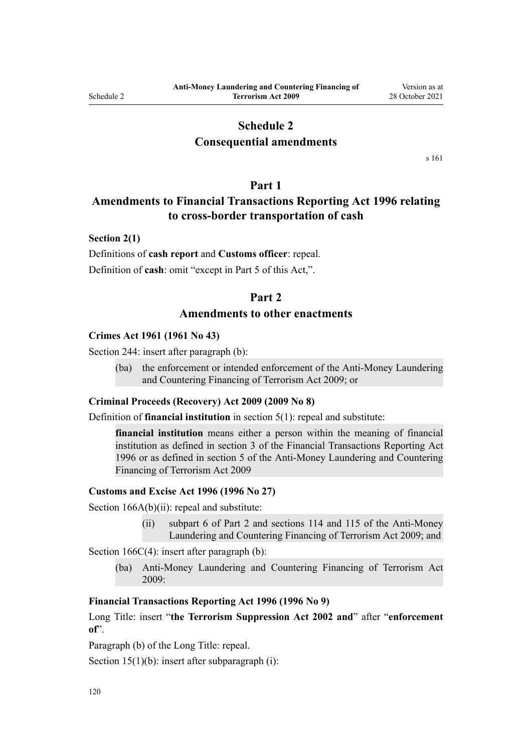# Schedule 2
# Consequential amendments

s 161

## Part 1
## Amendments to Financial Transactions Reporting Act 1996 relating to cross-border transportation of cash

**Section 2(1)**

Definitions of **cash report** and **Customs officer**: repeal.

Definition of **cash**: omit "except in Part 5 of this Act,".

## Part 2
## Amendments to other enactments

**Crimes Act 1961 (1961 No 43)**

Section 244: insert after paragraph (b):

> (ba) the enforcement or intended enforcement of the Anti-Money Laundering and Countering Financing of Terrorism Act 2009; or

**Criminal Proceeds (Recovery) Act 2009 (2009 No 8)**

Definition of **financial institution** in section 5(1): repeal and substitute:

> **financial institution** means either a person within the meaning of financial institution as defined in section 3 of the Financial Transactions Reporting Act 1996 or as defined in section 5 of the Anti-Money Laundering and Countering Financing of Terrorism Act 2009

**Customs and Excise Act 1996 (1996 No 27)**

Section 166A(b)(ii): repeal and substitute:

> (ii) subpart 6 of Part 2 and sections 114 and 115 of the Anti-Money Laundering and Countering Financing of Terrorism Act 2009; and

Section 166C(4): insert after paragraph (b):

> (ba) Anti-Money Laundering and Countering Financing of Terrorism Act 2009:

**Financial Transactions Reporting Act 1996 (1996 No 9)**

Long Title: insert "**the Terrorism Suppression Act 2002 and**" after "**enforcement of**".

Paragraph (b) of the Long Title: repeal.

Section 15(1)(b): insert after subparagraph (i):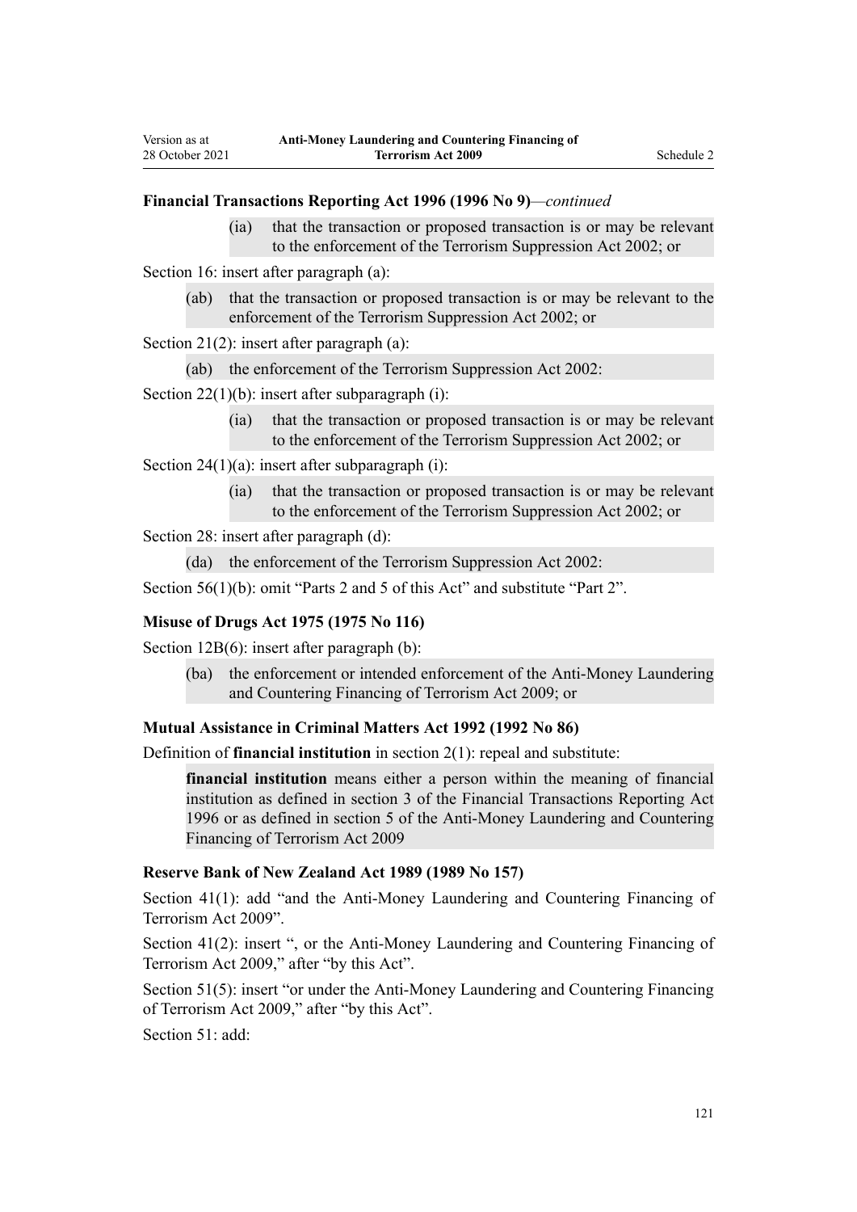### Financial Transactions Reporting Act 1996 (1996 No 9)—*continued*

(ia) that the transaction or proposed transaction is or may be relevant to the enforcement of the Terrorism Suppression Act 2002; or

Section 16: insert after paragraph (a):

(ab) that the transaction or proposed transaction is or may be relevant to the enforcement of the Terrorism Suppression Act 2002; or

Section 21(2): insert after paragraph (a):

(ab) the enforcement of the Terrorism Suppression Act 2002:

Section 22(1)(b): insert after subparagraph (i):

(ia) that the transaction or proposed transaction is or may be relevant to the enforcement of the Terrorism Suppression Act 2002; or

Section 24(1)(a): insert after subparagraph (i):

(ia) that the transaction or proposed transaction is or may be relevant to the enforcement of the Terrorism Suppression Act 2002; or

Section 28: insert after paragraph (d):

(da) the enforcement of the Terrorism Suppression Act 2002:

Section 56(1)(b): omit "Parts 2 and 5 of this Act" and substitute "Part 2".

### Misuse of Drugs Act 1975 (1975 No 116)

Section 12B(6): insert after paragraph (b):

(ba) the enforcement or intended enforcement of the Anti-Money Laundering and Countering Financing of Terrorism Act 2009; or

### Mutual Assistance in Criminal Matters Act 1992 (1992 No 86)

Definition of **financial institution** in section 2(1): repeal and substitute:

**financial institution** means either a person within the meaning of financial institution as defined in section 3 of the Financial Transactions Reporting Act 1996 or as defined in section 5 of the Anti-Money Laundering and Countering Financing of Terrorism Act 2009

### Reserve Bank of New Zealand Act 1989 (1989 No 157)

Section 41(1): add "and the Anti-Money Laundering and Countering Financing of Terrorism Act 2009".

Section 41(2): insert ", or the Anti-Money Laundering and Countering Financing of Terrorism Act 2009," after "by this Act".

Section 51(5): insert "or under the Anti-Money Laundering and Countering Financing of Terrorism Act 2009," after "by this Act".

Section 51: add: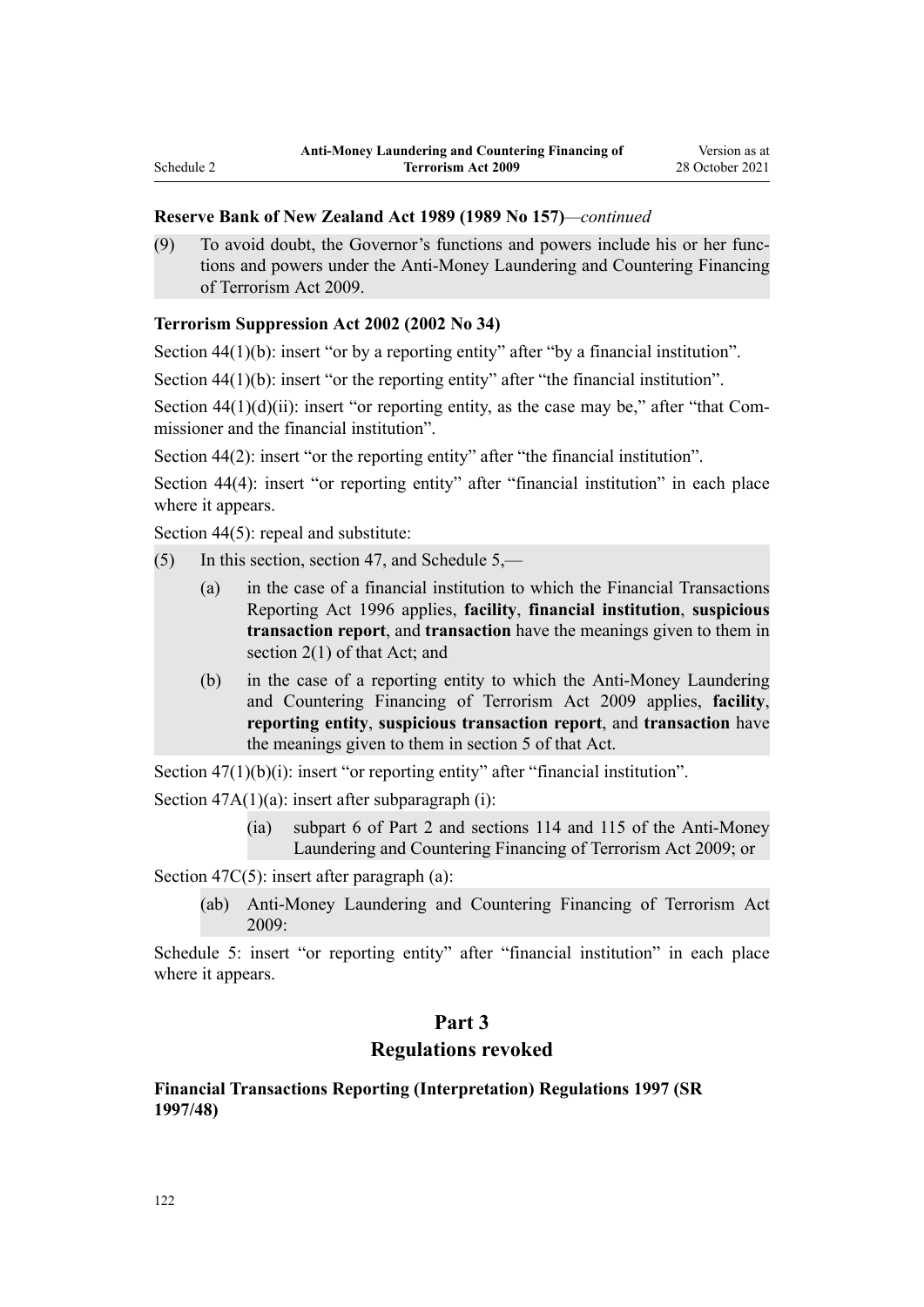**Reserve Bank of New Zealand Act 1989 (1989 No 157)**—*continued*

(9) To avoid doubt, the Governor's functions and powers include his or her functions and powers under the Anti-Money Laundering and Countering Financing of Terrorism Act 2009.

**Terrorism Suppression Act 2002 (2002 No 34)**

Section 44(1)(b): insert "or by a reporting entity" after "by a financial institution".

Section 44(1)(b): insert "or the reporting entity" after "the financial institution".

Section 44(1)(d)(ii): insert "or reporting entity, as the case may be," after "that Commissioner and the financial institution".

Section 44(2): insert "or the reporting entity" after "the financial institution".

Section 44(4): insert "or reporting entity" after "financial institution" in each place where it appears.

Section 44(5): repeal and substitute:

(5) In this section, section 47, and Schedule 5,—

(a) in the case of a financial institution to which the Financial Transactions Reporting Act 1996 applies, **facility**, **financial institution**, **suspicious transaction report**, and **transaction** have the meanings given to them in section 2(1) of that Act; and

(b) in the case of a reporting entity to which the Anti-Money Laundering and Countering Financing of Terrorism Act 2009 applies, **facility**, **reporting entity**, **suspicious transaction report**, and **transaction** have the meanings given to them in section 5 of that Act.

Section 47(1)(b)(i): insert "or reporting entity" after "financial institution".

Section 47A(1)(a): insert after subparagraph (i):

(ia) subpart 6 of Part 2 and sections 114 and 115 of the Anti-Money Laundering and Countering Financing of Terrorism Act 2009; or

Section 47C(5): insert after paragraph (a):

(ab) Anti-Money Laundering and Countering Financing of Terrorism Act 2009:

Schedule 5: insert "or reporting entity" after "financial institution" in each place where it appears.

## Part 3
## Regulations revoked

**Financial Transactions Reporting (Interpretation) Regulations 1997 (SR 1997/48)**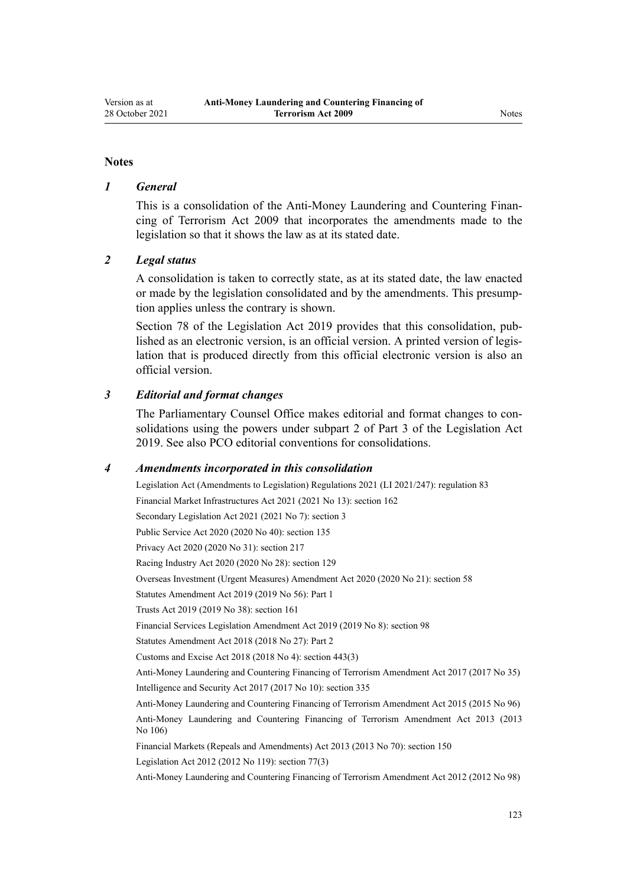## Notes

### *1 General*

This is a consolidation of the Anti-Money Laundering and Countering Financing of Terrorism Act 2009 that incorporates the amendments made to the legislation so that it shows the law as at its stated date.

### *2 Legal status*

A consolidation is taken to correctly state, as at its stated date, the law enacted or made by the legislation consolidated and by the amendments. This presumption applies unless the contrary is shown.

Section 78 of the Legislation Act 2019 provides that this consolidation, published as an electronic version, is an official version. A printed version of legislation that is produced directly from this official electronic version is also an official version.

### *3 Editorial and format changes*

The Parliamentary Counsel Office makes editorial and format changes to consolidations using the powers under subpart 2 of Part 3 of the Legislation Act 2019. See also PCO editorial conventions for consolidations.

### *4 Amendments incorporated in this consolidation*

Legislation Act (Amendments to Legislation) Regulations 2021 (LI 2021/247): regulation 83

Financial Market Infrastructures Act 2021 (2021 No 13): section 162

Secondary Legislation Act 2021 (2021 No 7): section 3

Public Service Act 2020 (2020 No 40): section 135

Privacy Act 2020 (2020 No 31): section 217

Racing Industry Act 2020 (2020 No 28): section 129

Overseas Investment (Urgent Measures) Amendment Act 2020 (2020 No 21): section 58

Statutes Amendment Act 2019 (2019 No 56): Part 1

Trusts Act 2019 (2019 No 38): section 161

Financial Services Legislation Amendment Act 2019 (2019 No 8): section 98

Statutes Amendment Act 2018 (2018 No 27): Part 2

Customs and Excise Act 2018 (2018 No 4): section 443(3)

Anti-Money Laundering and Countering Financing of Terrorism Amendment Act 2017 (2017 No 35)

Intelligence and Security Act 2017 (2017 No 10): section 335

Anti-Money Laundering and Countering Financing of Terrorism Amendment Act 2015 (2015 No 96)

Anti-Money Laundering and Countering Financing of Terrorism Amendment Act 2013 (2013 No 106)

Financial Markets (Repeals and Amendments) Act 2013 (2013 No 70): section 150

Legislation Act 2012 (2012 No 119): section 77(3)

Anti-Money Laundering and Countering Financing of Terrorism Amendment Act 2012 (2012 No 98)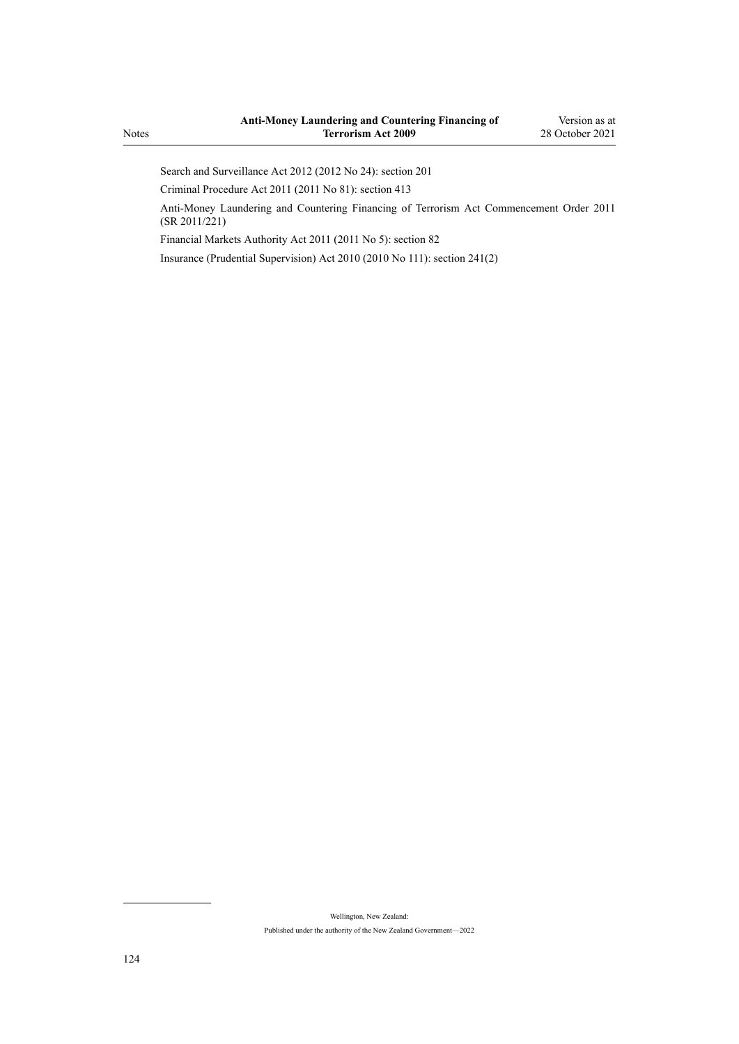Search and Surveillance Act 2012 (2012 No 24): section 201

Criminal Procedure Act 2011 (2011 No 81): section 413

Anti-Money Laundering and Countering Financing of Terrorism Act Commencement Order 2011 (SR 2011/221)

Financial Markets Authority Act 2011 (2011 No 5): section 82

Insurance (Prudential Supervision) Act 2010 (2010 No 111): section 241(2)

Wellington, New Zealand:

Published under the authority of the New Zealand Government—2022